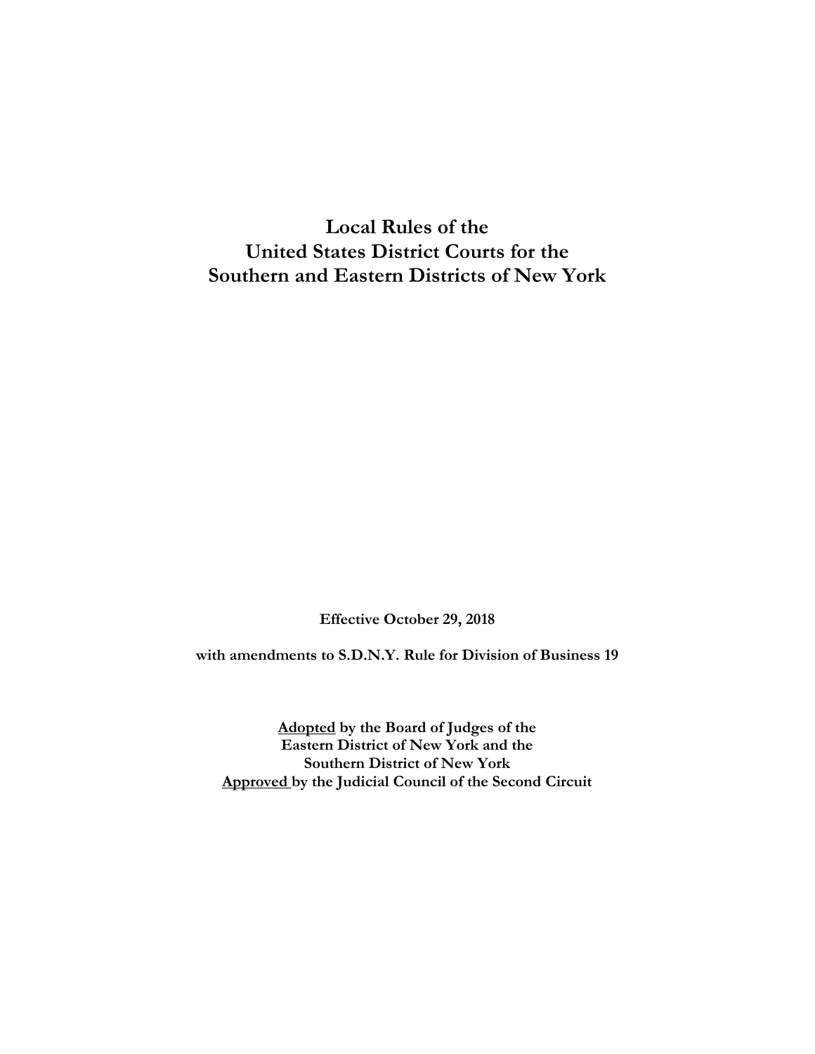# Local Rules of the United States District Courts for the Southern and Eastern Districts of New York

**Effective October 29, 2018**

**with amendments to S.D.N.Y. Rule for Division of Business 19**

**Adopted by the Board of Judges of the Eastern District of New York and the Southern District of New York**
**Approved by the Judicial Council of the Second Circuit**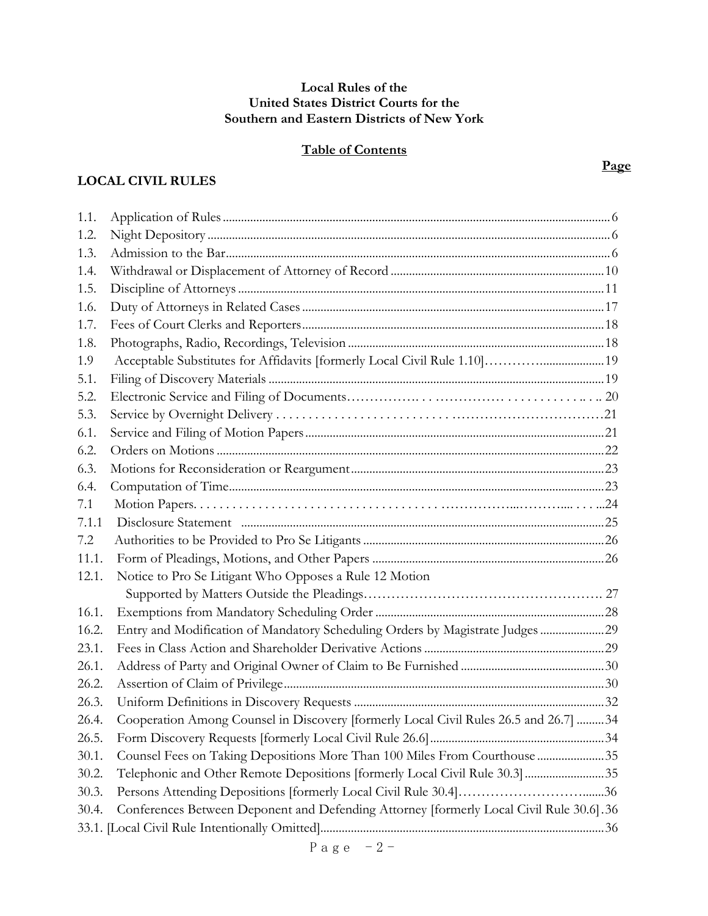**Local Rules of the**
**United States District Courts for the**
**Southern and Eastern Districts of New York**

**Table of Contents**

**Page**

**LOCAL CIVIL RULES**

| | | Page |
|---|---|---|
| 1.1. | Application of Rules | 6 |
| 1.2. | Night Depository | 6 |
| 1.3. | Admission to the Bar | 6 |
| 1.4. | Withdrawal or Displacement of Attorney of Record | 10 |
| 1.5. | Discipline of Attorneys | 11 |
| 1.6. | Duty of Attorneys in Related Cases | 17 |
| 1.7. | Fees of Court Clerks and Reporters | 18 |
| 1.8. | Photographs, Radio, Recordings, Television | 18 |
| 1.9 | Acceptable Substitutes for Affidavits [formerly Local Civil Rule 1.10] | 19 |
| 5.1. | Filing of Discovery Materials | 19 |
| 5.2. | Electronic Service and Filing of Documents | 20 |
| 5.3. | Service by Overnight Delivery | 21 |
| 6.1. | Service and Filing of Motion Papers | 21 |
| 6.2. | Orders on Motions | 22 |
| 6.3. | Motions for Reconsideration or Reargument | 23 |
| 6.4. | Computation of Time | 23 |
| 7.1 | Motion Papers | 24 |
| 7.1.1 | Disclosure Statement | 25 |
| 7.2 | Authorities to be Provided to Pro Se Litigants | 26 |
| 11.1. | Form of Pleadings, Motions, and Other Papers | 26 |
| 12.1. | Notice to Pro Se Litigant Who Opposes a Rule 12 Motion Supported by Matters Outside the Pleadings | 27 |
| 16.1. | Exemptions from Mandatory Scheduling Order | 28 |
| 16.2. | Entry and Modification of Mandatory Scheduling Orders by Magistrate Judges | 29 |
| 23.1. | Fees in Class Action and Shareholder Derivative Actions | 29 |
| 26.1. | Address of Party and Original Owner of Claim to Be Furnished | 30 |
| 26.2. | Assertion of Claim of Privilege | 30 |
| 26.3. | Uniform Definitions in Discovery Requests | 32 |
| 26.4. | Cooperation Among Counsel in Discovery [formerly Local Civil Rules 26.5 and 26.7] | 34 |
| 26.5. | Form Discovery Requests [formerly Local Civil Rule 26.6] | 34 |
| 30.1. | Counsel Fees on Taking Depositions More Than 100 Miles From Courthouse | 35 |
| 30.2. | Telephonic and Other Remote Depositions [formerly Local Civil Rule 30.3] | 35 |
| 30.3. | Persons Attending Depositions [formerly Local Civil Rule 30.4] | 36 |
| 30.4. | Conferences Between Deponent and Defending Attorney [formerly Local Civil Rule 30.6] | 36 |
| 33.1. | [Local Civil Rule Intentionally Omitted] | 36 |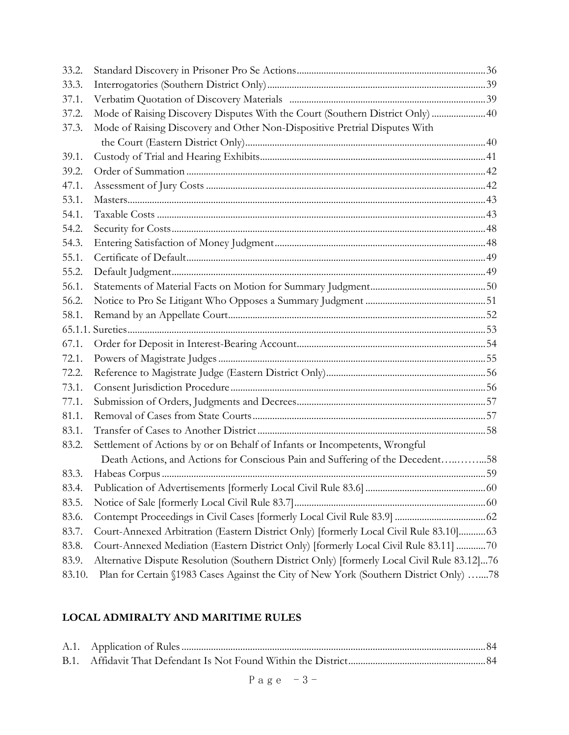33.2. Standard Discovery in Prisoner Pro Se Actions............................................................................36
33.3. Interrogatories (Southern District Only).........................................................................39
37.1. Verbatim Quotation of Discovery Materials ...............................................................................39
37.2. Mode of Raising Discovery Disputes With the Court (Southern District Only) ......................40
37.3. Mode of Raising Discovery and Other Non-Dispositive Pretrial Disputes With
the Court (Eastern District Only)................................................................................40
39.1. Custody of Trial and Hearing Exhibits...........................................................................41
39.2. Order of Summation ..........................................................................................................42
47.1. Assessment of Jury Costs ..................................................................................................42
53.1. Masters...................................................................................................................................43
54.1. Taxable Costs .......................................................................................................................43
54.2. Security for Costs.................................................................................................................48
54.3. Entering Satisfaction of Money Judgment......................................................................48
55.1. Certificate of Default..........................................................................................................49
55.2. Default Judgment.................................................................................................................49
56.1. Statements of Material Facts on Motion for Summary Judgment..............................50
56.2. Notice to Pro Se Litigant Who Opposes a Summary Judgment .................................51
58.1. Remand by an Appellate Court........................................................................................52
65.1.1. Sureties.................................................................................................................................53
67.1. Order for Deposit in Interest-Bearing Account............................................................54
72.1. Powers of Magistrate Judges ............................................................................................55
72.2. Reference to Magistrate Judge (Eastern District Only)................................................56
73.1. Consent Jurisdiction Procedure........................................................................................56
77.1. Submission of Orders, Judgments and Decrees.............................................................57
81.1. Removal of Cases from State Courts...............................................................................57
83.1. Transfer of Cases to Another District............................................................................58
83.2. Settlement of Actions by or on Behalf of Infants or Incompetents, Wrongful
Death Actions, and Actions for Conscious Pain and Suffering of the Decedent…..……...58
83.3. Habeas Corpus ....................................................................................................................59
83.4. Publication of Advertisements [formerly Local Civil Rule 83.6] ................................60
83.5. Notice of Sale [formerly Local Civil Rule 83.7].............................................................60
83.6. Contempt Proceedings in Civil Cases [formerly Local Civil Rule 83.9] .....................62
83.7. Court-Annexed Arbitration (Eastern District Only) [formerly Local Civil Rule 83.10]...........63
83.8. Court-Annexed Mediation (Eastern District Only) [formerly Local Civil Rule 83.11] ............70
83.9. Alternative Dispute Resolution (Southern District Only) [formerly Local Civil Rule 83.12]...76
83.10. Plan for Certain §1983 Cases Against the City of New York (Southern District Only) …....78

**LOCAL ADMIRALTY AND MARITIME RULES**

A.1. Application of Rules ..........................................................................................................84
B.1. Affidavit That Defendant Is Not Found Within the District........................................84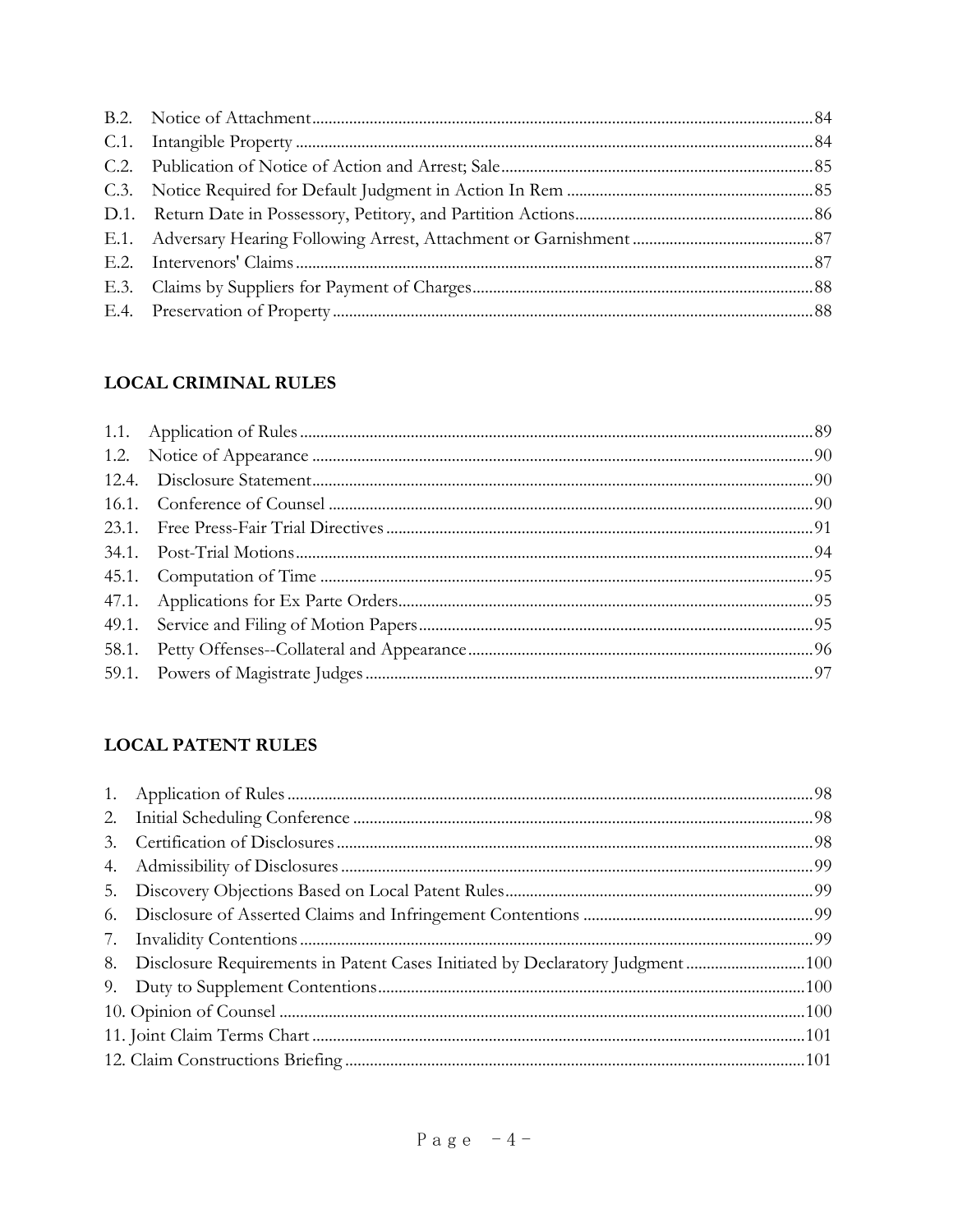B.2. Notice of Attachment ..... 84
C.1. Intangible Property ..... 84
C.2. Publication of Notice of Action and Arrest; Sale ..... 85
C.3. Notice Required for Default Judgment in Action In Rem ..... 85
D.1. Return Date in Possessory, Petitory, and Partition Actions ..... 86
E.1. Adversary Hearing Following Arrest, Attachment or Garnishment ..... 87
E.2. Intervenors' Claims ..... 87
E.3. Claims by Suppliers for Payment of Charges ..... 88
E.4. Preservation of Property ..... 88

## LOCAL CRIMINAL RULES

1.1. Application of Rules ..... 89
1.2. Notice of Appearance ..... 90
12.4. Disclosure Statement ..... 90
16.1. Conference of Counsel ..... 90
23.1. Free Press-Fair Trial Directives ..... 91
34.1. Post-Trial Motions ..... 94
45.1. Computation of Time ..... 95
47.1. Applications for Ex Parte Orders ..... 95
49.1. Service and Filing of Motion Papers ..... 95
58.1. Petty Offenses--Collateral and Appearance ..... 96
59.1. Powers of Magistrate Judges ..... 97

## LOCAL PATENT RULES

1. Application of Rules ..... 98
2. Initial Scheduling Conference ..... 98
3. Certification of Disclosures ..... 98
4. Admissibility of Disclosures ..... 99
5. Discovery Objections Based on Local Patent Rules ..... 99
6. Disclosure of Asserted Claims and Infringement Contentions ..... 99
7. Invalidity Contentions ..... 99
8. Disclosure Requirements in Patent Cases Initiated by Declaratory Judgment ..... 100
9. Duty to Supplement Contentions ..... 100
10. Opinion of Counsel ..... 100
11. Joint Claim Terms Chart ..... 101
12. Claim Constructions Briefing ..... 101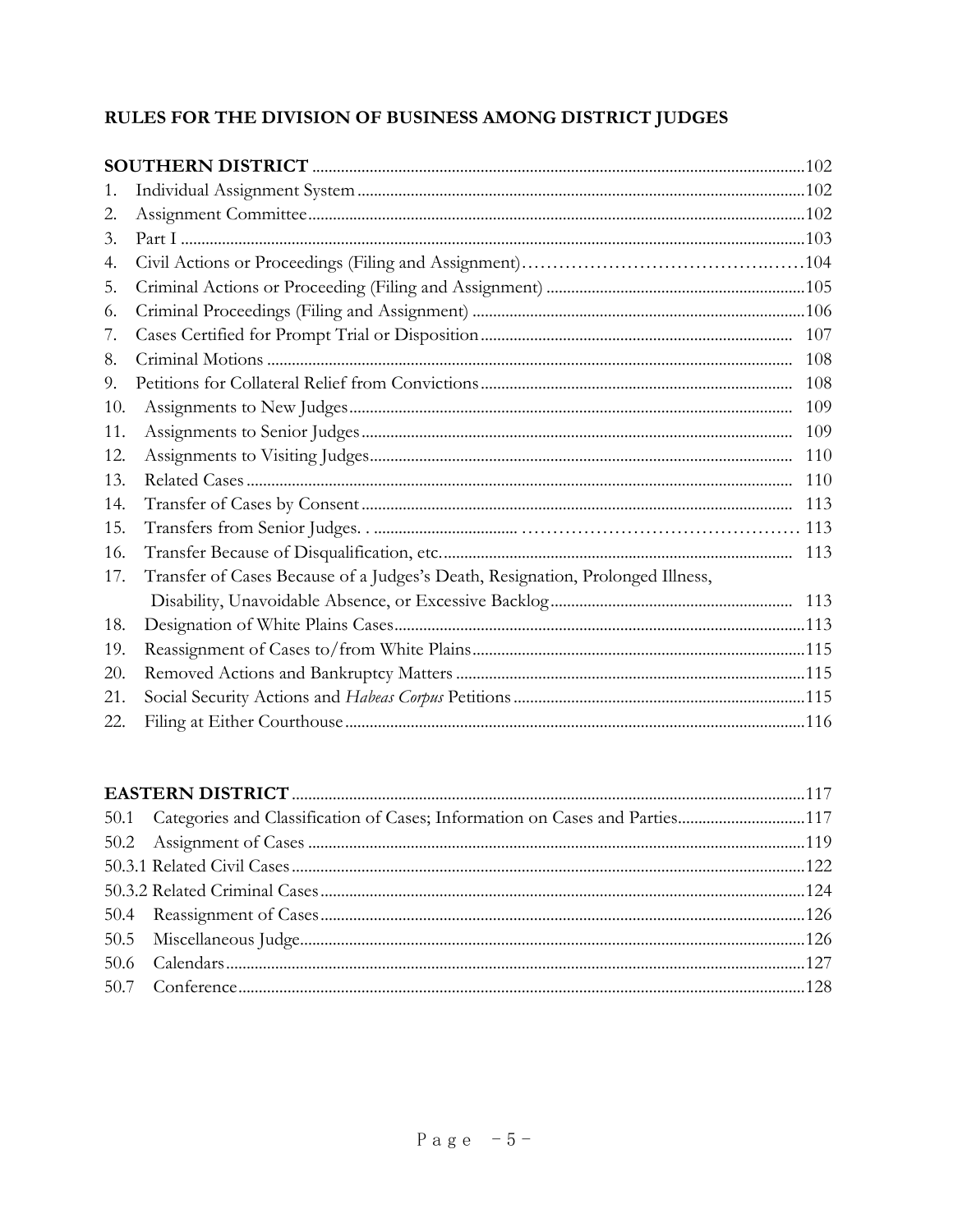## RULES FOR THE DIVISION OF BUSINESS AMONG DISTRICT JUDGES

| | | |
|---|---|---|
| **SOUTHERN DISTRICT** | | 102 |
| 1. | Individual Assignment System | 102 |
| 2. | Assignment Committee | 102 |
| 3. | Part I | 103 |
| 4. | Civil Actions or Proceedings (Filing and Assignment) | 104 |
| 5. | Criminal Actions or Proceeding (Filing and Assignment) | 105 |
| 6. | Criminal Proceedings (Filing and Assignment) | 106 |
| 7. | Cases Certified for Prompt Trial or Disposition | 107 |
| 8. | Criminal Motions | 108 |
| 9. | Petitions for Collateral Relief from Convictions | 108 |
| 10. | Assignments to New Judges | 109 |
| 11. | Assignments to Senior Judges | 109 |
| 12. | Assignments to Visiting Judges | 110 |
| 13. | Related Cases | 110 |
| 14. | Transfer of Cases by Consent | 113 |
| 15. | Transfers from Senior Judges. . | 113 |
| 16. | Transfer Because of Disqualification, etc. | 113 |
| 17. | Transfer of Cases Because of a Judges's Death, Resignation, Prolonged Illness, Disability, Unavoidable Absence, or Excessive Backlog | 113 |
| 18. | Designation of White Plains Cases | 113 |
| 19. | Reassignment of Cases to/from White Plains | 115 |
| 20. | Removed Actions and Bankruptcy Matters | 115 |
| 21. | Social Security Actions and *Habeas Corpus* Petitions | 115 |
| 22. | Filing at Either Courthouse | 116 |

| | | |
|---|---|---|
| **EASTERN DISTRICT** | | 117 |
| 50.1 | Categories and Classification of Cases; Information on Cases and Parties | 117 |
| 50.2 | Assignment of Cases | 119 |
| 50.3.1 | Related Civil Cases | 122 |
| 50.3.2 | Related Criminal Cases | 124 |
| 50.4 | Reassignment of Cases | 126 |
| 50.5 | Miscellaneous Judge | 126 |
| 50.6 | Calendars | 127 |
| 50.7 | Conference | 128 |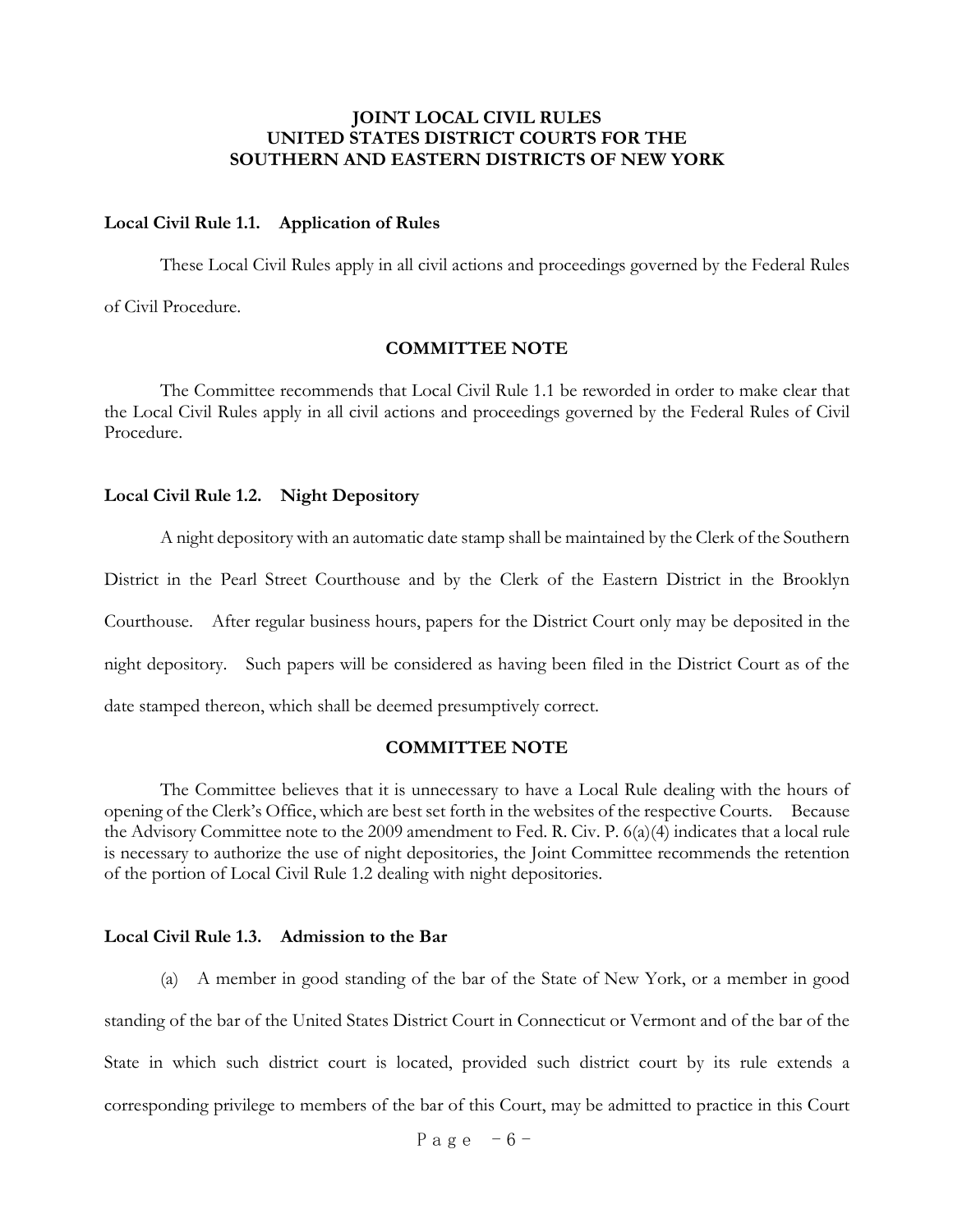# JOINT LOCAL CIVIL RULES
# UNITED STATES DISTRICT COURTS FOR THE
# SOUTHERN AND EASTERN DISTRICTS OF NEW YORK

## Local Civil Rule 1.1. Application of Rules

These Local Civil Rules apply in all civil actions and proceedings governed by the Federal Rules of Civil Procedure.

### COMMITTEE NOTE

The Committee recommends that Local Civil Rule 1.1 be reworded in order to make clear that the Local Civil Rules apply in all civil actions and proceedings governed by the Federal Rules of Civil Procedure.

## Local Civil Rule 1.2. Night Depository

A night depository with an automatic date stamp shall be maintained by the Clerk of the Southern District in the Pearl Street Courthouse and by the Clerk of the Eastern District in the Brooklyn Courthouse. After regular business hours, papers for the District Court only may be deposited in the night depository. Such papers will be considered as having been filed in the District Court as of the date stamped thereon, which shall be deemed presumptively correct.

### COMMITTEE NOTE

The Committee believes that it is unnecessary to have a Local Rule dealing with the hours of opening of the Clerk's Office, which are best set forth in the websites of the respective Courts. Because the Advisory Committee note to the 2009 amendment to Fed. R. Civ. P. 6(a)(4) indicates that a local rule is necessary to authorize the use of night depositories, the Joint Committee recommends the retention of the portion of Local Civil Rule 1.2 dealing with night depositories.

## Local Civil Rule 1.3. Admission to the Bar

(a) A member in good standing of the bar of the State of New York, or a member in good standing of the bar of the United States District Court in Connecticut or Vermont and of the bar of the State in which such district court is located, provided such district court by its rule extends a corresponding privilege to members of the bar of this Court, may be admitted to practice in this Court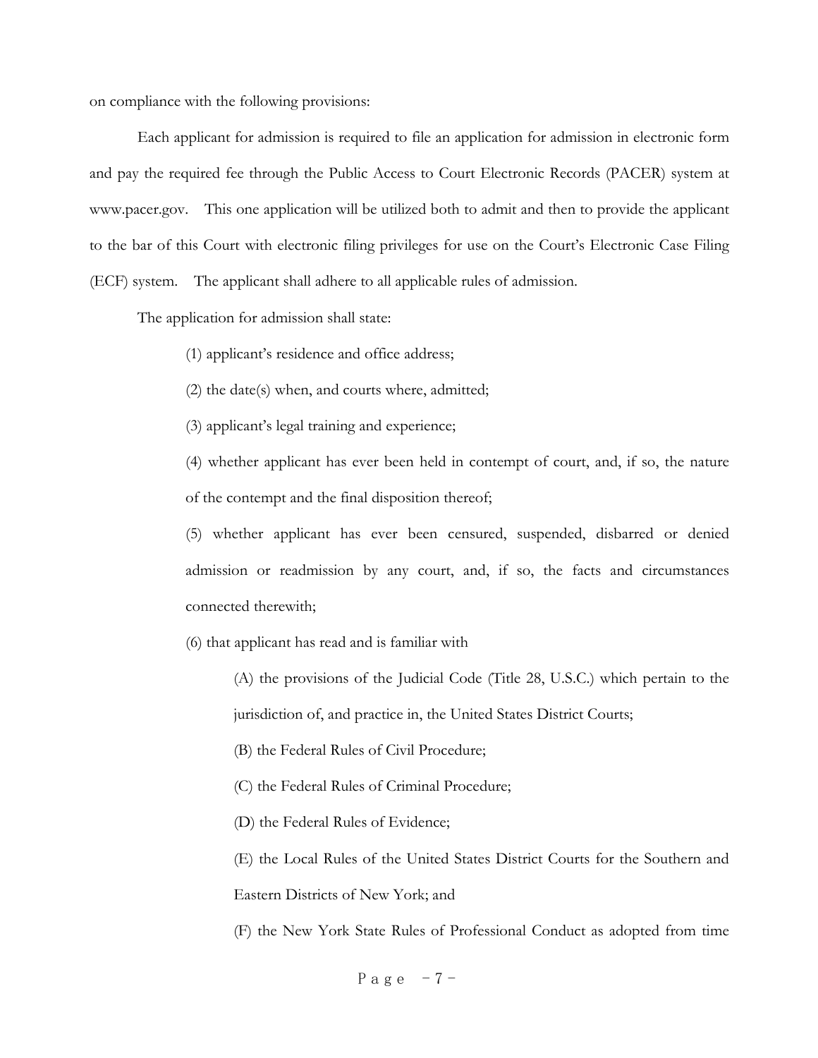on compliance with the following provisions:

Each applicant for admission is required to file an application for admission in electronic form and pay the required fee through the Public Access to Court Electronic Records (PACER) system at www.pacer.gov. This one application will be utilized both to admit and then to provide the applicant to the bar of this Court with electronic filing privileges for use on the Court's Electronic Case Filing (ECF) system. The applicant shall adhere to all applicable rules of admission.

The application for admission shall state:

(1) applicant's residence and office address;

(2) the date(s) when, and courts where, admitted;

(3) applicant's legal training and experience;

(4) whether applicant has ever been held in contempt of court, and, if so, the nature of the contempt and the final disposition thereof;

(5) whether applicant has ever been censured, suspended, disbarred or denied admission or readmission by any court, and, if so, the facts and circumstances connected therewith;

(6) that applicant has read and is familiar with

(A) the provisions of the Judicial Code (Title 28, U.S.C.) which pertain to the jurisdiction of, and practice in, the United States District Courts;

(B) the Federal Rules of Civil Procedure;

(C) the Federal Rules of Criminal Procedure;

(D) the Federal Rules of Evidence;

(E) the Local Rules of the United States District Courts for the Southern and Eastern Districts of New York; and

(F) the New York State Rules of Professional Conduct as adopted from time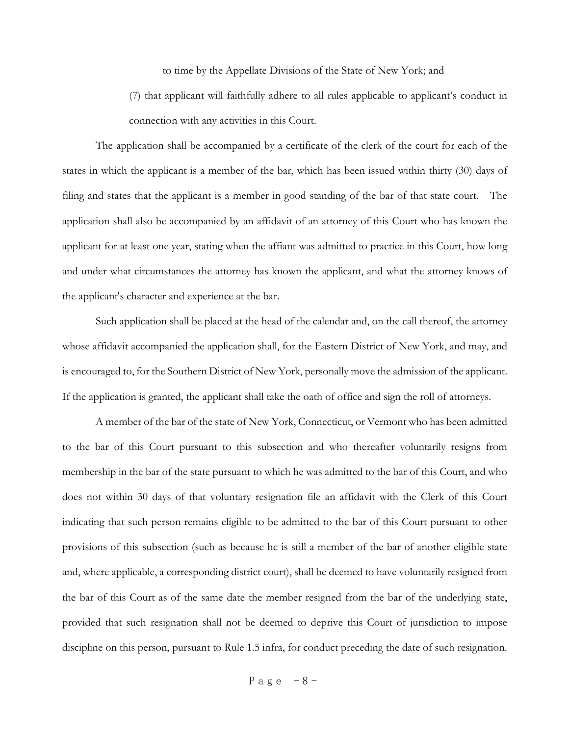to time by the Appellate Divisions of the State of New York; and

(7) that applicant will faithfully adhere to all rules applicable to applicant's conduct in connection with any activities in this Court.

The application shall be accompanied by a certificate of the clerk of the court for each of the states in which the applicant is a member of the bar, which has been issued within thirty (30) days of filing and states that the applicant is a member in good standing of the bar of that state court. The application shall also be accompanied by an affidavit of an attorney of this Court who has known the applicant for at least one year, stating when the affiant was admitted to practice in this Court, how long and under what circumstances the attorney has known the applicant, and what the attorney knows of the applicant's character and experience at the bar.

Such application shall be placed at the head of the calendar and, on the call thereof, the attorney whose affidavit accompanied the application shall, for the Eastern District of New York, and may, and is encouraged to, for the Southern District of New York, personally move the admission of the applicant. If the application is granted, the applicant shall take the oath of office and sign the roll of attorneys.

A member of the bar of the state of New York, Connecticut, or Vermont who has been admitted to the bar of this Court pursuant to this subsection and who thereafter voluntarily resigns from membership in the bar of the state pursuant to which he was admitted to the bar of this Court, and who does not within 30 days of that voluntary resignation file an affidavit with the Clerk of this Court indicating that such person remains eligible to be admitted to the bar of this Court pursuant to other provisions of this subsection (such as because he is still a member of the bar of another eligible state and, where applicable, a corresponding district court), shall be deemed to have voluntarily resigned from the bar of this Court as of the same date the member resigned from the bar of the underlying state, provided that such resignation shall not be deemed to deprive this Court of jurisdiction to impose discipline on this person, pursuant to Rule 1.5 infra, for conduct preceding the date of such resignation.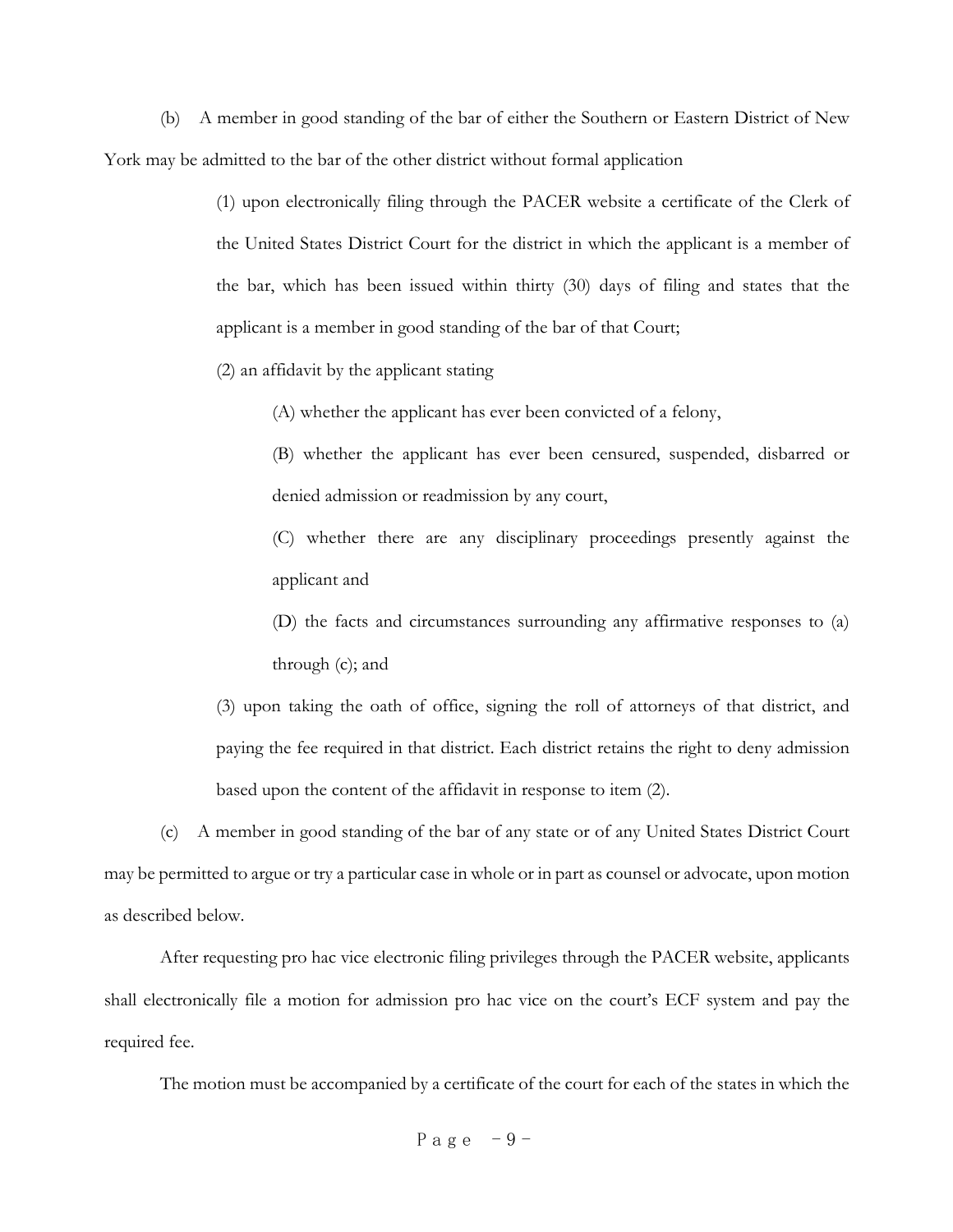(b) A member in good standing of the bar of either the Southern or Eastern District of New York may be admitted to the bar of the other district without formal application

> (1) upon electronically filing through the PACER website a certificate of the Clerk of the United States District Court for the district in which the applicant is a member of the bar, which has been issued within thirty (30) days of filing and states that the applicant is a member in good standing of the bar of that Court;
>
> (2) an affidavit by the applicant stating
>
> > (A) whether the applicant has ever been convicted of a felony,
> >
> > (B) whether the applicant has ever been censured, suspended, disbarred or denied admission or readmission by any court,
> >
> > (C) whether there are any disciplinary proceedings presently against the applicant and
> >
> > (D) the facts and circumstances surrounding any affirmative responses to (a) through (c); and
>
> (3) upon taking the oath of office, signing the roll of attorneys of that district, and paying the fee required in that district. Each district retains the right to deny admission based upon the content of the affidavit in response to item (2).

(c) A member in good standing of the bar of any state or of any United States District Court may be permitted to argue or try a particular case in whole or in part as counsel or advocate, upon motion as described below.

After requesting pro hac vice electronic filing privileges through the PACER website, applicants shall electronically file a motion for admission pro hac vice on the court's ECF system and pay the required fee.

The motion must be accompanied by a certificate of the court for each of the states in which the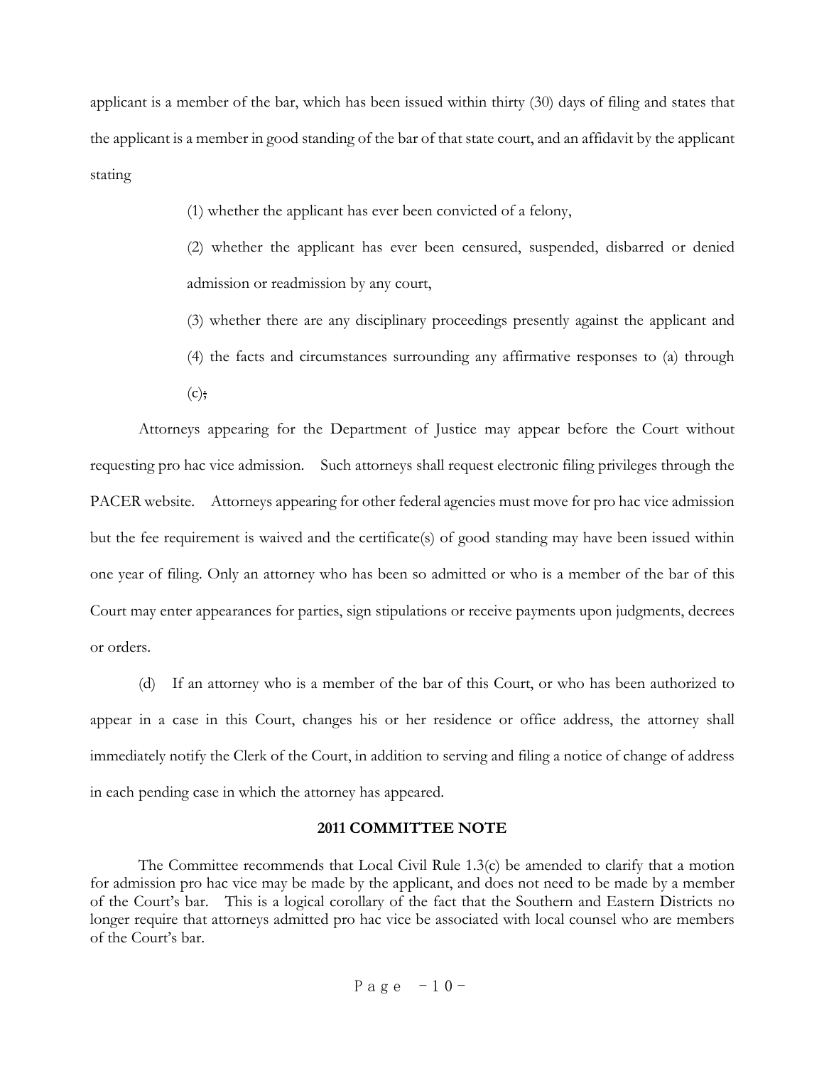applicant is a member of the bar, which has been issued within thirty (30) days of filing and states that the applicant is a member in good standing of the bar of that state court, and an affidavit by the applicant stating

> (1) whether the applicant has ever been convicted of a felony,
>
> (2) whether the applicant has ever been censured, suspended, disbarred or denied admission or readmission by any court,
>
> (3) whether there are any disciplinary proceedings presently against the applicant and
>
> (4) the facts and circumstances surrounding any affirmative responses to (a) through (c);

Attorneys appearing for the Department of Justice may appear before the Court without requesting pro hac vice admission. Such attorneys shall request electronic filing privileges through the PACER website. Attorneys appearing for other federal agencies must move for pro hac vice admission but the fee requirement is waived and the certificate(s) of good standing may have been issued within one year of filing. Only an attorney who has been so admitted or who is a member of the bar of this Court may enter appearances for parties, sign stipulations or receive payments upon judgments, decrees or orders.

(d) If an attorney who is a member of the bar of this Court, or who has been authorized to appear in a case in this Court, changes his or her residence or office address, the attorney shall immediately notify the Clerk of the Court, in addition to serving and filing a notice of change of address in each pending case in which the attorney has appeared.

**2011 COMMITTEE NOTE**

The Committee recommends that Local Civil Rule 1.3(c) be amended to clarify that a motion for admission pro hac vice may be made by the applicant, and does not need to be made by a member of the Court's bar. This is a logical corollary of the fact that the Southern and Eastern Districts no longer require that attorneys admitted pro hac vice be associated with local counsel who are members of the Court's bar.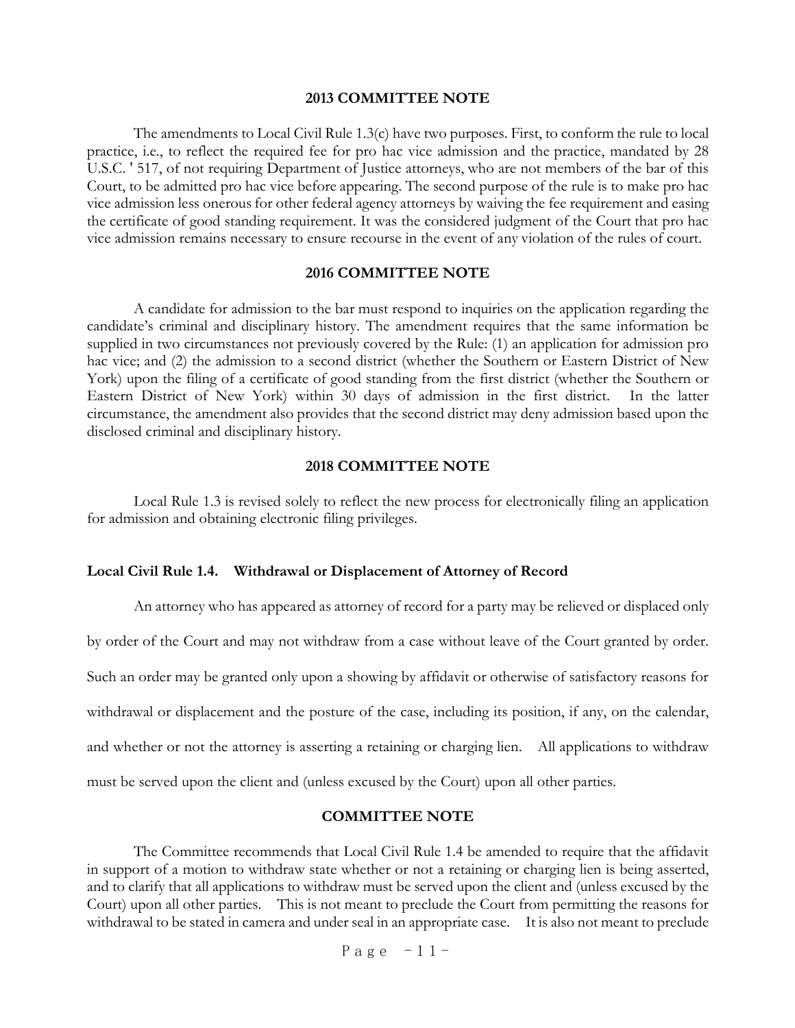### 2013 COMMITTEE NOTE

The amendments to Local Civil Rule 1.3(c) have two purposes. First, to conform the rule to local practice, i.e., to reflect the required fee for pro hac vice admission and the practice, mandated by 28 U.S.C. ' 517, of not requiring Department of Justice attorneys, who are not members of the bar of this Court, to be admitted pro hac vice before appearing. The second purpose of the rule is to make pro hac vice admission less onerous for other federal agency attorneys by waiving the fee requirement and easing the certificate of good standing requirement. It was the considered judgment of the Court that pro hac vice admission remains necessary to ensure recourse in the event of any violation of the rules of court.

### 2016 COMMITTEE NOTE

A candidate for admission to the bar must respond to inquiries on the application regarding the candidate's criminal and disciplinary history. The amendment requires that the same information be supplied in two circumstances not previously covered by the Rule: (1) an application for admission pro hac vice; and (2) the admission to a second district (whether the Southern or Eastern District of New York) upon the filing of a certificate of good standing from the first district (whether the Southern or Eastern District of New York) within 30 days of admission in the first district. In the latter circumstance, the amendment also provides that the second district may deny admission based upon the disclosed criminal and disciplinary history.

### 2018 COMMITTEE NOTE

Local Rule 1.3 is revised solely to reflect the new process for electronically filing an application for admission and obtaining electronic filing privileges.

## Local Civil Rule 1.4. Withdrawal or Displacement of Attorney of Record

An attorney who has appeared as attorney of record for a party may be relieved or displaced only by order of the Court and may not withdraw from a case without leave of the Court granted by order. Such an order may be granted only upon a showing by affidavit or otherwise of satisfactory reasons for withdrawal or displacement and the posture of the case, including its position, if any, on the calendar, and whether or not the attorney is asserting a retaining or charging lien. All applications to withdraw must be served upon the client and (unless excused by the Court) upon all other parties.

### COMMITTEE NOTE

The Committee recommends that Local Civil Rule 1.4 be amended to require that the affidavit in support of a motion to withdraw state whether or not a retaining or charging lien is being asserted, and to clarify that all applications to withdraw must be served upon the client and (unless excused by the Court) upon all other parties. This is not meant to preclude the Court from permitting the reasons for withdrawal to be stated in camera and under seal in an appropriate case. It is also not meant to preclude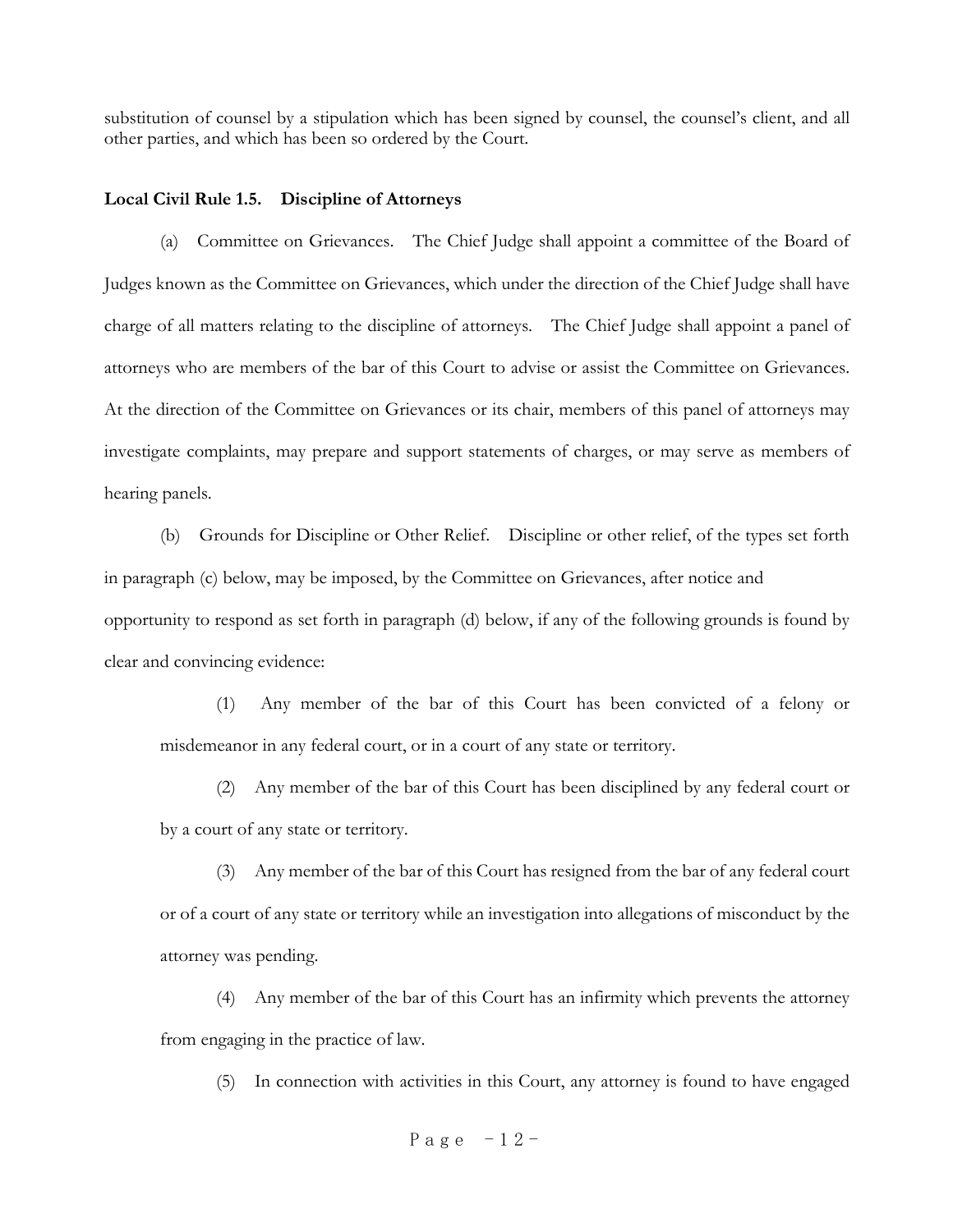substitution of counsel by a stipulation which has been signed by counsel, the counsel's client, and all other parties, and which has been so ordered by the Court.

**Local Civil Rule 1.5. Discipline of Attorneys**

(a) Committee on Grievances. The Chief Judge shall appoint a committee of the Board of Judges known as the Committee on Grievances, which under the direction of the Chief Judge shall have charge of all matters relating to the discipline of attorneys. The Chief Judge shall appoint a panel of attorneys who are members of the bar of this Court to advise or assist the Committee on Grievances. At the direction of the Committee on Grievances or its chair, members of this panel of attorneys may investigate complaints, may prepare and support statements of charges, or may serve as members of hearing panels.

(b) Grounds for Discipline or Other Relief. Discipline or other relief, of the types set forth in paragraph (c) below, may be imposed, by the Committee on Grievances, after notice and opportunity to respond as set forth in paragraph (d) below, if any of the following grounds is found by clear and convincing evidence:

(1) Any member of the bar of this Court has been convicted of a felony or misdemeanor in any federal court, or in a court of any state or territory.

(2) Any member of the bar of this Court has been disciplined by any federal court or by a court of any state or territory.

(3) Any member of the bar of this Court has resigned from the bar of any federal court or of a court of any state or territory while an investigation into allegations of misconduct by the attorney was pending.

(4) Any member of the bar of this Court has an infirmity which prevents the attorney from engaging in the practice of law.

(5) In connection with activities in this Court, any attorney is found to have engaged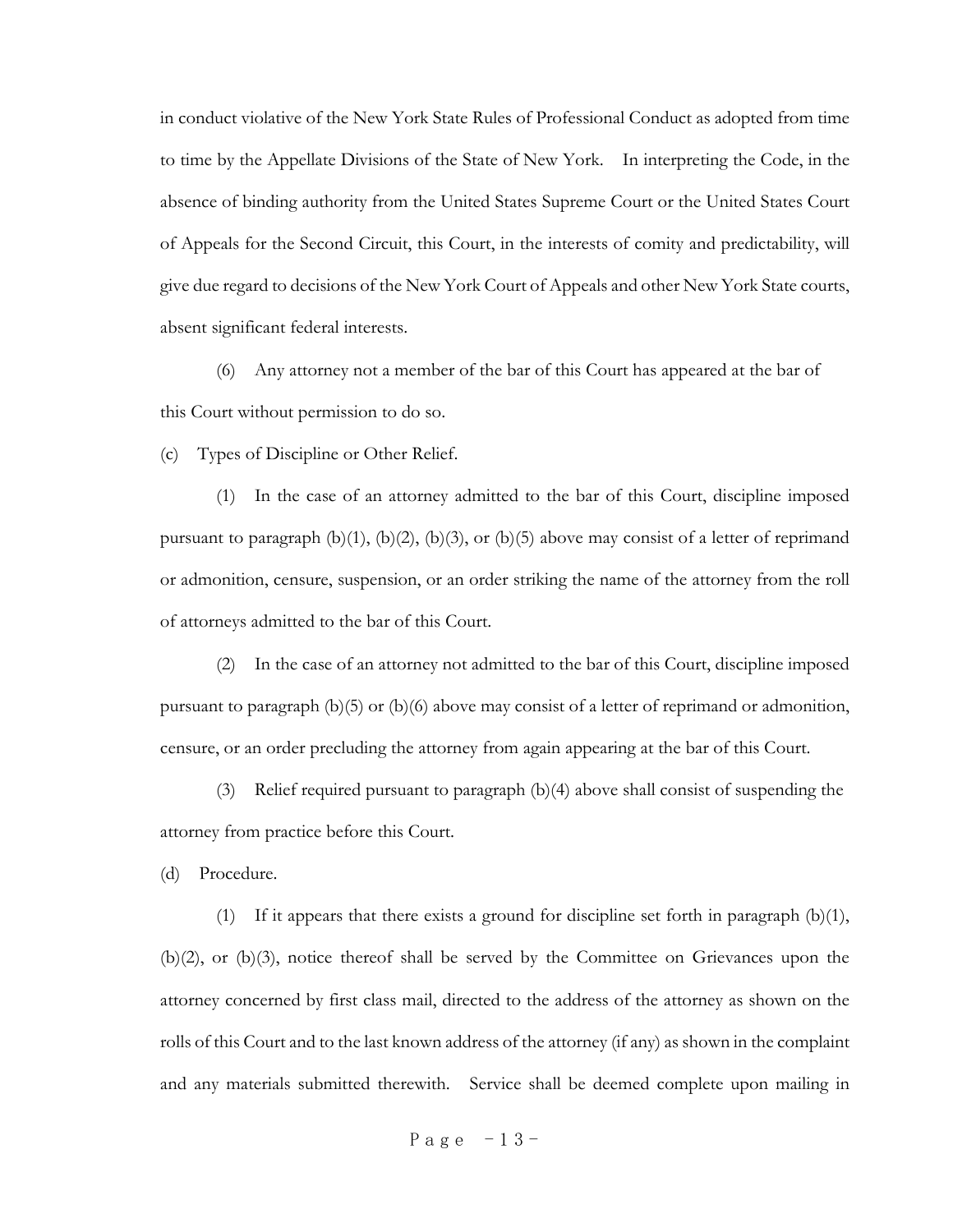in conduct violative of the New York State Rules of Professional Conduct as adopted from time to time by the Appellate Divisions of the State of New York. In interpreting the Code, in the absence of binding authority from the United States Supreme Court or the United States Court of Appeals for the Second Circuit, this Court, in the interests of comity and predictability, will give due regard to decisions of the New York Court of Appeals and other New York State courts, absent significant federal interests.

(6) Any attorney not a member of the bar of this Court has appeared at the bar of this Court without permission to do so.

(c) Types of Discipline or Other Relief.

(1) In the case of an attorney admitted to the bar of this Court, discipline imposed pursuant to paragraph (b)(1), (b)(2), (b)(3), or (b)(5) above may consist of a letter of reprimand or admonition, censure, suspension, or an order striking the name of the attorney from the roll of attorneys admitted to the bar of this Court.

(2) In the case of an attorney not admitted to the bar of this Court, discipline imposed pursuant to paragraph (b)(5) or (b)(6) above may consist of a letter of reprimand or admonition, censure, or an order precluding the attorney from again appearing at the bar of this Court.

(3) Relief required pursuant to paragraph (b)(4) above shall consist of suspending the attorney from practice before this Court.

(d) Procedure.

(1) If it appears that there exists a ground for discipline set forth in paragraph (b)(1), (b)(2), or (b)(3), notice thereof shall be served by the Committee on Grievances upon the attorney concerned by first class mail, directed to the address of the attorney as shown on the rolls of this Court and to the last known address of the attorney (if any) as shown in the complaint and any materials submitted therewith. Service shall be deemed complete upon mailing in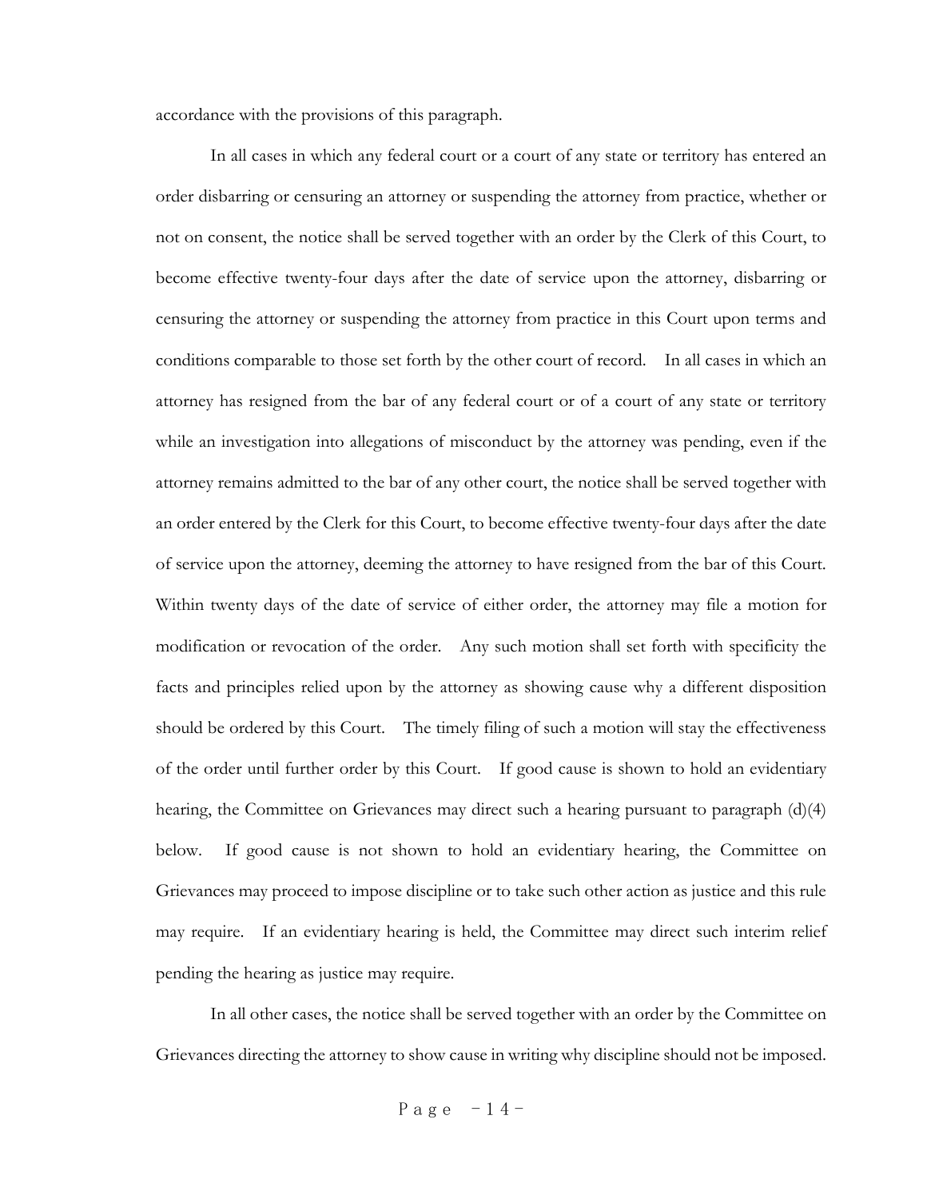accordance with the provisions of this paragraph.

In all cases in which any federal court or a court of any state or territory has entered an order disbarring or censuring an attorney or suspending the attorney from practice, whether or not on consent, the notice shall be served together with an order by the Clerk of this Court, to become effective twenty-four days after the date of service upon the attorney, disbarring or censuring the attorney or suspending the attorney from practice in this Court upon terms and conditions comparable to those set forth by the other court of record. In all cases in which an attorney has resigned from the bar of any federal court or of a court of any state or territory while an investigation into allegations of misconduct by the attorney was pending, even if the attorney remains admitted to the bar of any other court, the notice shall be served together with an order entered by the Clerk for this Court, to become effective twenty-four days after the date of service upon the attorney, deeming the attorney to have resigned from the bar of this Court. Within twenty days of the date of service of either order, the attorney may file a motion for modification or revocation of the order. Any such motion shall set forth with specificity the facts and principles relied upon by the attorney as showing cause why a different disposition should be ordered by this Court. The timely filing of such a motion will stay the effectiveness of the order until further order by this Court. If good cause is shown to hold an evidentiary hearing, the Committee on Grievances may direct such a hearing pursuant to paragraph (d)(4) below. If good cause is not shown to hold an evidentiary hearing, the Committee on Grievances may proceed to impose discipline or to take such other action as justice and this rule may require. If an evidentiary hearing is held, the Committee may direct such interim relief pending the hearing as justice may require.

In all other cases, the notice shall be served together with an order by the Committee on Grievances directing the attorney to show cause in writing why discipline should not be imposed.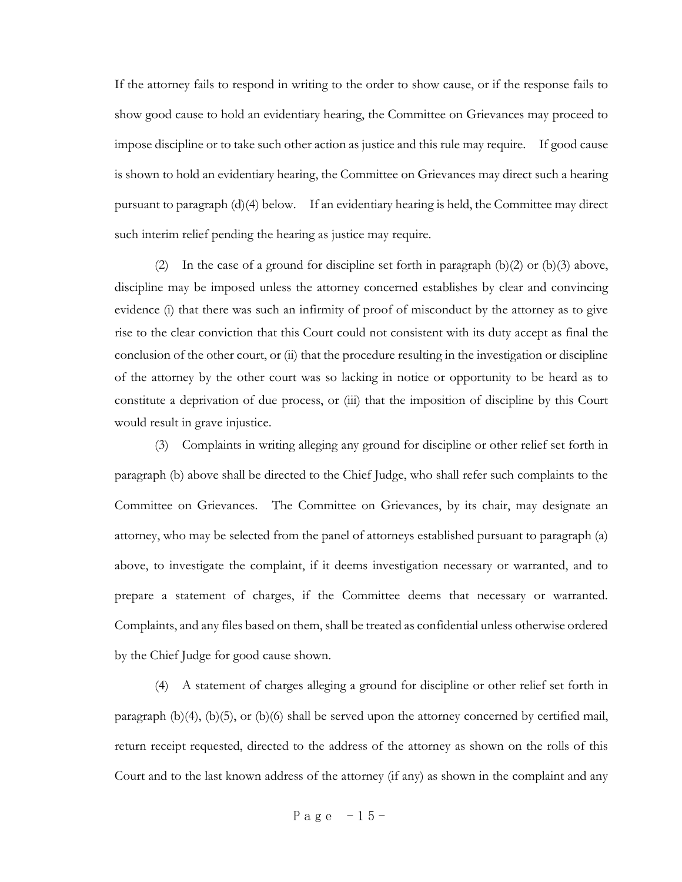If the attorney fails to respond in writing to the order to show cause, or if the response fails to show good cause to hold an evidentiary hearing, the Committee on Grievances may proceed to impose discipline or to take such other action as justice and this rule may require. If good cause is shown to hold an evidentiary hearing, the Committee on Grievances may direct such a hearing pursuant to paragraph (d)(4) below. If an evidentiary hearing is held, the Committee may direct such interim relief pending the hearing as justice may require.

(2) In the case of a ground for discipline set forth in paragraph (b)(2) or (b)(3) above, discipline may be imposed unless the attorney concerned establishes by clear and convincing evidence (i) that there was such an infirmity of proof of misconduct by the attorney as to give rise to the clear conviction that this Court could not consistent with its duty accept as final the conclusion of the other court, or (ii) that the procedure resulting in the investigation or discipline of the attorney by the other court was so lacking in notice or opportunity to be heard as to constitute a deprivation of due process, or (iii) that the imposition of discipline by this Court would result in grave injustice.

(3) Complaints in writing alleging any ground for discipline or other relief set forth in paragraph (b) above shall be directed to the Chief Judge, who shall refer such complaints to the Committee on Grievances. The Committee on Grievances, by its chair, may designate an attorney, who may be selected from the panel of attorneys established pursuant to paragraph (a) above, to investigate the complaint, if it deems investigation necessary or warranted, and to prepare a statement of charges, if the Committee deems that necessary or warranted. Complaints, and any files based on them, shall be treated as confidential unless otherwise ordered by the Chief Judge for good cause shown.

(4) A statement of charges alleging a ground for discipline or other relief set forth in paragraph (b)(4), (b)(5), or (b)(6) shall be served upon the attorney concerned by certified mail, return receipt requested, directed to the address of the attorney as shown on the rolls of this Court and to the last known address of the attorney (if any) as shown in the complaint and any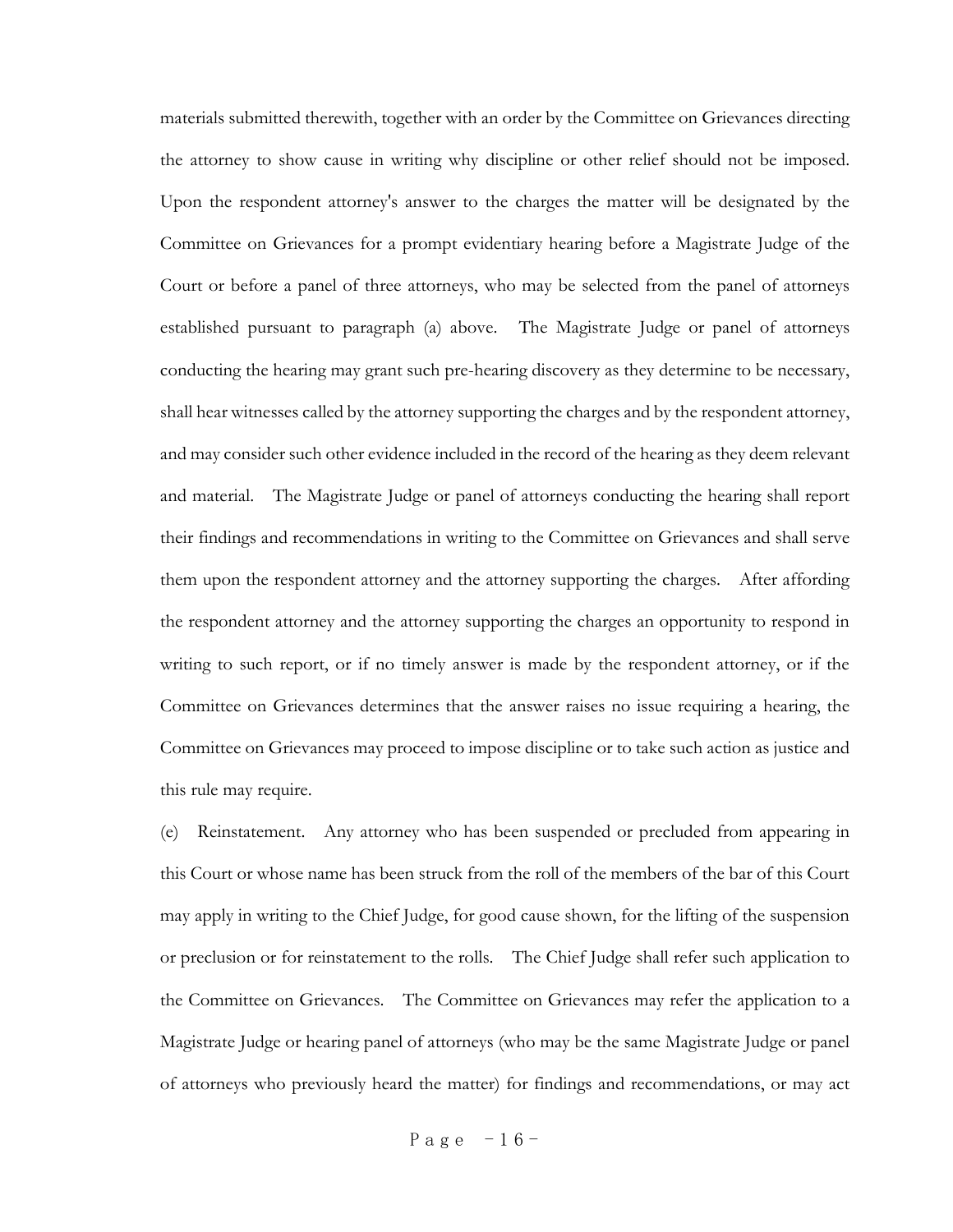materials submitted therewith, together with an order by the Committee on Grievances directing the attorney to show cause in writing why discipline or other relief should not be imposed. Upon the respondent attorney's answer to the charges the matter will be designated by the Committee on Grievances for a prompt evidentiary hearing before a Magistrate Judge of the Court or before a panel of three attorneys, who may be selected from the panel of attorneys established pursuant to paragraph (a) above. The Magistrate Judge or panel of attorneys conducting the hearing may grant such pre-hearing discovery as they determine to be necessary, shall hear witnesses called by the attorney supporting the charges and by the respondent attorney, and may consider such other evidence included in the record of the hearing as they deem relevant and material. The Magistrate Judge or panel of attorneys conducting the hearing shall report their findings and recommendations in writing to the Committee on Grievances and shall serve them upon the respondent attorney and the attorney supporting the charges. After affording the respondent attorney and the attorney supporting the charges an opportunity to respond in writing to such report, or if no timely answer is made by the respondent attorney, or if the Committee on Grievances determines that the answer raises no issue requiring a hearing, the Committee on Grievances may proceed to impose discipline or to take such action as justice and this rule may require.

(e) Reinstatement. Any attorney who has been suspended or precluded from appearing in this Court or whose name has been struck from the roll of the members of the bar of this Court may apply in writing to the Chief Judge, for good cause shown, for the lifting of the suspension or preclusion or for reinstatement to the rolls. The Chief Judge shall refer such application to the Committee on Grievances. The Committee on Grievances may refer the application to a Magistrate Judge or hearing panel of attorneys (who may be the same Magistrate Judge or panel of attorneys who previously heard the matter) for findings and recommendations, or may act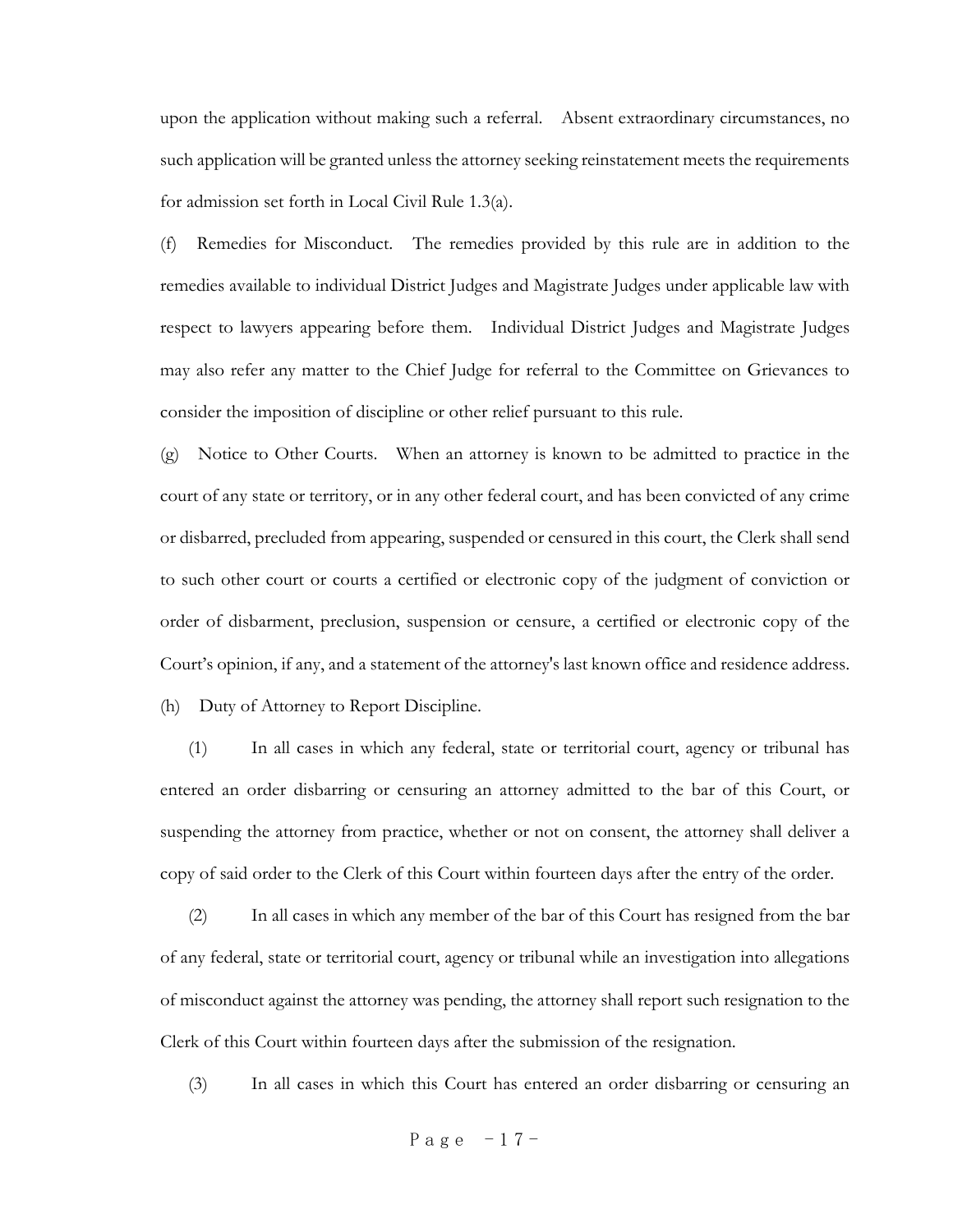upon the application without making such a referral. Absent extraordinary circumstances, no such application will be granted unless the attorney seeking reinstatement meets the requirements for admission set forth in Local Civil Rule 1.3(a).

(f) Remedies for Misconduct. The remedies provided by this rule are in addition to the remedies available to individual District Judges and Magistrate Judges under applicable law with respect to lawyers appearing before them. Individual District Judges and Magistrate Judges may also refer any matter to the Chief Judge for referral to the Committee on Grievances to consider the imposition of discipline or other relief pursuant to this rule.

(g) Notice to Other Courts. When an attorney is known to be admitted to practice in the court of any state or territory, or in any other federal court, and has been convicted of any crime or disbarred, precluded from appearing, suspended or censured in this court, the Clerk shall send to such other court or courts a certified or electronic copy of the judgment of conviction or order of disbarment, preclusion, suspension or censure, a certified or electronic copy of the Court's opinion, if any, and a statement of the attorney's last known office and residence address.

(h) Duty of Attorney to Report Discipline.

(1) In all cases in which any federal, state or territorial court, agency or tribunal has entered an order disbarring or censuring an attorney admitted to the bar of this Court, or suspending the attorney from practice, whether or not on consent, the attorney shall deliver a copy of said order to the Clerk of this Court within fourteen days after the entry of the order.

(2) In all cases in which any member of the bar of this Court has resigned from the bar of any federal, state or territorial court, agency or tribunal while an investigation into allegations of misconduct against the attorney was pending, the attorney shall report such resignation to the Clerk of this Court within fourteen days after the submission of the resignation.

(3) In all cases in which this Court has entered an order disbarring or censuring an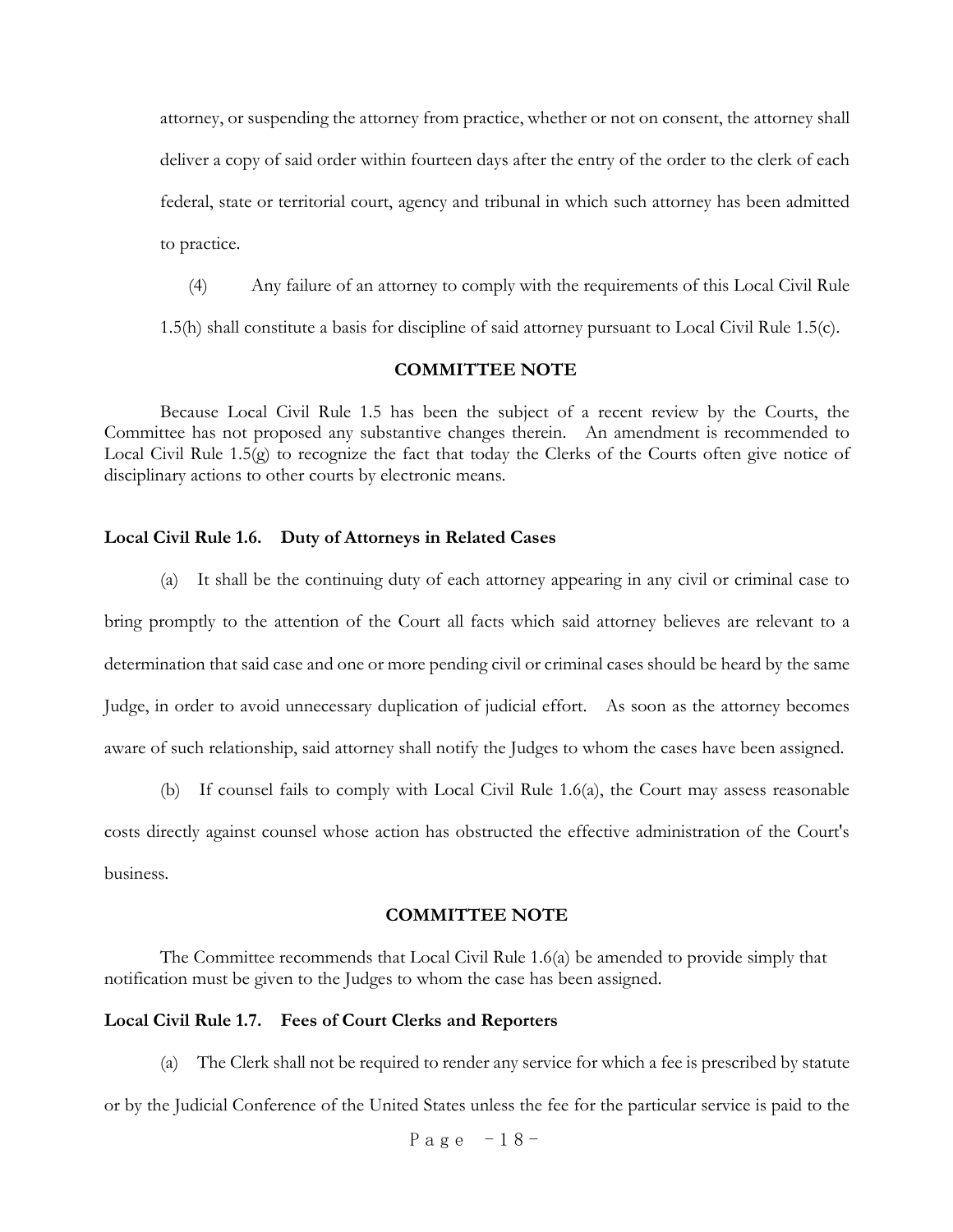attorney, or suspending the attorney from practice, whether or not on consent, the attorney shall deliver a copy of said order within fourteen days after the entry of the order to the clerk of each federal, state or territorial court, agency and tribunal in which such attorney has been admitted to practice.

(4) Any failure of an attorney to comply with the requirements of this Local Civil Rule 1.5(h) shall constitute a basis for discipline of said attorney pursuant to Local Civil Rule 1.5(c).

**COMMITTEE NOTE**

Because Local Civil Rule 1.5 has been the subject of a recent review by the Courts, the Committee has not proposed any substantive changes therein. An amendment is recommended to Local Civil Rule 1.5(g) to recognize the fact that today the Clerks of the Courts often give notice of disciplinary actions to other courts by electronic means.

**Local Civil Rule 1.6. Duty of Attorneys in Related Cases**

(a) It shall be the continuing duty of each attorney appearing in any civil or criminal case to bring promptly to the attention of the Court all facts which said attorney believes are relevant to a determination that said case and one or more pending civil or criminal cases should be heard by the same Judge, in order to avoid unnecessary duplication of judicial effort. As soon as the attorney becomes aware of such relationship, said attorney shall notify the Judges to whom the cases have been assigned.

(b) If counsel fails to comply with Local Civil Rule 1.6(a), the Court may assess reasonable costs directly against counsel whose action has obstructed the effective administration of the Court's business.

**COMMITTEE NOTE**

The Committee recommends that Local Civil Rule 1.6(a) be amended to provide simply that notification must be given to the Judges to whom the case has been assigned.

**Local Civil Rule 1.7. Fees of Court Clerks and Reporters**

(a) The Clerk shall not be required to render any service for which a fee is prescribed by statute or by the Judicial Conference of the United States unless the fee for the particular service is paid to the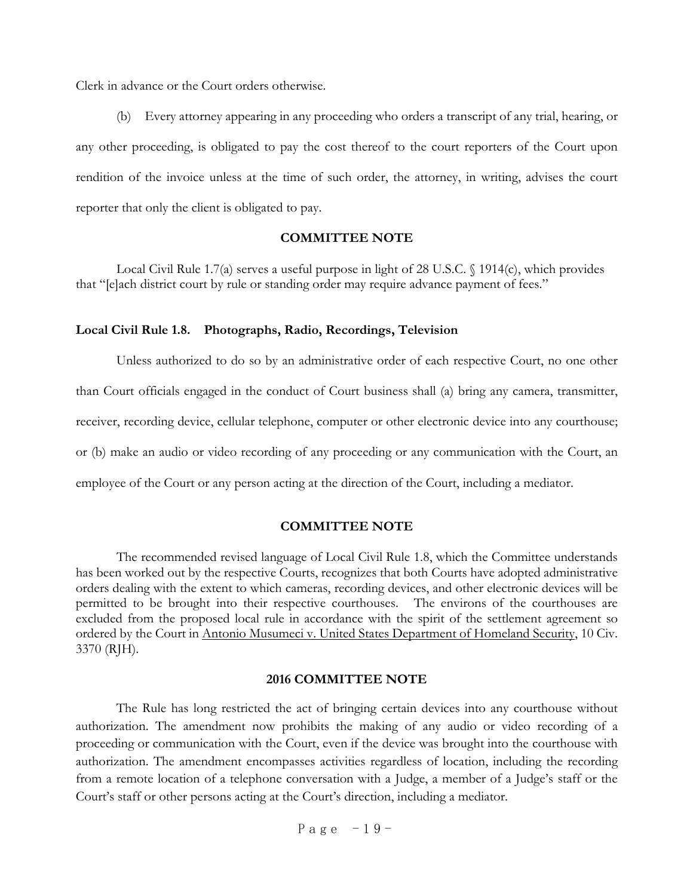Clerk in advance or the Court orders otherwise.

(b) Every attorney appearing in any proceeding who orders a transcript of any trial, hearing, or any other proceeding, is obligated to pay the cost thereof to the court reporters of the Court upon rendition of the invoice unless at the time of such order, the attorney, in writing, advises the court reporter that only the client is obligated to pay.

**COMMITTEE NOTE**

Local Civil Rule 1.7(a) serves a useful purpose in light of 28 U.S.C. § 1914(c), which provides that "[e]ach district court by rule or standing order may require advance payment of fees."

**Local Civil Rule 1.8. Photographs, Radio, Recordings, Television**

Unless authorized to do so by an administrative order of each respective Court, no one other than Court officials engaged in the conduct of Court business shall (a) bring any camera, transmitter, receiver, recording device, cellular telephone, computer or other electronic device into any courthouse; or (b) make an audio or video recording of any proceeding or any communication with the Court, an employee of the Court or any person acting at the direction of the Court, including a mediator.

**COMMITTEE NOTE**

The recommended revised language of Local Civil Rule 1.8, which the Committee understands has been worked out by the respective Courts, recognizes that both Courts have adopted administrative orders dealing with the extent to which cameras, recording devices, and other electronic devices will be permitted to be brought into their respective courthouses. The environs of the courthouses are excluded from the proposed local rule in accordance with the spirit of the settlement agreement so ordered by the Court in Antonio Musumeci v. United States Department of Homeland Security, 10 Civ. 3370 (RJH).

**2016 COMMITTEE NOTE**

The Rule has long restricted the act of bringing certain devices into any courthouse without authorization. The amendment now prohibits the making of any audio or video recording of a proceeding or communication with the Court, even if the device was brought into the courthouse with authorization. The amendment encompasses activities regardless of location, including the recording from a remote location of a telephone conversation with a Judge, a member of a Judge's staff or the Court's staff or other persons acting at the Court's direction, including a mediator.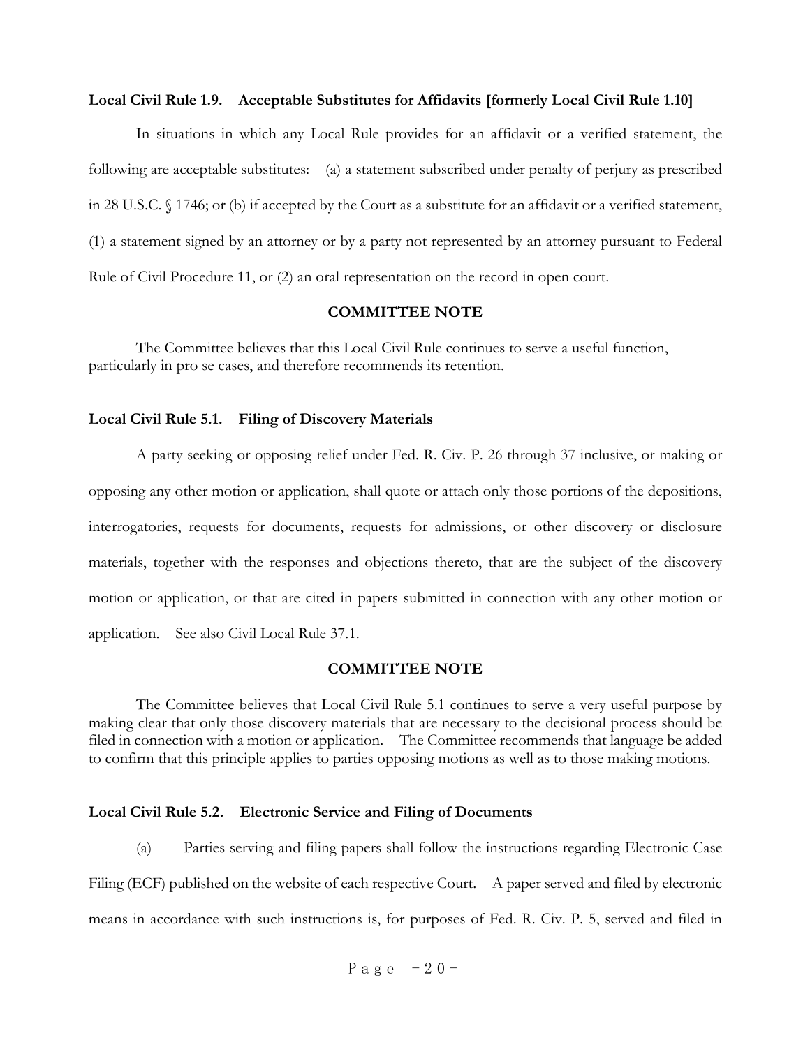**Local Civil Rule 1.9. Acceptable Substitutes for Affidavits [formerly Local Civil Rule 1.10]**

In situations in which any Local Rule provides for an affidavit or a verified statement, the following are acceptable substitutes: (a) a statement subscribed under penalty of perjury as prescribed in 28 U.S.C. § 1746; or (b) if accepted by the Court as a substitute for an affidavit or a verified statement, (1) a statement signed by an attorney or by a party not represented by an attorney pursuant to Federal Rule of Civil Procedure 11, or (2) an oral representation on the record in open court.

**COMMITTEE NOTE**

The Committee believes that this Local Civil Rule continues to serve a useful function, particularly in pro se cases, and therefore recommends its retention.

**Local Civil Rule 5.1. Filing of Discovery Materials**

A party seeking or opposing relief under Fed. R. Civ. P. 26 through 37 inclusive, or making or opposing any other motion or application, shall quote or attach only those portions of the depositions, interrogatories, requests for documents, requests for admissions, or other discovery or disclosure materials, together with the responses and objections thereto, that are the subject of the discovery motion or application, or that are cited in papers submitted in connection with any other motion or application. See also Civil Local Rule 37.1.

**COMMITTEE NOTE**

The Committee believes that Local Civil Rule 5.1 continues to serve a very useful purpose by making clear that only those discovery materials that are necessary to the decisional process should be filed in connection with a motion or application. The Committee recommends that language be added to confirm that this principle applies to parties opposing motions as well as to those making motions.

**Local Civil Rule 5.2. Electronic Service and Filing of Documents**

(a) Parties serving and filing papers shall follow the instructions regarding Electronic Case Filing (ECF) published on the website of each respective Court. A paper served and filed by electronic means in accordance with such instructions is, for purposes of Fed. R. Civ. P. 5, served and filed in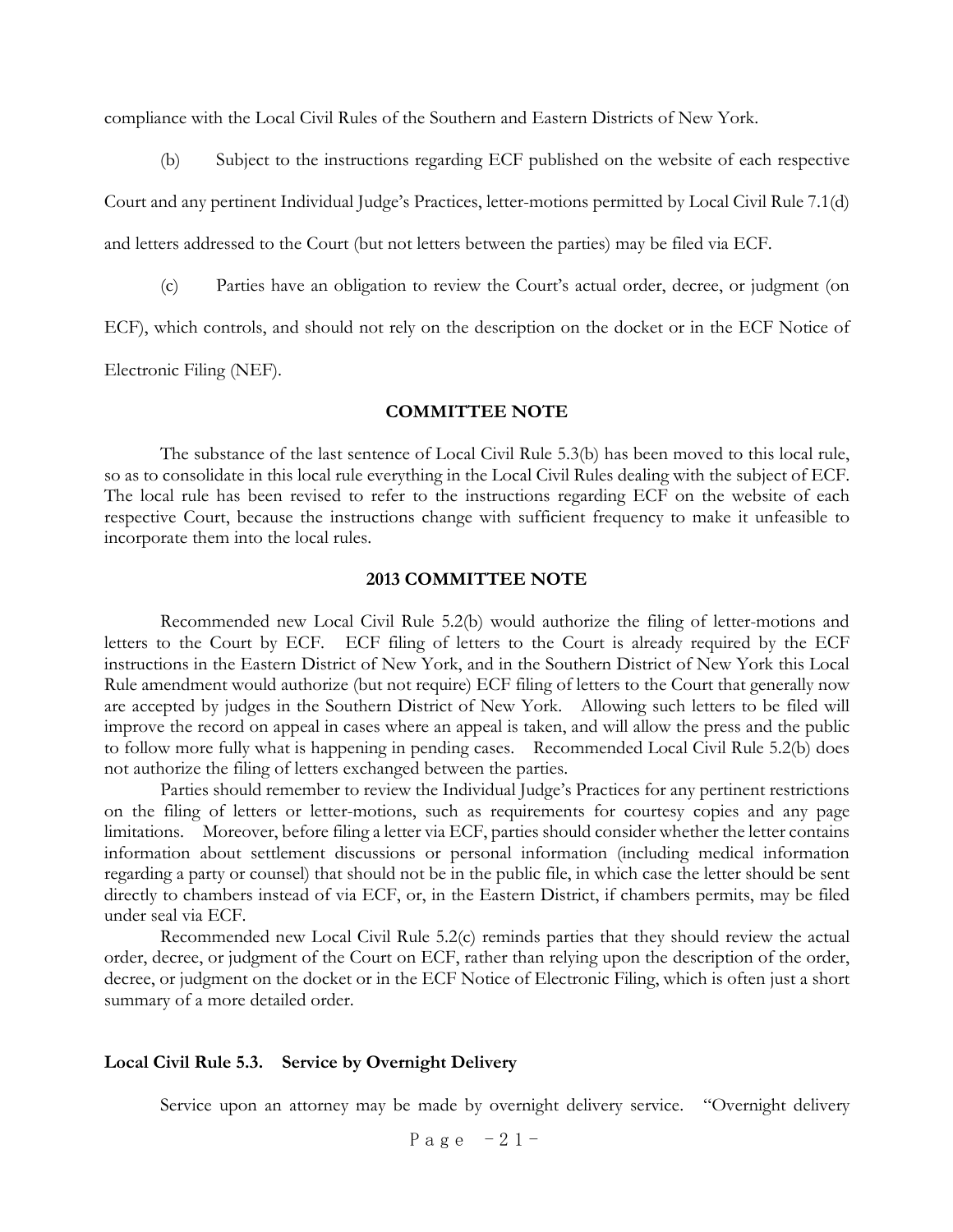compliance with the Local Civil Rules of the Southern and Eastern Districts of New York.

(b) Subject to the instructions regarding ECF published on the website of each respective Court and any pertinent Individual Judge's Practices, letter-motions permitted by Local Civil Rule 7.1(d) and letters addressed to the Court (but not letters between the parties) may be filed via ECF.

(c) Parties have an obligation to review the Court's actual order, decree, or judgment (on ECF), which controls, and should not rely on the description on the docket or in the ECF Notice of Electronic Filing (NEF).

**COMMITTEE NOTE**

The substance of the last sentence of Local Civil Rule 5.3(b) has been moved to this local rule, so as to consolidate in this local rule everything in the Local Civil Rules dealing with the subject of ECF. The local rule has been revised to refer to the instructions regarding ECF on the website of each respective Court, because the instructions change with sufficient frequency to make it unfeasible to incorporate them into the local rules.

**2013 COMMITTEE NOTE**

Recommended new Local Civil Rule 5.2(b) would authorize the filing of letter-motions and letters to the Court by ECF. ECF filing of letters to the Court is already required by the ECF instructions in the Eastern District of New York, and in the Southern District of New York this Local Rule amendment would authorize (but not require) ECF filing of letters to the Court that generally now are accepted by judges in the Southern District of New York. Allowing such letters to be filed will improve the record on appeal in cases where an appeal is taken, and will allow the press and the public to follow more fully what is happening in pending cases. Recommended Local Civil Rule 5.2(b) does not authorize the filing of letters exchanged between the parties.

Parties should remember to review the Individual Judge's Practices for any pertinent restrictions on the filing of letters or letter-motions, such as requirements for courtesy copies and any page limitations. Moreover, before filing a letter via ECF, parties should consider whether the letter contains information about settlement discussions or personal information (including medical information regarding a party or counsel) that should not be in the public file, in which case the letter should be sent directly to chambers instead of via ECF, or, in the Eastern District, if chambers permits, may be filed under seal via ECF.

Recommended new Local Civil Rule 5.2(c) reminds parties that they should review the actual order, decree, or judgment of the Court on ECF, rather than relying upon the description of the order, decree, or judgment on the docket or in the ECF Notice of Electronic Filing, which is often just a short summary of a more detailed order.

### Local Civil Rule 5.3. Service by Overnight Delivery

Service upon an attorney may be made by overnight delivery service. "Overnight delivery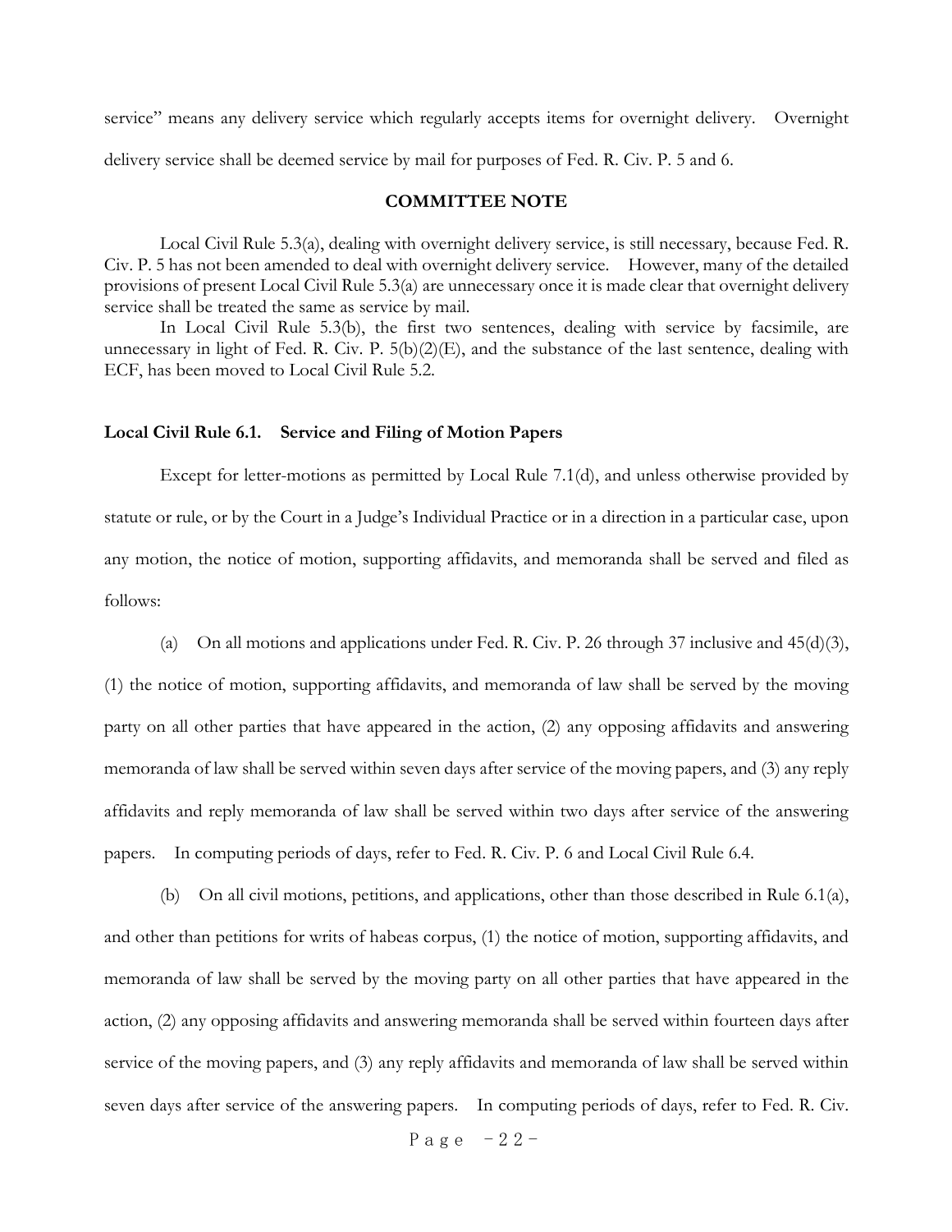service" means any delivery service which regularly accepts items for overnight delivery. Overnight delivery service shall be deemed service by mail for purposes of Fed. R. Civ. P. 5 and 6.

**COMMITTEE NOTE**

Local Civil Rule 5.3(a), dealing with overnight delivery service, is still necessary, because Fed. R. Civ. P. 5 has not been amended to deal with overnight delivery service. However, many of the detailed provisions of present Local Civil Rule 5.3(a) are unnecessary once it is made clear that overnight delivery service shall be treated the same as service by mail.

In Local Civil Rule 5.3(b), the first two sentences, dealing with service by facsimile, are unnecessary in light of Fed. R. Civ. P. 5(b)(2)(E), and the substance of the last sentence, dealing with ECF, has been moved to Local Civil Rule 5.2.

**Local Civil Rule 6.1. Service and Filing of Motion Papers**

Except for letter-motions as permitted by Local Rule 7.1(d), and unless otherwise provided by statute or rule, or by the Court in a Judge's Individual Practice or in a direction in a particular case, upon any motion, the notice of motion, supporting affidavits, and memoranda shall be served and filed as follows:

(a) On all motions and applications under Fed. R. Civ. P. 26 through 37 inclusive and 45(d)(3), (1) the notice of motion, supporting affidavits, and memoranda of law shall be served by the moving party on all other parties that have appeared in the action, (2) any opposing affidavits and answering memoranda of law shall be served within seven days after service of the moving papers, and (3) any reply affidavits and reply memoranda of law shall be served within two days after service of the answering papers. In computing periods of days, refer to Fed. R. Civ. P. 6 and Local Civil Rule 6.4.

(b) On all civil motions, petitions, and applications, other than those described in Rule 6.1(a), and other than petitions for writs of habeas corpus, (1) the notice of motion, supporting affidavits, and memoranda of law shall be served by the moving party on all other parties that have appeared in the action, (2) any opposing affidavits and answering memoranda shall be served within fourteen days after service of the moving papers, and (3) any reply affidavits and memoranda of law shall be served within seven days after service of the answering papers. In computing periods of days, refer to Fed. R. Civ.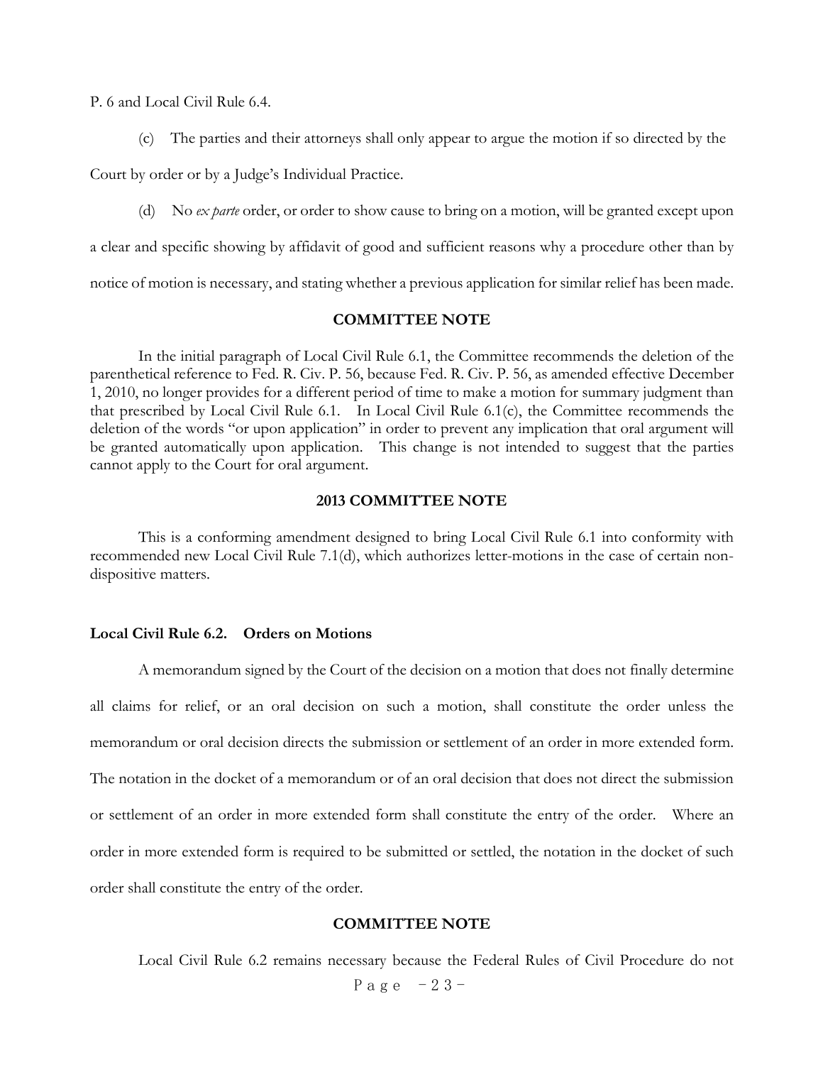P. 6 and Local Civil Rule 6.4.

(c) The parties and their attorneys shall only appear to argue the motion if so directed by the Court by order or by a Judge's Individual Practice.

(d) No *ex parte* order, or order to show cause to bring on a motion, will be granted except upon a clear and specific showing by affidavit of good and sufficient reasons why a procedure other than by notice of motion is necessary, and stating whether a previous application for similar relief has been made.

**COMMITTEE NOTE**

In the initial paragraph of Local Civil Rule 6.1, the Committee recommends the deletion of the parenthetical reference to Fed. R. Civ. P. 56, because Fed. R. Civ. P. 56, as amended effective December 1, 2010, no longer provides for a different period of time to make a motion for summary judgment than that prescribed by Local Civil Rule 6.1. In Local Civil Rule 6.1(c), the Committee recommends the deletion of the words "or upon application" in order to prevent any implication that oral argument will be granted automatically upon application. This change is not intended to suggest that the parties cannot apply to the Court for oral argument.

**2013 COMMITTEE NOTE**

This is a conforming amendment designed to bring Local Civil Rule 6.1 into conformity with recommended new Local Civil Rule 7.1(d), which authorizes letter-motions in the case of certain non-dispositive matters.

**Local Civil Rule 6.2. Orders on Motions**

A memorandum signed by the Court of the decision on a motion that does not finally determine all claims for relief, or an oral decision on such a motion, shall constitute the order unless the memorandum or oral decision directs the submission or settlement of an order in more extended form. The notation in the docket of a memorandum or of an oral decision that does not direct the submission or settlement of an order in more extended form shall constitute the entry of the order. Where an order in more extended form is required to be submitted or settled, the notation in the docket of such order shall constitute the entry of the order.

**COMMITTEE NOTE**

Local Civil Rule 6.2 remains necessary because the Federal Rules of Civil Procedure do not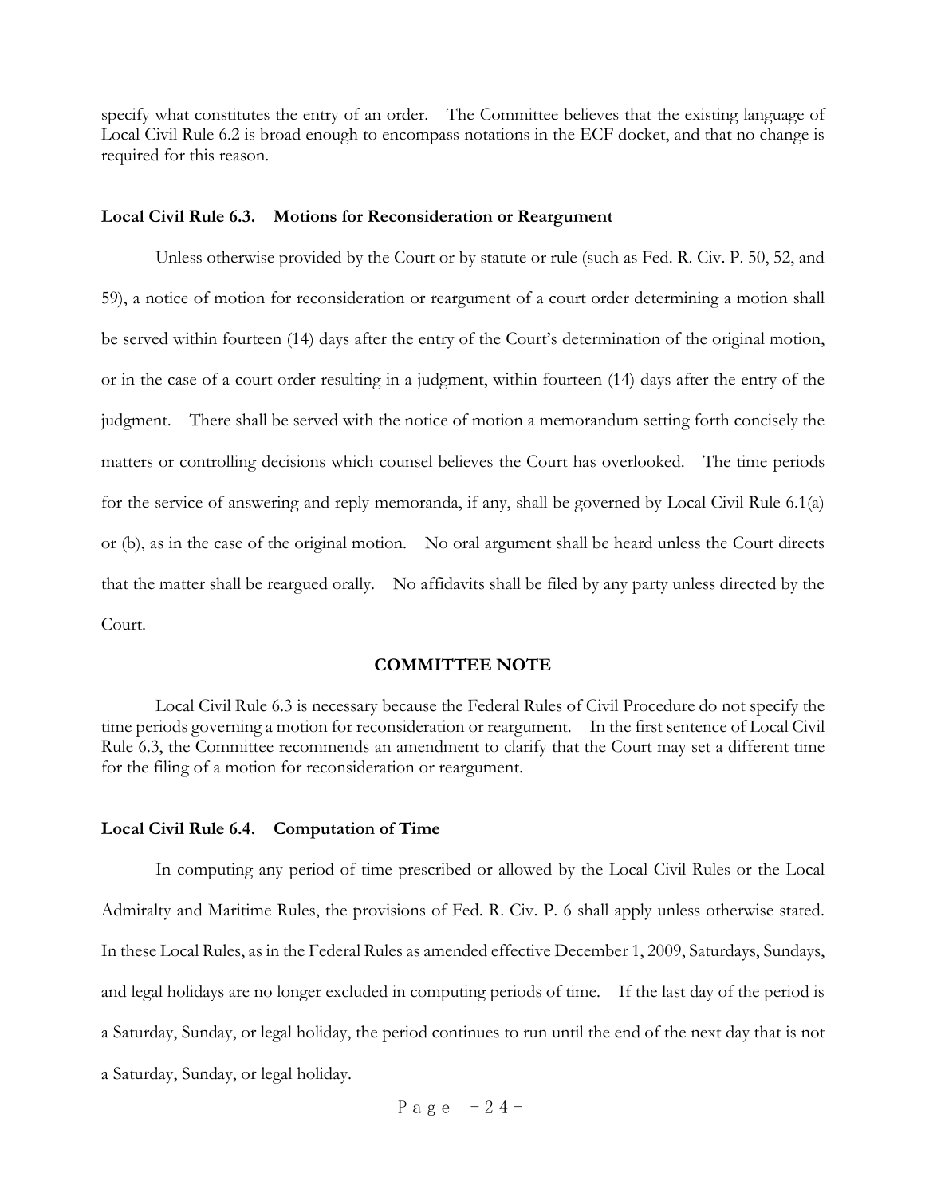specify what constitutes the entry of an order. The Committee believes that the existing language of Local Civil Rule 6.2 is broad enough to encompass notations in the ECF docket, and that no change is required for this reason.

**Local Civil Rule 6.3. Motions for Reconsideration or Reargument**

Unless otherwise provided by the Court or by statute or rule (such as Fed. R. Civ. P. 50, 52, and 59), a notice of motion for reconsideration or reargument of a court order determining a motion shall be served within fourteen (14) days after the entry of the Court's determination of the original motion, or in the case of a court order resulting in a judgment, within fourteen (14) days after the entry of the judgment. There shall be served with the notice of motion a memorandum setting forth concisely the matters or controlling decisions which counsel believes the Court has overlooked. The time periods for the service of answering and reply memoranda, if any, shall be governed by Local Civil Rule 6.1(a) or (b), as in the case of the original motion. No oral argument shall be heard unless the Court directs that the matter shall be reargued orally. No affidavits shall be filed by any party unless directed by the Court.

**COMMITTEE NOTE**

Local Civil Rule 6.3 is necessary because the Federal Rules of Civil Procedure do not specify the time periods governing a motion for reconsideration or reargument. In the first sentence of Local Civil Rule 6.3, the Committee recommends an amendment to clarify that the Court may set a different time for the filing of a motion for reconsideration or reargument.

**Local Civil Rule 6.4. Computation of Time**

In computing any period of time prescribed or allowed by the Local Civil Rules or the Local Admiralty and Maritime Rules, the provisions of Fed. R. Civ. P. 6 shall apply unless otherwise stated. In these Local Rules, as in the Federal Rules as amended effective December 1, 2009, Saturdays, Sundays, and legal holidays are no longer excluded in computing periods of time. If the last day of the period is a Saturday, Sunday, or legal holiday, the period continues to run until the end of the next day that is not a Saturday, Sunday, or legal holiday.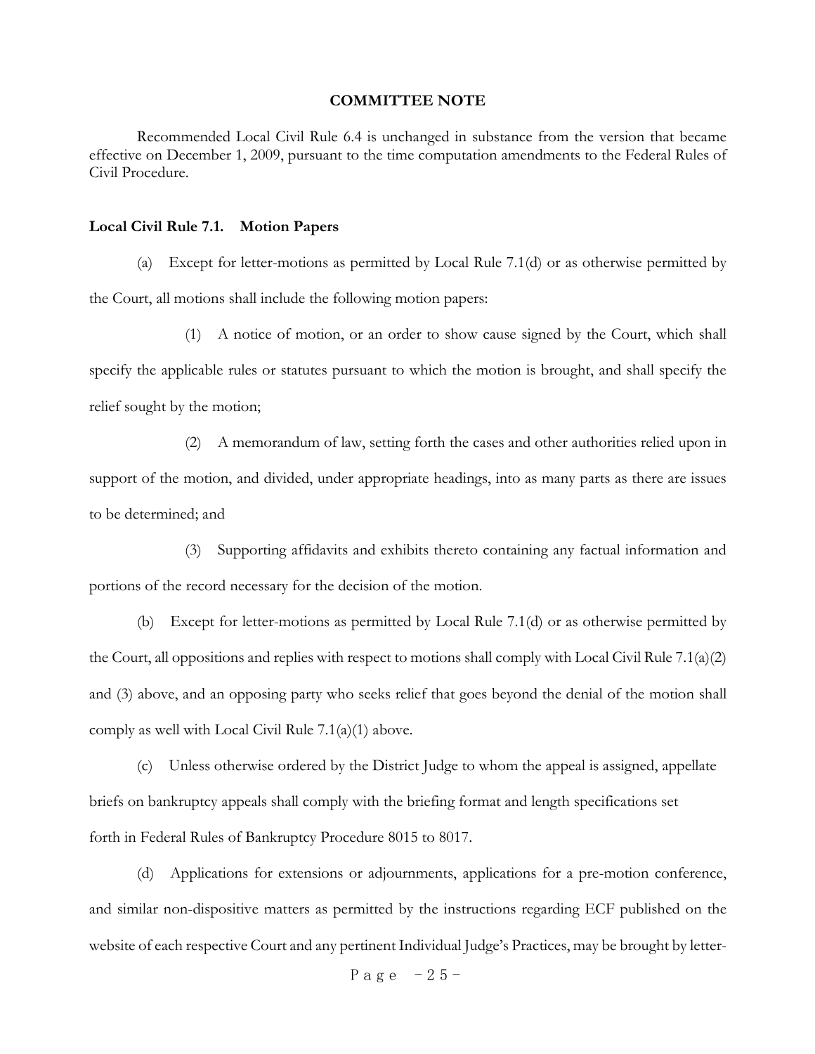**COMMITTEE NOTE**

Recommended Local Civil Rule 6.4 is unchanged in substance from the version that became effective on December 1, 2009, pursuant to the time computation amendments to the Federal Rules of Civil Procedure.

**Local Civil Rule 7.1. Motion Papers**

(a) Except for letter-motions as permitted by Local Rule 7.1(d) or as otherwise permitted by the Court, all motions shall include the following motion papers:

(1) A notice of motion, or an order to show cause signed by the Court, which shall specify the applicable rules or statutes pursuant to which the motion is brought, and shall specify the relief sought by the motion;

(2) A memorandum of law, setting forth the cases and other authorities relied upon in support of the motion, and divided, under appropriate headings, into as many parts as there are issues to be determined; and

(3) Supporting affidavits and exhibits thereto containing any factual information and portions of the record necessary for the decision of the motion.

(b) Except for letter-motions as permitted by Local Rule 7.1(d) or as otherwise permitted by the Court, all oppositions and replies with respect to motions shall comply with Local Civil Rule 7.1(a)(2) and (3) above, and an opposing party who seeks relief that goes beyond the denial of the motion shall comply as well with Local Civil Rule 7.1(a)(1) above.

(c) Unless otherwise ordered by the District Judge to whom the appeal is assigned, appellate briefs on bankruptcy appeals shall comply with the briefing format and length specifications set forth in Federal Rules of Bankruptcy Procedure 8015 to 8017.

(d) Applications for extensions or adjournments, applications for a pre-motion conference, and similar non-dispositive matters as permitted by the instructions regarding ECF published on the website of each respective Court and any pertinent Individual Judge's Practices, may be brought by letter-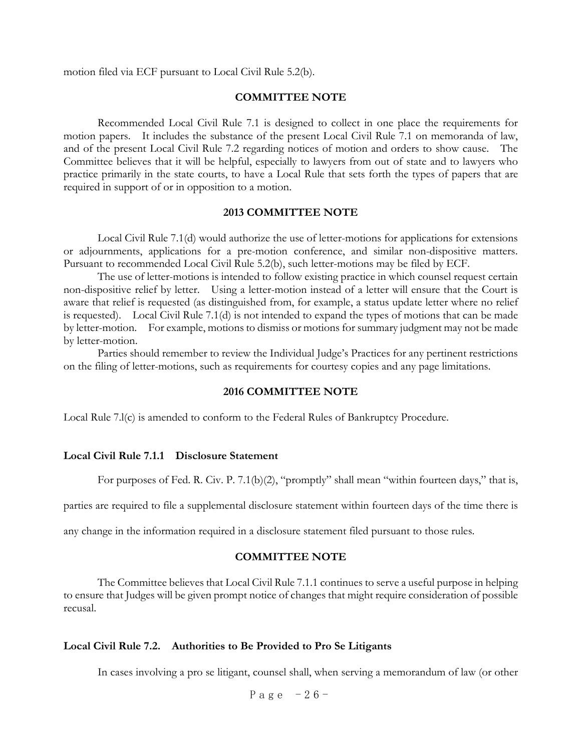motion filed via ECF pursuant to Local Civil Rule 5.2(b).

### COMMITTEE NOTE

Recommended Local Civil Rule 7.1 is designed to collect in one place the requirements for motion papers. It includes the substance of the present Local Civil Rule 7.1 on memoranda of law, and of the present Local Civil Rule 7.2 regarding notices of motion and orders to show cause. The Committee believes that it will be helpful, especially to lawyers from out of state and to lawyers who practice primarily in the state courts, to have a Local Rule that sets forth the types of papers that are required in support of or in opposition to a motion.

### 2013 COMMITTEE NOTE

Local Civil Rule 7.1(d) would authorize the use of letter-motions for applications for extensions or adjournments, applications for a pre-motion conference, and similar non-dispositive matters. Pursuant to recommended Local Civil Rule 5.2(b), such letter-motions may be filed by ECF.

The use of letter-motions is intended to follow existing practice in which counsel request certain non-dispositive relief by letter. Using a letter-motion instead of a letter will ensure that the Court is aware that relief is requested (as distinguished from, for example, a status update letter where no relief is requested). Local Civil Rule 7.1(d) is not intended to expand the types of motions that can be made by letter-motion. For example, motions to dismiss or motions for summary judgment may not be made by letter-motion.

Parties should remember to review the Individual Judge's Practices for any pertinent restrictions on the filing of letter-motions, such as requirements for courtesy copies and any page limitations.

### 2016 COMMITTEE NOTE

Local Rule 7.l(c) is amended to conform to the Federal Rules of Bankruptcy Procedure.

## Local Civil Rule 7.1.1 Disclosure Statement

For purposes of Fed. R. Civ. P. 7.1(b)(2), "promptly" shall mean "within fourteen days," that is, parties are required to file a supplemental disclosure statement within fourteen days of the time there is any change in the information required in a disclosure statement filed pursuant to those rules.

### COMMITTEE NOTE

The Committee believes that Local Civil Rule 7.1.1 continues to serve a useful purpose in helping to ensure that Judges will be given prompt notice of changes that might require consideration of possible recusal.

## Local Civil Rule 7.2. Authorities to Be Provided to Pro Se Litigants

In cases involving a pro se litigant, counsel shall, when serving a memorandum of law (or other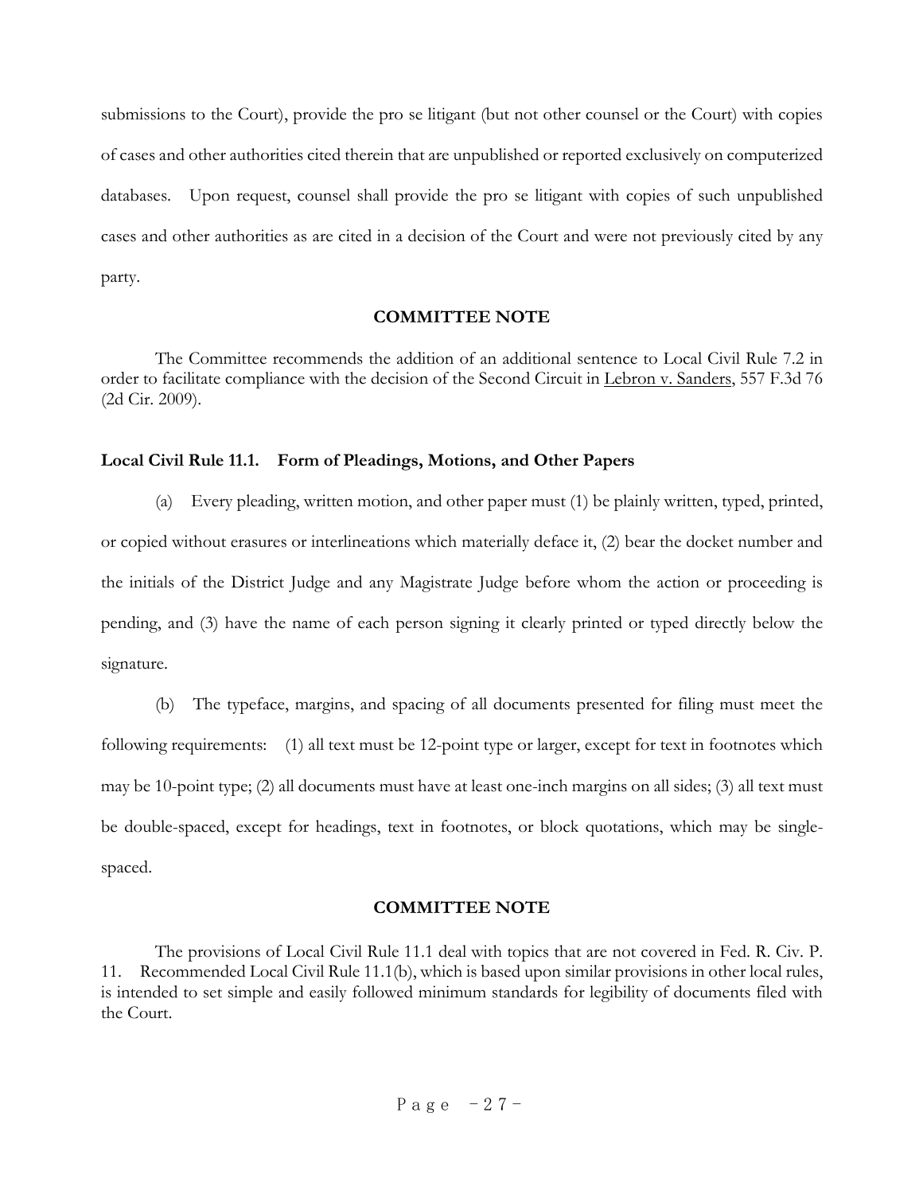submissions to the Court), provide the pro se litigant (but not other counsel or the Court) with copies of cases and other authorities cited therein that are unpublished or reported exclusively on computerized databases. Upon request, counsel shall provide the pro se litigant with copies of such unpublished cases and other authorities as are cited in a decision of the Court and were not previously cited by any party.

**COMMITTEE NOTE**

The Committee recommends the addition of an additional sentence to Local Civil Rule 7.2 in order to facilitate compliance with the decision of the Second Circuit in Lebron v. Sanders, 557 F.3d 76 (2d Cir. 2009).

**Local Civil Rule 11.1. Form of Pleadings, Motions, and Other Papers**

(a) Every pleading, written motion, and other paper must (1) be plainly written, typed, printed, or copied without erasures or interlineations which materially deface it, (2) bear the docket number and the initials of the District Judge and any Magistrate Judge before whom the action or proceeding is pending, and (3) have the name of each person signing it clearly printed or typed directly below the signature.

(b) The typeface, margins, and spacing of all documents presented for filing must meet the following requirements: (1) all text must be 12-point type or larger, except for text in footnotes which may be 10-point type; (2) all documents must have at least one-inch margins on all sides; (3) all text must be double-spaced, except for headings, text in footnotes, or block quotations, which may be single-spaced.

**COMMITTEE NOTE**

The provisions of Local Civil Rule 11.1 deal with topics that are not covered in Fed. R. Civ. P. 11. Recommended Local Civil Rule 11.1(b), which is based upon similar provisions in other local rules, is intended to set simple and easily followed minimum standards for legibility of documents filed with the Court.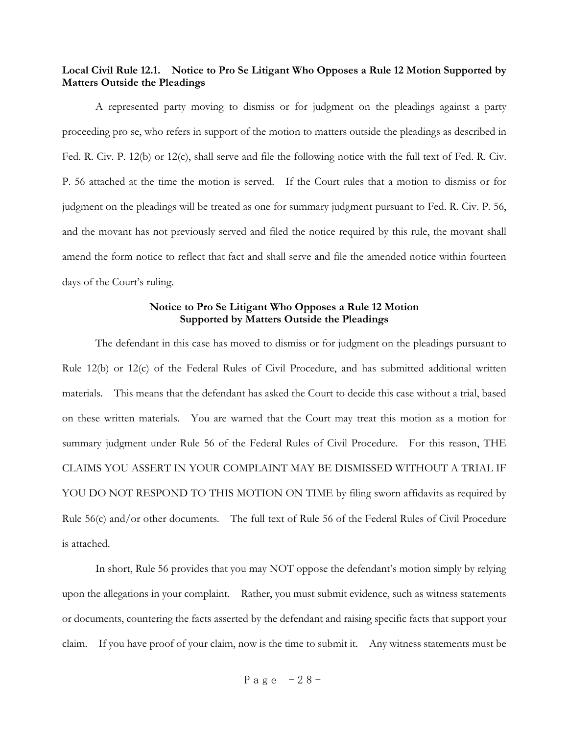**Local Civil Rule 12.1. Notice to Pro Se Litigant Who Opposes a Rule 12 Motion Supported by Matters Outside the Pleadings**

A represented party moving to dismiss or for judgment on the pleadings against a party proceeding pro se, who refers in support of the motion to matters outside the pleadings as described in Fed. R. Civ. P. 12(b) or 12(c), shall serve and file the following notice with the full text of Fed. R. Civ. P. 56 attached at the time the motion is served. If the Court rules that a motion to dismiss or for judgment on the pleadings will be treated as one for summary judgment pursuant to Fed. R. Civ. P. 56, and the movant has not previously served and filed the notice required by this rule, the movant shall amend the form notice to reflect that fact and shall serve and file the amended notice within fourteen days of the Court's ruling.

**Notice to Pro Se Litigant Who Opposes a Rule 12 Motion Supported by Matters Outside the Pleadings**

The defendant in this case has moved to dismiss or for judgment on the pleadings pursuant to Rule 12(b) or 12(c) of the Federal Rules of Civil Procedure, and has submitted additional written materials. This means that the defendant has asked the Court to decide this case without a trial, based on these written materials. You are warned that the Court may treat this motion as a motion for summary judgment under Rule 56 of the Federal Rules of Civil Procedure. For this reason, THE CLAIMS YOU ASSERT IN YOUR COMPLAINT MAY BE DISMISSED WITHOUT A TRIAL IF YOU DO NOT RESPOND TO THIS MOTION ON TIME by filing sworn affidavits as required by Rule 56(c) and/or other documents. The full text of Rule 56 of the Federal Rules of Civil Procedure is attached.

In short, Rule 56 provides that you may NOT oppose the defendant's motion simply by relying upon the allegations in your complaint. Rather, you must submit evidence, such as witness statements or documents, countering the facts asserted by the defendant and raising specific facts that support your claim. If you have proof of your claim, now is the time to submit it. Any witness statements must be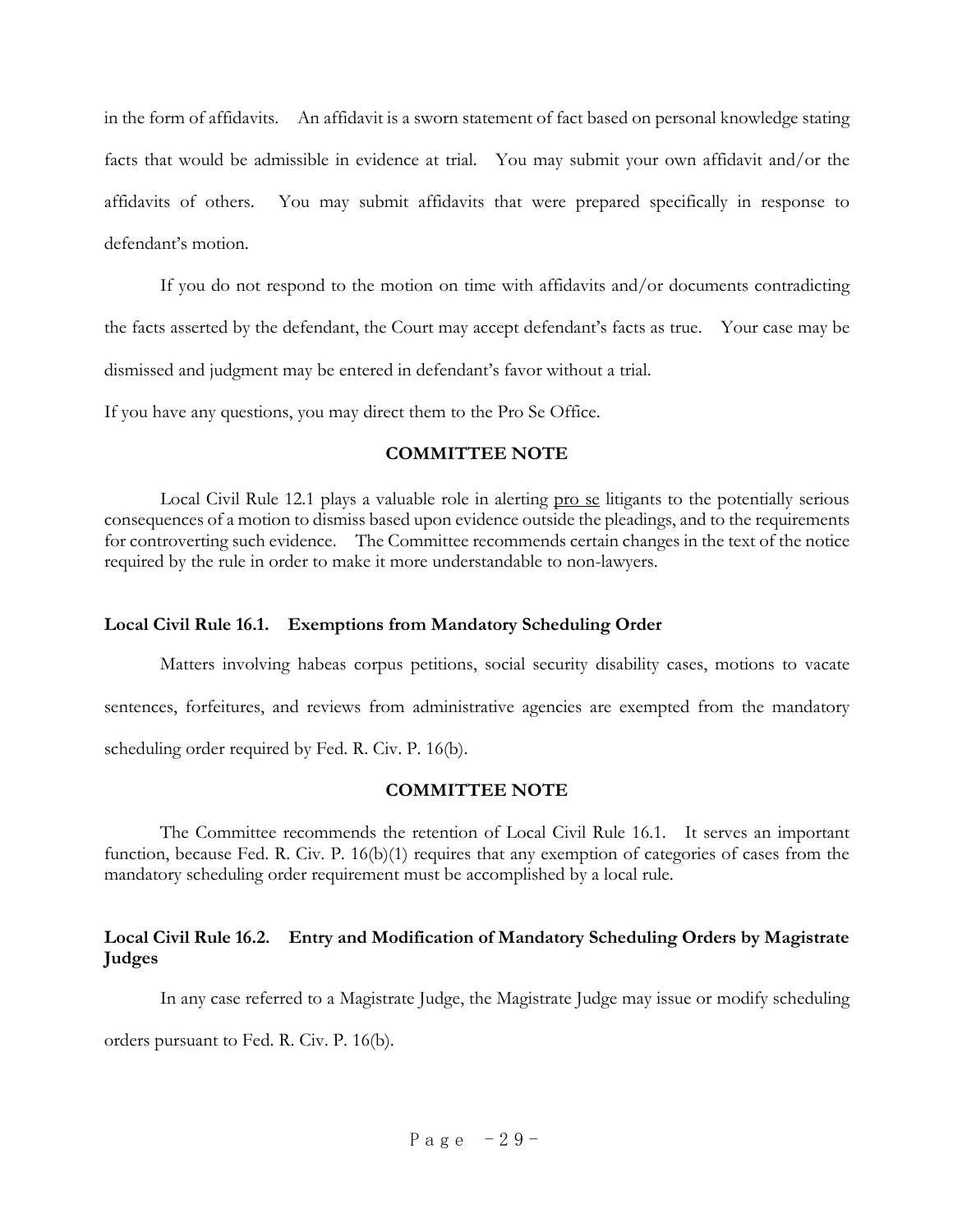in the form of affidavits. An affidavit is a sworn statement of fact based on personal knowledge stating facts that would be admissible in evidence at trial. You may submit your own affidavit and/or the affidavits of others. You may submit affidavits that were prepared specifically in response to defendant's motion.

If you do not respond to the motion on time with affidavits and/or documents contradicting the facts asserted by the defendant, the Court may accept defendant's facts as true. Your case may be dismissed and judgment may be entered in defendant's favor without a trial.

If you have any questions, you may direct them to the Pro Se Office.

**COMMITTEE NOTE**

Local Civil Rule 12.1 plays a valuable role in alerting pro se litigants to the potentially serious consequences of a motion to dismiss based upon evidence outside the pleadings, and to the requirements for controverting such evidence. The Committee recommends certain changes in the text of the notice required by the rule in order to make it more understandable to non-lawyers.

**Local Civil Rule 16.1. Exemptions from Mandatory Scheduling Order**

Matters involving habeas corpus petitions, social security disability cases, motions to vacate sentences, forfeitures, and reviews from administrative agencies are exempted from the mandatory scheduling order required by Fed. R. Civ. P. 16(b).

**COMMITTEE NOTE**

The Committee recommends the retention of Local Civil Rule 16.1. It serves an important function, because Fed. R. Civ. P. 16(b)(1) requires that any exemption of categories of cases from the mandatory scheduling order requirement must be accomplished by a local rule.

**Local Civil Rule 16.2. Entry and Modification of Mandatory Scheduling Orders by Magistrate Judges**

In any case referred to a Magistrate Judge, the Magistrate Judge may issue or modify scheduling orders pursuant to Fed. R. Civ. P. 16(b).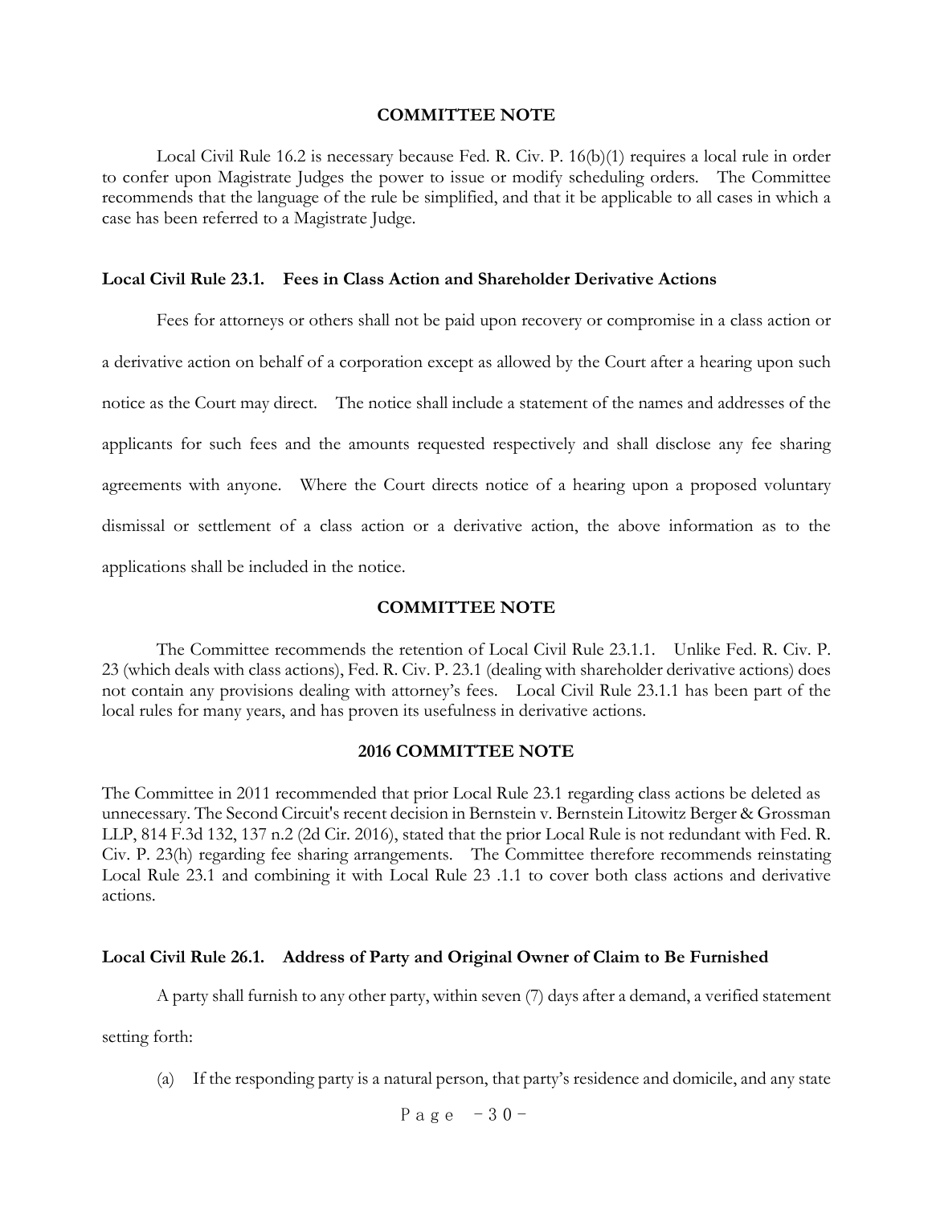### COMMITTEE NOTE

Local Civil Rule 16.2 is necessary because Fed. R. Civ. P. 16(b)(1) requires a local rule in order to confer upon Magistrate Judges the power to issue or modify scheduling orders. The Committee recommends that the language of the rule be simplified, and that it be applicable to all cases in which a case has been referred to a Magistrate Judge.

## Local Civil Rule 23.1. Fees in Class Action and Shareholder Derivative Actions

Fees for attorneys or others shall not be paid upon recovery or compromise in a class action or a derivative action on behalf of a corporation except as allowed by the Court after a hearing upon such notice as the Court may direct. The notice shall include a statement of the names and addresses of the applicants for such fees and the amounts requested respectively and shall disclose any fee sharing agreements with anyone. Where the Court directs notice of a hearing upon a proposed voluntary dismissal or settlement of a class action or a derivative action, the above information as to the applications shall be included in the notice.

### COMMITTEE NOTE

The Committee recommends the retention of Local Civil Rule 23.1.1. Unlike Fed. R. Civ. P. 23 (which deals with class actions), Fed. R. Civ. P. 23.1 (dealing with shareholder derivative actions) does not contain any provisions dealing with attorney's fees. Local Civil Rule 23.1.1 has been part of the local rules for many years, and has proven its usefulness in derivative actions.

### 2016 COMMITTEE NOTE

The Committee in 2011 recommended that prior Local Rule 23.1 regarding class actions be deleted as unnecessary. The Second Circuit's recent decision in Bernstein v. Bernstein Litowitz Berger & Grossman LLP, 814 F.3d 132, 137 n.2 (2d Cir. 2016), stated that the prior Local Rule is not redundant with Fed. R. Civ. P. 23(h) regarding fee sharing arrangements. The Committee therefore recommends reinstating Local Rule 23.1 and combining it with Local Rule 23 .1.1 to cover both class actions and derivative actions.

## Local Civil Rule 26.1. Address of Party and Original Owner of Claim to Be Furnished

A party shall furnish to any other party, within seven (7) days after a demand, a verified statement setting forth:

(a) If the responding party is a natural person, that party's residence and domicile, and any state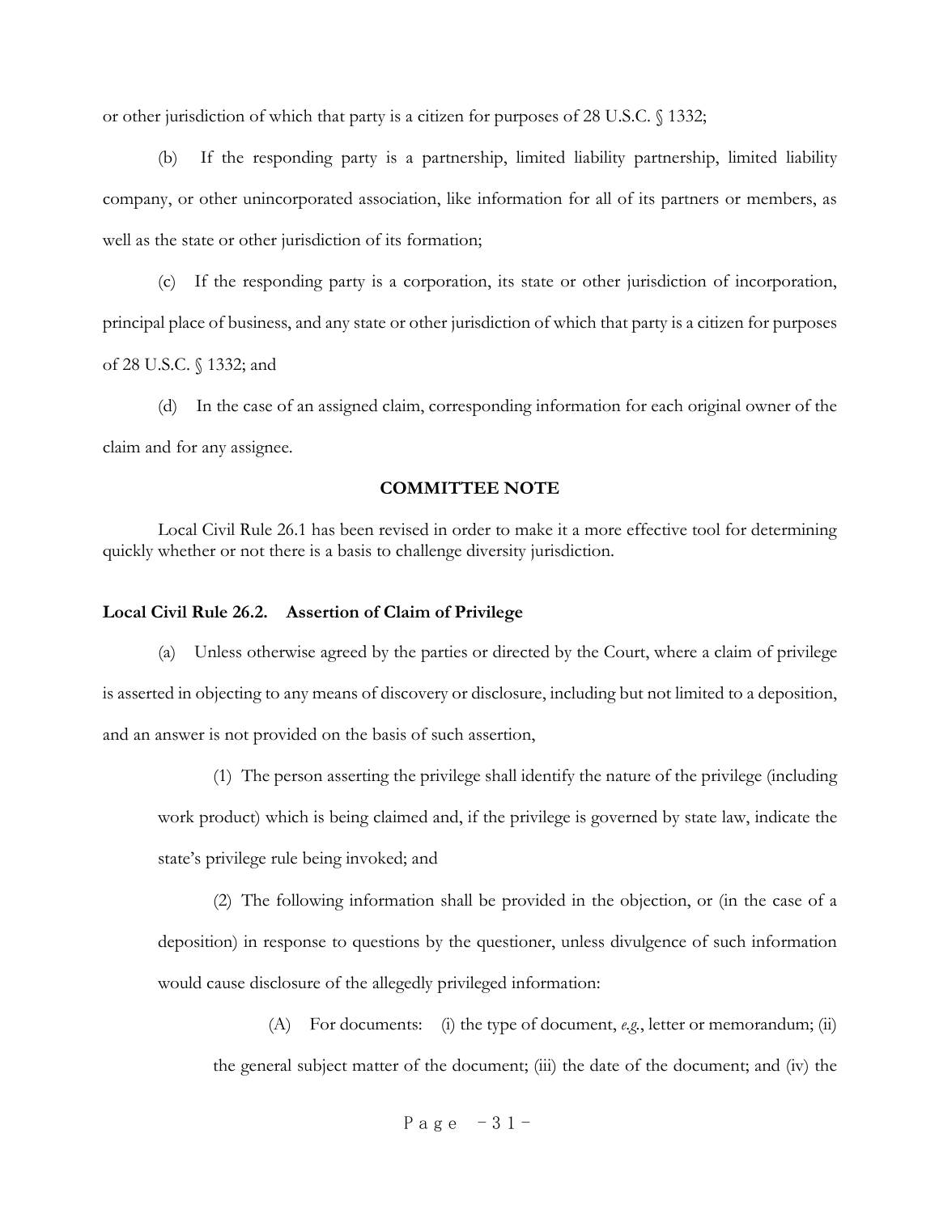or other jurisdiction of which that party is a citizen for purposes of 28 U.S.C. § 1332;

(b) If the responding party is a partnership, limited liability partnership, limited liability company, or other unincorporated association, like information for all of its partners or members, as well as the state or other jurisdiction of its formation;

(c) If the responding party is a corporation, its state or other jurisdiction of incorporation, principal place of business, and any state or other jurisdiction of which that party is a citizen for purposes of 28 U.S.C. § 1332; and

(d) In the case of an assigned claim, corresponding information for each original owner of the claim and for any assignee.

**COMMITTEE NOTE**

Local Civil Rule 26.1 has been revised in order to make it a more effective tool for determining quickly whether or not there is a basis to challenge diversity jurisdiction.

**Local Civil Rule 26.2. Assertion of Claim of Privilege**

(a) Unless otherwise agreed by the parties or directed by the Court, where a claim of privilege is asserted in objecting to any means of discovery or disclosure, including but not limited to a deposition, and an answer is not provided on the basis of such assertion,

(1) The person asserting the privilege shall identify the nature of the privilege (including work product) which is being claimed and, if the privilege is governed by state law, indicate the state's privilege rule being invoked; and

(2) The following information shall be provided in the objection, or (in the case of a deposition) in response to questions by the questioner, unless divulgence of such information would cause disclosure of the allegedly privileged information:

(A) For documents: (i) the type of document, *e.g.*, letter or memorandum; (ii) the general subject matter of the document; (iii) the date of the document; and (iv) the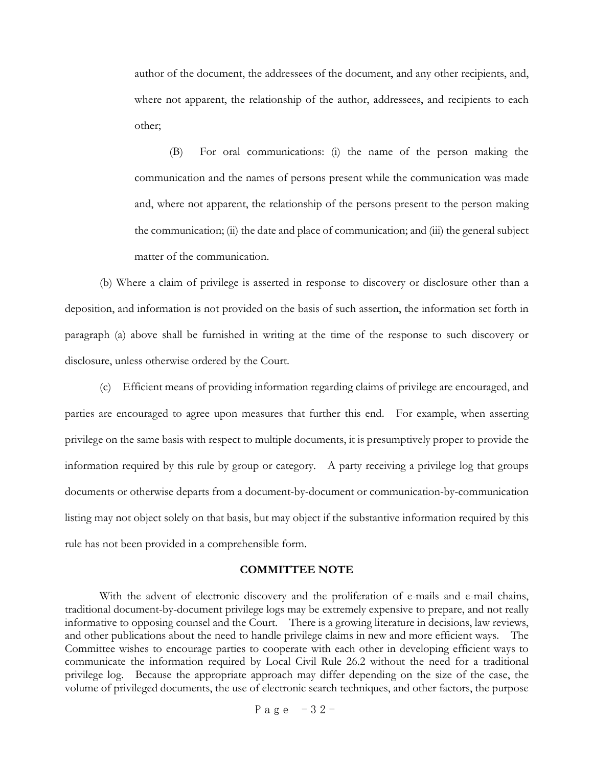author of the document, the addressees of the document, and any other recipients, and, where not apparent, the relationship of the author, addressees, and recipients to each other;

(B) For oral communications: (i) the name of the person making the communication and the names of persons present while the communication was made and, where not apparent, the relationship of the persons present to the person making the communication; (ii) the date and place of communication; and (iii) the general subject matter of the communication.

(b) Where a claim of privilege is asserted in response to discovery or disclosure other than a deposition, and information is not provided on the basis of such assertion, the information set forth in paragraph (a) above shall be furnished in writing at the time of the response to such discovery or disclosure, unless otherwise ordered by the Court.

(c) Efficient means of providing information regarding claims of privilege are encouraged, and parties are encouraged to agree upon measures that further this end. For example, when asserting privilege on the same basis with respect to multiple documents, it is presumptively proper to provide the information required by this rule by group or category. A party receiving a privilege log that groups documents or otherwise departs from a document-by-document or communication-by-communication listing may not object solely on that basis, but may object if the substantive information required by this rule has not been provided in a comprehensible form.

**COMMITTEE NOTE**

With the advent of electronic discovery and the proliferation of e-mails and e-mail chains, traditional document-by-document privilege logs may be extremely expensive to prepare, and not really informative to opposing counsel and the Court. There is a growing literature in decisions, law reviews, and other publications about the need to handle privilege claims in new and more efficient ways. The Committee wishes to encourage parties to cooperate with each other in developing efficient ways to communicate the information required by Local Civil Rule 26.2 without the need for a traditional privilege log. Because the appropriate approach may differ depending on the size of the case, the volume of privileged documents, the use of electronic search techniques, and other factors, the purpose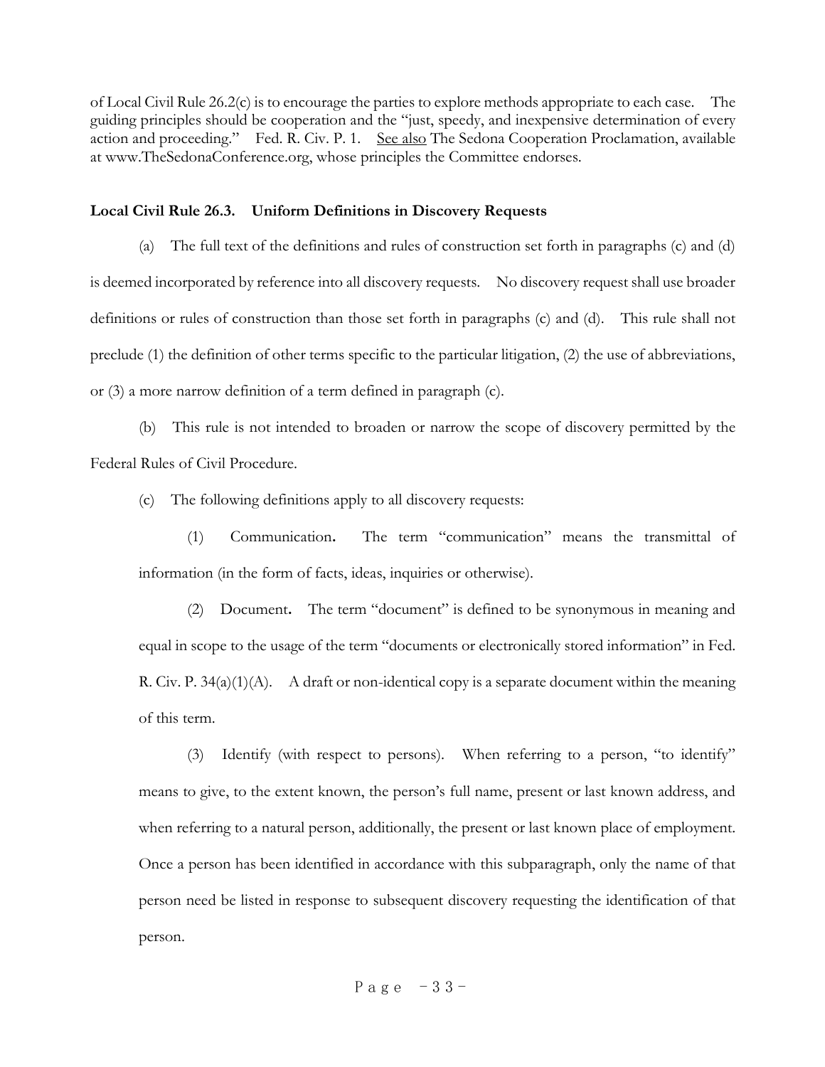of Local Civil Rule 26.2(c) is to encourage the parties to explore methods appropriate to each case. The guiding principles should be cooperation and the "just, speedy, and inexpensive determination of every action and proceeding." Fed. R. Civ. P. 1. See also The Sedona Cooperation Proclamation, available at www.TheSedonaConference.org, whose principles the Committee endorses.

### Local Civil Rule 26.3. Uniform Definitions in Discovery Requests

(a) The full text of the definitions and rules of construction set forth in paragraphs (c) and (d) is deemed incorporated by reference into all discovery requests. No discovery request shall use broader definitions or rules of construction than those set forth in paragraphs (c) and (d). This rule shall not preclude (1) the definition of other terms specific to the particular litigation, (2) the use of abbreviations, or (3) a more narrow definition of a term defined in paragraph (c).

(b) This rule is not intended to broaden or narrow the scope of discovery permitted by the Federal Rules of Civil Procedure.

(c) The following definitions apply to all discovery requests:

(1) Communication. The term "communication" means the transmittal of information (in the form of facts, ideas, inquiries or otherwise).

(2) Document. The term "document" is defined to be synonymous in meaning and equal in scope to the usage of the term "documents or electronically stored information" in Fed. R. Civ. P. 34(a)(1)(A). A draft or non-identical copy is a separate document within the meaning of this term.

(3) Identify (with respect to persons). When referring to a person, "to identify" means to give, to the extent known, the person's full name, present or last known address, and when referring to a natural person, additionally, the present or last known place of employment. Once a person has been identified in accordance with this subparagraph, only the name of that person need be listed in response to subsequent discovery requesting the identification of that person.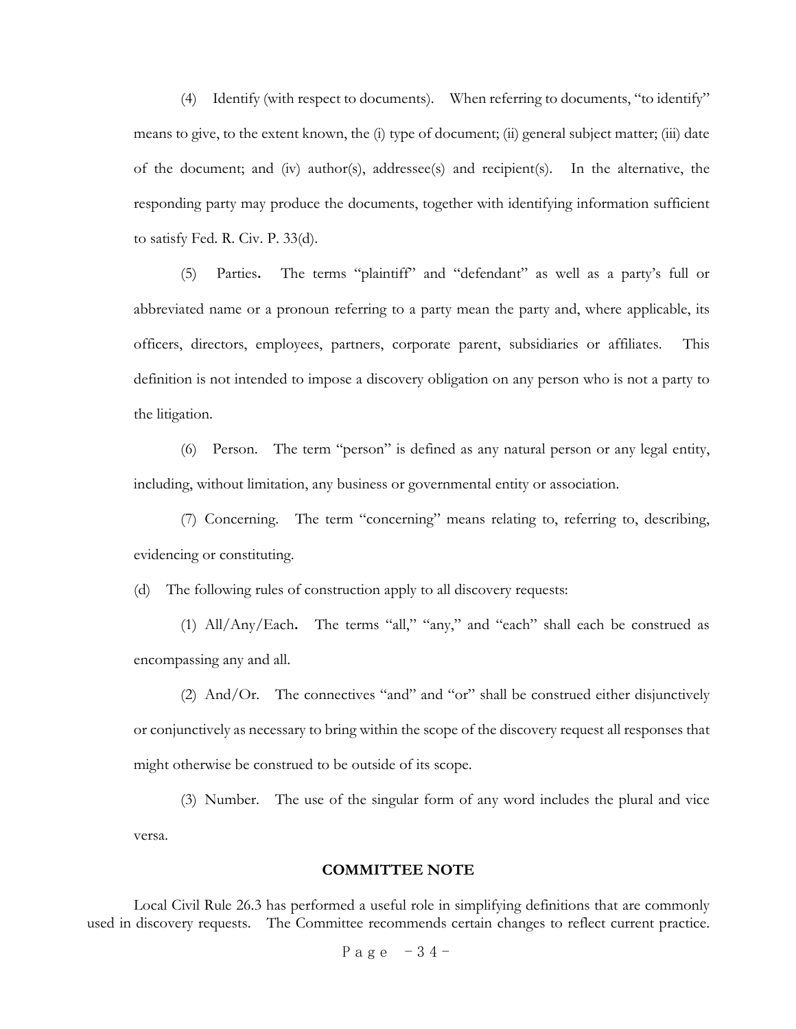(4) Identify (with respect to documents). When referring to documents, "to identify" means to give, to the extent known, the (i) type of document; (ii) general subject matter; (iii) date of the document; and (iv) author(s), addressee(s) and recipient(s). In the alternative, the responding party may produce the documents, together with identifying information sufficient to satisfy Fed. R. Civ. P. 33(d).

(5) Parties**.** The terms "plaintiff" and "defendant" as well as a party's full or abbreviated name or a pronoun referring to a party mean the party and, where applicable, its officers, directors, employees, partners, corporate parent, subsidiaries or affiliates. This definition is not intended to impose a discovery obligation on any person who is not a party to the litigation.

(6) Person. The term "person" is defined as any natural person or any legal entity, including, without limitation, any business or governmental entity or association.

(7) Concerning. The term "concerning" means relating to, referring to, describing, evidencing or constituting.

(d) The following rules of construction apply to all discovery requests:

(1) All/Any/Each**.** The terms "all," "any," and "each" shall each be construed as encompassing any and all.

(2) And/Or. The connectives "and" and "or" shall be construed either disjunctively or conjunctively as necessary to bring within the scope of the discovery request all responses that might otherwise be construed to be outside of its scope.

(3) Number. The use of the singular form of any word includes the plural and vice versa.

**COMMITTEE NOTE**

Local Civil Rule 26.3 has performed a useful role in simplifying definitions that are commonly used in discovery requests. The Committee recommends certain changes to reflect current practice.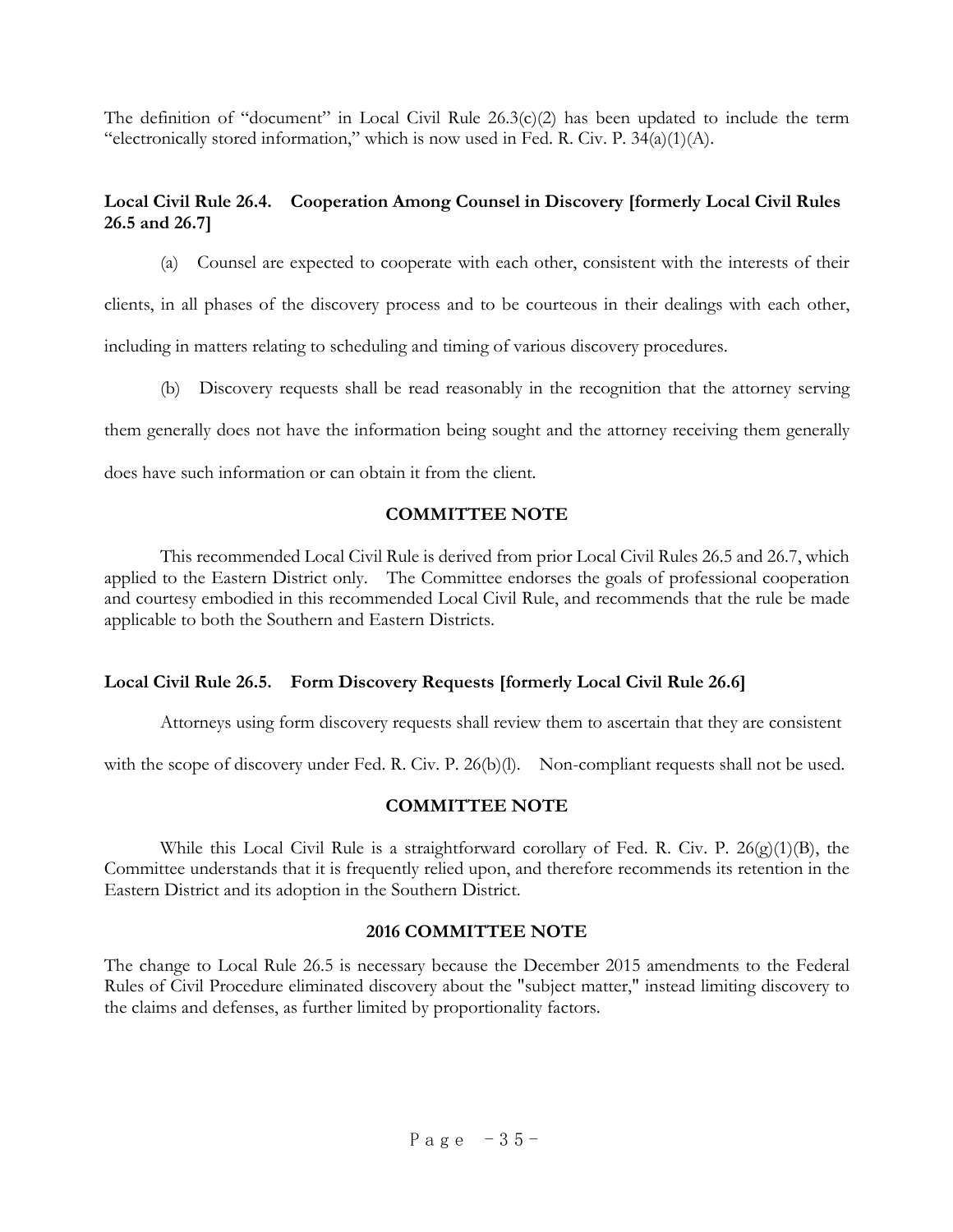The definition of "document" in Local Civil Rule 26.3(c)(2) has been updated to include the term "electronically stored information," which is now used in Fed. R. Civ. P. 34(a)(1)(A).

**Local Civil Rule 26.4. Cooperation Among Counsel in Discovery [formerly Local Civil Rules 26.5 and 26.7]**

(a) Counsel are expected to cooperate with each other, consistent with the interests of their clients, in all phases of the discovery process and to be courteous in their dealings with each other, including in matters relating to scheduling and timing of various discovery procedures.

(b) Discovery requests shall be read reasonably in the recognition that the attorney serving them generally does not have the information being sought and the attorney receiving them generally does have such information or can obtain it from the client.

**COMMITTEE NOTE**

This recommended Local Civil Rule is derived from prior Local Civil Rules 26.5 and 26.7, which applied to the Eastern District only. The Committee endorses the goals of professional cooperation and courtesy embodied in this recommended Local Civil Rule, and recommends that the rule be made applicable to both the Southern and Eastern Districts.

**Local Civil Rule 26.5. Form Discovery Requests [formerly Local Civil Rule 26.6]**

Attorneys using form discovery requests shall review them to ascertain that they are consistent with the scope of discovery under Fed. R. Civ. P. 26(b)(l). Non-compliant requests shall not be used.

**COMMITTEE NOTE**

While this Local Civil Rule is a straightforward corollary of Fed. R. Civ. P. 26(g)(1)(B), the Committee understands that it is frequently relied upon, and therefore recommends its retention in the Eastern District and its adoption in the Southern District.

**2016 COMMITTEE NOTE**

The change to Local Rule 26.5 is necessary because the December 2015 amendments to the Federal Rules of Civil Procedure eliminated discovery about the "subject matter," instead limiting discovery to the claims and defenses, as further limited by proportionality factors.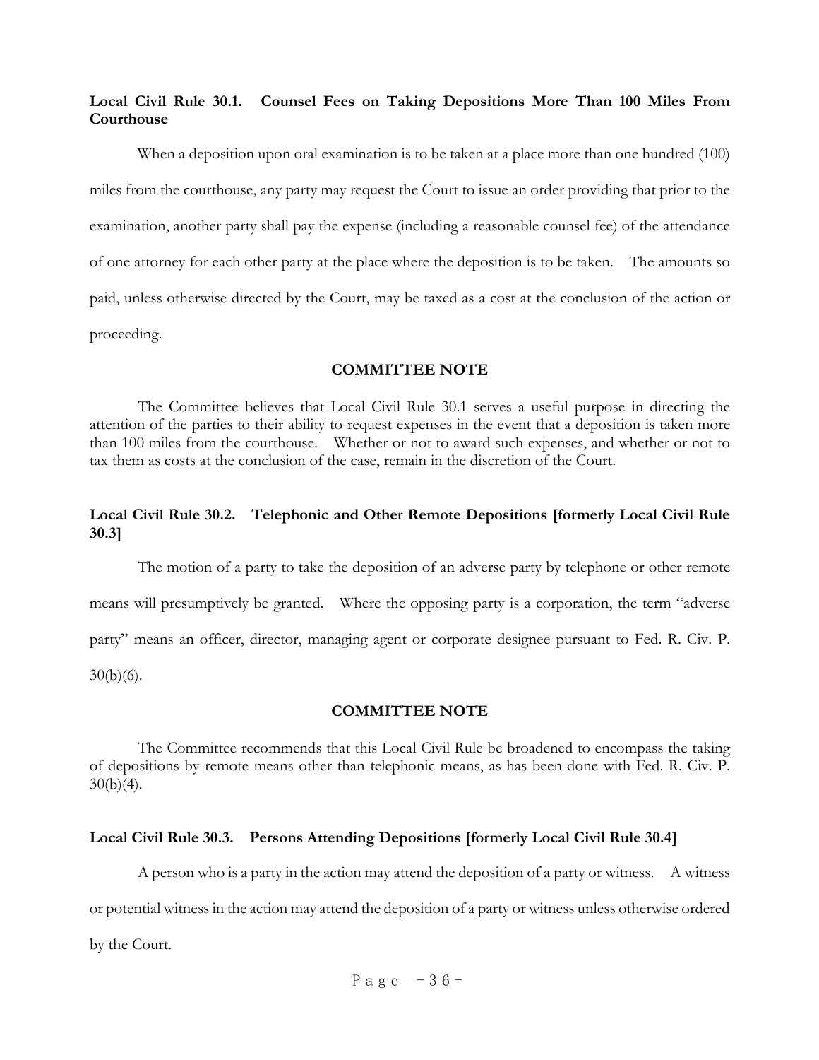**Local Civil Rule 30.1. Counsel Fees on Taking Depositions More Than 100 Miles From Courthouse**

When a deposition upon oral examination is to be taken at a place more than one hundred (100) miles from the courthouse, any party may request the Court to issue an order providing that prior to the examination, another party shall pay the expense (including a reasonable counsel fee) of the attendance of one attorney for each other party at the place where the deposition is to be taken. The amounts so paid, unless otherwise directed by the Court, may be taxed as a cost at the conclusion of the action or proceeding.

**COMMITTEE NOTE**

The Committee believes that Local Civil Rule 30.1 serves a useful purpose in directing the attention of the parties to their ability to request expenses in the event that a deposition is taken more than 100 miles from the courthouse. Whether or not to award such expenses, and whether or not to tax them as costs at the conclusion of the case, remain in the discretion of the Court.

**Local Civil Rule 30.2. Telephonic and Other Remote Depositions [formerly Local Civil Rule 30.3]**

The motion of a party to take the deposition of an adverse party by telephone or other remote means will presumptively be granted. Where the opposing party is a corporation, the term "adverse party" means an officer, director, managing agent or corporate designee pursuant to Fed. R. Civ. P. 30(b)(6).

**COMMITTEE NOTE**

The Committee recommends that this Local Civil Rule be broadened to encompass the taking of depositions by remote means other than telephonic means, as has been done with Fed. R. Civ. P. 30(b)(4).

**Local Civil Rule 30.3. Persons Attending Depositions [formerly Local Civil Rule 30.4]**

A person who is a party in the action may attend the deposition of a party or witness. A witness or potential witness in the action may attend the deposition of a party or witness unless otherwise ordered by the Court.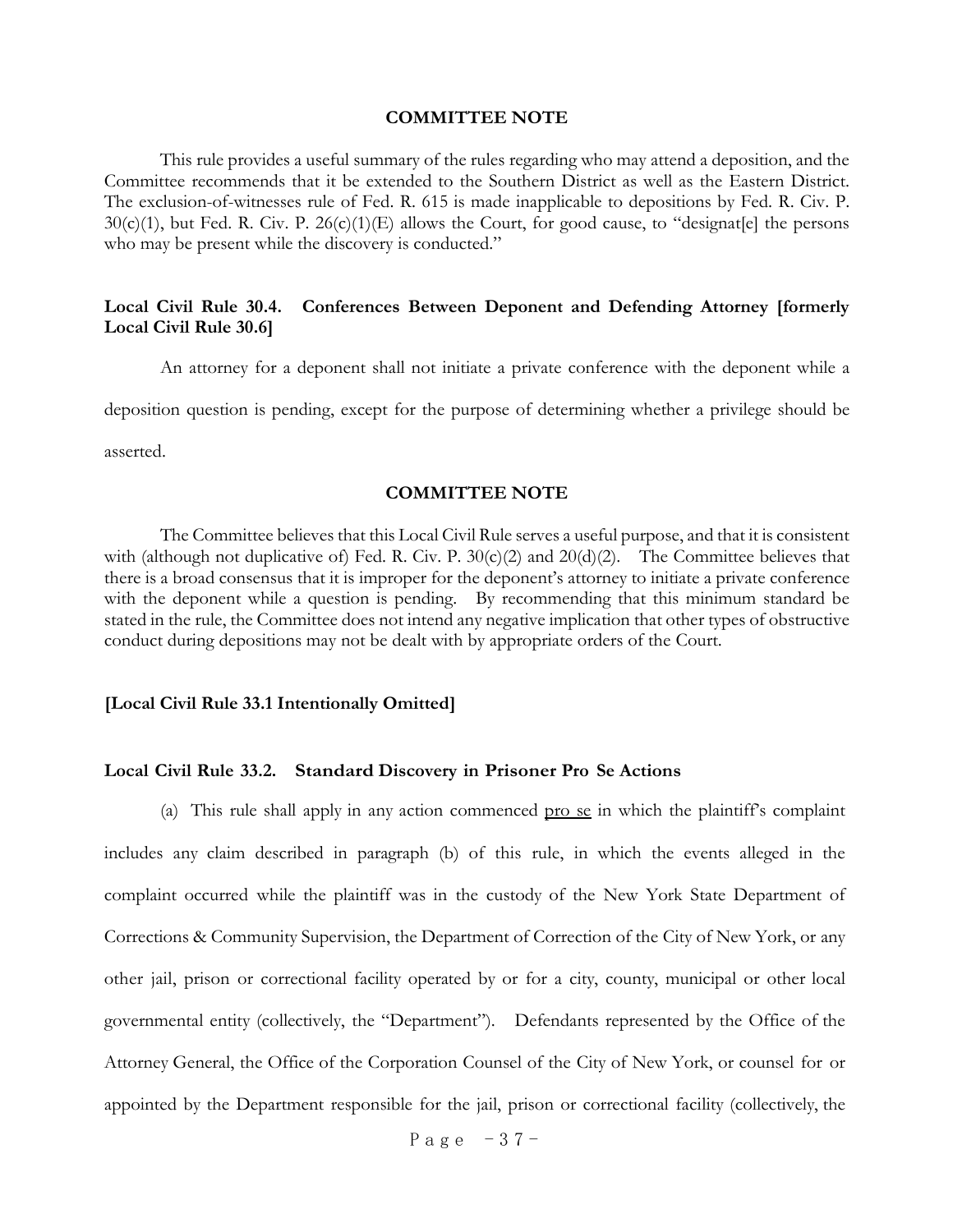**COMMITTEE NOTE**

This rule provides a useful summary of the rules regarding who may attend a deposition, and the Committee recommends that it be extended to the Southern District as well as the Eastern District. The exclusion-of-witnesses rule of Fed. R. 615 is made inapplicable to depositions by Fed. R. Civ. P. 30(c)(1), but Fed. R. Civ. P. 26(c)(1)(E) allows the Court, for good cause, to "designat[e] the persons who may be present while the discovery is conducted."

**Local Civil Rule 30.4. Conferences Between Deponent and Defending Attorney [formerly Local Civil Rule 30.6]**

An attorney for a deponent shall not initiate a private conference with the deponent while a deposition question is pending, except for the purpose of determining whether a privilege should be asserted.

**COMMITTEE NOTE**

The Committee believes that this Local Civil Rule serves a useful purpose, and that it is consistent with (although not duplicative of) Fed. R. Civ. P. 30(c)(2) and 20(d)(2). The Committee believes that there is a broad consensus that it is improper for the deponent's attorney to initiate a private conference with the deponent while a question is pending. By recommending that this minimum standard be stated in the rule, the Committee does not intend any negative implication that other types of obstructive conduct during depositions may not be dealt with by appropriate orders of the Court.

**[Local Civil Rule 33.1 Intentionally Omitted]**

**Local Civil Rule 33.2. Standard Discovery in Prisoner Pro Se Actions**

(a) This rule shall apply in any action commenced pro se in which the plaintiff's complaint includes any claim described in paragraph (b) of this rule, in which the events alleged in the complaint occurred while the plaintiff was in the custody of the New York State Department of Corrections & Community Supervision, the Department of Correction of the City of New York, or any other jail, prison or correctional facility operated by or for a city, county, municipal or other local governmental entity (collectively, the "Department"). Defendants represented by the Office of the Attorney General, the Office of the Corporation Counsel of the City of New York, or counsel for or appointed by the Department responsible for the jail, prison or correctional facility (collectively, the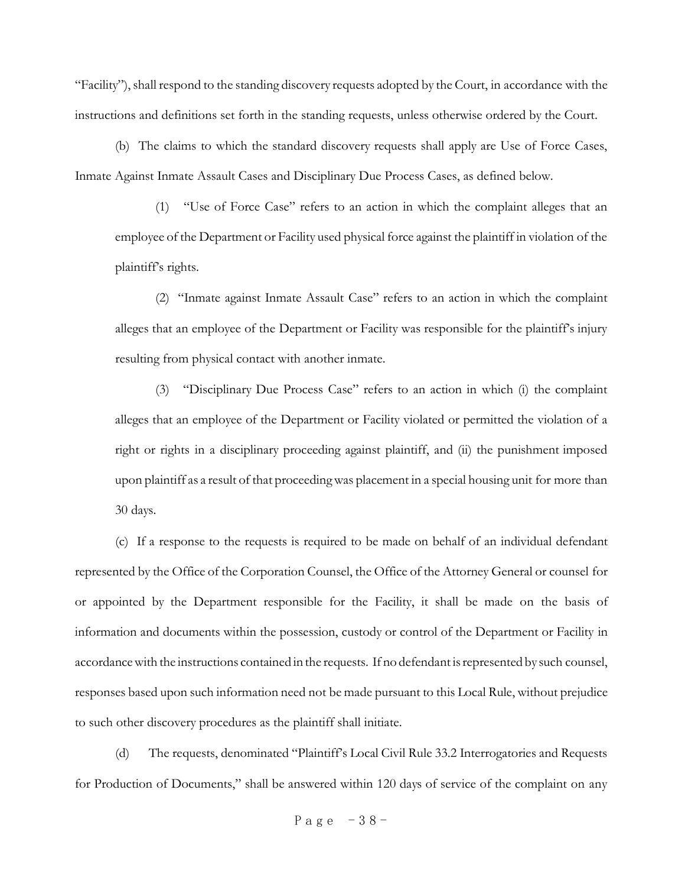"Facility"), shall respond to the standing discovery requests adopted by the Court, in accordance with the instructions and definitions set forth in the standing requests, unless otherwise ordered by the Court.

(b) The claims to which the standard discovery requests shall apply are Use of Force Cases, Inmate Against Inmate Assault Cases and Disciplinary Due Process Cases, as defined below.

> (1) "Use of Force Case" refers to an action in which the complaint alleges that an employee of the Department or Facility used physical force against the plaintiff in violation of the plaintiff's rights.
>
> (2) "Inmate against Inmate Assault Case" refers to an action in which the complaint alleges that an employee of the Department or Facility was responsible for the plaintiff's injury resulting from physical contact with another inmate.
>
> (3) "Disciplinary Due Process Case" refers to an action in which (i) the complaint alleges that an employee of the Department or Facility violated or permitted the violation of a right or rights in a disciplinary proceeding against plaintiff, and (ii) the punishment imposed upon plaintiff as a result of that proceeding was placement in a special housing unit for more than 30 days.

(c) If a response to the requests is required to be made on behalf of an individual defendant represented by the Office of the Corporation Counsel, the Office of the Attorney General or counsel for or appointed by the Department responsible for the Facility, it shall be made on the basis of information and documents within the possession, custody or control of the Department or Facility in accordance with the instructions contained in the requests. If no defendant is represented by such counsel, responses based upon such information need not be made pursuant to this Local Rule, without prejudice to such other discovery procedures as the plaintiff shall initiate.

(d) The requests, denominated "Plaintiff's Local Civil Rule 33.2 Interrogatories and Requests for Production of Documents," shall be answered within 120 days of service of the complaint on any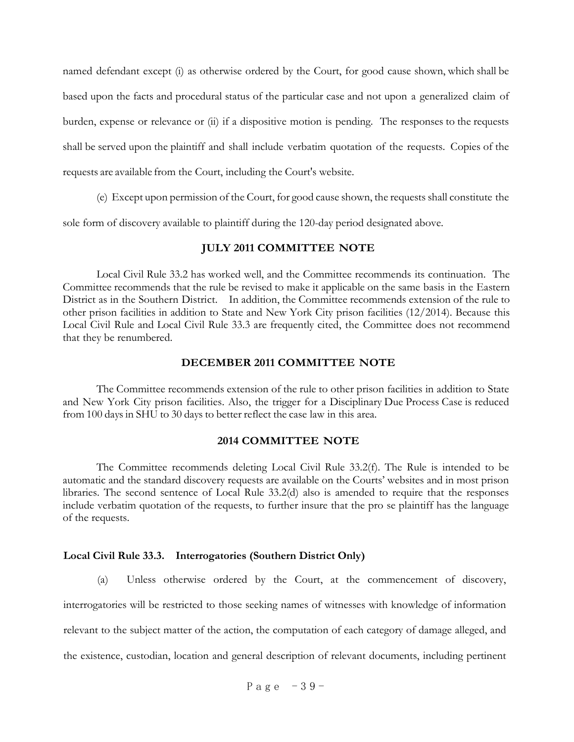named defendant except (i) as otherwise ordered by the Court, for good cause shown, which shall be based upon the facts and procedural status of the particular case and not upon a generalized claim of burden, expense or relevance or (ii) if a dispositive motion is pending. The responses to the requests shall be served upon the plaintiff and shall include verbatim quotation of the requests. Copies of the requests are available from the Court, including the Court's website.

(e) Except upon permission of the Court, for good cause shown, the requests shall constitute the sole form of discovery available to plaintiff during the 120-day period designated above.

### JULY 2011 COMMITTEE NOTE

Local Civil Rule 33.2 has worked well, and the Committee recommends its continuation. The Committee recommends that the rule be revised to make it applicable on the same basis in the Eastern District as in the Southern District. In addition, the Committee recommends extension of the rule to other prison facilities in addition to State and New York City prison facilities (12/2014). Because this Local Civil Rule and Local Civil Rule 33.3 are frequently cited, the Committee does not recommend that they be renumbered.

### DECEMBER 2011 COMMITTEE NOTE

The Committee recommends extension of the rule to other prison facilities in addition to State and New York City prison facilities. Also, the trigger for a Disciplinary Due Process Case is reduced from 100 days in SHU to 30 days to better reflect the case law in this area.

### 2014 COMMITTEE NOTE

The Committee recommends deleting Local Civil Rule 33.2(f). The Rule is intended to be automatic and the standard discovery requests are available on the Courts' websites and in most prison libraries. The second sentence of Local Rule 33.2(d) also is amended to require that the responses include verbatim quotation of the requests, to further insure that the pro se plaintiff has the language of the requests.

## Local Civil Rule 33.3. Interrogatories (Southern District Only)

(a) Unless otherwise ordered by the Court, at the commencement of discovery, interrogatories will be restricted to those seeking names of witnesses with knowledge of information relevant to the subject matter of the action, the computation of each category of damage alleged, and the existence, custodian, location and general description of relevant documents, including pertinent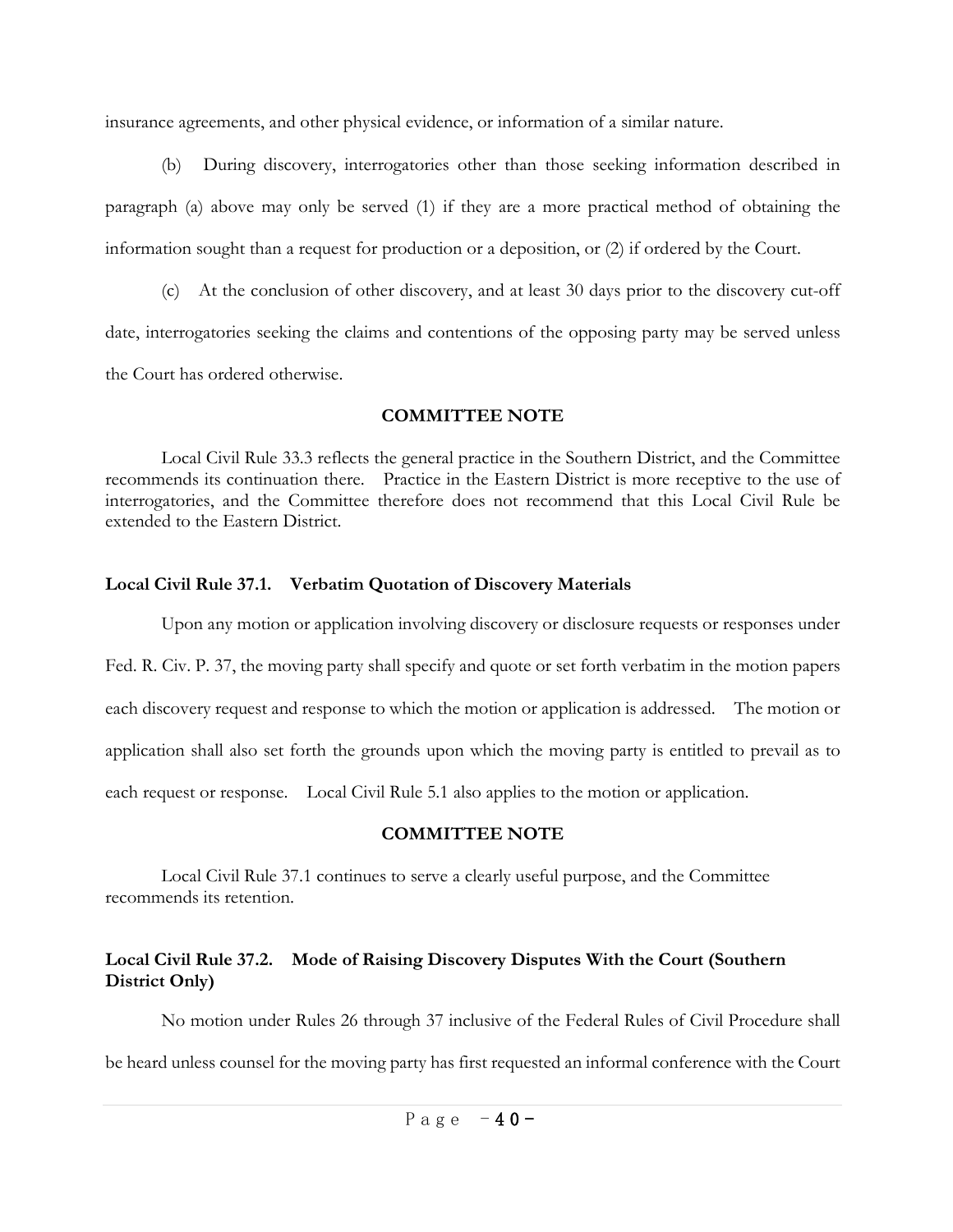insurance agreements, and other physical evidence, or information of a similar nature.

(b) During discovery, interrogatories other than those seeking information described in paragraph (a) above may only be served (1) if they are a more practical method of obtaining the information sought than a request for production or a deposition, or (2) if ordered by the Court.

(c) At the conclusion of other discovery, and at least 30 days prior to the discovery cut-off date, interrogatories seeking the claims and contentions of the opposing party may be served unless the Court has ordered otherwise.

**COMMITTEE NOTE**

Local Civil Rule 33.3 reflects the general practice in the Southern District, and the Committee recommends its continuation there. Practice in the Eastern District is more receptive to the use of interrogatories, and the Committee therefore does not recommend that this Local Civil Rule be extended to the Eastern District.

### Local Civil Rule 37.1. Verbatim Quotation of Discovery Materials

Upon any motion or application involving discovery or disclosure requests or responses under Fed. R. Civ. P. 37, the moving party shall specify and quote or set forth verbatim in the motion papers each discovery request and response to which the motion or application is addressed. The motion or application shall also set forth the grounds upon which the moving party is entitled to prevail as to each request or response. Local Civil Rule 5.1 also applies to the motion or application.

**COMMITTEE NOTE**

Local Civil Rule 37.1 continues to serve a clearly useful purpose, and the Committee recommends its retention.

### Local Civil Rule 37.2. Mode of Raising Discovery Disputes With the Court (Southern District Only)

No motion under Rules 26 through 37 inclusive of the Federal Rules of Civil Procedure shall be heard unless counsel for the moving party has first requested an informal conference with the Court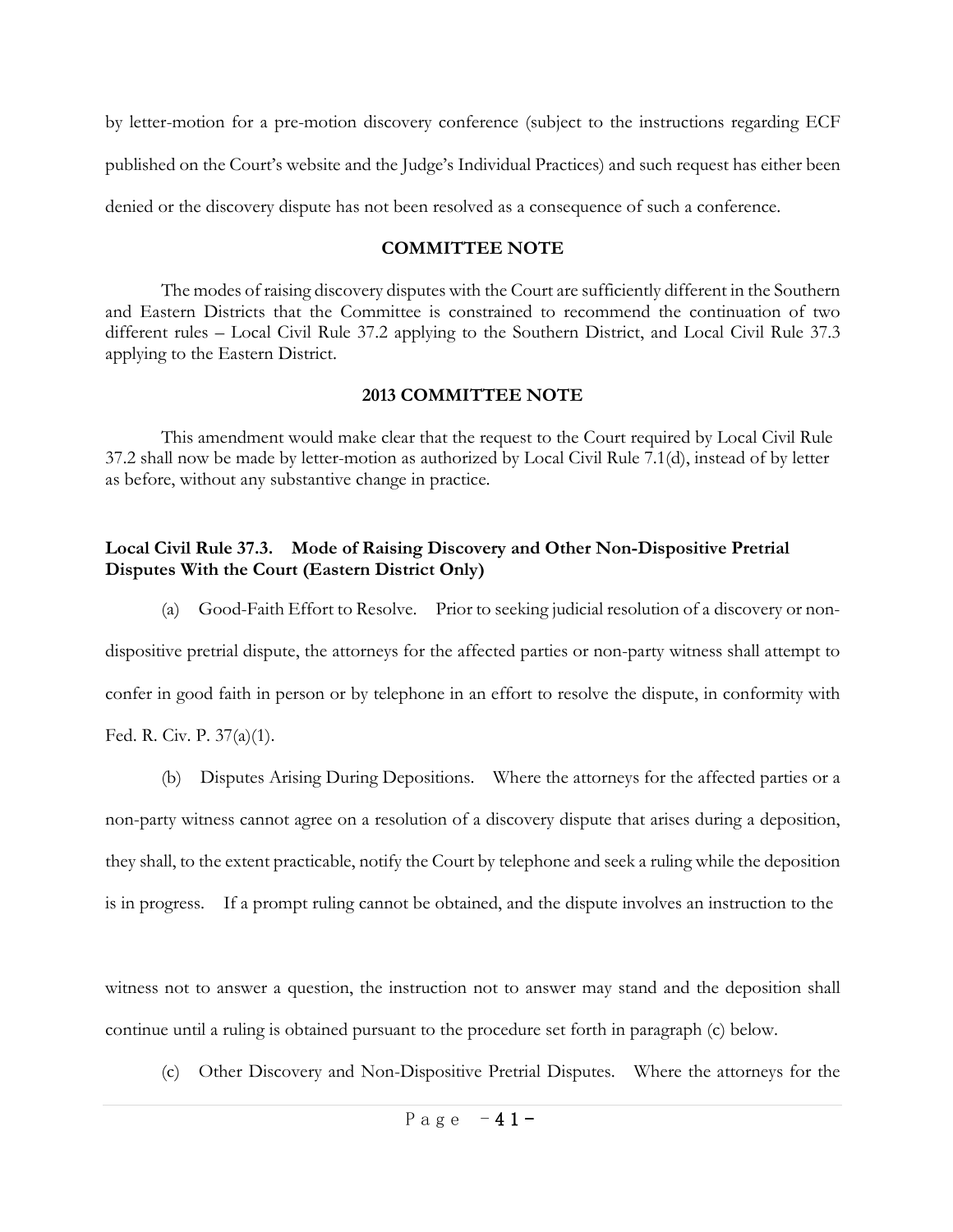by letter-motion for a pre-motion discovery conference (subject to the instructions regarding ECF published on the Court's website and the Judge's Individual Practices) and such request has either been denied or the discovery dispute has not been resolved as a consequence of such a conference.

**COMMITTEE NOTE**

The modes of raising discovery disputes with the Court are sufficiently different in the Southern and Eastern Districts that the Committee is constrained to recommend the continuation of two different rules – Local Civil Rule 37.2 applying to the Southern District, and Local Civil Rule 37.3 applying to the Eastern District.

**2013 COMMITTEE NOTE**

This amendment would make clear that the request to the Court required by Local Civil Rule 37.2 shall now be made by letter-motion as authorized by Local Civil Rule 7.1(d), instead of by letter as before, without any substantive change in practice.

**Local Civil Rule 37.3. Mode of Raising Discovery and Other Non-Dispositive Pretrial Disputes With the Court (Eastern District Only)**

(a) Good-Faith Effort to Resolve. Prior to seeking judicial resolution of a discovery or non-dispositive pretrial dispute, the attorneys for the affected parties or non-party witness shall attempt to confer in good faith in person or by telephone in an effort to resolve the dispute, in conformity with Fed. R. Civ. P. 37(a)(1).

(b) Disputes Arising During Depositions. Where the attorneys for the affected parties or a non-party witness cannot agree on a resolution of a discovery dispute that arises during a deposition, they shall, to the extent practicable, notify the Court by telephone and seek a ruling while the deposition is in progress. If a prompt ruling cannot be obtained, and the dispute involves an instruction to the witness not to answer a question, the instruction not to answer may stand and the deposition shall continue until a ruling is obtained pursuant to the procedure set forth in paragraph (c) below.

(c) Other Discovery and Non-Dispositive Pretrial Disputes. Where the attorneys for the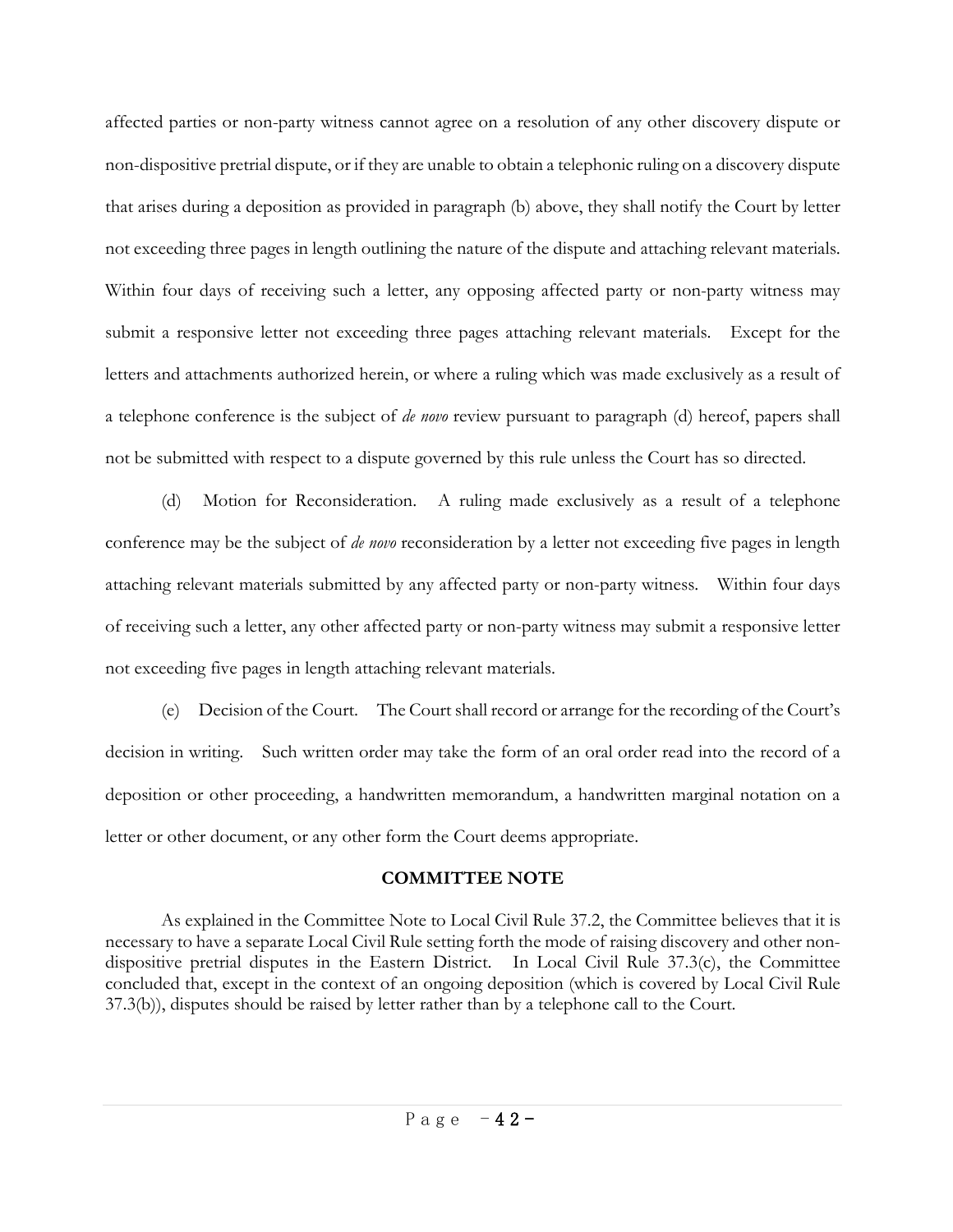affected parties or non-party witness cannot agree on a resolution of any other discovery dispute or non-dispositive pretrial dispute, or if they are unable to obtain a telephonic ruling on a discovery dispute that arises during a deposition as provided in paragraph (b) above, they shall notify the Court by letter not exceeding three pages in length outlining the nature of the dispute and attaching relevant materials. Within four days of receiving such a letter, any opposing affected party or non-party witness may submit a responsive letter not exceeding three pages attaching relevant materials. Except for the letters and attachments authorized herein, or where a ruling which was made exclusively as a result of a telephone conference is the subject of *de novo* review pursuant to paragraph (d) hereof, papers shall not be submitted with respect to a dispute governed by this rule unless the Court has so directed.

(d) Motion for Reconsideration. A ruling made exclusively as a result of a telephone conference may be the subject of *de novo* reconsideration by a letter not exceeding five pages in length attaching relevant materials submitted by any affected party or non-party witness. Within four days of receiving such a letter, any other affected party or non-party witness may submit a responsive letter not exceeding five pages in length attaching relevant materials.

(e) Decision of the Court. The Court shall record or arrange for the recording of the Court's decision in writing. Such written order may take the form of an oral order read into the record of a deposition or other proceeding, a handwritten memorandum, a handwritten marginal notation on a letter or other document, or any other form the Court deems appropriate.

**COMMITTEE NOTE**

As explained in the Committee Note to Local Civil Rule 37.2, the Committee believes that it is necessary to have a separate Local Civil Rule setting forth the mode of raising discovery and other non-dispositive pretrial disputes in the Eastern District. In Local Civil Rule 37.3(c), the Committee concluded that, except in the context of an ongoing deposition (which is covered by Local Civil Rule 37.3(b)), disputes should be raised by letter rather than by a telephone call to the Court.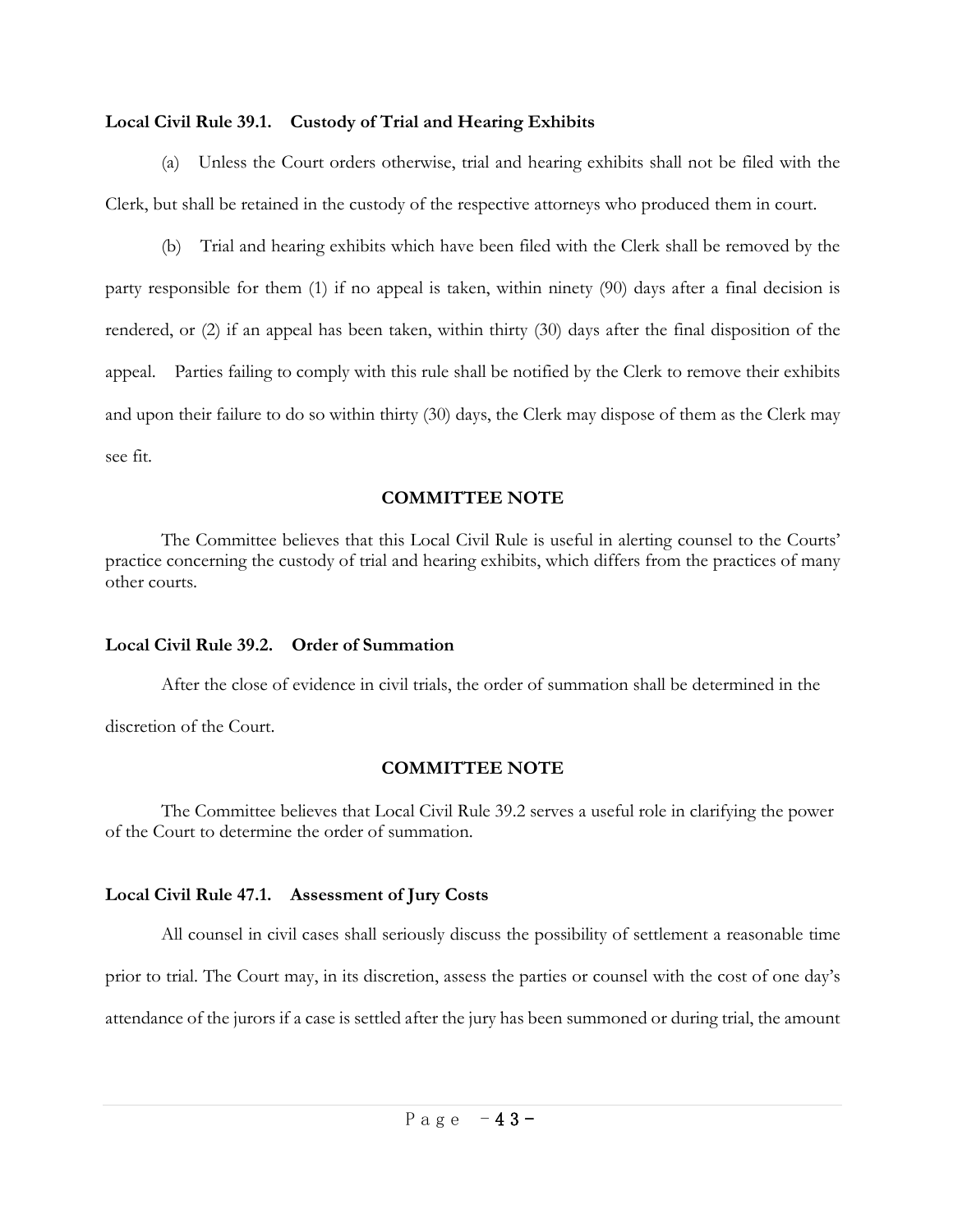**Local Civil Rule 39.1. Custody of Trial and Hearing Exhibits**

(a) Unless the Court orders otherwise, trial and hearing exhibits shall not be filed with the Clerk, but shall be retained in the custody of the respective attorneys who produced them in court.

(b) Trial and hearing exhibits which have been filed with the Clerk shall be removed by the party responsible for them (1) if no appeal is taken, within ninety (90) days after a final decision is rendered, or (2) if an appeal has been taken, within thirty (30) days after the final disposition of the appeal. Parties failing to comply with this rule shall be notified by the Clerk to remove their exhibits and upon their failure to do so within thirty (30) days, the Clerk may dispose of them as the Clerk may see fit.

**COMMITTEE NOTE**

The Committee believes that this Local Civil Rule is useful in alerting counsel to the Courts' practice concerning the custody of trial and hearing exhibits, which differs from the practices of many other courts.

**Local Civil Rule 39.2. Order of Summation**

After the close of evidence in civil trials, the order of summation shall be determined in the discretion of the Court.

**COMMITTEE NOTE**

The Committee believes that Local Civil Rule 39.2 serves a useful role in clarifying the power of the Court to determine the order of summation.

**Local Civil Rule 47.1. Assessment of Jury Costs**

All counsel in civil cases shall seriously discuss the possibility of settlement a reasonable time prior to trial. The Court may, in its discretion, assess the parties or counsel with the cost of one day's attendance of the jurors if a case is settled after the jury has been summoned or during trial, the amount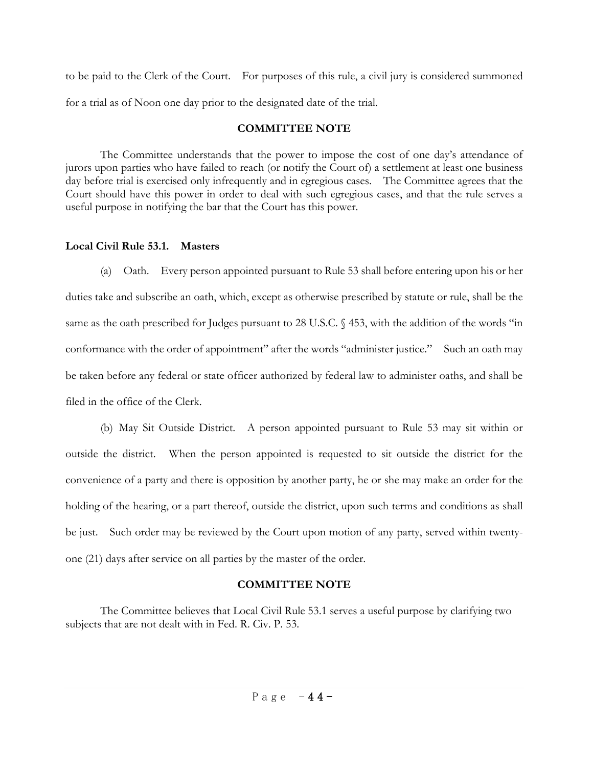to be paid to the Clerk of the Court. For purposes of this rule, a civil jury is considered summoned for a trial as of Noon one day prior to the designated date of the trial.

**COMMITTEE NOTE**

The Committee understands that the power to impose the cost of one day's attendance of jurors upon parties who have failed to reach (or notify the Court of) a settlement at least one business day before trial is exercised only infrequently and in egregious cases. The Committee agrees that the Court should have this power in order to deal with such egregious cases, and that the rule serves a useful purpose in notifying the bar that the Court has this power.

**Local Civil Rule 53.1. Masters**

(a) Oath. Every person appointed pursuant to Rule 53 shall before entering upon his or her duties take and subscribe an oath, which, except as otherwise prescribed by statute or rule, shall be the same as the oath prescribed for Judges pursuant to 28 U.S.C. § 453, with the addition of the words "in conformance with the order of appointment" after the words "administer justice." Such an oath may be taken before any federal or state officer authorized by federal law to administer oaths, and shall be filed in the office of the Clerk.

(b) May Sit Outside District. A person appointed pursuant to Rule 53 may sit within or outside the district. When the person appointed is requested to sit outside the district for the convenience of a party and there is opposition by another party, he or she may make an order for the holding of the hearing, or a part thereof, outside the district, upon such terms and conditions as shall be just. Such order may be reviewed by the Court upon motion of any party, served within twenty-one (21) days after service on all parties by the master of the order.

**COMMITTEE NOTE**

The Committee believes that Local Civil Rule 53.1 serves a useful purpose by clarifying two subjects that are not dealt with in Fed. R. Civ. P. 53.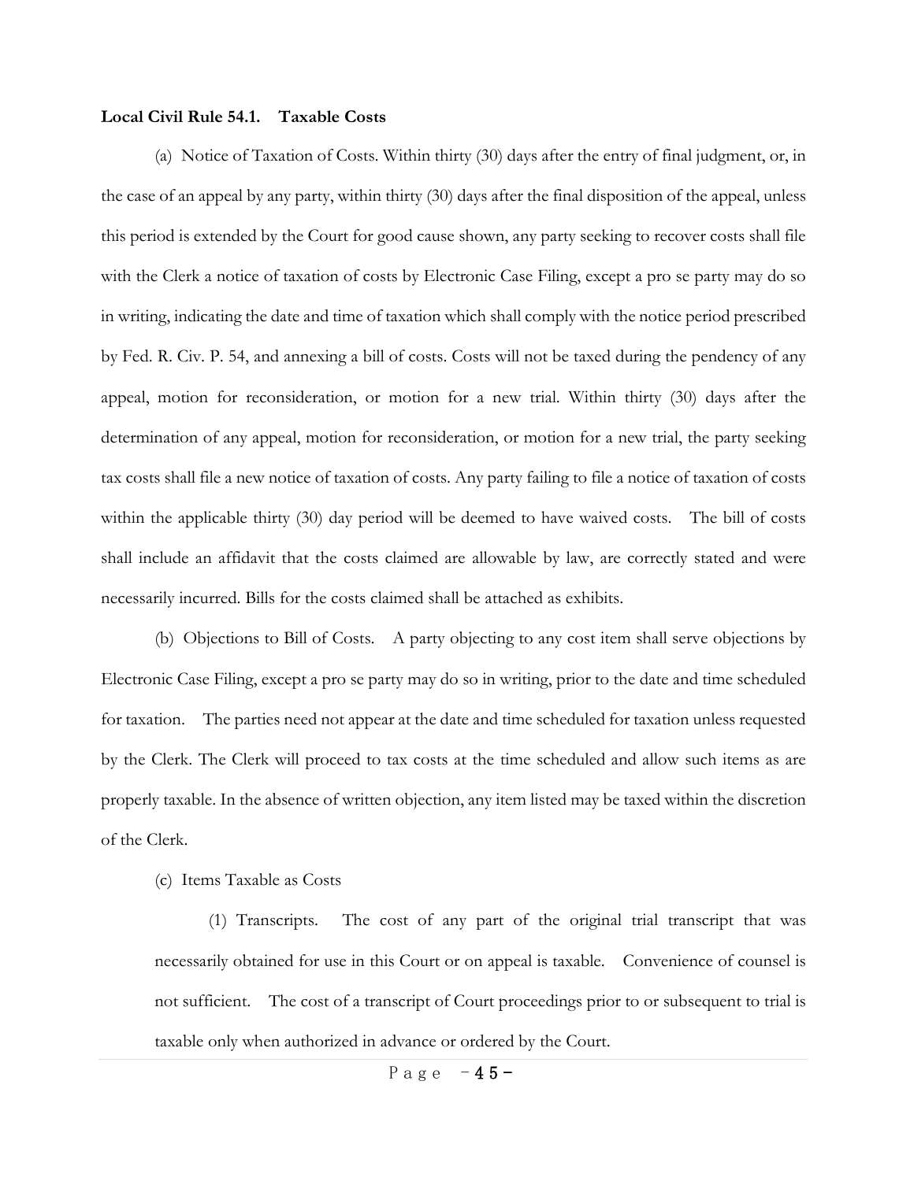**Local Civil Rule 54.1. Taxable Costs**

(a) Notice of Taxation of Costs. Within thirty (30) days after the entry of final judgment, or, in the case of an appeal by any party, within thirty (30) days after the final disposition of the appeal, unless this period is extended by the Court for good cause shown, any party seeking to recover costs shall file with the Clerk a notice of taxation of costs by Electronic Case Filing, except a pro se party may do so in writing, indicating the date and time of taxation which shall comply with the notice period prescribed by Fed. R. Civ. P. 54, and annexing a bill of costs. Costs will not be taxed during the pendency of any appeal, motion for reconsideration, or motion for a new trial. Within thirty (30) days after the determination of any appeal, motion for reconsideration, or motion for a new trial, the party seeking tax costs shall file a new notice of taxation of costs. Any party failing to file a notice of taxation of costs within the applicable thirty (30) day period will be deemed to have waived costs. The bill of costs shall include an affidavit that the costs claimed are allowable by law, are correctly stated and were necessarily incurred. Bills for the costs claimed shall be attached as exhibits.

(b) Objections to Bill of Costs. A party objecting to any cost item shall serve objections by Electronic Case Filing, except a pro se party may do so in writing, prior to the date and time scheduled for taxation. The parties need not appear at the date and time scheduled for taxation unless requested by the Clerk. The Clerk will proceed to tax costs at the time scheduled and allow such items as are properly taxable. In the absence of written objection, any item listed may be taxed within the discretion of the Clerk.

(c) Items Taxable as Costs

(1) Transcripts. The cost of any part of the original trial transcript that was necessarily obtained for use in this Court or on appeal is taxable. Convenience of counsel is not sufficient. The cost of a transcript of Court proceedings prior to or subsequent to trial is taxable only when authorized in advance or ordered by the Court.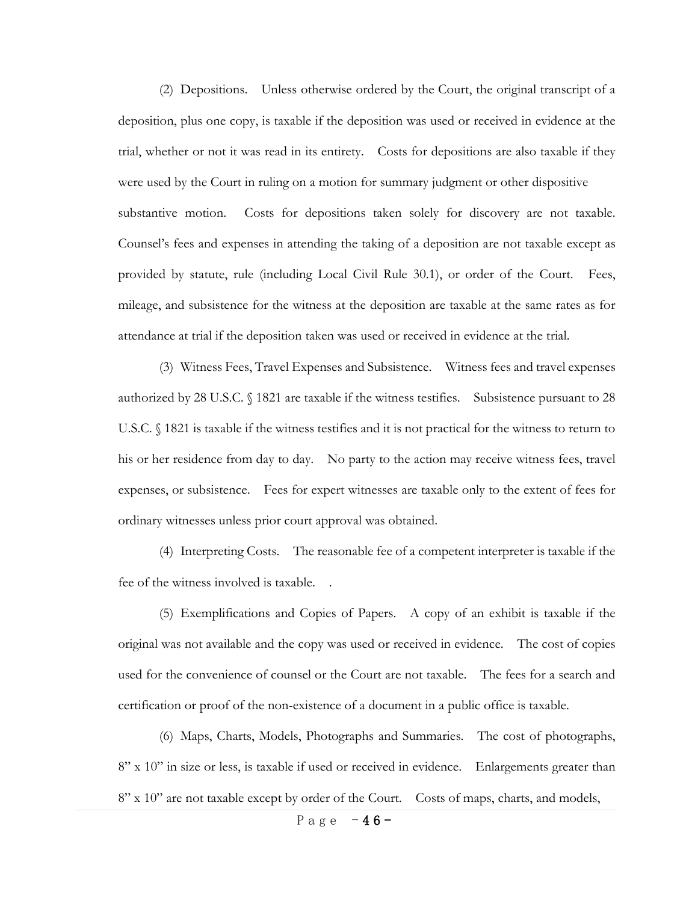(2) Depositions. Unless otherwise ordered by the Court, the original transcript of a deposition, plus one copy, is taxable if the deposition was used or received in evidence at the trial, whether or not it was read in its entirety. Costs for depositions are also taxable if they were used by the Court in ruling on a motion for summary judgment or other dispositive substantive motion. Costs for depositions taken solely for discovery are not taxable. Counsel's fees and expenses in attending the taking of a deposition are not taxable except as provided by statute, rule (including Local Civil Rule 30.1), or order of the Court. Fees, mileage, and subsistence for the witness at the deposition are taxable at the same rates as for attendance at trial if the deposition taken was used or received in evidence at the trial.

(3) Witness Fees, Travel Expenses and Subsistence. Witness fees and travel expenses authorized by 28 U.S.C. § 1821 are taxable if the witness testifies. Subsistence pursuant to 28 U.S.C. § 1821 is taxable if the witness testifies and it is not practical for the witness to return to his or her residence from day to day. No party to the action may receive witness fees, travel expenses, or subsistence. Fees for expert witnesses are taxable only to the extent of fees for ordinary witnesses unless prior court approval was obtained.

(4) Interpreting Costs. The reasonable fee of a competent interpreter is taxable if the fee of the witness involved is taxable. .

(5) Exemplifications and Copies of Papers. A copy of an exhibit is taxable if the original was not available and the copy was used or received in evidence. The cost of copies used for the convenience of counsel or the Court are not taxable. The fees for a search and certification or proof of the non-existence of a document in a public office is taxable.

(6) Maps, Charts, Models, Photographs and Summaries. The cost of photographs, 8" x 10" in size or less, is taxable if used or received in evidence. Enlargements greater than 8" x 10" are not taxable except by order of the Court. Costs of maps, charts, and models,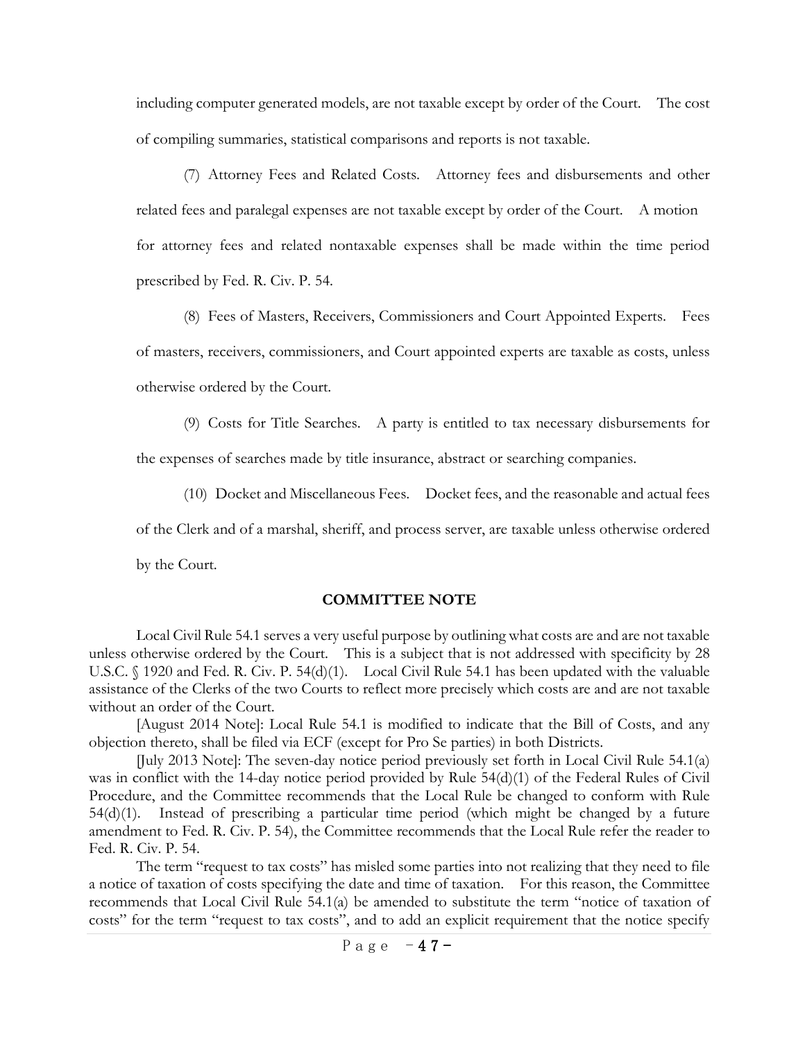including computer generated models, are not taxable except by order of the Court. The cost of compiling summaries, statistical comparisons and reports is not taxable.

(7) Attorney Fees and Related Costs. Attorney fees and disbursements and other related fees and paralegal expenses are not taxable except by order of the Court. A motion for attorney fees and related nontaxable expenses shall be made within the time period prescribed by Fed. R. Civ. P. 54.

(8) Fees of Masters, Receivers, Commissioners and Court Appointed Experts. Fees of masters, receivers, commissioners, and Court appointed experts are taxable as costs, unless otherwise ordered by the Court.

(9) Costs for Title Searches. A party is entitled to tax necessary disbursements for the expenses of searches made by title insurance, abstract or searching companies.

(10) Docket and Miscellaneous Fees. Docket fees, and the reasonable and actual fees of the Clerk and of a marshal, sheriff, and process server, are taxable unless otherwise ordered by the Court.

**COMMITTEE NOTE**

Local Civil Rule 54.1 serves a very useful purpose by outlining what costs are and are not taxable unless otherwise ordered by the Court. This is a subject that is not addressed with specificity by 28 U.S.C. § 1920 and Fed. R. Civ. P. 54(d)(1). Local Civil Rule 54.1 has been updated with the valuable assistance of the Clerks of the two Courts to reflect more precisely which costs are and are not taxable without an order of the Court.

[August 2014 Note]: Local Rule 54.1 is modified to indicate that the Bill of Costs, and any objection thereto, shall be filed via ECF (except for Pro Se parties) in both Districts.

[July 2013 Note]: The seven-day notice period previously set forth in Local Civil Rule 54.1(a) was in conflict with the 14-day notice period provided by Rule 54(d)(1) of the Federal Rules of Civil Procedure, and the Committee recommends that the Local Rule be changed to conform with Rule 54(d)(1). Instead of prescribing a particular time period (which might be changed by a future amendment to Fed. R. Civ. P. 54), the Committee recommends that the Local Rule refer the reader to Fed. R. Civ. P. 54.

The term "request to tax costs" has misled some parties into not realizing that they need to file a notice of taxation of costs specifying the date and time of taxation. For this reason, the Committee recommends that Local Civil Rule 54.1(a) be amended to substitute the term "notice of taxation of costs" for the term "request to tax costs", and to add an explicit requirement that the notice specify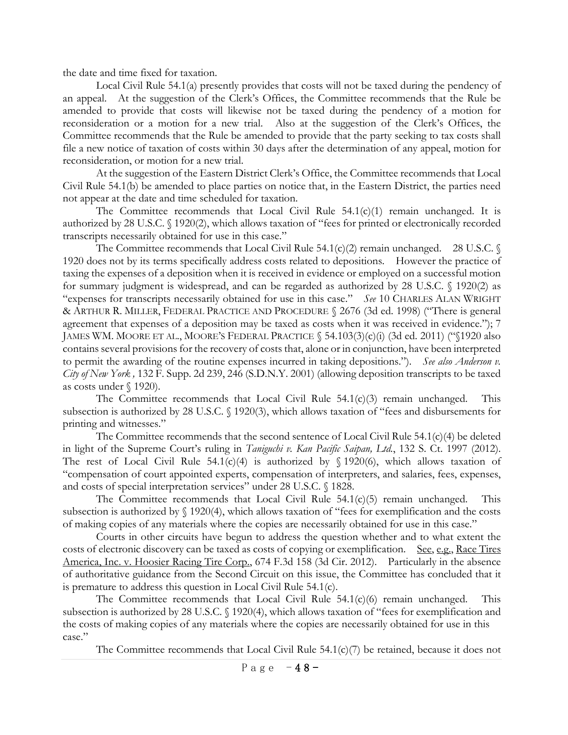the date and time fixed for taxation.

Local Civil Rule 54.1(a) presently provides that costs will not be taxed during the pendency of an appeal. At the suggestion of the Clerk's Offices, the Committee recommends that the Rule be amended to provide that costs will likewise not be taxed during the pendency of a motion for reconsideration or a motion for a new trial. Also at the suggestion of the Clerk's Offices, the Committee recommends that the Rule be amended to provide that the party seeking to tax costs shall file a new notice of taxation of costs within 30 days after the determination of any appeal, motion for reconsideration, or motion for a new trial.

At the suggestion of the Eastern District Clerk's Office, the Committee recommends that Local Civil Rule 54.1(b) be amended to place parties on notice that, in the Eastern District, the parties need not appear at the date and time scheduled for taxation.

The Committee recommends that Local Civil Rule 54.1(c)(1) remain unchanged. It is authorized by 28 U.S.C. § 1920(2), which allows taxation of "fees for printed or electronically recorded transcripts necessarily obtained for use in this case."

The Committee recommends that Local Civil Rule 54.1(c)(2) remain unchanged. 28 U.S.C. § 1920 does not by its terms specifically address costs related to depositions. However the practice of taxing the expenses of a deposition when it is received in evidence or employed on a successful motion for summary judgment is widespread, and can be regarded as authorized by 28 U.S.C. § 1920(2) as "expenses for transcripts necessarily obtained for use in this case." *See* 10 CHARLES ALAN WRIGHT & ARTHUR R. MILLER, FEDERAL PRACTICE AND PROCEDURE § 2676 (3d ed. 1998) ("There is general agreement that expenses of a deposition may be taxed as costs when it was received in evidence."); 7 JAMES WM. MOORE ET AL., MOORE'S FEDERAL PRACTICE § 54.103(3)(c)(i) (3d ed. 2011) ("§1920 also contains several provisions for the recovery of costs that, alone or in conjunction, have been interpreted to permit the awarding of the routine expenses incurred in taking depositions."). *See also Anderson v. City of New York*, 132 F. Supp. 2d 239, 246 (S.D.N.Y. 2001) (allowing deposition transcripts to be taxed as costs under § 1920).

The Committee recommends that Local Civil Rule 54.1(c)(3) remain unchanged. This subsection is authorized by 28 U.S.C. § 1920(3), which allows taxation of "fees and disbursements for printing and witnesses."

The Committee recommends that the second sentence of Local Civil Rule 54.1(c)(4) be deleted in light of the Supreme Court's ruling in *Taniguchi v. Kan Pacific Saipan, Ltd.*, 132 S. Ct. 1997 (2012). The rest of Local Civil Rule 54.1(c)(4) is authorized by § 1920(6), which allows taxation of "compensation of court appointed experts, compensation of interpreters, and salaries, fees, expenses, and costs of special interpretation services" under 28 U.S.C. § 1828.

The Committee recommends that Local Civil Rule 54.1(c)(5) remain unchanged. This subsection is authorized by § 1920(4), which allows taxation of "fees for exemplification and the costs of making copies of any materials where the copies are necessarily obtained for use in this case."

Courts in other circuits have begun to address the question whether and to what extent the costs of electronic discovery can be taxed as costs of copying or exemplification. See, e.g., Race Tires America, Inc. v. Hoosier Racing Tire Corp., 674 F.3d 158 (3d Cir. 2012). Particularly in the absence of authoritative guidance from the Second Circuit on this issue, the Committee has concluded that it is premature to address this question in Local Civil Rule 54.1(c).

The Committee recommends that Local Civil Rule 54.1(c)(6) remain unchanged. This subsection is authorized by 28 U.S.C. § 1920(4), which allows taxation of "fees for exemplification and the costs of making copies of any materials where the copies are necessarily obtained for use in this case."

The Committee recommends that Local Civil Rule 54.1(c)(7) be retained, because it does not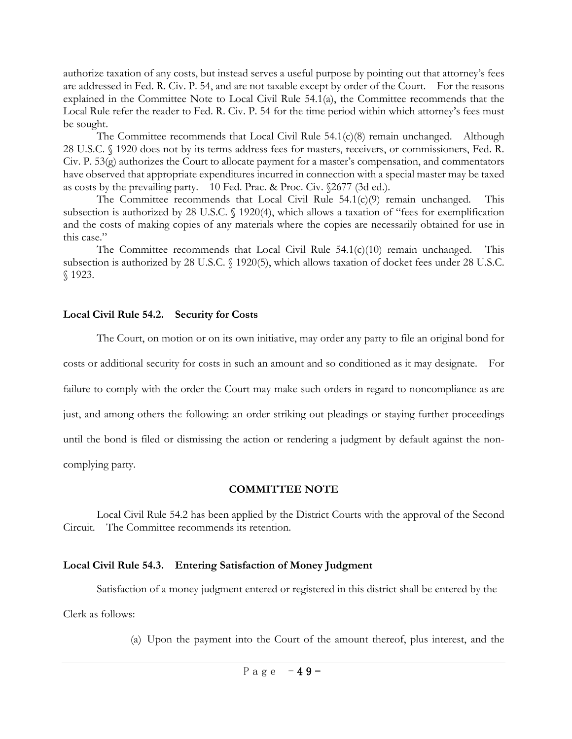authorize taxation of any costs, but instead serves a useful purpose by pointing out that attorney's fees are addressed in Fed. R. Civ. P. 54, and are not taxable except by order of the Court. For the reasons explained in the Committee Note to Local Civil Rule 54.1(a), the Committee recommends that the Local Rule refer the reader to Fed. R. Civ. P. 54 for the time period within which attorney's fees must be sought.

The Committee recommends that Local Civil Rule 54.1(c)(8) remain unchanged. Although 28 U.S.C. § 1920 does not by its terms address fees for masters, receivers, or commissioners, Fed. R. Civ. P. 53(g) authorizes the Court to allocate payment for a master's compensation, and commentators have observed that appropriate expenditures incurred in connection with a special master may be taxed as costs by the prevailing party. 10 Fed. Prac. & Proc. Civ. §2677 (3d ed.).

The Committee recommends that Local Civil Rule 54.1(c)(9) remain unchanged. This subsection is authorized by 28 U.S.C. § 1920(4), which allows a taxation of "fees for exemplification and the costs of making copies of any materials where the copies are necessarily obtained for use in this case."

The Committee recommends that Local Civil Rule 54.1(c)(10) remain unchanged. This subsection is authorized by 28 U.S.C. § 1920(5), which allows taxation of docket fees under 28 U.S.C. § 1923.

**Local Civil Rule 54.2. Security for Costs**

The Court, on motion or on its own initiative, may order any party to file an original bond for costs or additional security for costs in such an amount and so conditioned as it may designate. For failure to comply with the order the Court may make such orders in regard to noncompliance as are just, and among others the following: an order striking out pleadings or staying further proceedings until the bond is filed or dismissing the action or rendering a judgment by default against the non-complying party.

**COMMITTEE NOTE**

Local Civil Rule 54.2 has been applied by the District Courts with the approval of the Second Circuit. The Committee recommends its retention.

**Local Civil Rule 54.3. Entering Satisfaction of Money Judgment**

Satisfaction of a money judgment entered or registered in this district shall be entered by the Clerk as follows:

(a) Upon the payment into the Court of the amount thereof, plus interest, and the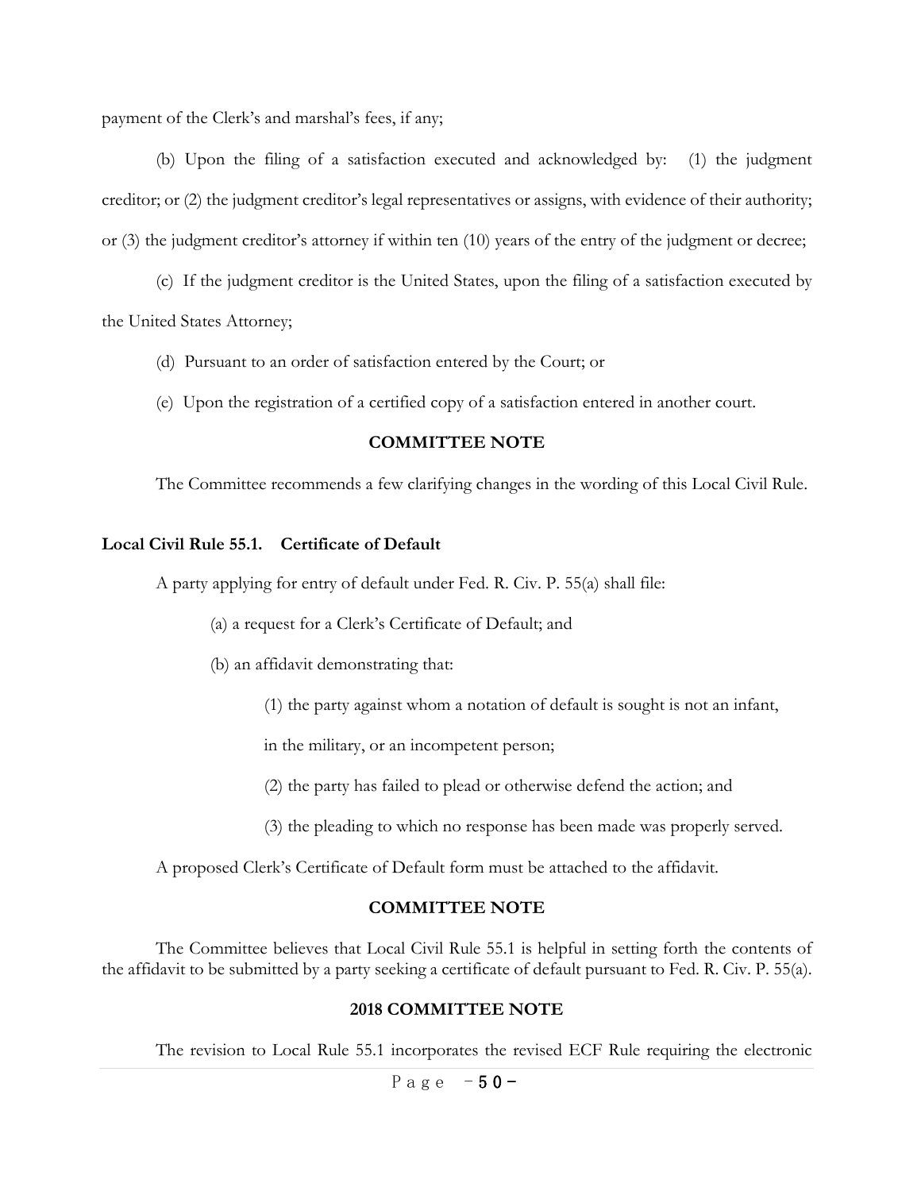payment of the Clerk's and marshal's fees, if any;

(b) Upon the filing of a satisfaction executed and acknowledged by: (1) the judgment creditor; or (2) the judgment creditor's legal representatives or assigns, with evidence of their authority; or (3) the judgment creditor's attorney if within ten (10) years of the entry of the judgment or decree;

(c) If the judgment creditor is the United States, upon the filing of a satisfaction executed by the United States Attorney;

(d) Pursuant to an order of satisfaction entered by the Court; or

(e) Upon the registration of a certified copy of a satisfaction entered in another court.

**COMMITTEE NOTE**

The Committee recommends a few clarifying changes in the wording of this Local Civil Rule.

**Local Civil Rule 55.1. Certificate of Default**

A party applying for entry of default under Fed. R. Civ. P. 55(a) shall file:

(a) a request for a Clerk's Certificate of Default; and

(b) an affidavit demonstrating that:

(1) the party against whom a notation of default is sought is not an infant, in the military, or an incompetent person;

(2) the party has failed to plead or otherwise defend the action; and

(3) the pleading to which no response has been made was properly served.

A proposed Clerk's Certificate of Default form must be attached to the affidavit.

**COMMITTEE NOTE**

The Committee believes that Local Civil Rule 55.1 is helpful in setting forth the contents of the affidavit to be submitted by a party seeking a certificate of default pursuant to Fed. R. Civ. P. 55(a).

**2018 COMMITTEE NOTE**

The revision to Local Rule 55.1 incorporates the revised ECF Rule requiring the electronic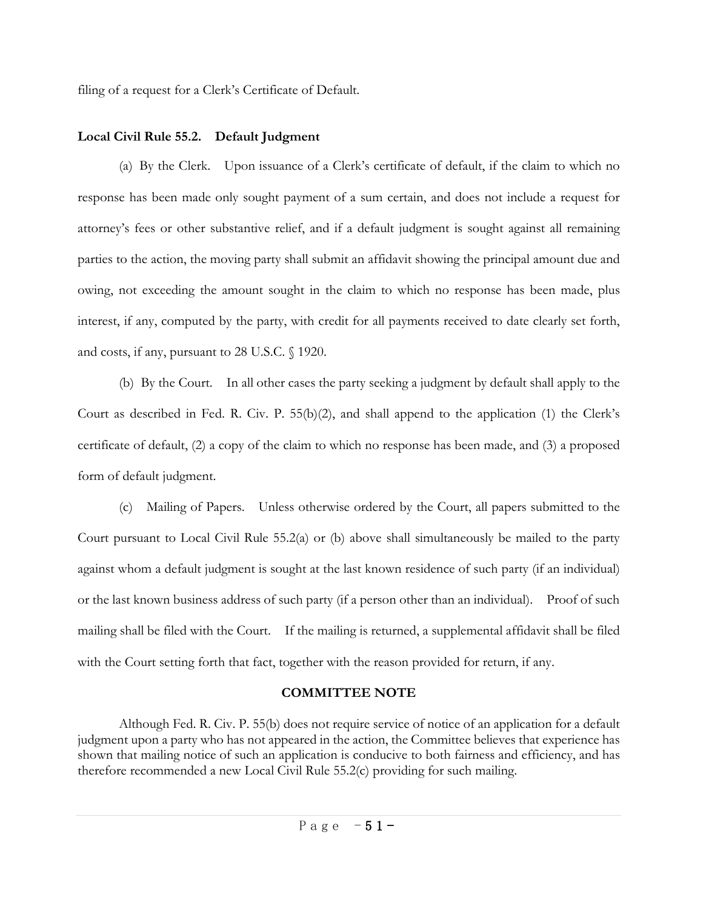filing of a request for a Clerk's Certificate of Default.

**Local Civil Rule 55.2. Default Judgment**

(a) By the Clerk. Upon issuance of a Clerk's certificate of default, if the claim to which no response has been made only sought payment of a sum certain, and does not include a request for attorney's fees or other substantive relief, and if a default judgment is sought against all remaining parties to the action, the moving party shall submit an affidavit showing the principal amount due and owing, not exceeding the amount sought in the claim to which no response has been made, plus interest, if any, computed by the party, with credit for all payments received to date clearly set forth, and costs, if any, pursuant to 28 U.S.C. § 1920.

(b) By the Court. In all other cases the party seeking a judgment by default shall apply to the Court as described in Fed. R. Civ. P. 55(b)(2), and shall append to the application (1) the Clerk's certificate of default, (2) a copy of the claim to which no response has been made, and (3) a proposed form of default judgment.

(c) Mailing of Papers. Unless otherwise ordered by the Court, all papers submitted to the Court pursuant to Local Civil Rule 55.2(a) or (b) above shall simultaneously be mailed to the party against whom a default judgment is sought at the last known residence of such party (if an individual) or the last known business address of such party (if a person other than an individual). Proof of such mailing shall be filed with the Court. If the mailing is returned, a supplemental affidavit shall be filed with the Court setting forth that fact, together with the reason provided for return, if any.

**COMMITTEE NOTE**

Although Fed. R. Civ. P. 55(b) does not require service of notice of an application for a default judgment upon a party who has not appeared in the action, the Committee believes that experience has shown that mailing notice of such an application is conducive to both fairness and efficiency, and has therefore recommended a new Local Civil Rule 55.2(c) providing for such mailing.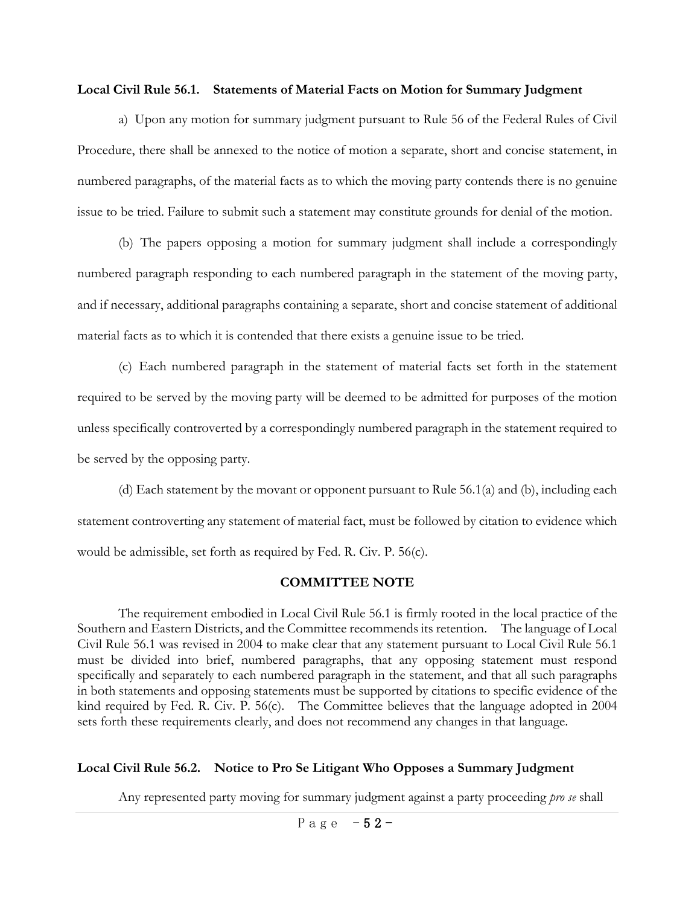### Local Civil Rule 56.1. Statements of Material Facts on Motion for Summary Judgment

a) Upon any motion for summary judgment pursuant to Rule 56 of the Federal Rules of Civil Procedure, there shall be annexed to the notice of motion a separate, short and concise statement, in numbered paragraphs, of the material facts as to which the moving party contends there is no genuine issue to be tried. Failure to submit such a statement may constitute grounds for denial of the motion.

(b) The papers opposing a motion for summary judgment shall include a correspondingly numbered paragraph responding to each numbered paragraph in the statement of the moving party, and if necessary, additional paragraphs containing a separate, short and concise statement of additional material facts as to which it is contended that there exists a genuine issue to be tried.

(c) Each numbered paragraph in the statement of material facts set forth in the statement required to be served by the moving party will be deemed to be admitted for purposes of the motion unless specifically controverted by a correspondingly numbered paragraph in the statement required to be served by the opposing party.

(d) Each statement by the movant or opponent pursuant to Rule 56.1(a) and (b), including each statement controverting any statement of material fact, must be followed by citation to evidence which would be admissible, set forth as required by Fed. R. Civ. P. 56(c).

**COMMITTEE NOTE**

The requirement embodied in Local Civil Rule 56.1 is firmly rooted in the local practice of the Southern and Eastern Districts, and the Committee recommends its retention. The language of Local Civil Rule 56.1 was revised in 2004 to make clear that any statement pursuant to Local Civil Rule 56.1 must be divided into brief, numbered paragraphs, that any opposing statement must respond specifically and separately to each numbered paragraph in the statement, and that all such paragraphs in both statements and opposing statements must be supported by citations to specific evidence of the kind required by Fed. R. Civ. P. 56(c). The Committee believes that the language adopted in 2004 sets forth these requirements clearly, and does not recommend any changes in that language.

### Local Civil Rule 56.2. Notice to Pro Se Litigant Who Opposes a Summary Judgment

Any represented party moving for summary judgment against a party proceeding *pro se* shall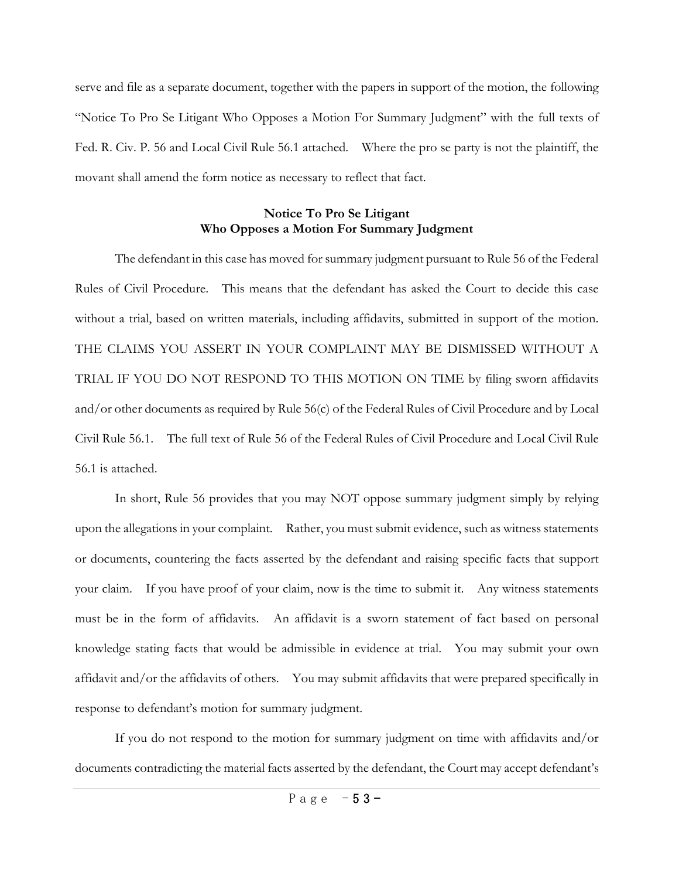serve and file as a separate document, together with the papers in support of the motion, the following "Notice To Pro Se Litigant Who Opposes a Motion For Summary Judgment" with the full texts of Fed. R. Civ. P. 56 and Local Civil Rule 56.1 attached. Where the pro se party is not the plaintiff, the movant shall amend the form notice as necessary to reflect that fact.

**Notice To Pro Se Litigant**
**Who Opposes a Motion For Summary Judgment**

The defendant in this case has moved for summary judgment pursuant to Rule 56 of the Federal Rules of Civil Procedure. This means that the defendant has asked the Court to decide this case without a trial, based on written materials, including affidavits, submitted in support of the motion. THE CLAIMS YOU ASSERT IN YOUR COMPLAINT MAY BE DISMISSED WITHOUT A TRIAL IF YOU DO NOT RESPOND TO THIS MOTION ON TIME by filing sworn affidavits and/or other documents as required by Rule 56(c) of the Federal Rules of Civil Procedure and by Local Civil Rule 56.1. The full text of Rule 56 of the Federal Rules of Civil Procedure and Local Civil Rule 56.1 is attached.

In short, Rule 56 provides that you may NOT oppose summary judgment simply by relying upon the allegations in your complaint. Rather, you must submit evidence, such as witness statements or documents, countering the facts asserted by the defendant and raising specific facts that support your claim. If you have proof of your claim, now is the time to submit it. Any witness statements must be in the form of affidavits. An affidavit is a sworn statement of fact based on personal knowledge stating facts that would be admissible in evidence at trial. You may submit your own affidavit and/or the affidavits of others. You may submit affidavits that were prepared specifically in response to defendant's motion for summary judgment.

If you do not respond to the motion for summary judgment on time with affidavits and/or documents contradicting the material facts asserted by the defendant, the Court may accept defendant's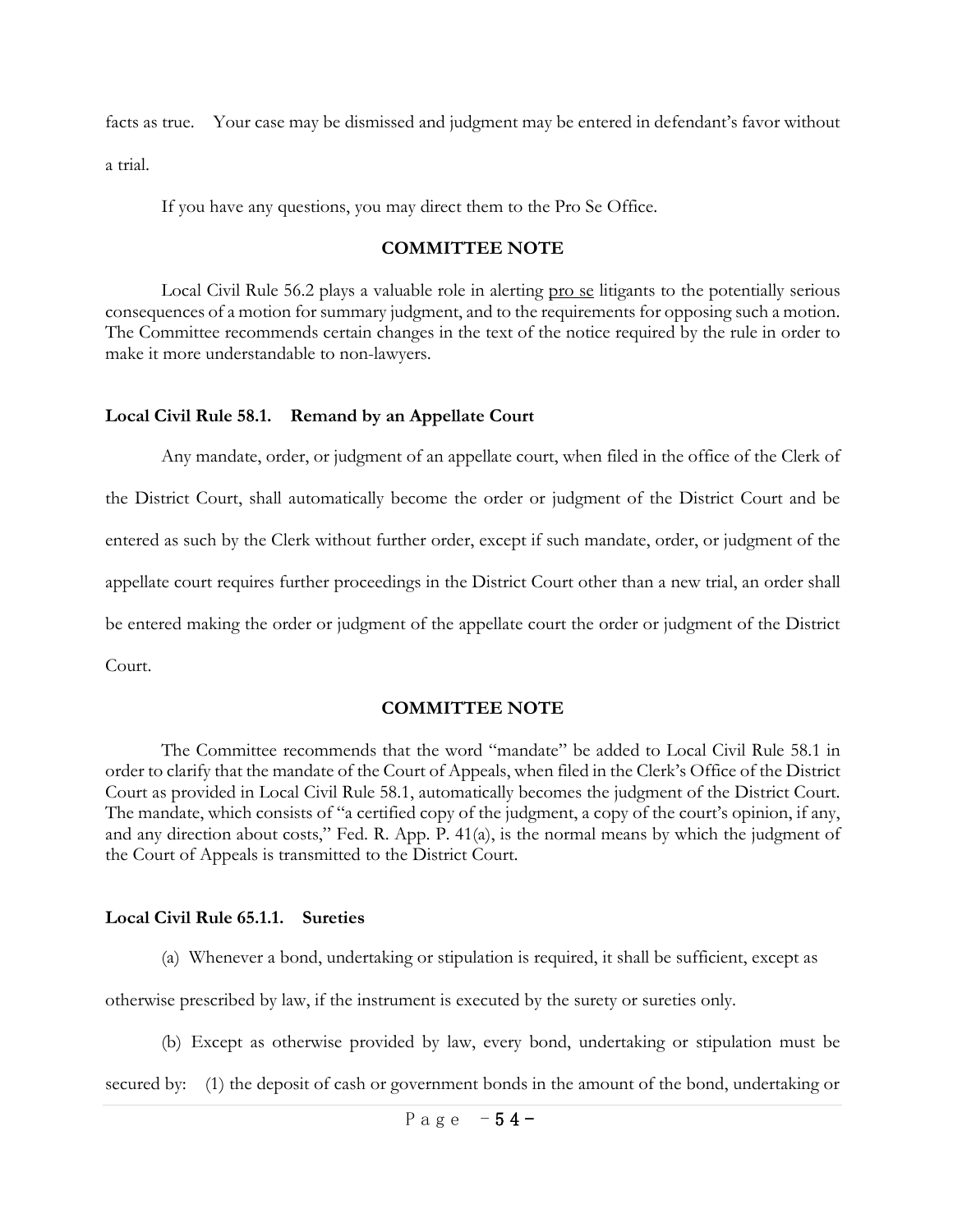facts as true. Your case may be dismissed and judgment may be entered in defendant's favor without a trial.

If you have any questions, you may direct them to the Pro Se Office.

**COMMITTEE NOTE**

Local Civil Rule 56.2 plays a valuable role in alerting pro se litigants to the potentially serious consequences of a motion for summary judgment, and to the requirements for opposing such a motion. The Committee recommends certain changes in the text of the notice required by the rule in order to make it more understandable to non-lawyers.

**Local Civil Rule 58.1. Remand by an Appellate Court**

Any mandate, order, or judgment of an appellate court, when filed in the office of the Clerk of the District Court, shall automatically become the order or judgment of the District Court and be entered as such by the Clerk without further order, except if such mandate, order, or judgment of the appellate court requires further proceedings in the District Court other than a new trial, an order shall be entered making the order or judgment of the appellate court the order or judgment of the District Court.

**COMMITTEE NOTE**

The Committee recommends that the word "mandate" be added to Local Civil Rule 58.1 in order to clarify that the mandate of the Court of Appeals, when filed in the Clerk's Office of the District Court as provided in Local Civil Rule 58.1, automatically becomes the judgment of the District Court. The mandate, which consists of "a certified copy of the judgment, a copy of the court's opinion, if any, and any direction about costs," Fed. R. App. P. 41(a), is the normal means by which the judgment of the Court of Appeals is transmitted to the District Court.

**Local Civil Rule 65.1.1. Sureties**

(a) Whenever a bond, undertaking or stipulation is required, it shall be sufficient, except as otherwise prescribed by law, if the instrument is executed by the surety or sureties only.

(b) Except as otherwise provided by law, every bond, undertaking or stipulation must be secured by: (1) the deposit of cash or government bonds in the amount of the bond, undertaking or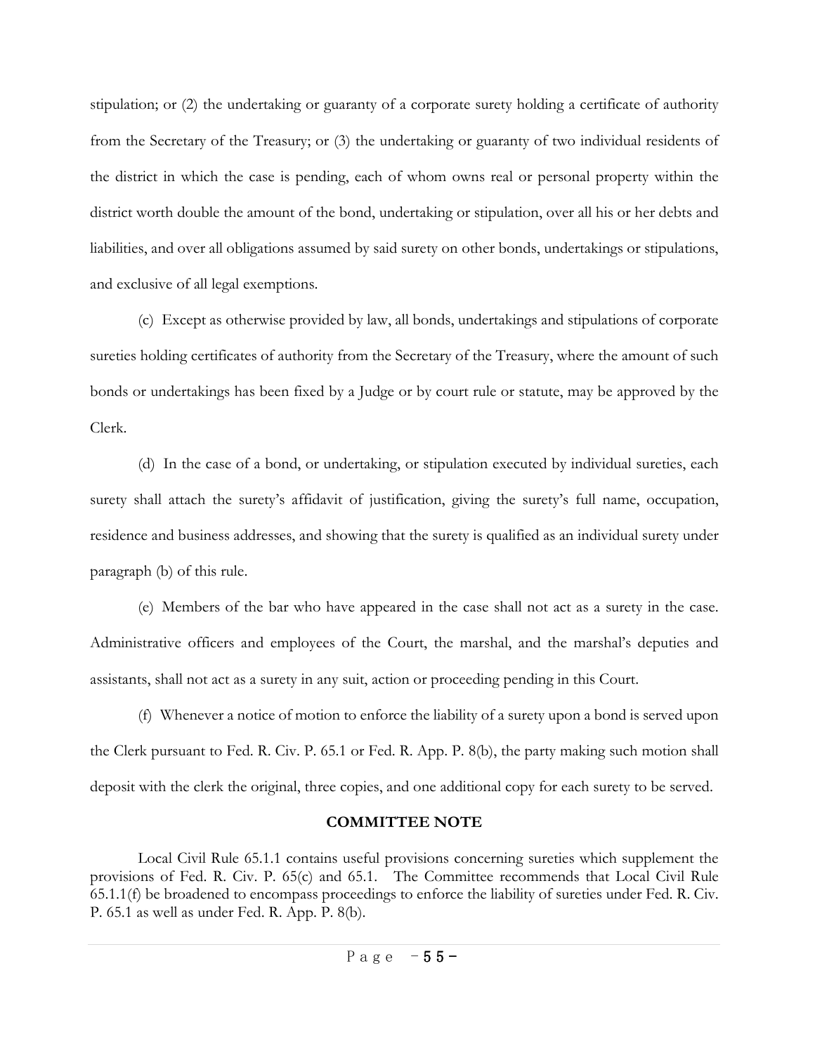stipulation; or (2) the undertaking or guaranty of a corporate surety holding a certificate of authority from the Secretary of the Treasury; or (3) the undertaking or guaranty of two individual residents of the district in which the case is pending, each of whom owns real or personal property within the district worth double the amount of the bond, undertaking or stipulation, over all his or her debts and liabilities, and over all obligations assumed by said surety on other bonds, undertakings or stipulations, and exclusive of all legal exemptions.

(c) Except as otherwise provided by law, all bonds, undertakings and stipulations of corporate sureties holding certificates of authority from the Secretary of the Treasury, where the amount of such bonds or undertakings has been fixed by a Judge or by court rule or statute, may be approved by the Clerk.

(d) In the case of a bond, or undertaking, or stipulation executed by individual sureties, each surety shall attach the surety's affidavit of justification, giving the surety's full name, occupation, residence and business addresses, and showing that the surety is qualified as an individual surety under paragraph (b) of this rule.

(e) Members of the bar who have appeared in the case shall not act as a surety in the case. Administrative officers and employees of the Court, the marshal, and the marshal's deputies and assistants, shall not act as a surety in any suit, action or proceeding pending in this Court.

(f) Whenever a notice of motion to enforce the liability of a surety upon a bond is served upon the Clerk pursuant to Fed. R. Civ. P. 65.1 or Fed. R. App. P. 8(b), the party making such motion shall deposit with the clerk the original, three copies, and one additional copy for each surety to be served.

**COMMITTEE NOTE**

Local Civil Rule 65.1.1 contains useful provisions concerning sureties which supplement the provisions of Fed. R. Civ. P. 65(c) and 65.1. The Committee recommends that Local Civil Rule 65.1.1(f) be broadened to encompass proceedings to enforce the liability of sureties under Fed. R. Civ. P. 65.1 as well as under Fed. R. App. P. 8(b).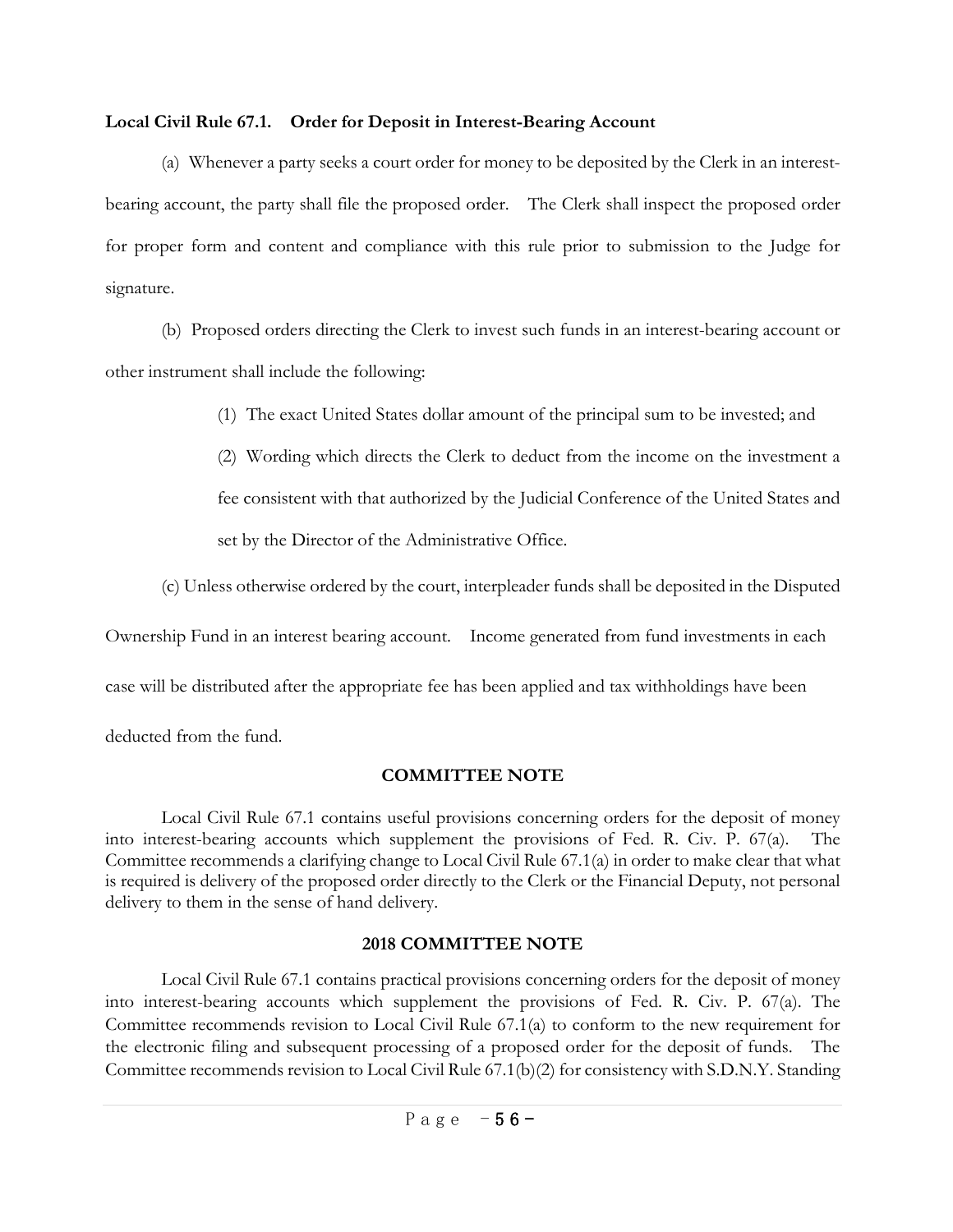**Local Civil Rule 67.1. Order for Deposit in Interest-Bearing Account**

(a) Whenever a party seeks a court order for money to be deposited by the Clerk in an interest-bearing account, the party shall file the proposed order. The Clerk shall inspect the proposed order for proper form and content and compliance with this rule prior to submission to the Judge for signature.

(b) Proposed orders directing the Clerk to invest such funds in an interest-bearing account or other instrument shall include the following:

> (1) The exact United States dollar amount of the principal sum to be invested; and
>
> (2) Wording which directs the Clerk to deduct from the income on the investment a fee consistent with that authorized by the Judicial Conference of the United States and set by the Director of the Administrative Office.

(c) Unless otherwise ordered by the court, interpleader funds shall be deposited in the Disputed Ownership Fund in an interest bearing account. Income generated from fund investments in each case will be distributed after the appropriate fee has been applied and tax withholdings have been deducted from the fund.

### COMMITTEE NOTE

Local Civil Rule 67.1 contains useful provisions concerning orders for the deposit of money into interest-bearing accounts which supplement the provisions of Fed. R. Civ. P. 67(a). The Committee recommends a clarifying change to Local Civil Rule 67.1(a) in order to make clear that what is required is delivery of the proposed order directly to the Clerk or the Financial Deputy, not personal delivery to them in the sense of hand delivery.

### 2018 COMMITTEE NOTE

Local Civil Rule 67.1 contains practical provisions concerning orders for the deposit of money into interest-bearing accounts which supplement the provisions of Fed. R. Civ. P. 67(a). The Committee recommends revision to Local Civil Rule 67.1(a) to conform to the new requirement for the electronic filing and subsequent processing of a proposed order for the deposit of funds. The Committee recommends revision to Local Civil Rule 67.1(b)(2) for consistency with S.D.N.Y. Standing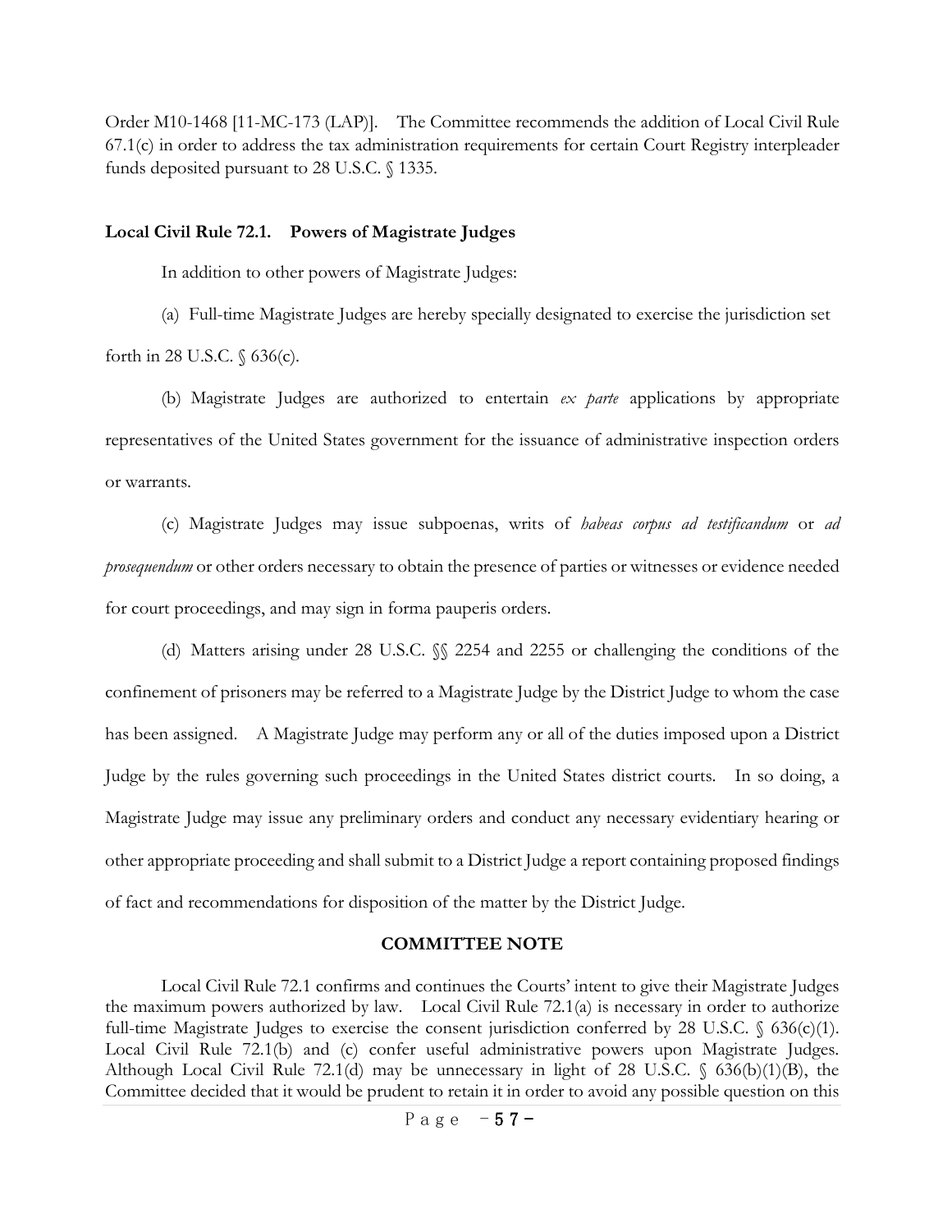Order M10-1468 [11-MC-173 (LAP)]. The Committee recommends the addition of Local Civil Rule 67.1(c) in order to address the tax administration requirements for certain Court Registry interpleader funds deposited pursuant to 28 U.S.C. § 1335.

**Local Civil Rule 72.1. Powers of Magistrate Judges**

In addition to other powers of Magistrate Judges:

(a) Full-time Magistrate Judges are hereby specially designated to exercise the jurisdiction set forth in 28 U.S.C. § 636(c).

(b) Magistrate Judges are authorized to entertain *ex parte* applications by appropriate representatives of the United States government for the issuance of administrative inspection orders or warrants.

(c) Magistrate Judges may issue subpoenas, writs of *habeas corpus ad testificandum* or *ad prosequendum* or other orders necessary to obtain the presence of parties or witnesses or evidence needed for court proceedings, and may sign in forma pauperis orders.

(d) Matters arising under 28 U.S.C. §§ 2254 and 2255 or challenging the conditions of the confinement of prisoners may be referred to a Magistrate Judge by the District Judge to whom the case has been assigned. A Magistrate Judge may perform any or all of the duties imposed upon a District Judge by the rules governing such proceedings in the United States district courts. In so doing, a Magistrate Judge may issue any preliminary orders and conduct any necessary evidentiary hearing or other appropriate proceeding and shall submit to a District Judge a report containing proposed findings of fact and recommendations for disposition of the matter by the District Judge.

**COMMITTEE NOTE**

Local Civil Rule 72.1 confirms and continues the Courts' intent to give their Magistrate Judges the maximum powers authorized by law. Local Civil Rule 72.1(a) is necessary in order to authorize full-time Magistrate Judges to exercise the consent jurisdiction conferred by 28 U.S.C. § 636(c)(1). Local Civil Rule 72.1(b) and (c) confer useful administrative powers upon Magistrate Judges. Although Local Civil Rule 72.1(d) may be unnecessary in light of 28 U.S.C. § 636(b)(1)(B), the Committee decided that it would be prudent to retain it in order to avoid any possible question on this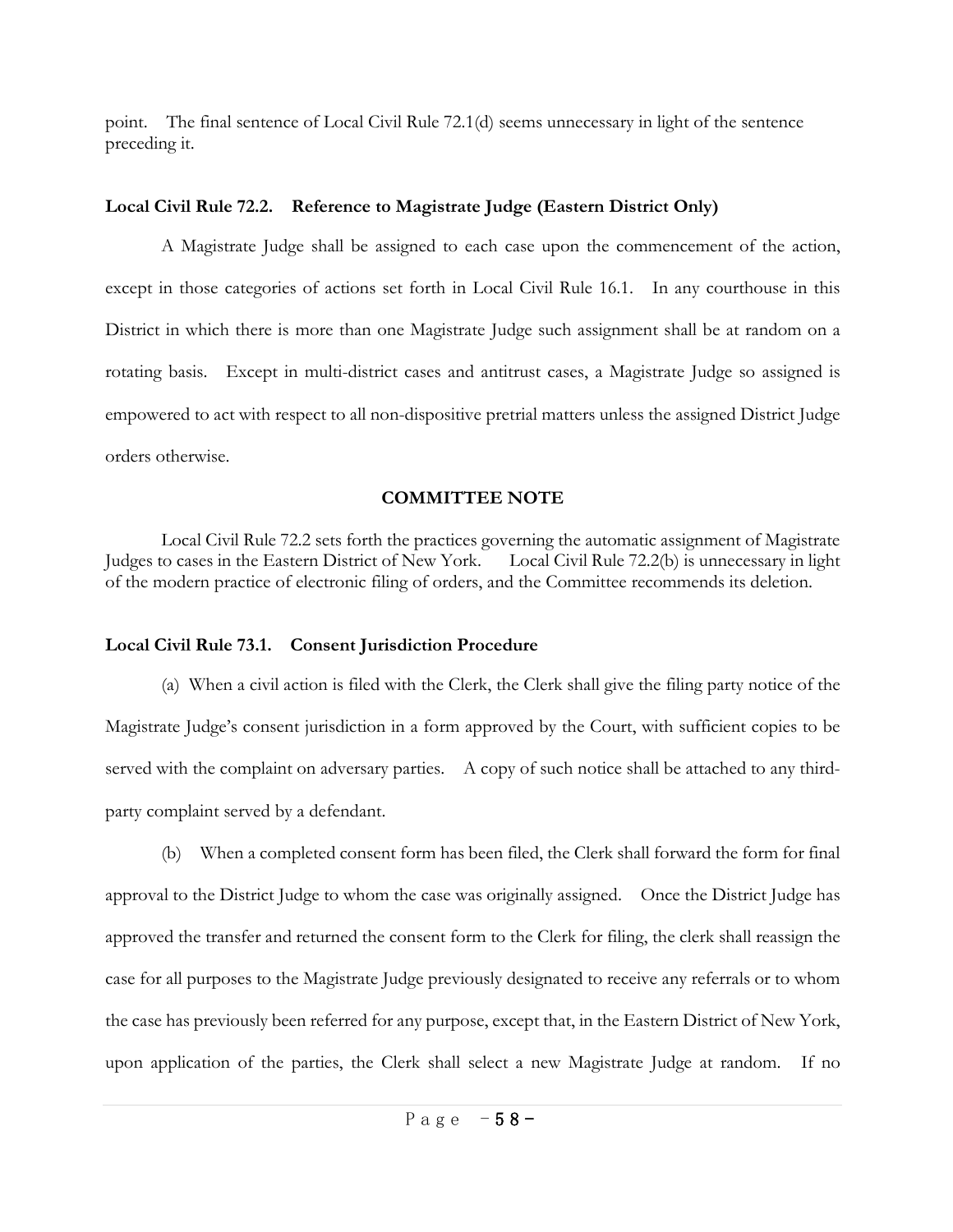point. The final sentence of Local Civil Rule 72.1(d) seems unnecessary in light of the sentence preceding it.

### Local Civil Rule 72.2. Reference to Magistrate Judge (Eastern District Only)

A Magistrate Judge shall be assigned to each case upon the commencement of the action, except in those categories of actions set forth in Local Civil Rule 16.1. In any courthouse in this District in which there is more than one Magistrate Judge such assignment shall be at random on a rotating basis. Except in multi-district cases and antitrust cases, a Magistrate Judge so assigned is empowered to act with respect to all non-dispositive pretrial matters unless the assigned District Judge orders otherwise.

**COMMITTEE NOTE**

Local Civil Rule 72.2 sets forth the practices governing the automatic assignment of Magistrate Judges to cases in the Eastern District of New York. Local Civil Rule 72.2(b) is unnecessary in light of the modern practice of electronic filing of orders, and the Committee recommends its deletion.

### Local Civil Rule 73.1. Consent Jurisdiction Procedure

(a) When a civil action is filed with the Clerk, the Clerk shall give the filing party notice of the Magistrate Judge's consent jurisdiction in a form approved by the Court, with sufficient copies to be served with the complaint on adversary parties. A copy of such notice shall be attached to any third-party complaint served by a defendant.

(b) When a completed consent form has been filed, the Clerk shall forward the form for final approval to the District Judge to whom the case was originally assigned. Once the District Judge has approved the transfer and returned the consent form to the Clerk for filing, the clerk shall reassign the case for all purposes to the Magistrate Judge previously designated to receive any referrals or to whom the case has previously been referred for any purpose, except that, in the Eastern District of New York, upon application of the parties, the Clerk shall select a new Magistrate Judge at random. If no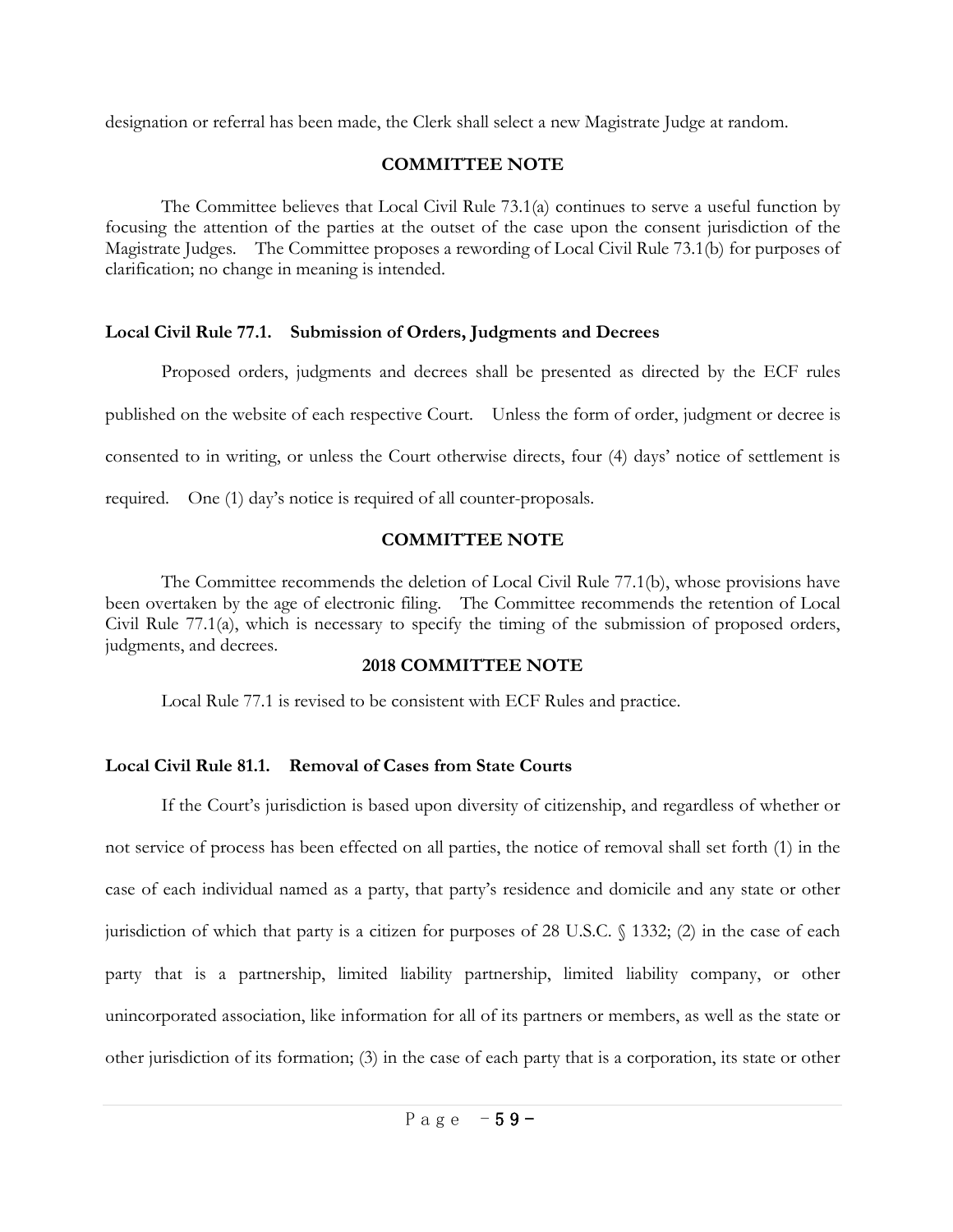designation or referral has been made, the Clerk shall select a new Magistrate Judge at random.

**COMMITTEE NOTE**

The Committee believes that Local Civil Rule 73.1(a) continues to serve a useful function by focusing the attention of the parties at the outset of the case upon the consent jurisdiction of the Magistrate Judges. The Committee proposes a rewording of Local Civil Rule 73.1(b) for purposes of clarification; no change in meaning is intended.

### Local Civil Rule 77.1. Submission of Orders, Judgments and Decrees

Proposed orders, judgments and decrees shall be presented as directed by the ECF rules published on the website of each respective Court. Unless the form of order, judgment or decree is consented to in writing, or unless the Court otherwise directs, four (4) days' notice of settlement is required. One (1) day's notice is required of all counter-proposals.

**COMMITTEE NOTE**

The Committee recommends the deletion of Local Civil Rule 77.1(b), whose provisions have been overtaken by the age of electronic filing. The Committee recommends the retention of Local Civil Rule 77.1(a), which is necessary to specify the timing of the submission of proposed orders, judgments, and decrees.

**2018 COMMITTEE NOTE**

Local Rule 77.1 is revised to be consistent with ECF Rules and practice.

### Local Civil Rule 81.1. Removal of Cases from State Courts

If the Court's jurisdiction is based upon diversity of citizenship, and regardless of whether or not service of process has been effected on all parties, the notice of removal shall set forth (1) in the case of each individual named as a party, that party's residence and domicile and any state or other jurisdiction of which that party is a citizen for purposes of 28 U.S.C. § 1332; (2) in the case of each party that is a partnership, limited liability partnership, limited liability company, or other unincorporated association, like information for all of its partners or members, as well as the state or other jurisdiction of its formation; (3) in the case of each party that is a corporation, its state or other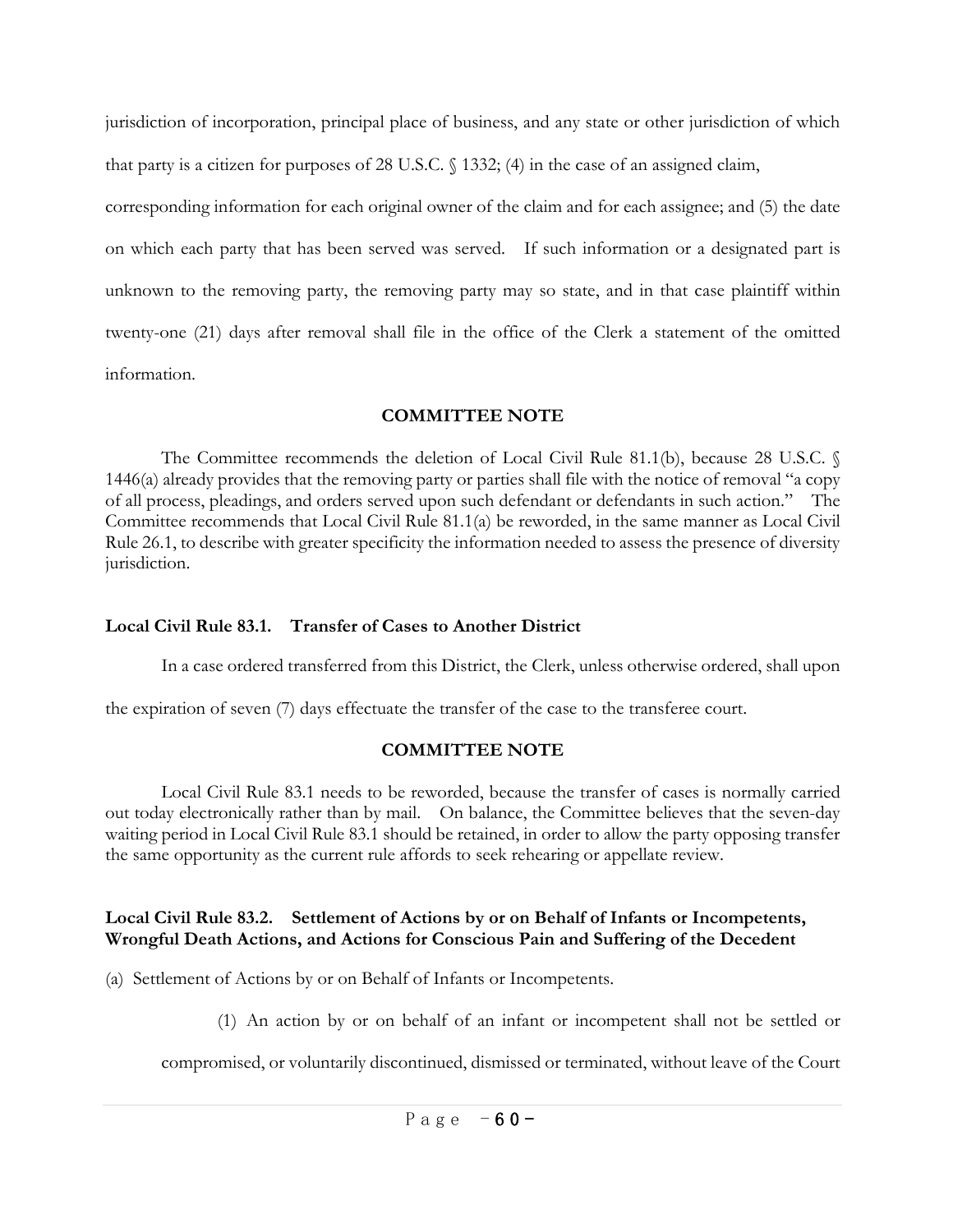jurisdiction of incorporation, principal place of business, and any state or other jurisdiction of which that party is a citizen for purposes of 28 U.S.C. § 1332; (4) in the case of an assigned claim, corresponding information for each original owner of the claim and for each assignee; and (5) the date on which each party that has been served was served. If such information or a designated part is unknown to the removing party, the removing party may so state, and in that case plaintiff within twenty-one (21) days after removal shall file in the office of the Clerk a statement of the omitted information.

**COMMITTEE NOTE**

The Committee recommends the deletion of Local Civil Rule 81.1(b), because 28 U.S.C. § 1446(a) already provides that the removing party or parties shall file with the notice of removal "a copy of all process, pleadings, and orders served upon such defendant or defendants in such action." The Committee recommends that Local Civil Rule 81.1(a) be reworded, in the same manner as Local Civil Rule 26.1, to describe with greater specificity the information needed to assess the presence of diversity jurisdiction.

**Local Civil Rule 83.1. Transfer of Cases to Another District**

In a case ordered transferred from this District, the Clerk, unless otherwise ordered, shall upon the expiration of seven (7) days effectuate the transfer of the case to the transferee court.

**COMMITTEE NOTE**

Local Civil Rule 83.1 needs to be reworded, because the transfer of cases is normally carried out today electronically rather than by mail. On balance, the Committee believes that the seven-day waiting period in Local Civil Rule 83.1 should be retained, in order to allow the party opposing transfer the same opportunity as the current rule affords to seek rehearing or appellate review.

**Local Civil Rule 83.2. Settlement of Actions by or on Behalf of Infants or Incompetents, Wrongful Death Actions, and Actions for Conscious Pain and Suffering of the Decedent**

(a) Settlement of Actions by or on Behalf of Infants or Incompetents.

(1) An action by or on behalf of an infant or incompetent shall not be settled or compromised, or voluntarily discontinued, dismissed or terminated, without leave of the Court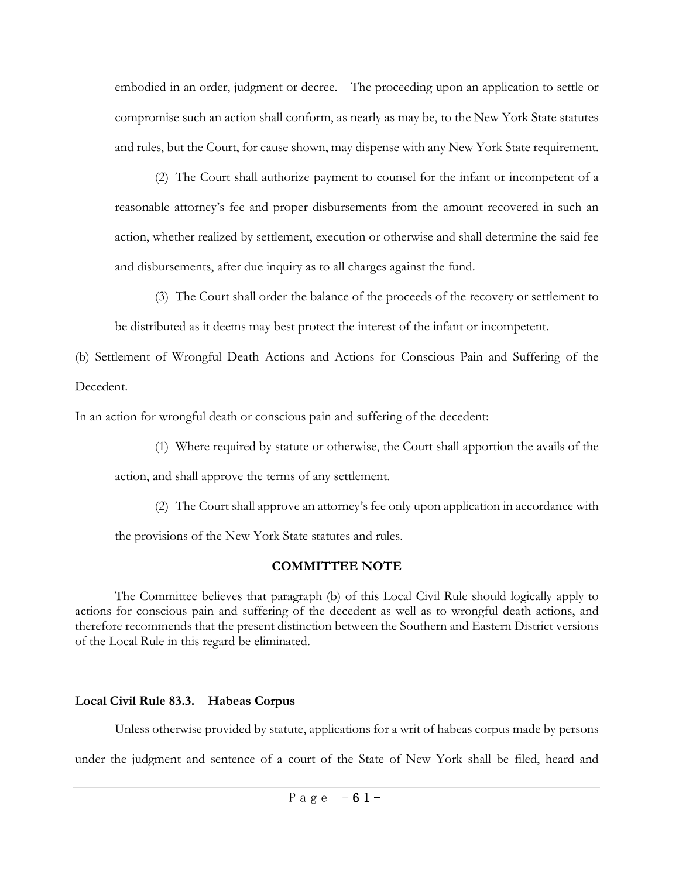embodied in an order, judgment or decree. The proceeding upon an application to settle or compromise such an action shall conform, as nearly as may be, to the New York State statutes and rules, but the Court, for cause shown, may dispense with any New York State requirement.

(2) The Court shall authorize payment to counsel for the infant or incompetent of a reasonable attorney's fee and proper disbursements from the amount recovered in such an action, whether realized by settlement, execution or otherwise and shall determine the said fee and disbursements, after due inquiry as to all charges against the fund.

(3) The Court shall order the balance of the proceeds of the recovery or settlement to be distributed as it deems may best protect the interest of the infant or incompetent.

(b) Settlement of Wrongful Death Actions and Actions for Conscious Pain and Suffering of the Decedent.

In an action for wrongful death or conscious pain and suffering of the decedent:

(1) Where required by statute or otherwise, the Court shall apportion the avails of the action, and shall approve the terms of any settlement.

(2) The Court shall approve an attorney's fee only upon application in accordance with the provisions of the New York State statutes and rules.

**COMMITTEE NOTE**

The Committee believes that paragraph (b) of this Local Civil Rule should logically apply to actions for conscious pain and suffering of the decedent as well as to wrongful death actions, and therefore recommends that the present distinction between the Southern and Eastern District versions of the Local Rule in this regard be eliminated.

**Local Civil Rule 83.3. Habeas Corpus**

Unless otherwise provided by statute, applications for a writ of habeas corpus made by persons under the judgment and sentence of a court of the State of New York shall be filed, heard and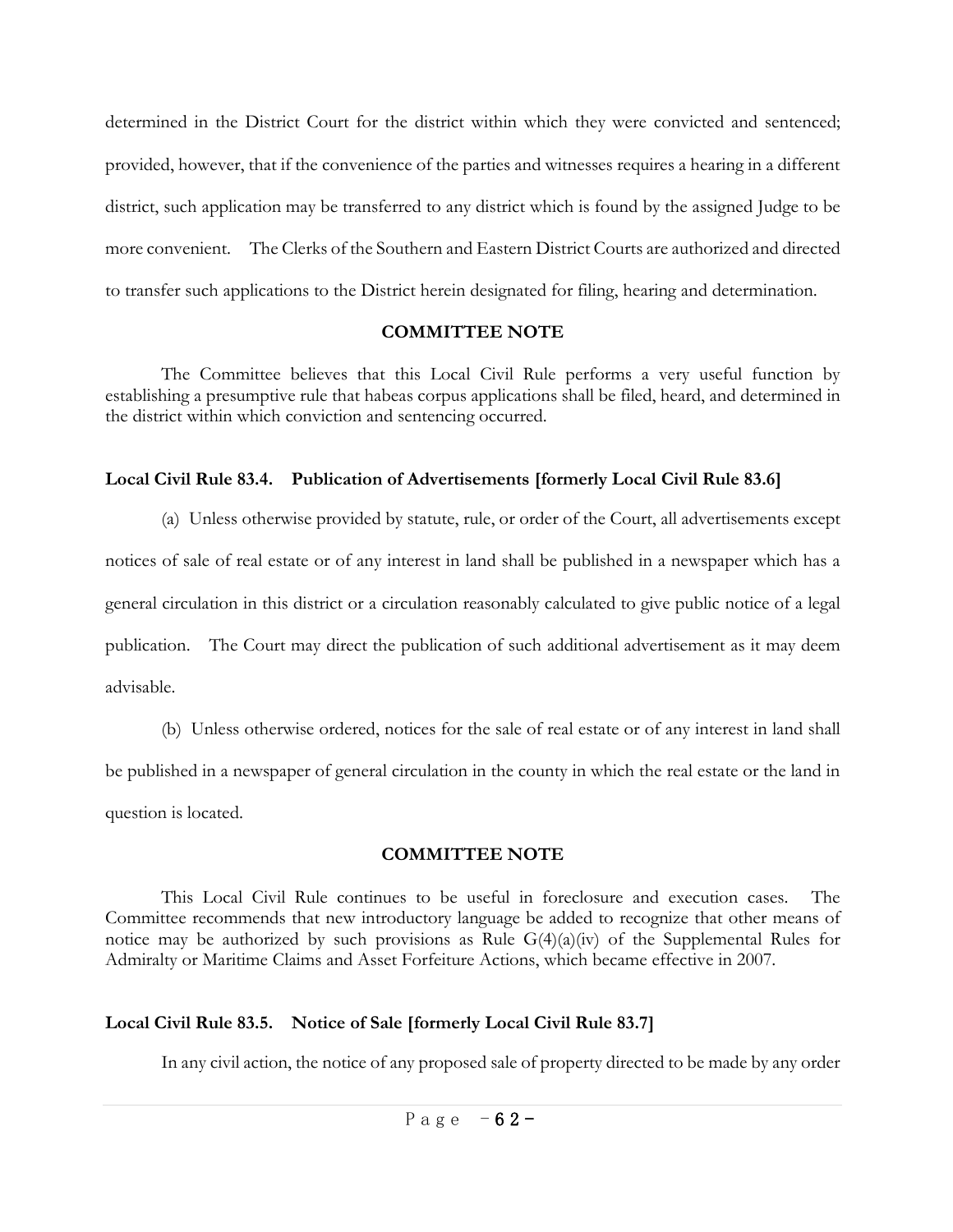determined in the District Court for the district within which they were convicted and sentenced; provided, however, that if the convenience of the parties and witnesses requires a hearing in a different district, such application may be transferred to any district which is found by the assigned Judge to be more convenient. The Clerks of the Southern and Eastern District Courts are authorized and directed to transfer such applications to the District herein designated for filing, hearing and determination.

**COMMITTEE NOTE**

The Committee believes that this Local Civil Rule performs a very useful function by establishing a presumptive rule that habeas corpus applications shall be filed, heard, and determined in the district within which conviction and sentencing occurred.

**Local Civil Rule 83.4. Publication of Advertisements [formerly Local Civil Rule 83.6]**

(a) Unless otherwise provided by statute, rule, or order of the Court, all advertisements except notices of sale of real estate or of any interest in land shall be published in a newspaper which has a general circulation in this district or a circulation reasonably calculated to give public notice of a legal publication. The Court may direct the publication of such additional advertisement as it may deem advisable.

(b) Unless otherwise ordered, notices for the sale of real estate or of any interest in land shall be published in a newspaper of general circulation in the county in which the real estate or the land in question is located.

**COMMITTEE NOTE**

This Local Civil Rule continues to be useful in foreclosure and execution cases. The Committee recommends that new introductory language be added to recognize that other means of notice may be authorized by such provisions as Rule G(4)(a)(iv) of the Supplemental Rules for Admiralty or Maritime Claims and Asset Forfeiture Actions, which became effective in 2007.

**Local Civil Rule 83.5. Notice of Sale [formerly Local Civil Rule 83.7]**

In any civil action, the notice of any proposed sale of property directed to be made by any order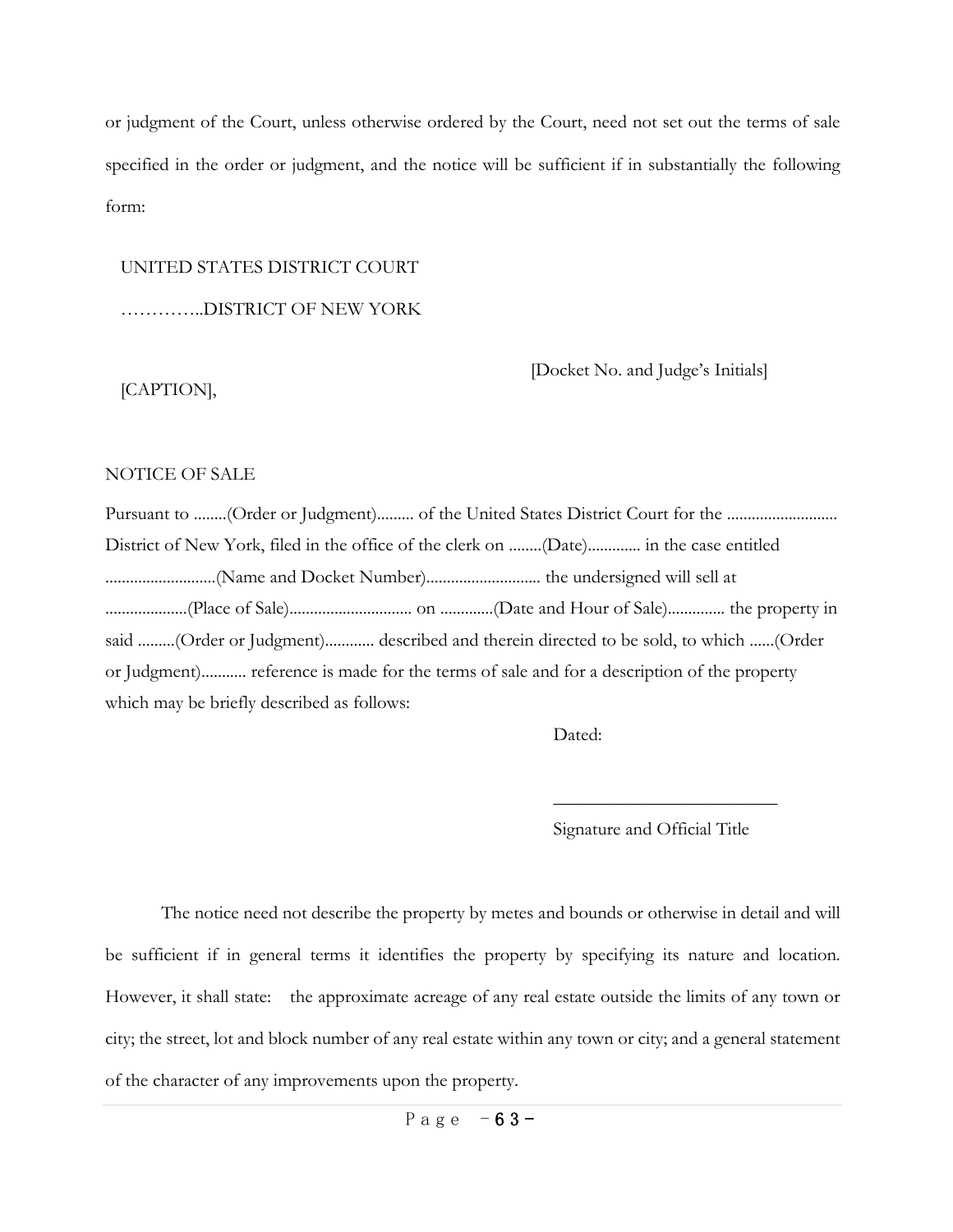or judgment of the Court, unless otherwise ordered by the Court, need not set out the terms of sale specified in the order or judgment, and the notice will be sufficient if in substantially the following form:

UNITED STATES DISTRICT COURT

…………..DISTRICT OF NEW YORK

[CAPTION], [Docket No. and Judge's Initials]

NOTICE OF SALE

Pursuant to ........(Order or Judgment)......... of the United States District Court for the .......................... District of New York, filed in the office of the clerk on ........(Date)............. in the case entitled ...........................(Name and Docket Number)........................... the undersigned will sell at ....................(Place of Sale).............................. on .............(Date and Hour of Sale)............. the property in said .........(Order or Judgment)............ described and therein directed to be sold, to which ......(Order or Judgment)........... reference is made for the terms of sale and for a description of the property which may be briefly described as follows:

Dated:

\_\_\_\_\_\_\_\_\_\_\_\_\_\_\_\_\_\_\_\_\_\_\_\_

Signature and Official Title

The notice need not describe the property by metes and bounds or otherwise in detail and will be sufficient if in general terms it identifies the property by specifying its nature and location. However, it shall state: the approximate acreage of any real estate outside the limits of any town or city; the street, lot and block number of any real estate within any town or city; and a general statement of the character of any improvements upon the property.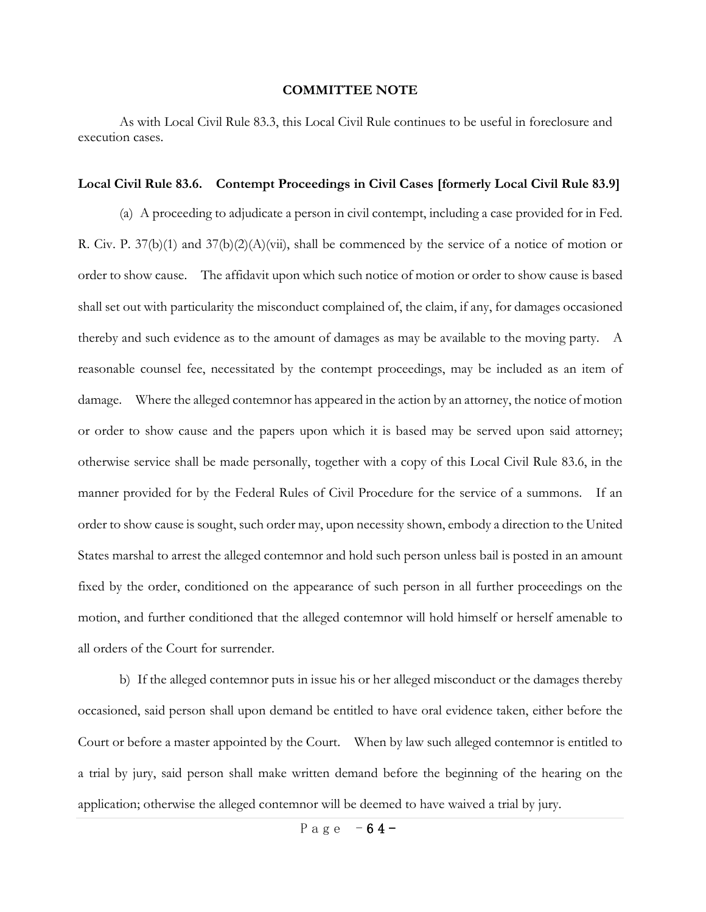**COMMITTEE NOTE**

As with Local Civil Rule 83.3, this Local Civil Rule continues to be useful in foreclosure and execution cases.

**Local Civil Rule 83.6. Contempt Proceedings in Civil Cases [formerly Local Civil Rule 83.9]**

(a) A proceeding to adjudicate a person in civil contempt, including a case provided for in Fed. R. Civ. P. 37(b)(1) and 37(b)(2)(A)(vii), shall be commenced by the service of a notice of motion or order to show cause. The affidavit upon which such notice of motion or order to show cause is based shall set out with particularity the misconduct complained of, the claim, if any, for damages occasioned thereby and such evidence as to the amount of damages as may be available to the moving party. A reasonable counsel fee, necessitated by the contempt proceedings, may be included as an item of damage. Where the alleged contemnor has appeared in the action by an attorney, the notice of motion or order to show cause and the papers upon which it is based may be served upon said attorney; otherwise service shall be made personally, together with a copy of this Local Civil Rule 83.6, in the manner provided for by the Federal Rules of Civil Procedure for the service of a summons. If an order to show cause is sought, such order may, upon necessity shown, embody a direction to the United States marshal to arrest the alleged contemnor and hold such person unless bail is posted in an amount fixed by the order, conditioned on the appearance of such person in all further proceedings on the motion, and further conditioned that the alleged contemnor will hold himself or herself amenable to all orders of the Court for surrender.

b) If the alleged contemnor puts in issue his or her alleged misconduct or the damages thereby occasioned, said person shall upon demand be entitled to have oral evidence taken, either before the Court or before a master appointed by the Court. When by law such alleged contemnor is entitled to a trial by jury, said person shall make written demand before the beginning of the hearing on the application; otherwise the alleged contemnor will be deemed to have waived a trial by jury.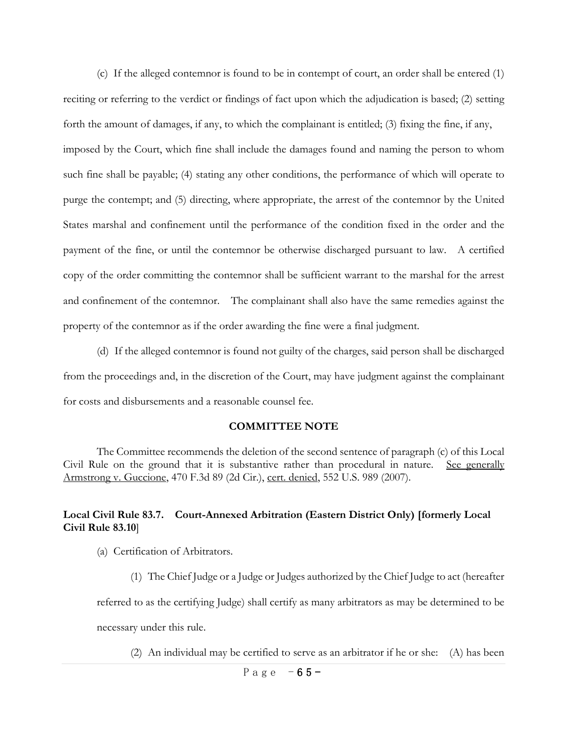(c) If the alleged contemnor is found to be in contempt of court, an order shall be entered (1) reciting or referring to the verdict or findings of fact upon which the adjudication is based; (2) setting forth the amount of damages, if any, to which the complainant is entitled; (3) fixing the fine, if any, imposed by the Court, which fine shall include the damages found and naming the person to whom such fine shall be payable; (4) stating any other conditions, the performance of which will operate to purge the contempt; and (5) directing, where appropriate, the arrest of the contemnor by the United States marshal and confinement until the performance of the condition fixed in the order and the payment of the fine, or until the contemnor be otherwise discharged pursuant to law. A certified copy of the order committing the contemnor shall be sufficient warrant to the marshal for the arrest and confinement of the contemnor. The complainant shall also have the same remedies against the property of the contemnor as if the order awarding the fine were a final judgment.

(d) If the alleged contemnor is found not guilty of the charges, said person shall be discharged from the proceedings and, in the discretion of the Court, may have judgment against the complainant for costs and disbursements and a reasonable counsel fee.

**COMMITTEE NOTE**

The Committee recommends the deletion of the second sentence of paragraph (c) of this Local Civil Rule on the ground that it is substantive rather than procedural in nature. See generally Armstrong v. Guccione, 470 F.3d 89 (2d Cir.), cert. denied, 552 U.S. 989 (2007).

### Local Civil Rule 83.7. Court-Annexed Arbitration (Eastern District Only) [formerly Local Civil Rule 83.10]

(a) Certification of Arbitrators.

(1) The Chief Judge or a Judge or Judges authorized by the Chief Judge to act (hereafter referred to as the certifying Judge) shall certify as many arbitrators as may be determined to be necessary under this rule.

(2) An individual may be certified to serve as an arbitrator if he or she: (A) has been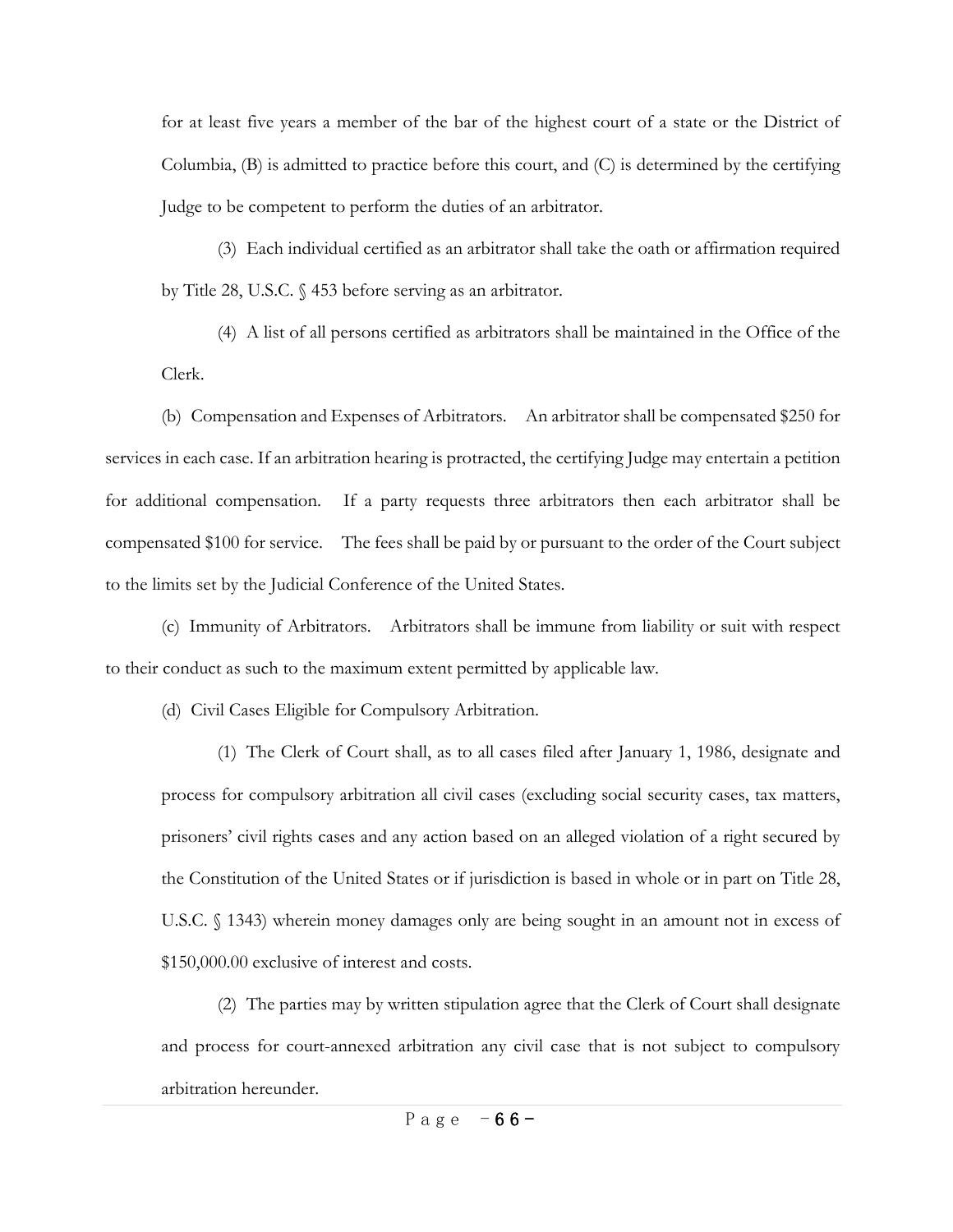for at least five years a member of the bar of the highest court of a state or the District of Columbia, (B) is admitted to practice before this court, and (C) is determined by the certifying Judge to be competent to perform the duties of an arbitrator.

(3) Each individual certified as an arbitrator shall take the oath or affirmation required by Title 28, U.S.C. § 453 before serving as an arbitrator.

(4) A list of all persons certified as arbitrators shall be maintained in the Office of the Clerk.

(b) Compensation and Expenses of Arbitrators. An arbitrator shall be compensated $250 for services in each case. If an arbitration hearing is protracted, the certifying Judge may entertain a petition for additional compensation. If a party requests three arbitrators then each arbitrator shall be compensated $100 for service. The fees shall be paid by or pursuant to the order of the Court subject to the limits set by the Judicial Conference of the United States.

(c) Immunity of Arbitrators. Arbitrators shall be immune from liability or suit with respect to their conduct as such to the maximum extent permitted by applicable law.

(d) Civil Cases Eligible for Compulsory Arbitration.

(1) The Clerk of Court shall, as to all cases filed after January 1, 1986, designate and process for compulsory arbitration all civil cases (excluding social security cases, tax matters, prisoners' civil rights cases and any action based on an alleged violation of a right secured by the Constitution of the United States or if jurisdiction is based in whole or in part on Title 28, U.S.C. § 1343) wherein money damages only are being sought in an amount not in excess of $150,000.00 exclusive of interest and costs.

(2) The parties may by written stipulation agree that the Clerk of Court shall designate and process for court-annexed arbitration any civil case that is not subject to compulsory arbitration hereunder.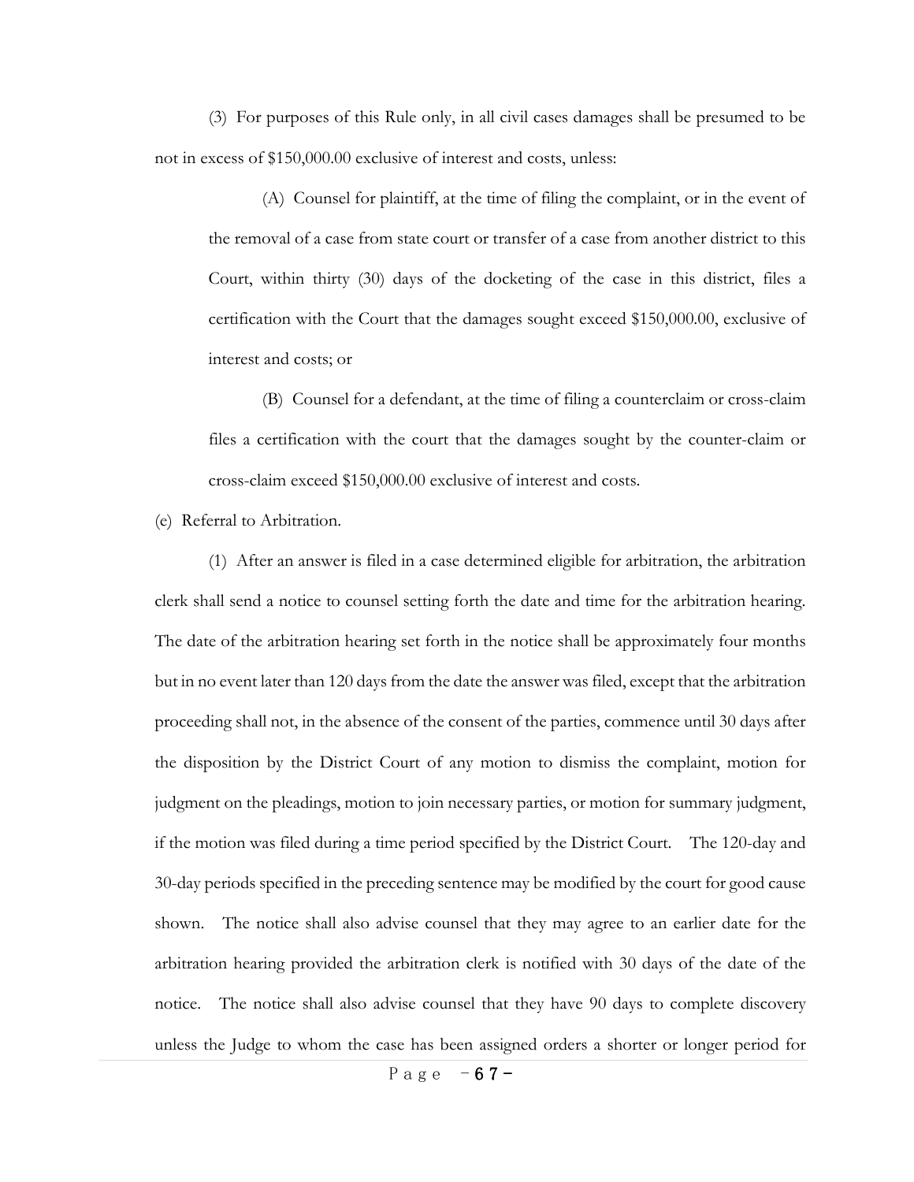(3) For purposes of this Rule only, in all civil cases damages shall be presumed to be not in excess of $150,000.00 exclusive of interest and costs, unless:

(A) Counsel for plaintiff, at the time of filing the complaint, or in the event of the removal of a case from state court or transfer of a case from another district to this Court, within thirty (30) days of the docketing of the case in this district, files a certification with the Court that the damages sought exceed $150,000.00, exclusive of interest and costs; or

(B) Counsel for a defendant, at the time of filing a counterclaim or cross-claim files a certification with the court that the damages sought by the counter-claim or cross-claim exceed $150,000.00 exclusive of interest and costs.

(e) Referral to Arbitration.

(1) After an answer is filed in a case determined eligible for arbitration, the arbitration clerk shall send a notice to counsel setting forth the date and time for the arbitration hearing. The date of the arbitration hearing set forth in the notice shall be approximately four months but in no event later than 120 days from the date the answer was filed, except that the arbitration proceeding shall not, in the absence of the consent of the parties, commence until 30 days after the disposition by the District Court of any motion to dismiss the complaint, motion for judgment on the pleadings, motion to join necessary parties, or motion for summary judgment, if the motion was filed during a time period specified by the District Court. The 120-day and 30-day periods specified in the preceding sentence may be modified by the court for good cause shown. The notice shall also advise counsel that they may agree to an earlier date for the arbitration hearing provided the arbitration clerk is notified with 30 days of the date of the notice. The notice shall also advise counsel that they have 90 days to complete discovery unless the Judge to whom the case has been assigned orders a shorter or longer period for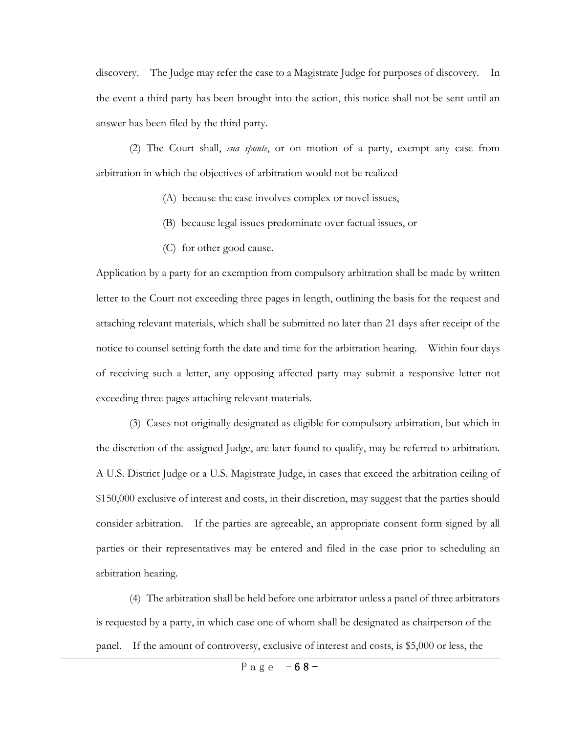discovery. The Judge may refer the case to a Magistrate Judge for purposes of discovery. In the event a third party has been brought into the action, this notice shall not be sent until an answer has been filed by the third party.

(2) The Court shall, *sua sponte*, or on motion of a party, exempt any case from arbitration in which the objectives of arbitration would not be realized

(A) because the case involves complex or novel issues,

(B) because legal issues predominate over factual issues, or

(C) for other good cause.

Application by a party for an exemption from compulsory arbitration shall be made by written letter to the Court not exceeding three pages in length, outlining the basis for the request and attaching relevant materials, which shall be submitted no later than 21 days after receipt of the notice to counsel setting forth the date and time for the arbitration hearing. Within four days of receiving such a letter, any opposing affected party may submit a responsive letter not exceeding three pages attaching relevant materials.

(3) Cases not originally designated as eligible for compulsory arbitration, but which in the discretion of the assigned Judge, are later found to qualify, may be referred to arbitration. A U.S. District Judge or a U.S. Magistrate Judge, in cases that exceed the arbitration ceiling of $150,000 exclusive of interest and costs, in their discretion, may suggest that the parties should consider arbitration. If the parties are agreeable, an appropriate consent form signed by all parties or their representatives may be entered and filed in the case prior to scheduling an arbitration hearing.

(4) The arbitration shall be held before one arbitrator unless a panel of three arbitrators is requested by a party, in which case one of whom shall be designated as chairperson of the panel. If the amount of controversy, exclusive of interest and costs, is $5,000 or less, the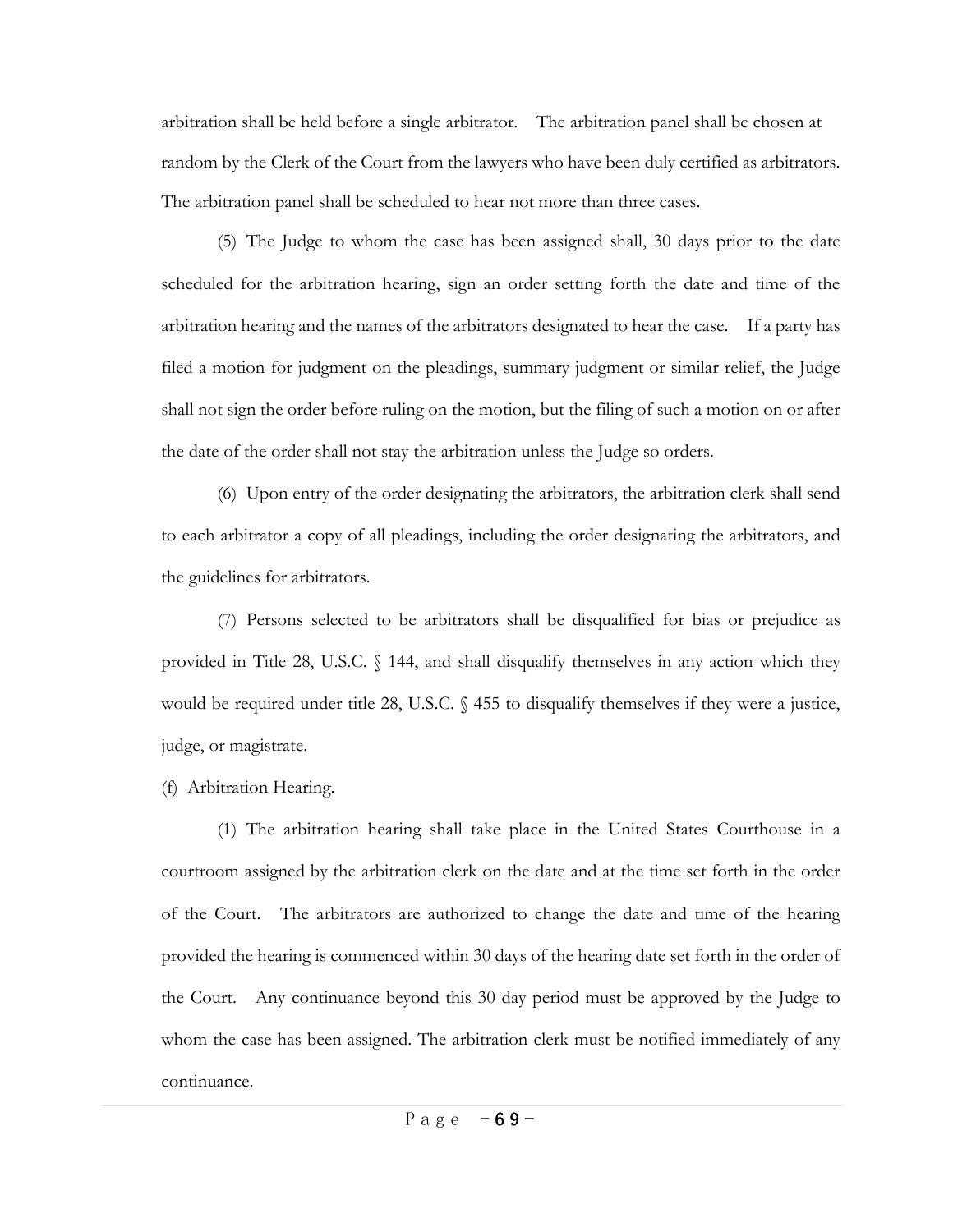arbitration shall be held before a single arbitrator. The arbitration panel shall be chosen at random by the Clerk of the Court from the lawyers who have been duly certified as arbitrators. The arbitration panel shall be scheduled to hear not more than three cases.

(5) The Judge to whom the case has been assigned shall, 30 days prior to the date scheduled for the arbitration hearing, sign an order setting forth the date and time of the arbitration hearing and the names of the arbitrators designated to hear the case. If a party has filed a motion for judgment on the pleadings, summary judgment or similar relief, the Judge shall not sign the order before ruling on the motion, but the filing of such a motion on or after the date of the order shall not stay the arbitration unless the Judge so orders.

(6) Upon entry of the order designating the arbitrators, the arbitration clerk shall send to each arbitrator a copy of all pleadings, including the order designating the arbitrators, and the guidelines for arbitrators.

(7) Persons selected to be arbitrators shall be disqualified for bias or prejudice as provided in Title 28, U.S.C. § 144, and shall disqualify themselves in any action which they would be required under title 28, U.S.C. § 455 to disqualify themselves if they were a justice, judge, or magistrate.

(f) Arbitration Hearing.

(1) The arbitration hearing shall take place in the United States Courthouse in a courtroom assigned by the arbitration clerk on the date and at the time set forth in the order of the Court. The arbitrators are authorized to change the date and time of the hearing provided the hearing is commenced within 30 days of the hearing date set forth in the order of the Court. Any continuance beyond this 30 day period must be approved by the Judge to whom the case has been assigned. The arbitration clerk must be notified immediately of any continuance.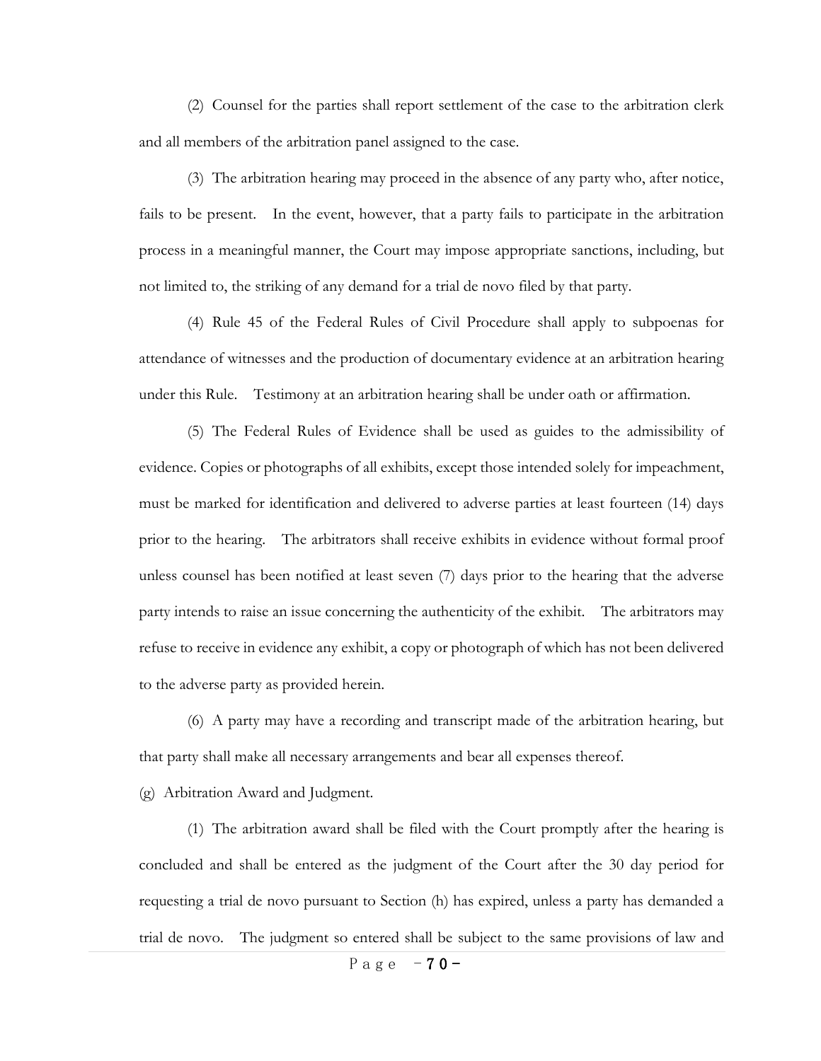(2) Counsel for the parties shall report settlement of the case to the arbitration clerk and all members of the arbitration panel assigned to the case.

(3) The arbitration hearing may proceed in the absence of any party who, after notice, fails to be present. In the event, however, that a party fails to participate in the arbitration process in a meaningful manner, the Court may impose appropriate sanctions, including, but not limited to, the striking of any demand for a trial de novo filed by that party.

(4) Rule 45 of the Federal Rules of Civil Procedure shall apply to subpoenas for attendance of witnesses and the production of documentary evidence at an arbitration hearing under this Rule. Testimony at an arbitration hearing shall be under oath or affirmation.

(5) The Federal Rules of Evidence shall be used as guides to the admissibility of evidence. Copies or photographs of all exhibits, except those intended solely for impeachment, must be marked for identification and delivered to adverse parties at least fourteen (14) days prior to the hearing. The arbitrators shall receive exhibits in evidence without formal proof unless counsel has been notified at least seven (7) days prior to the hearing that the adverse party intends to raise an issue concerning the authenticity of the exhibit. The arbitrators may refuse to receive in evidence any exhibit, a copy or photograph of which has not been delivered to the adverse party as provided herein.

(6) A party may have a recording and transcript made of the arbitration hearing, but that party shall make all necessary arrangements and bear all expenses thereof.

(g) Arbitration Award and Judgment.

(1) The arbitration award shall be filed with the Court promptly after the hearing is concluded and shall be entered as the judgment of the Court after the 30 day period for requesting a trial de novo pursuant to Section (h) has expired, unless a party has demanded a trial de novo. The judgment so entered shall be subject to the same provisions of law and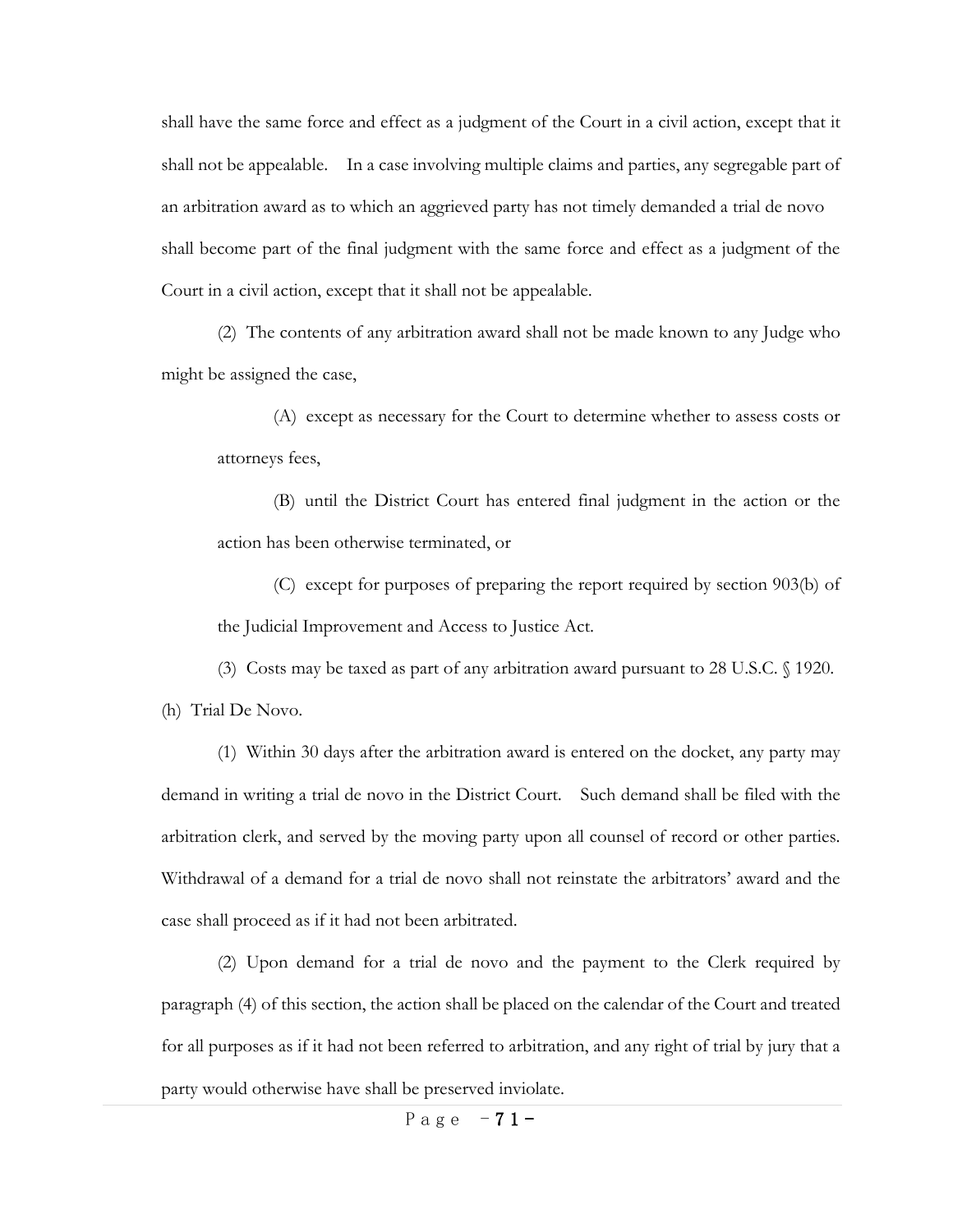shall have the same force and effect as a judgment of the Court in a civil action, except that it shall not be appealable. In a case involving multiple claims and parties, any segregable part of an arbitration award as to which an aggrieved party has not timely demanded a trial de novo shall become part of the final judgment with the same force and effect as a judgment of the Court in a civil action, except that it shall not be appealable.

(2) The contents of any arbitration award shall not be made known to any Judge who might be assigned the case,

(A) except as necessary for the Court to determine whether to assess costs or attorneys fees,

(B) until the District Court has entered final judgment in the action or the action has been otherwise terminated, or

(C) except for purposes of preparing the report required by section 903(b) of the Judicial Improvement and Access to Justice Act.

(3) Costs may be taxed as part of any arbitration award pursuant to 28 U.S.C. § 1920.

(h) Trial De Novo.

(1) Within 30 days after the arbitration award is entered on the docket, any party may demand in writing a trial de novo in the District Court. Such demand shall be filed with the arbitration clerk, and served by the moving party upon all counsel of record or other parties. Withdrawal of a demand for a trial de novo shall not reinstate the arbitrators' award and the case shall proceed as if it had not been arbitrated.

(2) Upon demand for a trial de novo and the payment to the Clerk required by paragraph (4) of this section, the action shall be placed on the calendar of the Court and treated for all purposes as if it had not been referred to arbitration, and any right of trial by jury that a party would otherwise have shall be preserved inviolate.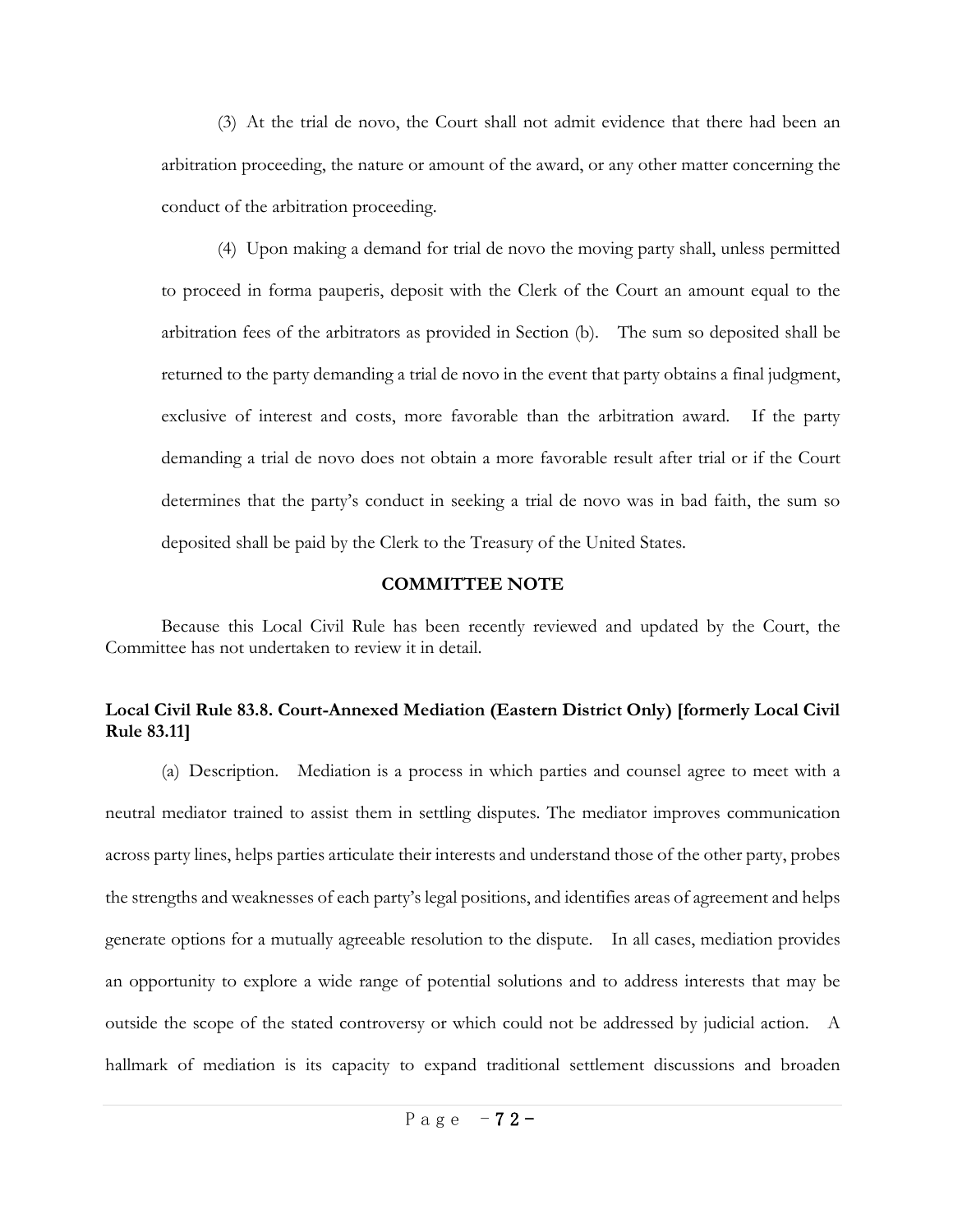(3) At the trial de novo, the Court shall not admit evidence that there had been an arbitration proceeding, the nature or amount of the award, or any other matter concerning the conduct of the arbitration proceeding.

(4) Upon making a demand for trial de novo the moving party shall, unless permitted to proceed in forma pauperis, deposit with the Clerk of the Court an amount equal to the arbitration fees of the arbitrators as provided in Section (b). The sum so deposited shall be returned to the party demanding a trial de novo in the event that party obtains a final judgment, exclusive of interest and costs, more favorable than the arbitration award. If the party demanding a trial de novo does not obtain a more favorable result after trial or if the Court determines that the party's conduct in seeking a trial de novo was in bad faith, the sum so deposited shall be paid by the Clerk to the Treasury of the United States.

**COMMITTEE NOTE**

Because this Local Civil Rule has been recently reviewed and updated by the Court, the Committee has not undertaken to review it in detail.

**Local Civil Rule 83.8. Court-Annexed Mediation (Eastern District Only) [formerly Local Civil Rule 83.11]**

(a) Description. Mediation is a process in which parties and counsel agree to meet with a neutral mediator trained to assist them in settling disputes. The mediator improves communication across party lines, helps parties articulate their interests and understand those of the other party, probes the strengths and weaknesses of each party's legal positions, and identifies areas of agreement and helps generate options for a mutually agreeable resolution to the dispute. In all cases, mediation provides an opportunity to explore a wide range of potential solutions and to address interests that may be outside the scope of the stated controversy or which could not be addressed by judicial action. A hallmark of mediation is its capacity to expand traditional settlement discussions and broaden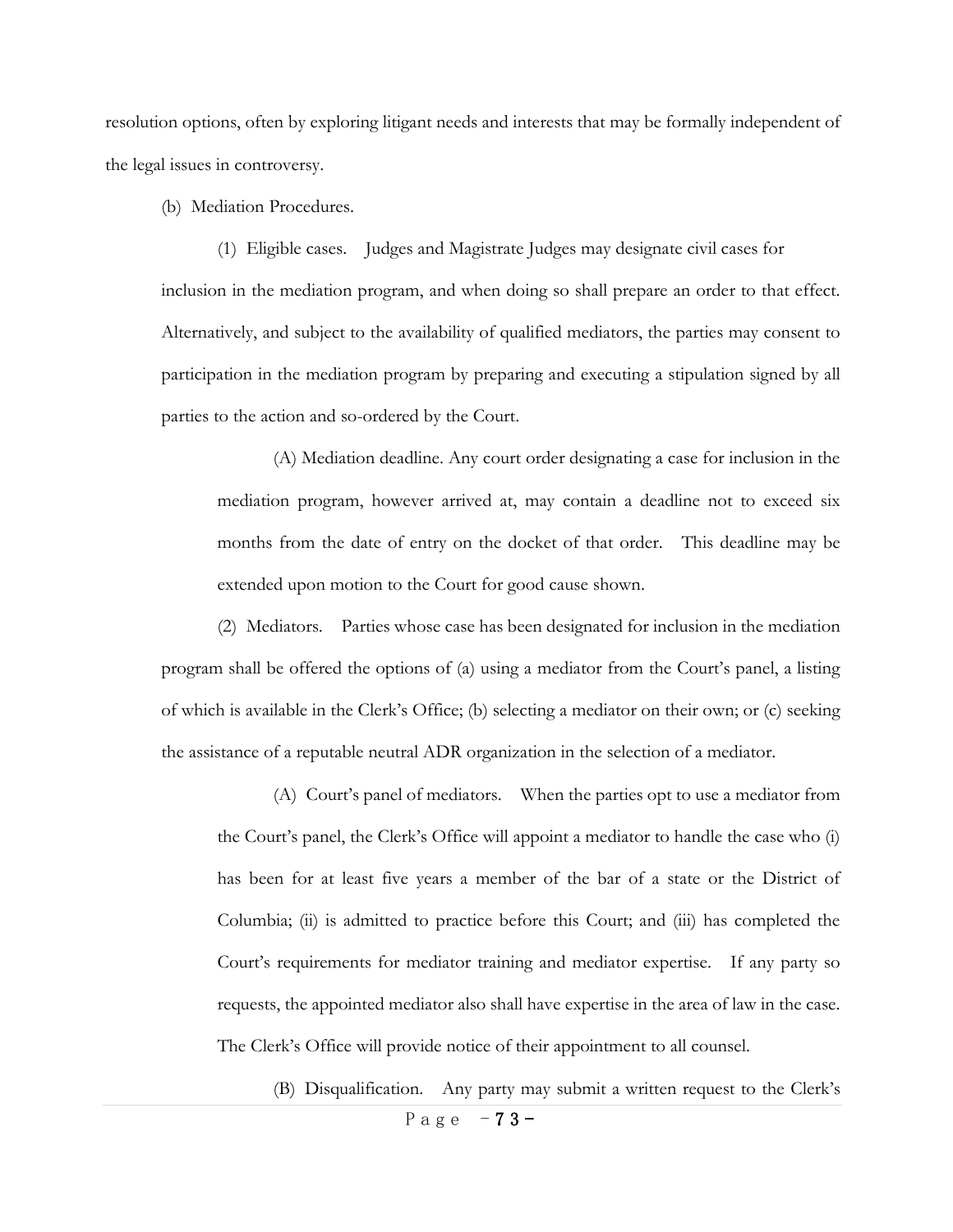resolution options, often by exploring litigant needs and interests that may be formally independent of the legal issues in controversy.

(b) Mediation Procedures.

(1) Eligible cases. Judges and Magistrate Judges may designate civil cases for inclusion in the mediation program, and when doing so shall prepare an order to that effect. Alternatively, and subject to the availability of qualified mediators, the parties may consent to participation in the mediation program by preparing and executing a stipulation signed by all parties to the action and so-ordered by the Court.

(A) Mediation deadline. Any court order designating a case for inclusion in the mediation program, however arrived at, may contain a deadline not to exceed six months from the date of entry on the docket of that order. This deadline may be extended upon motion to the Court for good cause shown.

(2) Mediators. Parties whose case has been designated for inclusion in the mediation program shall be offered the options of (a) using a mediator from the Court's panel, a listing of which is available in the Clerk's Office; (b) selecting a mediator on their own; or (c) seeking the assistance of a reputable neutral ADR organization in the selection of a mediator.

(A) Court's panel of mediators. When the parties opt to use a mediator from the Court's panel, the Clerk's Office will appoint a mediator to handle the case who (i) has been for at least five years a member of the bar of a state or the District of Columbia; (ii) is admitted to practice before this Court; and (iii) has completed the Court's requirements for mediator training and mediator expertise. If any party so requests, the appointed mediator also shall have expertise in the area of law in the case. The Clerk's Office will provide notice of their appointment to all counsel.

(B) Disqualification. Any party may submit a written request to the Clerk's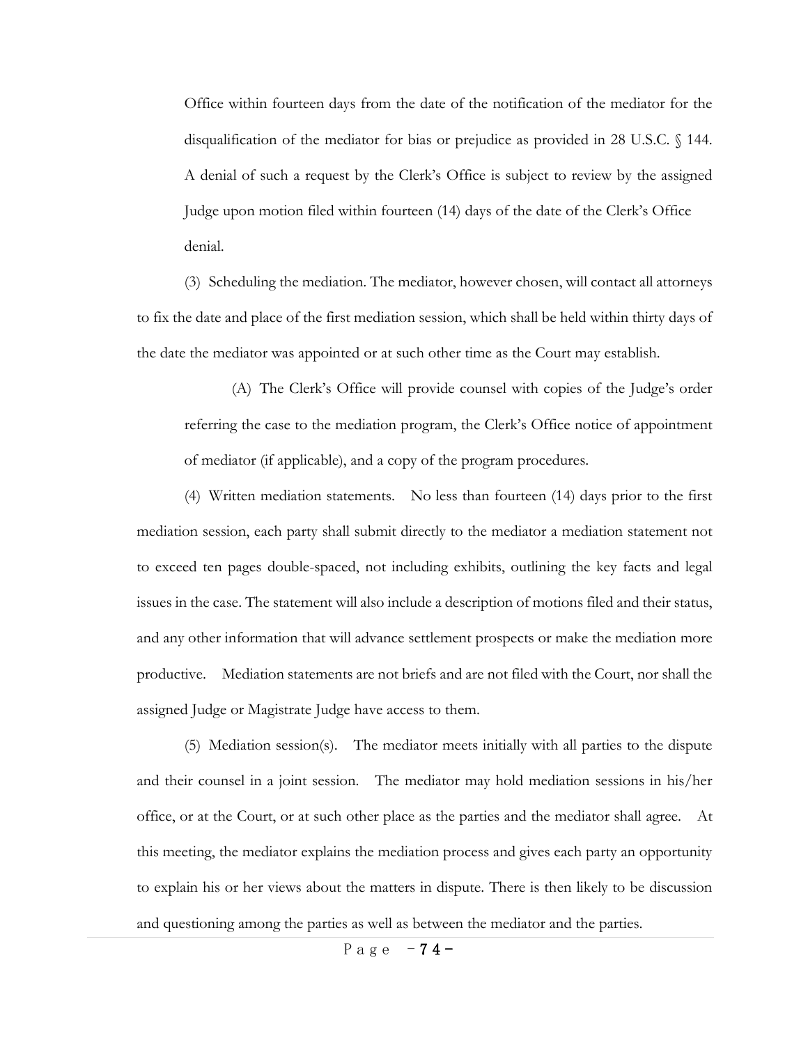Office within fourteen days from the date of the notification of the mediator for the disqualification of the mediator for bias or prejudice as provided in 28 U.S.C. § 144. A denial of such a request by the Clerk's Office is subject to review by the assigned Judge upon motion filed within fourteen (14) days of the date of the Clerk's Office denial.

(3) Scheduling the mediation. The mediator, however chosen, will contact all attorneys to fix the date and place of the first mediation session, which shall be held within thirty days of the date the mediator was appointed or at such other time as the Court may establish.

(A) The Clerk's Office will provide counsel with copies of the Judge's order referring the case to the mediation program, the Clerk's Office notice of appointment of mediator (if applicable), and a copy of the program procedures.

(4) Written mediation statements. No less than fourteen (14) days prior to the first mediation session, each party shall submit directly to the mediator a mediation statement not to exceed ten pages double-spaced, not including exhibits, outlining the key facts and legal issues in the case. The statement will also include a description of motions filed and their status, and any other information that will advance settlement prospects or make the mediation more productive. Mediation statements are not briefs and are not filed with the Court, nor shall the assigned Judge or Magistrate Judge have access to them.

(5) Mediation session(s). The mediator meets initially with all parties to the dispute and their counsel in a joint session. The mediator may hold mediation sessions in his/her office, or at the Court, or at such other place as the parties and the mediator shall agree. At this meeting, the mediator explains the mediation process and gives each party an opportunity to explain his or her views about the matters in dispute. There is then likely to be discussion and questioning among the parties as well as between the mediator and the parties.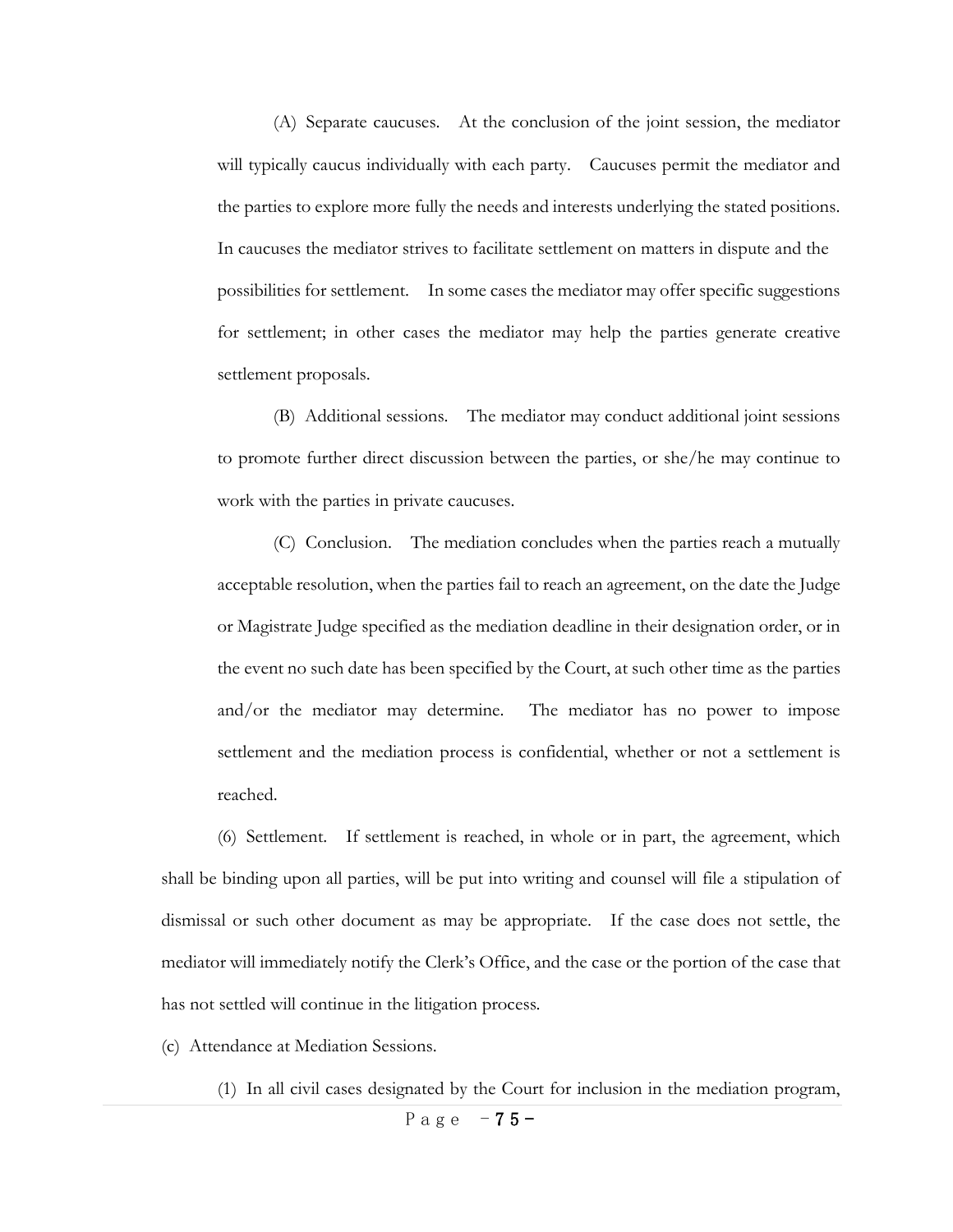(A) Separate caucuses. At the conclusion of the joint session, the mediator will typically caucus individually with each party. Caucuses permit the mediator and the parties to explore more fully the needs and interests underlying the stated positions. In caucuses the mediator strives to facilitate settlement on matters in dispute and the possibilities for settlement. In some cases the mediator may offer specific suggestions for settlement; in other cases the mediator may help the parties generate creative settlement proposals.

(B) Additional sessions. The mediator may conduct additional joint sessions to promote further direct discussion between the parties, or she/he may continue to work with the parties in private caucuses.

(C) Conclusion. The mediation concludes when the parties reach a mutually acceptable resolution, when the parties fail to reach an agreement, on the date the Judge or Magistrate Judge specified as the mediation deadline in their designation order, or in the event no such date has been specified by the Court, at such other time as the parties and/or the mediator may determine. The mediator has no power to impose settlement and the mediation process is confidential, whether or not a settlement is reached.

(6) Settlement. If settlement is reached, in whole or in part, the agreement, which shall be binding upon all parties, will be put into writing and counsel will file a stipulation of dismissal or such other document as may be appropriate. If the case does not settle, the mediator will immediately notify the Clerk's Office, and the case or the portion of the case that has not settled will continue in the litigation process.

(c) Attendance at Mediation Sessions.

(1) In all civil cases designated by the Court for inclusion in the mediation program,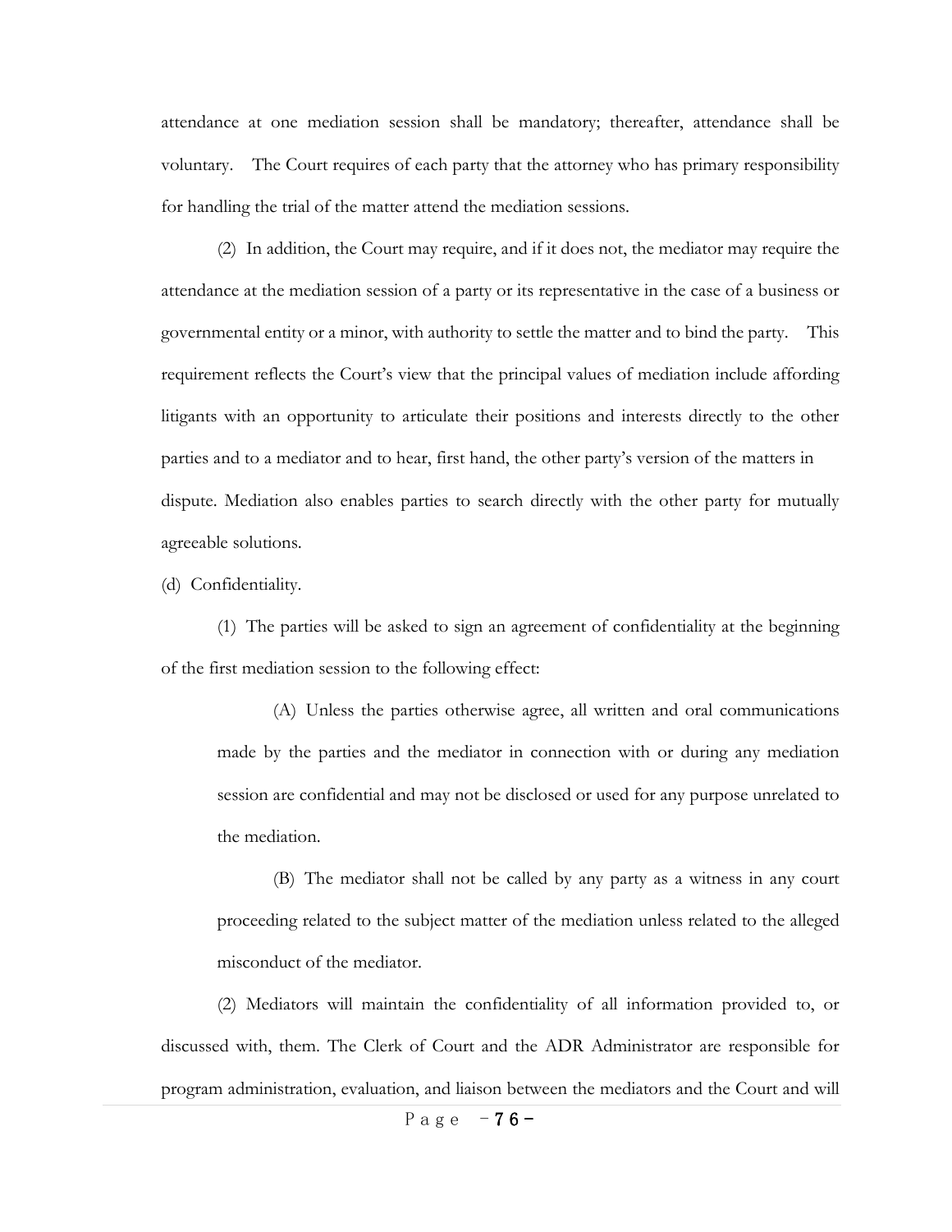attendance at one mediation session shall be mandatory; thereafter, attendance shall be voluntary. The Court requires of each party that the attorney who has primary responsibility for handling the trial of the matter attend the mediation sessions.

(2) In addition, the Court may require, and if it does not, the mediator may require the attendance at the mediation session of a party or its representative in the case of a business or governmental entity or a minor, with authority to settle the matter and to bind the party. This requirement reflects the Court's view that the principal values of mediation include affording litigants with an opportunity to articulate their positions and interests directly to the other parties and to a mediator and to hear, first hand, the other party's version of the matters in dispute. Mediation also enables parties to search directly with the other party for mutually agreeable solutions.

(d) Confidentiality.

(1) The parties will be asked to sign an agreement of confidentiality at the beginning of the first mediation session to the following effect:

(A) Unless the parties otherwise agree, all written and oral communications made by the parties and the mediator in connection with or during any mediation session are confidential and may not be disclosed or used for any purpose unrelated to the mediation.

(B) The mediator shall not be called by any party as a witness in any court proceeding related to the subject matter of the mediation unless related to the alleged misconduct of the mediator.

(2) Mediators will maintain the confidentiality of all information provided to, or discussed with, them. The Clerk of Court and the ADR Administrator are responsible for program administration, evaluation, and liaison between the mediators and the Court and will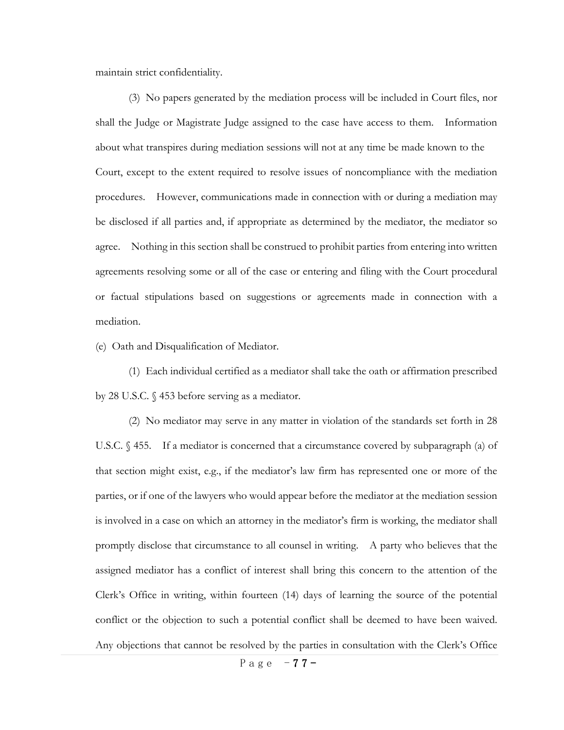maintain strict confidentiality.

(3) No papers generated by the mediation process will be included in Court files, nor shall the Judge or Magistrate Judge assigned to the case have access to them. Information about what transpires during mediation sessions will not at any time be made known to the Court, except to the extent required to resolve issues of noncompliance with the mediation procedures. However, communications made in connection with or during a mediation may be disclosed if all parties and, if appropriate as determined by the mediator, the mediator so agree. Nothing in this section shall be construed to prohibit parties from entering into written agreements resolving some or all of the case or entering and filing with the Court procedural or factual stipulations based on suggestions or agreements made in connection with a mediation.

(e) Oath and Disqualification of Mediator.

(1) Each individual certified as a mediator shall take the oath or affirmation prescribed by 28 U.S.C. § 453 before serving as a mediator.

(2) No mediator may serve in any matter in violation of the standards set forth in 28 U.S.C. § 455. If a mediator is concerned that a circumstance covered by subparagraph (a) of that section might exist, e.g., if the mediator's law firm has represented one or more of the parties, or if one of the lawyers who would appear before the mediator at the mediation session is involved in a case on which an attorney in the mediator's firm is working, the mediator shall promptly disclose that circumstance to all counsel in writing. A party who believes that the assigned mediator has a conflict of interest shall bring this concern to the attention of the Clerk's Office in writing, within fourteen (14) days of learning the source of the potential conflict or the objection to such a potential conflict shall be deemed to have been waived. Any objections that cannot be resolved by the parties in consultation with the Clerk's Office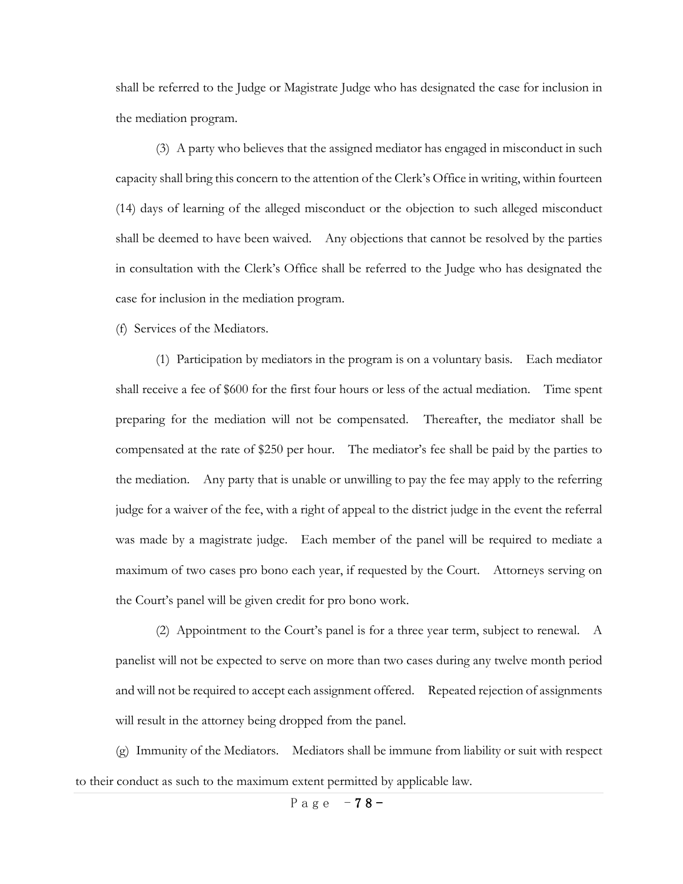shall be referred to the Judge or Magistrate Judge who has designated the case for inclusion in the mediation program.

(3) A party who believes that the assigned mediator has engaged in misconduct in such capacity shall bring this concern to the attention of the Clerk's Office in writing, within fourteen (14) days of learning of the alleged misconduct or the objection to such alleged misconduct shall be deemed to have been waived. Any objections that cannot be resolved by the parties in consultation with the Clerk's Office shall be referred to the Judge who has designated the case for inclusion in the mediation program.

(f) Services of the Mediators.

(1) Participation by mediators in the program is on a voluntary basis. Each mediator shall receive a fee of $600 for the first four hours or less of the actual mediation. Time spent preparing for the mediation will not be compensated. Thereafter, the mediator shall be compensated at the rate of $250 per hour. The mediator's fee shall be paid by the parties to the mediation. Any party that is unable or unwilling to pay the fee may apply to the referring judge for a waiver of the fee, with a right of appeal to the district judge in the event the referral was made by a magistrate judge. Each member of the panel will be required to mediate a maximum of two cases pro bono each year, if requested by the Court. Attorneys serving on the Court's panel will be given credit for pro bono work.

(2) Appointment to the Court's panel is for a three year term, subject to renewal. A panelist will not be expected to serve on more than two cases during any twelve month period and will not be required to accept each assignment offered. Repeated rejection of assignments will result in the attorney being dropped from the panel.

(g) Immunity of the Mediators. Mediators shall be immune from liability or suit with respect to their conduct as such to the maximum extent permitted by applicable law.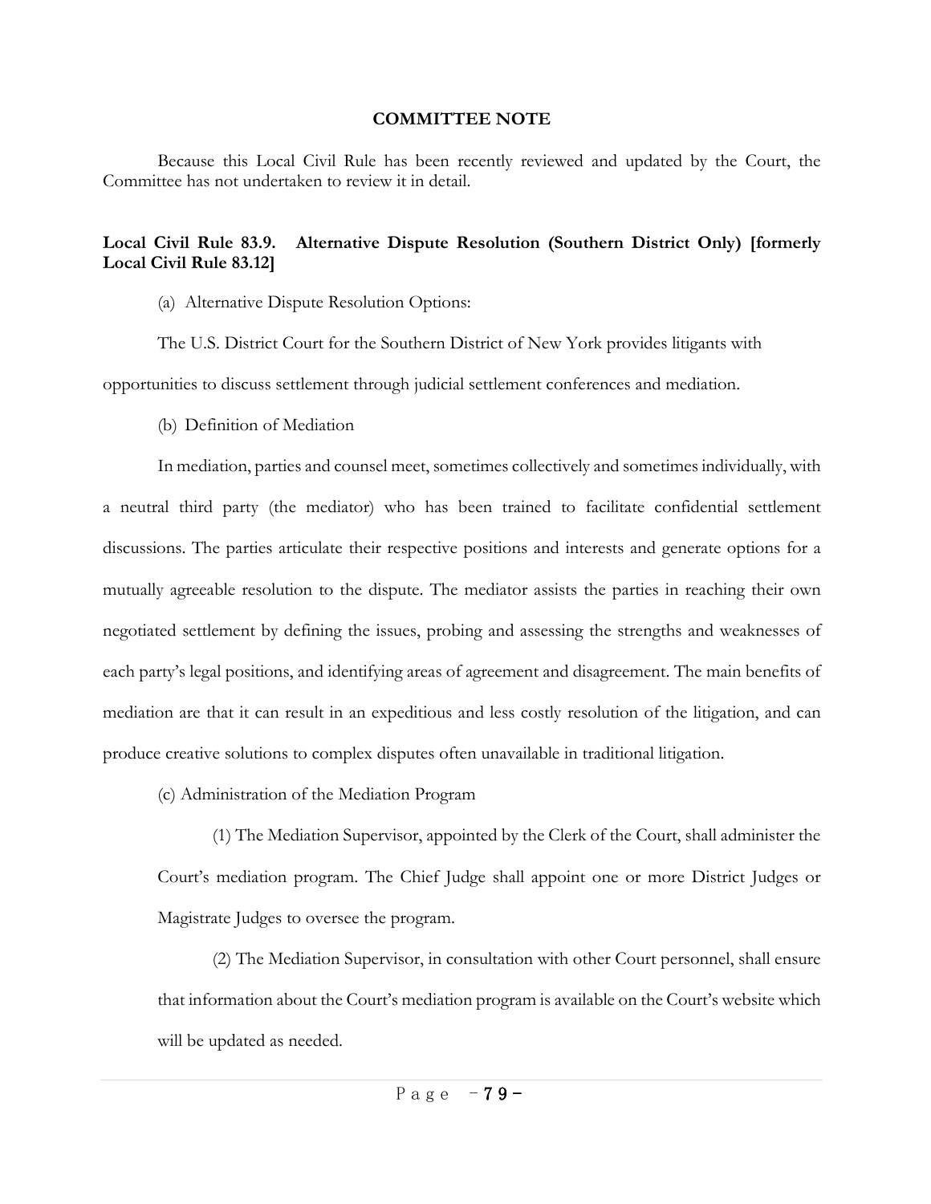## COMMITTEE NOTE

Because this Local Civil Rule has been recently reviewed and updated by the Court, the Committee has not undertaken to review it in detail.

### Local Civil Rule 83.9. Alternative Dispute Resolution (Southern District Only) [formerly Local Civil Rule 83.12]

(a) Alternative Dispute Resolution Options:

The U.S. District Court for the Southern District of New York provides litigants with opportunities to discuss settlement through judicial settlement conferences and mediation.

(b) Definition of Mediation

In mediation, parties and counsel meet, sometimes collectively and sometimes individually, with a neutral third party (the mediator) who has been trained to facilitate confidential settlement discussions. The parties articulate their respective positions and interests and generate options for a mutually agreeable resolution to the dispute. The mediator assists the parties in reaching their own negotiated settlement by defining the issues, probing and assessing the strengths and weaknesses of each party's legal positions, and identifying areas of agreement and disagreement. The main benefits of mediation are that it can result in an expeditious and less costly resolution of the litigation, and can produce creative solutions to complex disputes often unavailable in traditional litigation.

(c) Administration of the Mediation Program

(1) The Mediation Supervisor, appointed by the Clerk of the Court, shall administer the Court's mediation program. The Chief Judge shall appoint one or more District Judges or Magistrate Judges to oversee the program.

(2) The Mediation Supervisor, in consultation with other Court personnel, shall ensure that information about the Court's mediation program is available on the Court's website which will be updated as needed.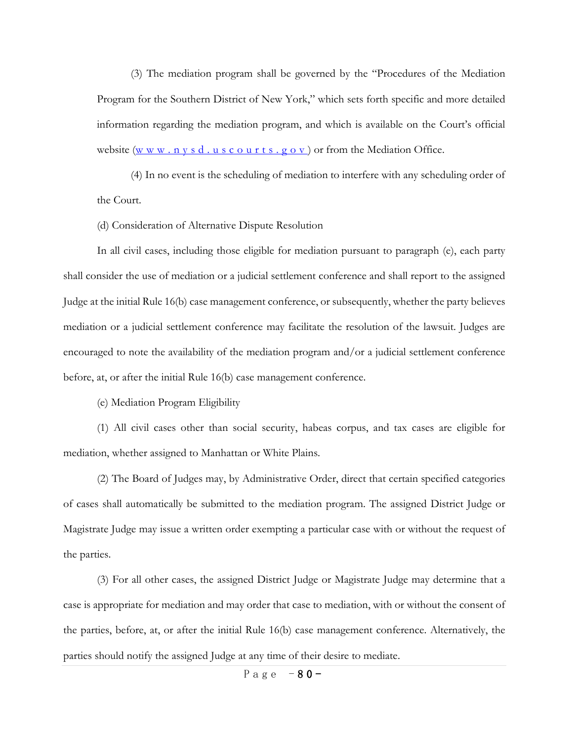(3) The mediation program shall be governed by the "Procedures of the Mediation Program for the Southern District of New York," which sets forth specific and more detailed information regarding the mediation program, and which is available on the Court's official website (www.nysd.uscourts.gov) or from the Mediation Office.

(4) In no event is the scheduling of mediation to interfere with any scheduling order of the Court.

(d) Consideration of Alternative Dispute Resolution

In all civil cases, including those eligible for mediation pursuant to paragraph (e), each party shall consider the use of mediation or a judicial settlement conference and shall report to the assigned Judge at the initial Rule 16(b) case management conference, or subsequently, whether the party believes mediation or a judicial settlement conference may facilitate the resolution of the lawsuit. Judges are encouraged to note the availability of the mediation program and/or a judicial settlement conference before, at, or after the initial Rule 16(b) case management conference.

(e) Mediation Program Eligibility

(1) All civil cases other than social security, habeas corpus, and tax cases are eligible for mediation, whether assigned to Manhattan or White Plains.

(2) The Board of Judges may, by Administrative Order, direct that certain specified categories of cases shall automatically be submitted to the mediation program. The assigned District Judge or Magistrate Judge may issue a written order exempting a particular case with or without the request of the parties.

(3) For all other cases, the assigned District Judge or Magistrate Judge may determine that a case is appropriate for mediation and may order that case to mediation, with or without the consent of the parties, before, at, or after the initial Rule 16(b) case management conference. Alternatively, the parties should notify the assigned Judge at any time of their desire to mediate.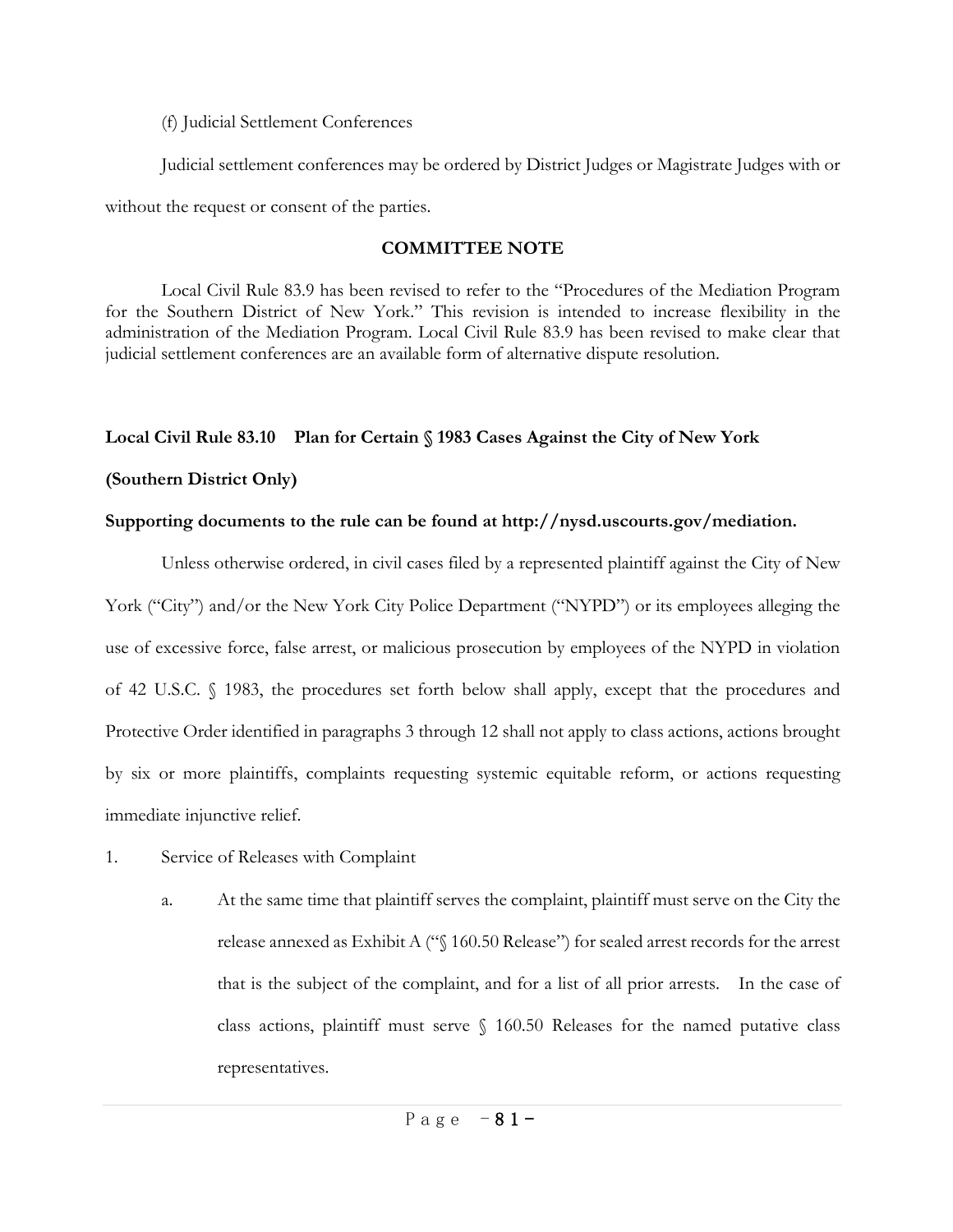(f) Judicial Settlement Conferences

Judicial settlement conferences may be ordered by District Judges or Magistrate Judges with or without the request or consent of the parties.

**COMMITTEE NOTE**

Local Civil Rule 83.9 has been revised to refer to the "Procedures of the Mediation Program for the Southern District of New York." This revision is intended to increase flexibility in the administration of the Mediation Program. Local Civil Rule 83.9 has been revised to make clear that judicial settlement conferences are an available form of alternative dispute resolution.

## Local Civil Rule 83.10 Plan for Certain § 1983 Cases Against the City of New York (Southern District Only)

**Supporting documents to the rule can be found at http://nysd.uscourts.gov/mediation.**

Unless otherwise ordered, in civil cases filed by a represented plaintiff against the City of New York ("City") and/or the New York City Police Department ("NYPD") or its employees alleging the use of excessive force, false arrest, or malicious prosecution by employees of the NYPD in violation of 42 U.S.C. § 1983, the procedures set forth below shall apply, except that the procedures and Protective Order identified in paragraphs 3 through 12 shall not apply to class actions, actions brought by six or more plaintiffs, complaints requesting systemic equitable reform, or actions requesting immediate injunctive relief.

1. Service of Releases with Complaint

   a. At the same time that plaintiff serves the complaint, plaintiff must serve on the City the release annexed as Exhibit A ("§ 160.50 Release") for sealed arrest records for the arrest that is the subject of the complaint, and for a list of all prior arrests. In the case of class actions, plaintiff must serve § 160.50 Releases for the named putative class representatives.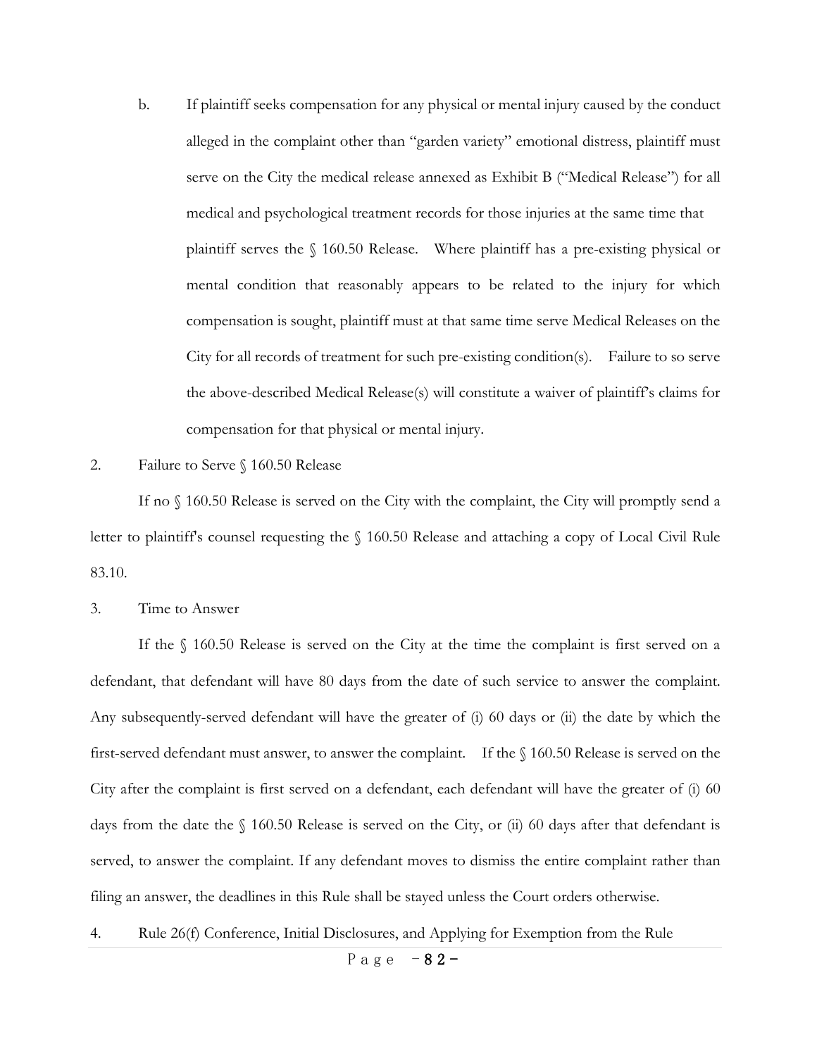b. If plaintiff seeks compensation for any physical or mental injury caused by the conduct alleged in the complaint other than "garden variety" emotional distress, plaintiff must serve on the City the medical release annexed as Exhibit B ("Medical Release") for all medical and psychological treatment records for those injuries at the same time that plaintiff serves the § 160.50 Release. Where plaintiff has a pre-existing physical or mental condition that reasonably appears to be related to the injury for which compensation is sought, plaintiff must at that same time serve Medical Releases on the City for all records of treatment for such pre-existing condition(s). Failure to so serve the above-described Medical Release(s) will constitute a waiver of plaintiff's claims for compensation for that physical or mental injury.

2. Failure to Serve § 160.50 Release

If no § 160.50 Release is served on the City with the complaint, the City will promptly send a letter to plaintiff's counsel requesting the § 160.50 Release and attaching a copy of Local Civil Rule 83.10.

3. Time to Answer

If the § 160.50 Release is served on the City at the time the complaint is first served on a defendant, that defendant will have 80 days from the date of such service to answer the complaint. Any subsequently-served defendant will have the greater of (i) 60 days or (ii) the date by which the first-served defendant must answer, to answer the complaint. If the § 160.50 Release is served on the City after the complaint is first served on a defendant, each defendant will have the greater of (i) 60 days from the date the § 160.50 Release is served on the City, or (ii) 60 days after that defendant is served, to answer the complaint. If any defendant moves to dismiss the entire complaint rather than filing an answer, the deadlines in this Rule shall be stayed unless the Court orders otherwise.

4. Rule 26(f) Conference, Initial Disclosures, and Applying for Exemption from the Rule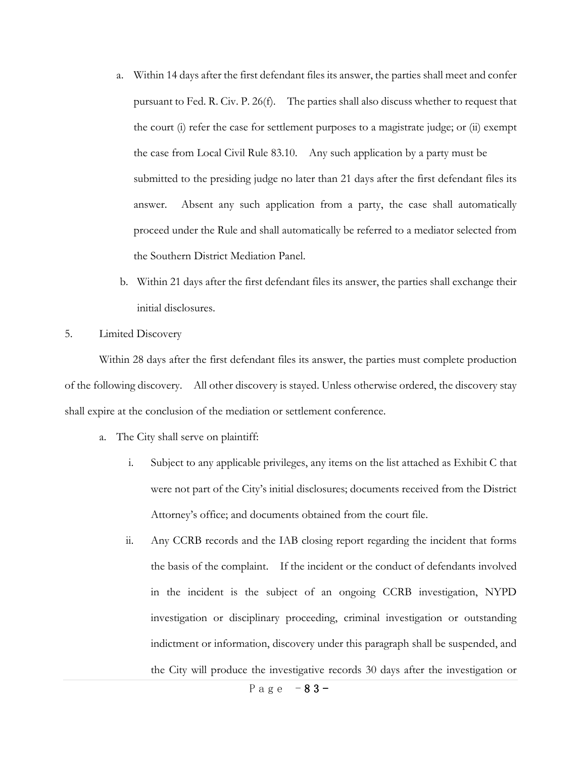a. Within 14 days after the first defendant files its answer, the parties shall meet and confer pursuant to Fed. R. Civ. P. 26(f). The parties shall also discuss whether to request that the court (i) refer the case for settlement purposes to a magistrate judge; or (ii) exempt the case from Local Civil Rule 83.10. Any such application by a party must be submitted to the presiding judge no later than 21 days after the first defendant files its answer. Absent any such application from a party, the case shall automatically proceed under the Rule and shall automatically be referred to a mediator selected from the Southern District Mediation Panel.

b. Within 21 days after the first defendant files its answer, the parties shall exchange their initial disclosures.

5. Limited Discovery

Within 28 days after the first defendant files its answer, the parties must complete production of the following discovery. All other discovery is stayed. Unless otherwise ordered, the discovery stay shall expire at the conclusion of the mediation or settlement conference.

a. The City shall serve on plaintiff:

   i. Subject to any applicable privileges, any items on the list attached as Exhibit C that were not part of the City's initial disclosures; documents received from the District Attorney's office; and documents obtained from the court file.

   ii. Any CCRB records and the IAB closing report regarding the incident that forms the basis of the complaint. If the incident or the conduct of defendants involved in the incident is the subject of an ongoing CCRB investigation, NYPD investigation or disciplinary proceeding, criminal investigation or outstanding indictment or information, discovery under this paragraph shall be suspended, and the City will produce the investigative records 30 days after the investigation or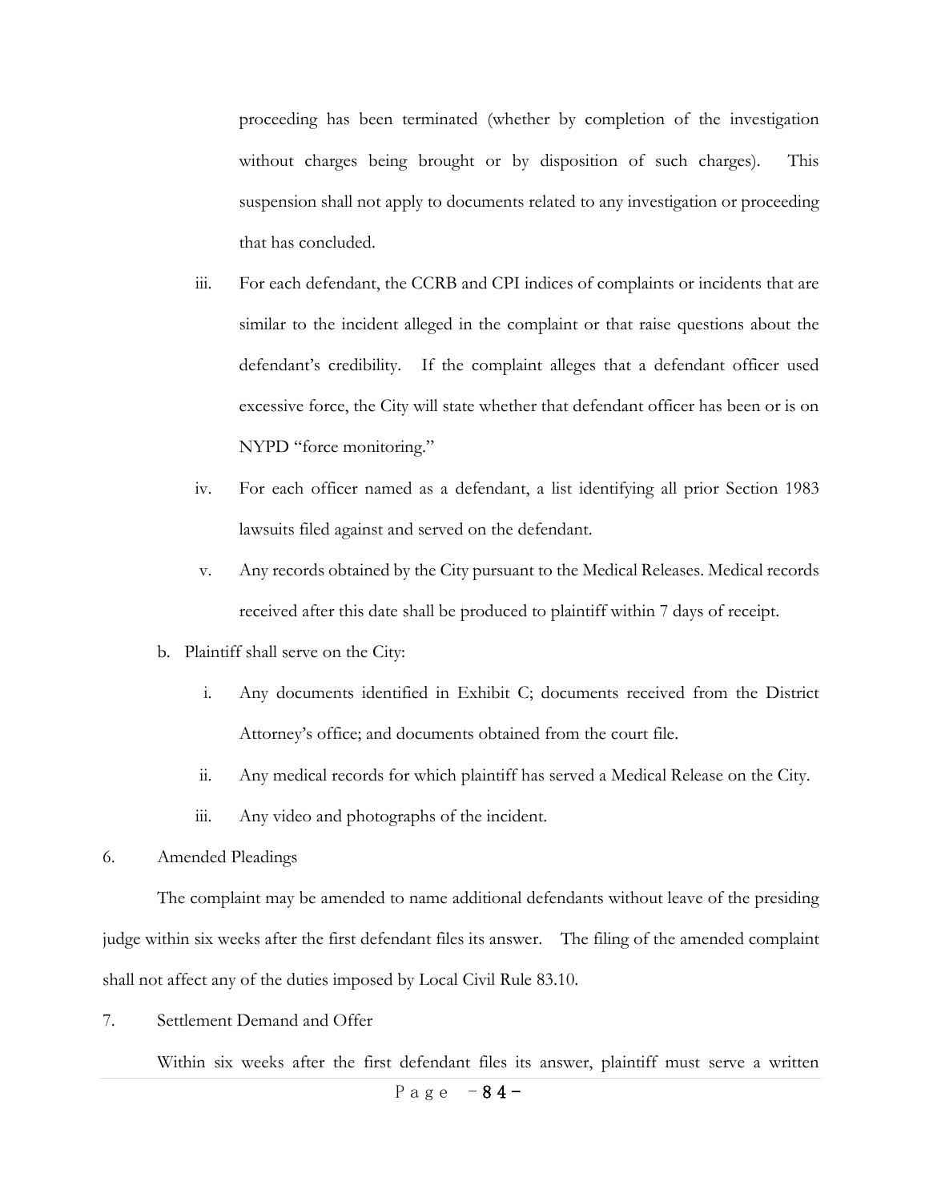proceeding has been terminated (whether by completion of the investigation without charges being brought or by disposition of such charges). This suspension shall not apply to documents related to any investigation or proceeding that has concluded.

iii. For each defendant, the CCRB and CPI indices of complaints or incidents that are similar to the incident alleged in the complaint or that raise questions about the defendant's credibility. If the complaint alleges that a defendant officer used excessive force, the City will state whether that defendant officer has been or is on NYPD "force monitoring."

iv. For each officer named as a defendant, a list identifying all prior Section 1983 lawsuits filed against and served on the defendant.

v. Any records obtained by the City pursuant to the Medical Releases. Medical records received after this date shall be produced to plaintiff within 7 days of receipt.

b. Plaintiff shall serve on the City:

i. Any documents identified in Exhibit C; documents received from the District Attorney's office; and documents obtained from the court file.

ii. Any medical records for which plaintiff has served a Medical Release on the City.

iii. Any video and photographs of the incident.

6. Amended Pleadings

The complaint may be amended to name additional defendants without leave of the presiding judge within six weeks after the first defendant files its answer. The filing of the amended complaint shall not affect any of the duties imposed by Local Civil Rule 83.10.

7. Settlement Demand and Offer

Within six weeks after the first defendant files its answer, plaintiff must serve a written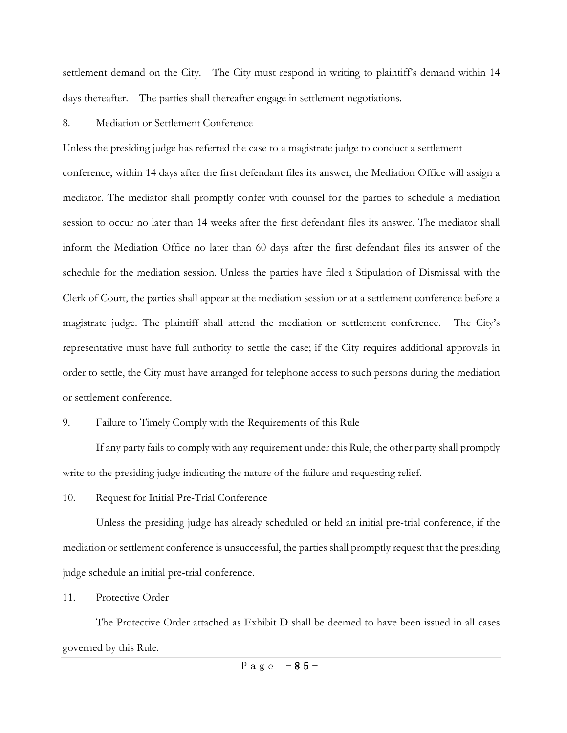settlement demand on the City. The City must respond in writing to plaintiff's demand within 14 days thereafter. The parties shall thereafter engage in settlement negotiations.

8. Mediation or Settlement Conference

Unless the presiding judge has referred the case to a magistrate judge to conduct a settlement conference, within 14 days after the first defendant files its answer, the Mediation Office will assign a mediator. The mediator shall promptly confer with counsel for the parties to schedule a mediation session to occur no later than 14 weeks after the first defendant files its answer. The mediator shall inform the Mediation Office no later than 60 days after the first defendant files its answer of the schedule for the mediation session. Unless the parties have filed a Stipulation of Dismissal with the Clerk of Court, the parties shall appear at the mediation session or at a settlement conference before a magistrate judge. The plaintiff shall attend the mediation or settlement conference. The City's representative must have full authority to settle the case; if the City requires additional approvals in order to settle, the City must have arranged for telephone access to such persons during the mediation or settlement conference.

9. Failure to Timely Comply with the Requirements of this Rule

If any party fails to comply with any requirement under this Rule, the other party shall promptly write to the presiding judge indicating the nature of the failure and requesting relief.

10. Request for Initial Pre-Trial Conference

Unless the presiding judge has already scheduled or held an initial pre-trial conference, if the mediation or settlement conference is unsuccessful, the parties shall promptly request that the presiding judge schedule an initial pre-trial conference.

11. Protective Order

The Protective Order attached as Exhibit D shall be deemed to have been issued in all cases governed by this Rule.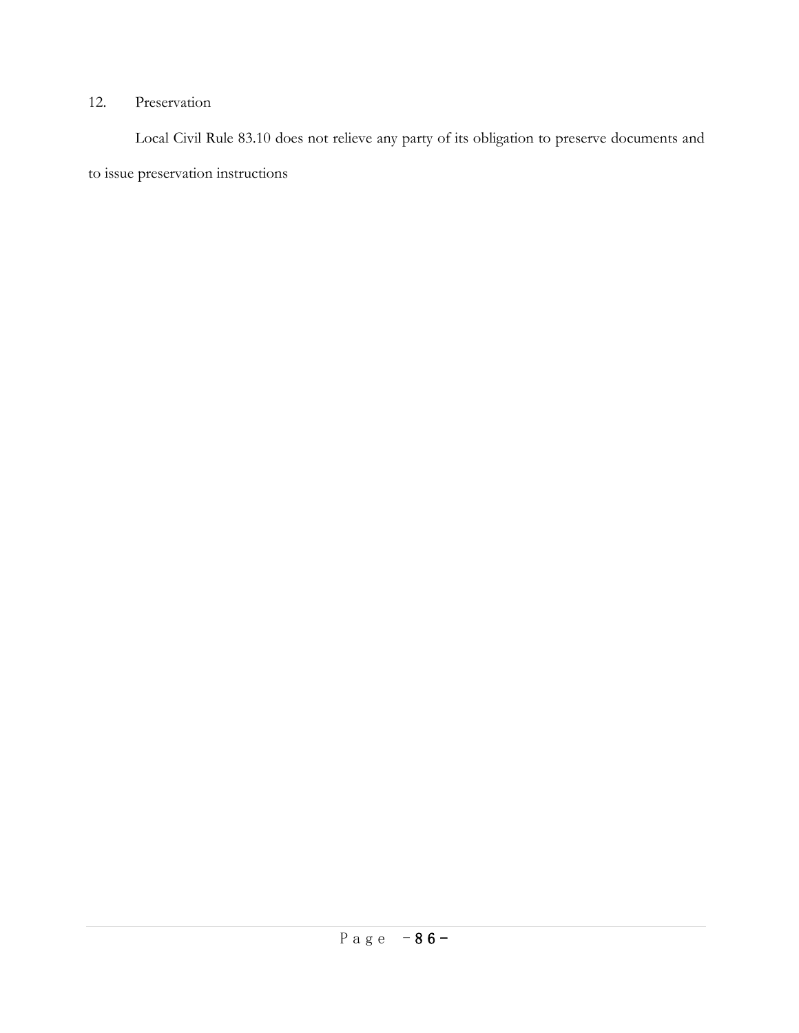12. Preservation

Local Civil Rule 83.10 does not relieve any party of its obligation to preserve documents and to issue preservation instructions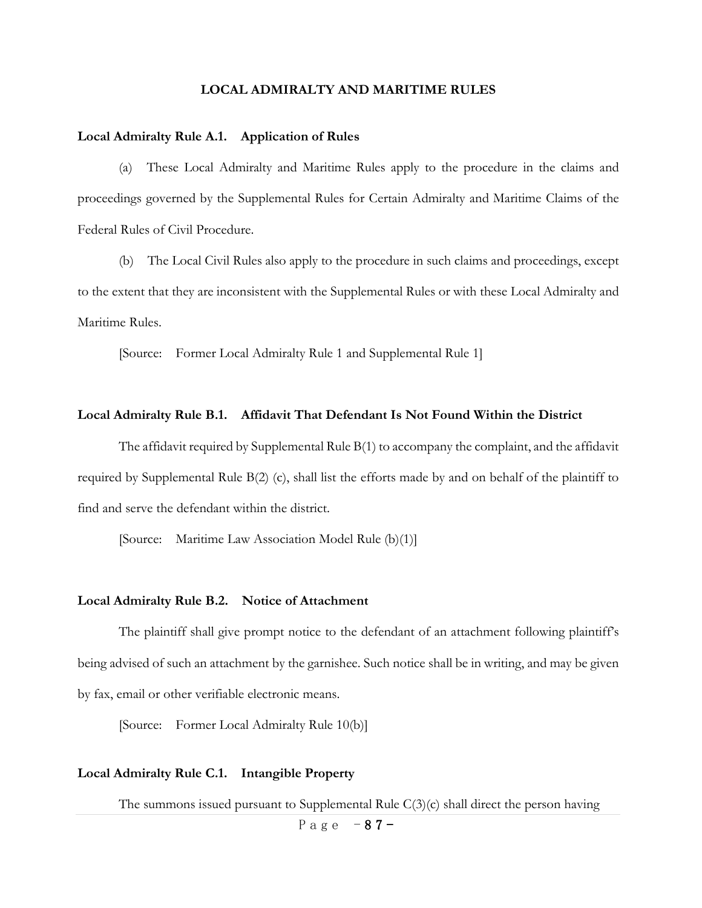# LOCAL ADMIRALTY AND MARITIME RULES

## Local Admiralty Rule A.1. Application of Rules

(a) These Local Admiralty and Maritime Rules apply to the procedure in the claims and proceedings governed by the Supplemental Rules for Certain Admiralty and Maritime Claims of the Federal Rules of Civil Procedure.

(b) The Local Civil Rules also apply to the procedure in such claims and proceedings, except to the extent that they are inconsistent with the Supplemental Rules or with these Local Admiralty and Maritime Rules.

[Source: Former Local Admiralty Rule 1 and Supplemental Rule 1]

## Local Admiralty Rule B.1. Affidavit That Defendant Is Not Found Within the District

The affidavit required by Supplemental Rule B(1) to accompany the complaint, and the affidavit required by Supplemental Rule B(2) (c), shall list the efforts made by and on behalf of the plaintiff to find and serve the defendant within the district.

[Source: Maritime Law Association Model Rule (b)(1)]

## Local Admiralty Rule B.2. Notice of Attachment

The plaintiff shall give prompt notice to the defendant of an attachment following plaintiff's being advised of such an attachment by the garnishee. Such notice shall be in writing, and may be given by fax, email or other verifiable electronic means.

[Source: Former Local Admiralty Rule 10(b)]

## Local Admiralty Rule C.1. Intangible Property

The summons issued pursuant to Supplemental Rule C(3)(c) shall direct the person having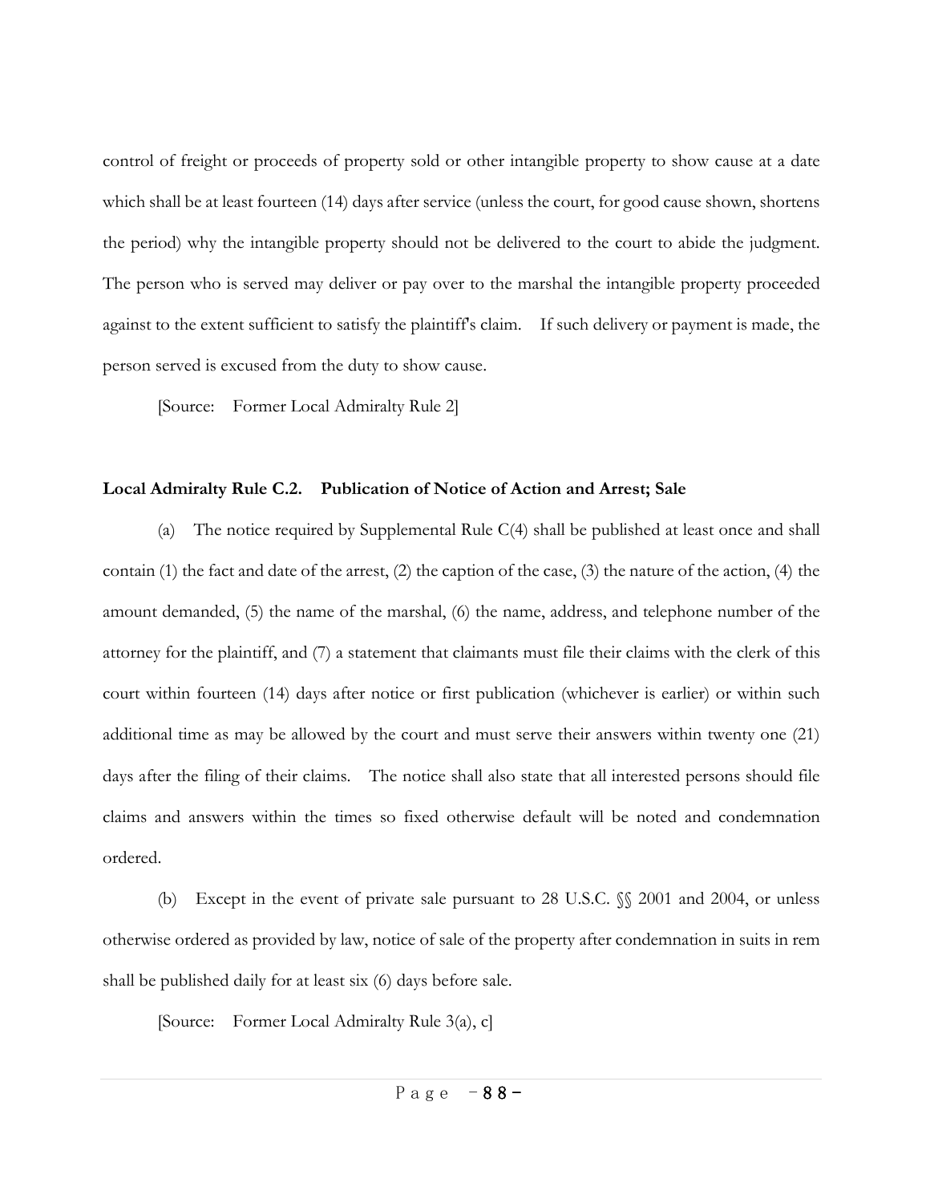control of freight or proceeds of property sold or other intangible property to show cause at a date which shall be at least fourteen (14) days after service (unless the court, for good cause shown, shortens the period) why the intangible property should not be delivered to the court to abide the judgment. The person who is served may deliver or pay over to the marshal the intangible property proceeded against to the extent sufficient to satisfy the plaintiff's claim. If such delivery or payment is made, the person served is excused from the duty to show cause.

[Source: Former Local Admiralty Rule 2]

**Local Admiralty Rule C.2. Publication of Notice of Action and Arrest; Sale**

(a) The notice required by Supplemental Rule C(4) shall be published at least once and shall contain (1) the fact and date of the arrest, (2) the caption of the case, (3) the nature of the action, (4) the amount demanded, (5) the name of the marshal, (6) the name, address, and telephone number of the attorney for the plaintiff, and (7) a statement that claimants must file their claims with the clerk of this court within fourteen (14) days after notice or first publication (whichever is earlier) or within such additional time as may be allowed by the court and must serve their answers within twenty one (21) days after the filing of their claims. The notice shall also state that all interested persons should file claims and answers within the times so fixed otherwise default will be noted and condemnation ordered.

(b) Except in the event of private sale pursuant to 28 U.S.C. §§ 2001 and 2004, or unless otherwise ordered as provided by law, notice of sale of the property after condemnation in suits in rem shall be published daily for at least six (6) days before sale.

[Source: Former Local Admiralty Rule 3(a), c]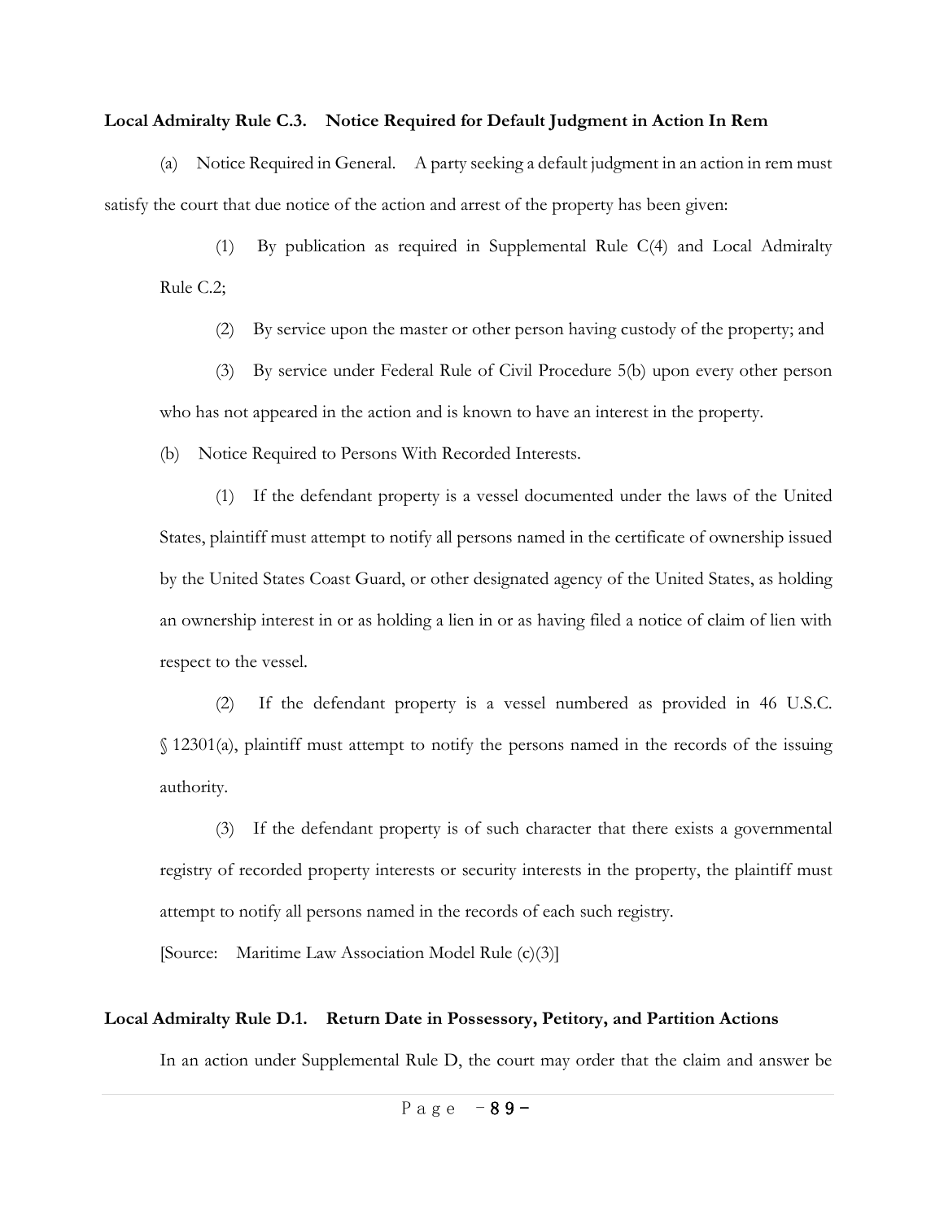**Local Admiralty Rule C.3. Notice Required for Default Judgment in Action In Rem**

(a) Notice Required in General. A party seeking a default judgment in an action in rem must satisfy the court that due notice of the action and arrest of the property has been given:

(1) By publication as required in Supplemental Rule C(4) and Local Admiralty Rule C.2;

(2) By service upon the master or other person having custody of the property; and

(3) By service under Federal Rule of Civil Procedure 5(b) upon every other person who has not appeared in the action and is known to have an interest in the property.

(b) Notice Required to Persons With Recorded Interests.

(1) If the defendant property is a vessel documented under the laws of the United States, plaintiff must attempt to notify all persons named in the certificate of ownership issued by the United States Coast Guard, or other designated agency of the United States, as holding an ownership interest in or as holding a lien in or as having filed a notice of claim of lien with respect to the vessel.

(2) If the defendant property is a vessel numbered as provided in 46 U.S.C. § 12301(a), plaintiff must attempt to notify the persons named in the records of the issuing authority.

(3) If the defendant property is of such character that there exists a governmental registry of recorded property interests or security interests in the property, the plaintiff must attempt to notify all persons named in the records of each such registry.

[Source: Maritime Law Association Model Rule (c)(3)]

**Local Admiralty Rule D.1. Return Date in Possessory, Petitory, and Partition Actions**

In an action under Supplemental Rule D, the court may order that the claim and answer be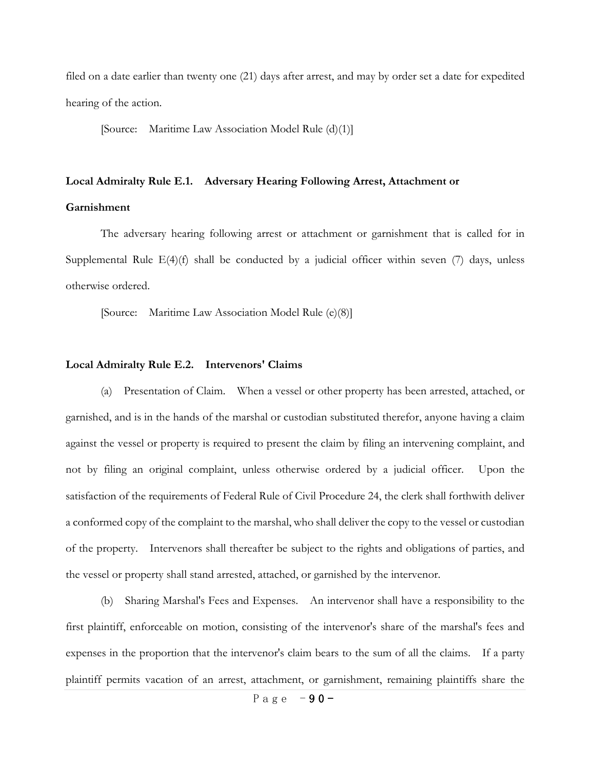filed on a date earlier than twenty one (21) days after arrest, and may by order set a date for expedited hearing of the action.

[Source: Maritime Law Association Model Rule (d)(1)]

**Local Admiralty Rule E.1. Adversary Hearing Following Arrest, Attachment or Garnishment**

The adversary hearing following arrest or attachment or garnishment that is called for in Supplemental Rule E(4)(f) shall be conducted by a judicial officer within seven (7) days, unless otherwise ordered.

[Source: Maritime Law Association Model Rule (e)(8)]

**Local Admiralty Rule E.2. Intervenors' Claims**

(a) Presentation of Claim. When a vessel or other property has been arrested, attached, or garnished, and is in the hands of the marshal or custodian substituted therefor, anyone having a claim against the vessel or property is required to present the claim by filing an intervening complaint, and not by filing an original complaint, unless otherwise ordered by a judicial officer. Upon the satisfaction of the requirements of Federal Rule of Civil Procedure 24, the clerk shall forthwith deliver a conformed copy of the complaint to the marshal, who shall deliver the copy to the vessel or custodian of the property. Intervenors shall thereafter be subject to the rights and obligations of parties, and the vessel or property shall stand arrested, attached, or garnished by the intervenor.

(b) Sharing Marshal's Fees and Expenses. An intervenor shall have a responsibility to the first plaintiff, enforceable on motion, consisting of the intervenor's share of the marshal's fees and expenses in the proportion that the intervenor's claim bears to the sum of all the claims. If a party plaintiff permits vacation of an arrest, attachment, or garnishment, remaining plaintiffs share the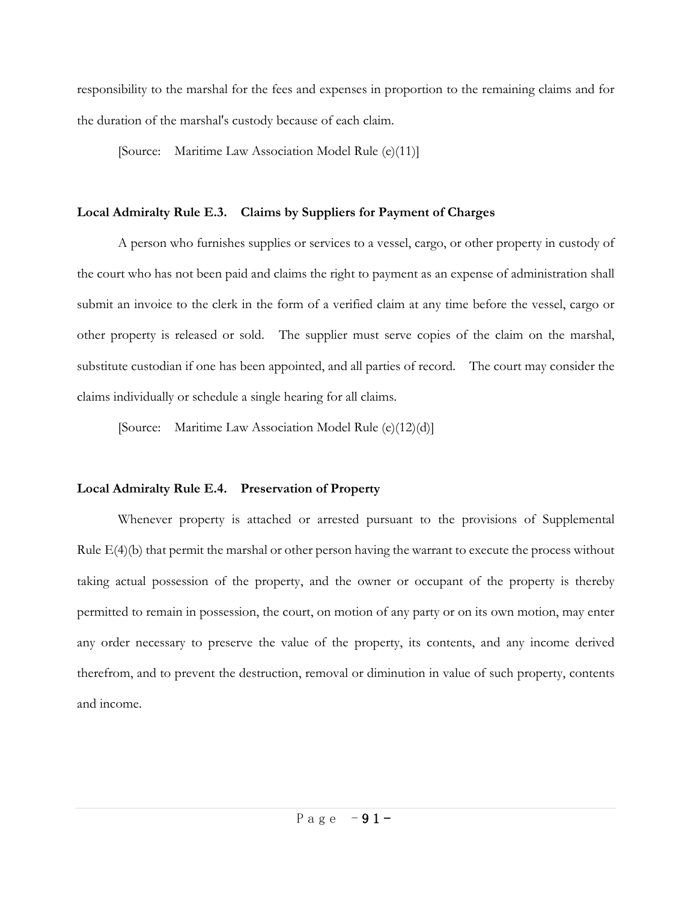responsibility to the marshal for the fees and expenses in proportion to the remaining claims and for the duration of the marshal's custody because of each claim.

[Source: Maritime Law Association Model Rule (e)(11)]

**Local Admiralty Rule E.3. Claims by Suppliers for Payment of Charges**

A person who furnishes supplies or services to a vessel, cargo, or other property in custody of the court who has not been paid and claims the right to payment as an expense of administration shall submit an invoice to the clerk in the form of a verified claim at any time before the vessel, cargo or other property is released or sold. The supplier must serve copies of the claim on the marshal, substitute custodian if one has been appointed, and all parties of record. The court may consider the claims individually or schedule a single hearing for all claims.

[Source: Maritime Law Association Model Rule (e)(12)(d)]

**Local Admiralty Rule E.4. Preservation of Property**

Whenever property is attached or arrested pursuant to the provisions of Supplemental Rule E(4)(b) that permit the marshal or other person having the warrant to execute the process without taking actual possession of the property, and the owner or occupant of the property is thereby permitted to remain in possession, the court, on motion of any party or on its own motion, may enter any order necessary to preserve the value of the property, its contents, and any income derived therefrom, and to prevent the destruction, removal or diminution in value of such property, contents and income.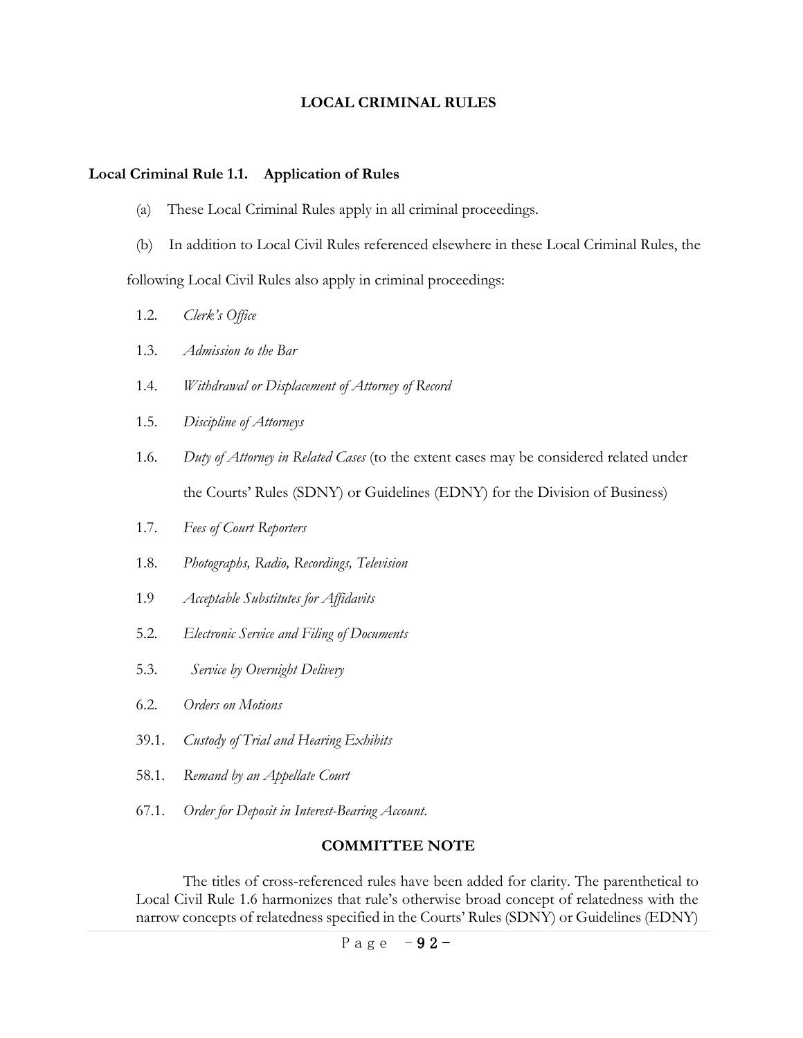# LOCAL CRIMINAL RULES

## Local Criminal Rule 1.1. Application of Rules

(a) These Local Criminal Rules apply in all criminal proceedings.

(b) In addition to Local Civil Rules referenced elsewhere in these Local Criminal Rules, the following Local Civil Rules also apply in criminal proceedings:

1.2. *Clerk's Office*

1.3. *Admission to the Bar*

1.4. *Withdrawal or Displacement of Attorney of Record*

1.5. *Discipline of Attorneys*

1.6. *Duty of Attorney in Related Cases* (to the extent cases may be considered related under the Courts' Rules (SDNY) or Guidelines (EDNY) for the Division of Business)

1.7. *Fees of Court Reporters*

1.8. *Photographs, Radio, Recordings, Television*

1.9 *Acceptable Substitutes for Affidavits*

5.2. *Electronic Service and Filing of Documents*

5.3. *Service by Overnight Delivery*

6.2. *Orders on Motions*

39.1. *Custody of Trial and Hearing Exhibits*

58.1. *Remand by an Appellate Court*

67.1. *Order for Deposit in Interest-Bearing Account.*

### COMMITTEE NOTE

The titles of cross-referenced rules have been added for clarity. The parenthetical to Local Civil Rule 1.6 harmonizes that rule's otherwise broad concept of relatedness with the narrow concepts of relatedness specified in the Courts' Rules (SDNY) or Guidelines (EDNY)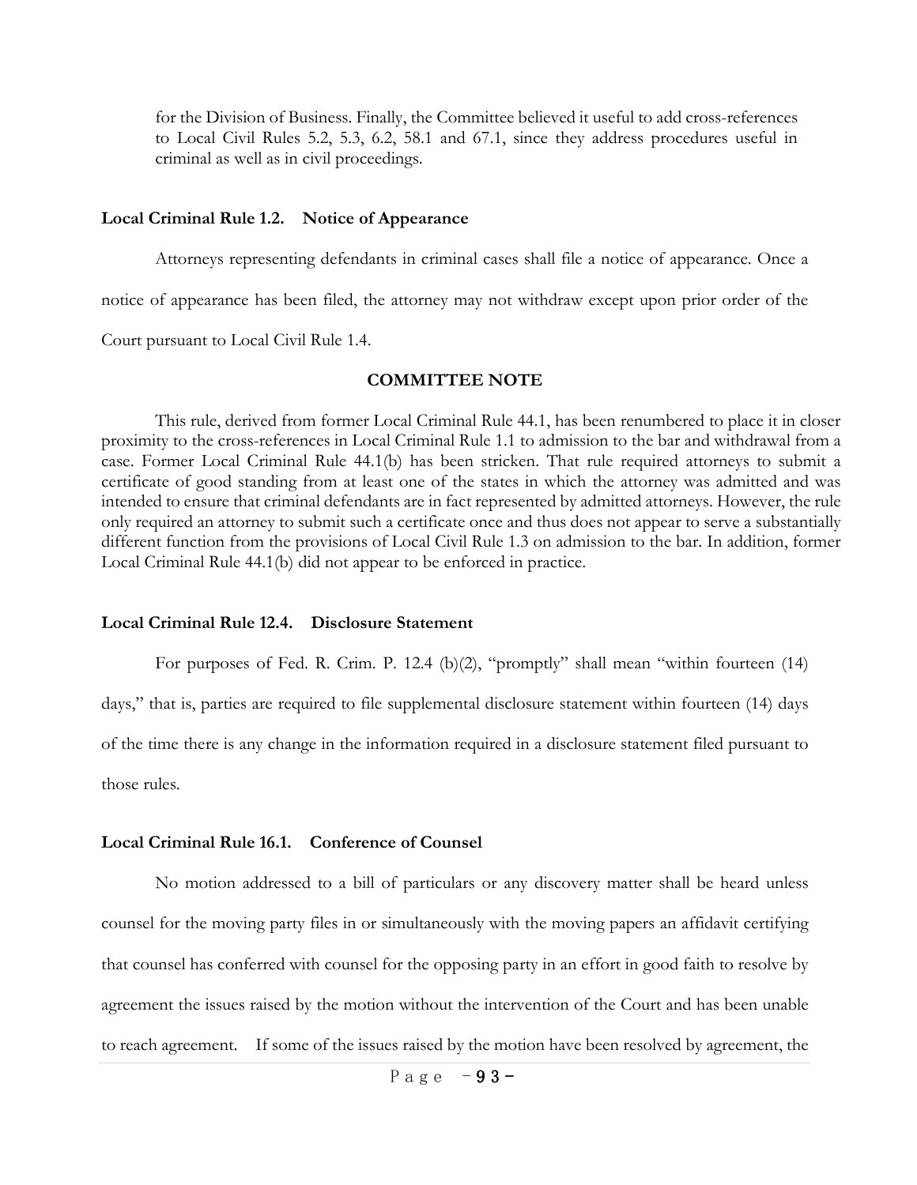for the Division of Business. Finally, the Committee believed it useful to add cross-references to Local Civil Rules 5.2, 5.3, 6.2, 58.1 and 67.1, since they address procedures useful in criminal as well as in civil proceedings.

### Local Criminal Rule 1.2. Notice of Appearance

Attorneys representing defendants in criminal cases shall file a notice of appearance. Once a notice of appearance has been filed, the attorney may not withdraw except upon prior order of the Court pursuant to Local Civil Rule 1.4.

#### COMMITTEE NOTE

This rule, derived from former Local Criminal Rule 44.1, has been renumbered to place it in closer proximity to the cross-references in Local Criminal Rule 1.1 to admission to the bar and withdrawal from a case. Former Local Criminal Rule 44.1(b) has been stricken. That rule required attorneys to submit a certificate of good standing from at least one of the states in which the attorney was admitted and was intended to ensure that criminal defendants are in fact represented by admitted attorneys. However, the rule only required an attorney to submit such a certificate once and thus does not appear to serve a substantially different function from the provisions of Local Civil Rule 1.3 on admission to the bar. In addition, former Local Criminal Rule 44.1(b) did not appear to be enforced in practice.

### Local Criminal Rule 12.4. Disclosure Statement

For purposes of Fed. R. Crim. P. 12.4 (b)(2), "promptly" shall mean "within fourteen (14) days," that is, parties are required to file supplemental disclosure statement within fourteen (14) days of the time there is any change in the information required in a disclosure statement filed pursuant to those rules.

### Local Criminal Rule 16.1. Conference of Counsel

No motion addressed to a bill of particulars or any discovery matter shall be heard unless counsel for the moving party files in or simultaneously with the moving papers an affidavit certifying that counsel has conferred with counsel for the opposing party in an effort in good faith to resolve by agreement the issues raised by the motion without the intervention of the Court and has been unable to reach agreement. If some of the issues raised by the motion have been resolved by agreement, the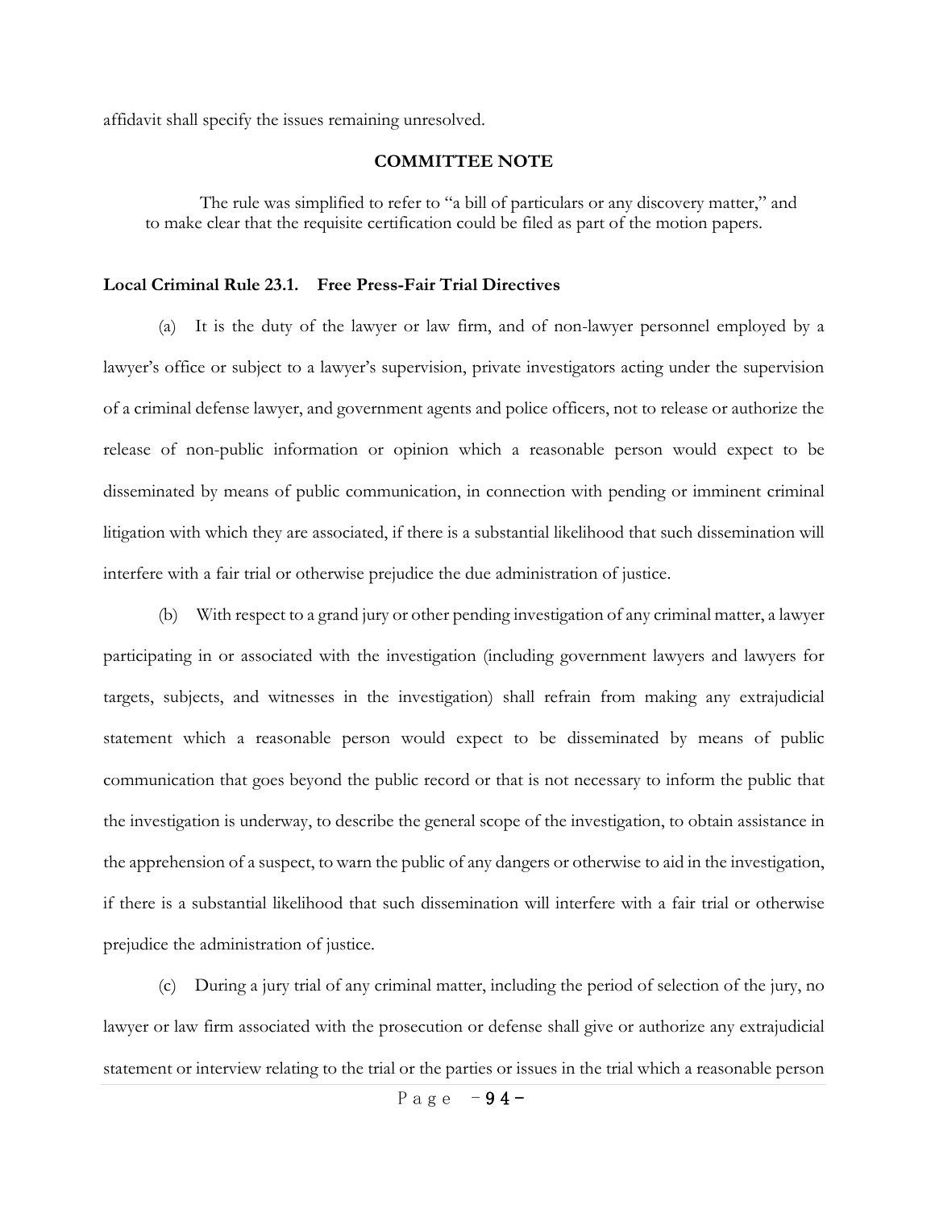affidavit shall specify the issues remaining unresolved.

**COMMITTEE NOTE**

The rule was simplified to refer to "a bill of particulars or any discovery matter," and to make clear that the requisite certification could be filed as part of the motion papers.

**Local Criminal Rule 23.1. Free Press-Fair Trial Directives**

(a) It is the duty of the lawyer or law firm, and of non-lawyer personnel employed by a lawyer's office or subject to a lawyer's supervision, private investigators acting under the supervision of a criminal defense lawyer, and government agents and police officers, not to release or authorize the release of non-public information or opinion which a reasonable person would expect to be disseminated by means of public communication, in connection with pending or imminent criminal litigation with which they are associated, if there is a substantial likelihood that such dissemination will interfere with a fair trial or otherwise prejudice the due administration of justice.

(b) With respect to a grand jury or other pending investigation of any criminal matter, a lawyer participating in or associated with the investigation (including government lawyers and lawyers for targets, subjects, and witnesses in the investigation) shall refrain from making any extrajudicial statement which a reasonable person would expect to be disseminated by means of public communication that goes beyond the public record or that is not necessary to inform the public that the investigation is underway, to describe the general scope of the investigation, to obtain assistance in the apprehension of a suspect, to warn the public of any dangers or otherwise to aid in the investigation, if there is a substantial likelihood that such dissemination will interfere with a fair trial or otherwise prejudice the administration of justice.

(c) During a jury trial of any criminal matter, including the period of selection of the jury, no lawyer or law firm associated with the prosecution or defense shall give or authorize any extrajudicial statement or interview relating to the trial or the parties or issues in the trial which a reasonable person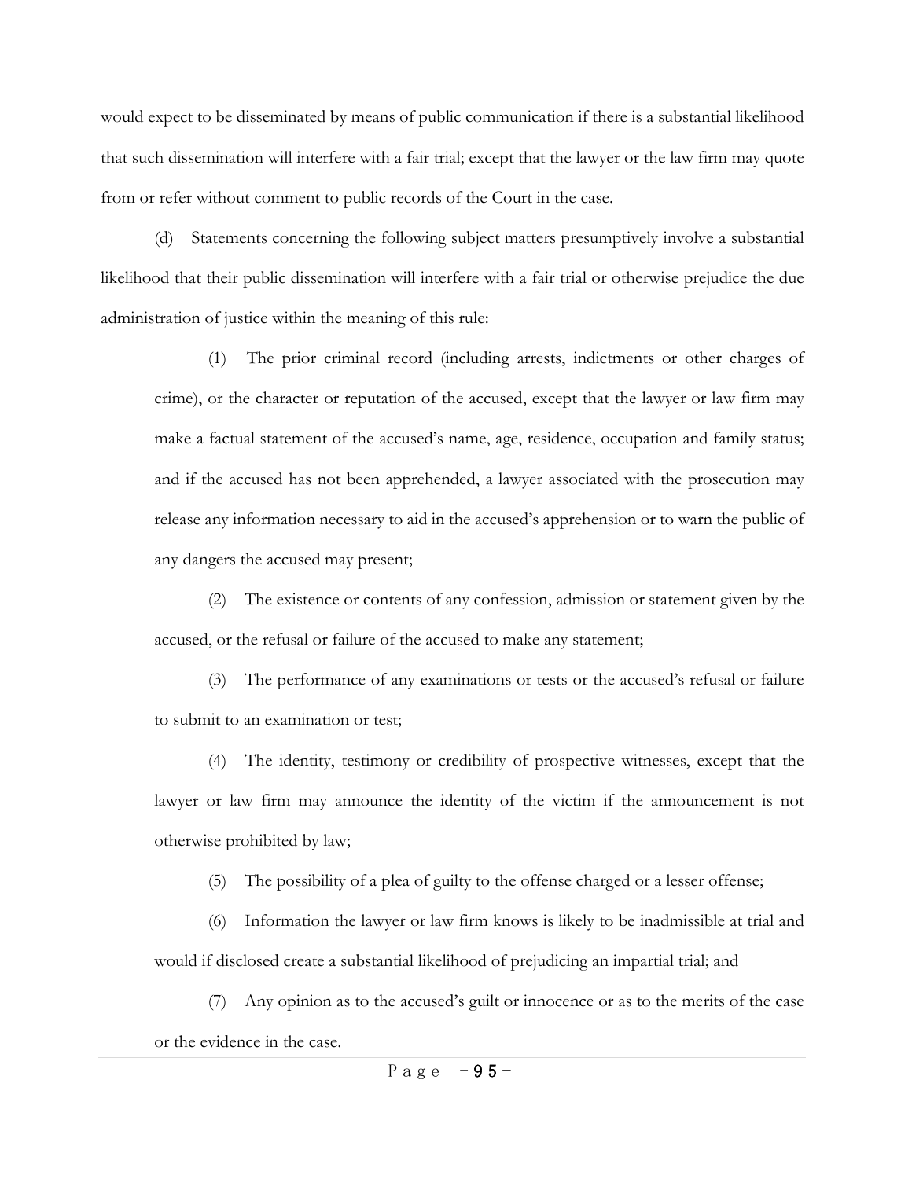would expect to be disseminated by means of public communication if there is a substantial likelihood that such dissemination will interfere with a fair trial; except that the lawyer or the law firm may quote from or refer without comment to public records of the Court in the case.

(d) Statements concerning the following subject matters presumptively involve a substantial likelihood that their public dissemination will interfere with a fair trial or otherwise prejudice the due administration of justice within the meaning of this rule:

> (1) The prior criminal record (including arrests, indictments or other charges of crime), or the character or reputation of the accused, except that the lawyer or law firm may make a factual statement of the accused's name, age, residence, occupation and family status; and if the accused has not been apprehended, a lawyer associated with the prosecution may release any information necessary to aid in the accused's apprehension or to warn the public of any dangers the accused may present;
>
> (2) The existence or contents of any confession, admission or statement given by the accused, or the refusal or failure of the accused to make any statement;
>
> (3) The performance of any examinations or tests or the accused's refusal or failure to submit to an examination or test;
>
> (4) The identity, testimony or credibility of prospective witnesses, except that the lawyer or law firm may announce the identity of the victim if the announcement is not otherwise prohibited by law;
>
> (5) The possibility of a plea of guilty to the offense charged or a lesser offense;
>
> (6) Information the lawyer or law firm knows is likely to be inadmissible at trial and would if disclosed create a substantial likelihood of prejudicing an impartial trial; and
>
> (7) Any opinion as to the accused's guilt or innocence or as to the merits of the case or the evidence in the case.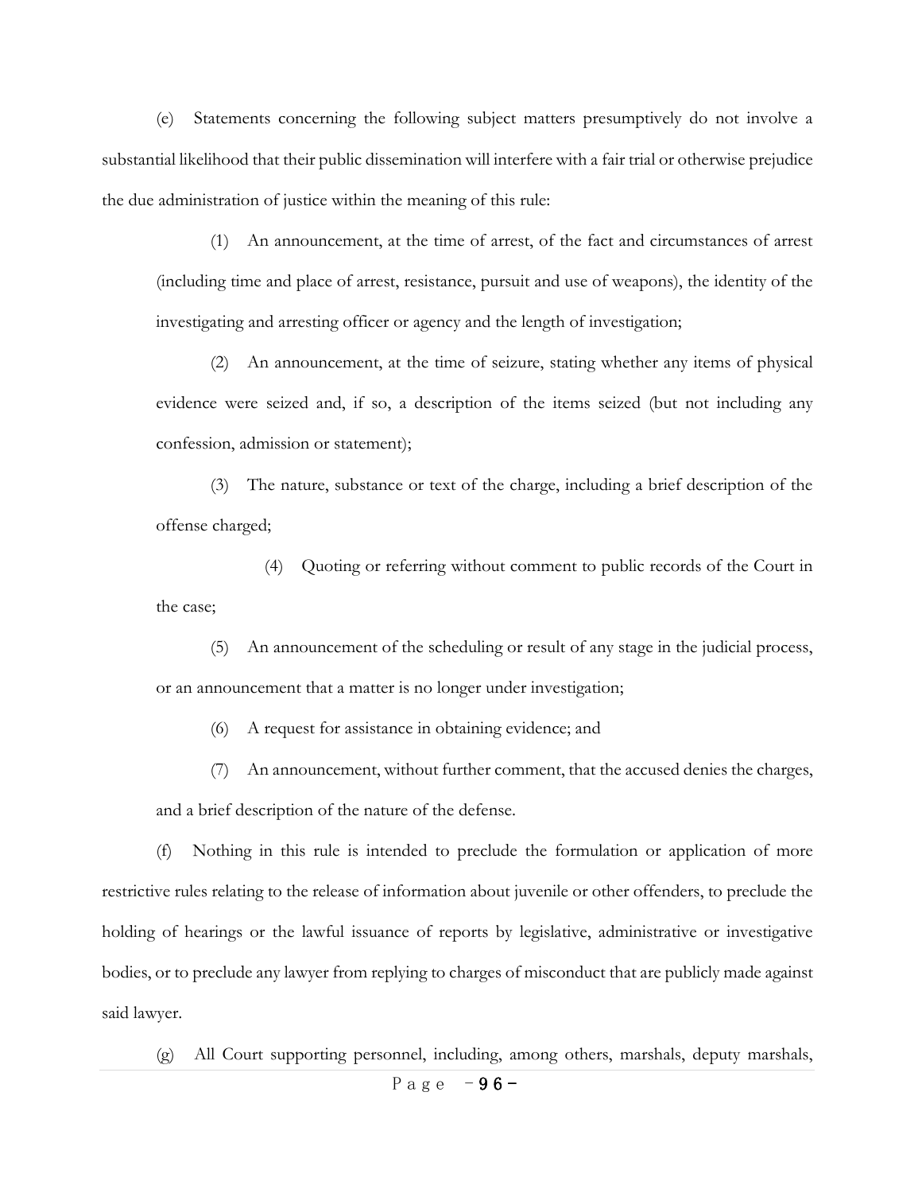(e) Statements concerning the following subject matters presumptively do not involve a substantial likelihood that their public dissemination will interfere with a fair trial or otherwise prejudice the due administration of justice within the meaning of this rule:

(1) An announcement, at the time of arrest, of the fact and circumstances of arrest (including time and place of arrest, resistance, pursuit and use of weapons), the identity of the investigating and arresting officer or agency and the length of investigation;

(2) An announcement, at the time of seizure, stating whether any items of physical evidence were seized and, if so, a description of the items seized (but not including any confession, admission or statement);

(3) The nature, substance or text of the charge, including a brief description of the offense charged;

(4) Quoting or referring without comment to public records of the Court in the case;

(5) An announcement of the scheduling or result of any stage in the judicial process, or an announcement that a matter is no longer under investigation;

(6) A request for assistance in obtaining evidence; and

(7) An announcement, without further comment, that the accused denies the charges, and a brief description of the nature of the defense.

(f) Nothing in this rule is intended to preclude the formulation or application of more restrictive rules relating to the release of information about juvenile or other offenders, to preclude the holding of hearings or the lawful issuance of reports by legislative, administrative or investigative bodies, or to preclude any lawyer from replying to charges of misconduct that are publicly made against said lawyer.

(g) All Court supporting personnel, including, among others, marshals, deputy marshals,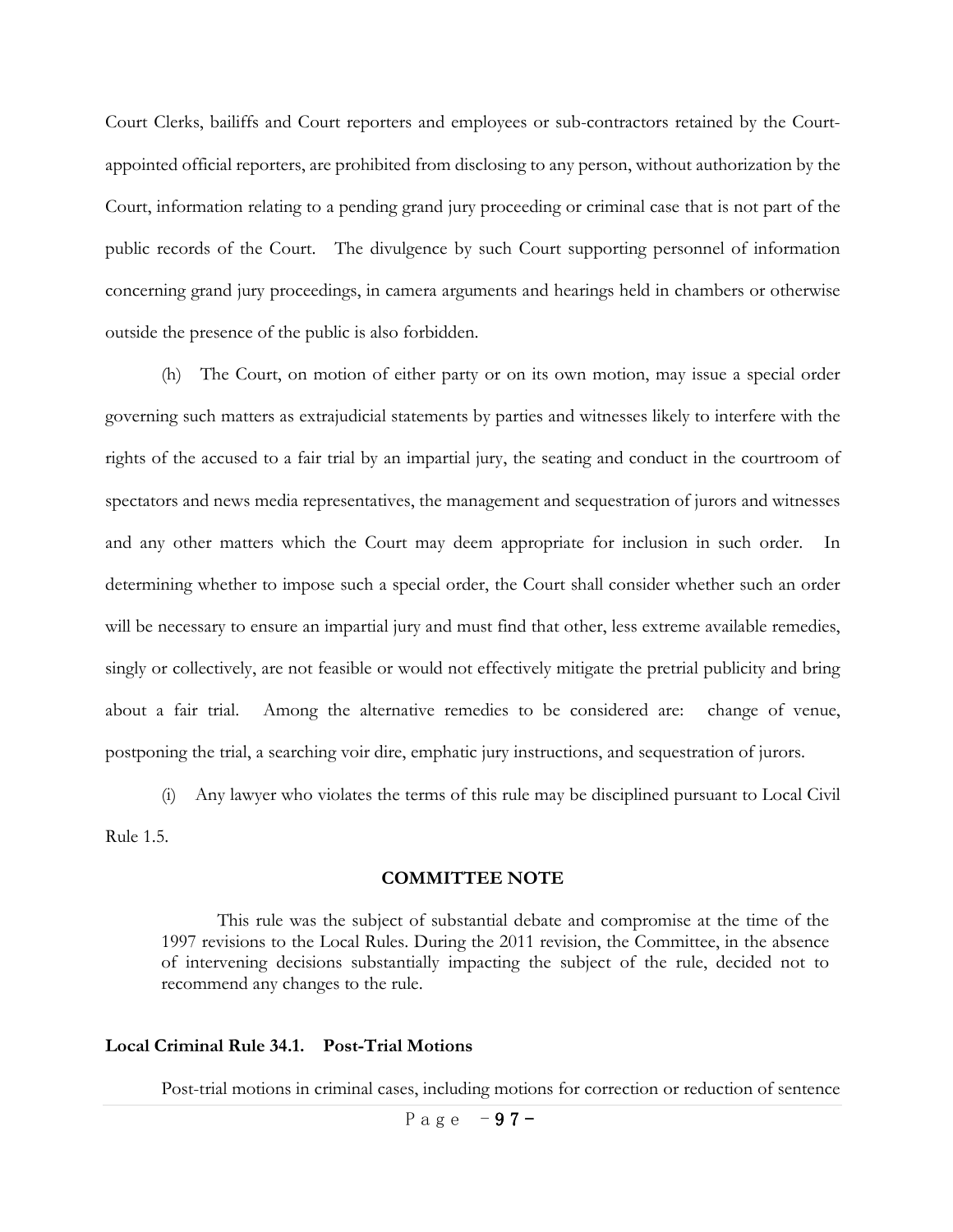Court Clerks, bailiffs and Court reporters and employees or sub-contractors retained by the Court-appointed official reporters, are prohibited from disclosing to any person, without authorization by the Court, information relating to a pending grand jury proceeding or criminal case that is not part of the public records of the Court. The divulgence by such Court supporting personnel of information concerning grand jury proceedings, in camera arguments and hearings held in chambers or otherwise outside the presence of the public is also forbidden.

(h) The Court, on motion of either party or on its own motion, may issue a special order governing such matters as extrajudicial statements by parties and witnesses likely to interfere with the rights of the accused to a fair trial by an impartial jury, the seating and conduct in the courtroom of spectators and news media representatives, the management and sequestration of jurors and witnesses and any other matters which the Court may deem appropriate for inclusion in such order. In determining whether to impose such a special order, the Court shall consider whether such an order will be necessary to ensure an impartial jury and must find that other, less extreme available remedies, singly or collectively, are not feasible or would not effectively mitigate the pretrial publicity and bring about a fair trial. Among the alternative remedies to be considered are: change of venue, postponing the trial, a searching voir dire, emphatic jury instructions, and sequestration of jurors.

(i) Any lawyer who violates the terms of this rule may be disciplined pursuant to Local Civil Rule 1.5.

**COMMITTEE NOTE**

This rule was the subject of substantial debate and compromise at the time of the 1997 revisions to the Local Rules. During the 2011 revision, the Committee, in the absence of intervening decisions substantially impacting the subject of the rule, decided not to recommend any changes to the rule.

**Local Criminal Rule 34.1. Post-Trial Motions**

Post-trial motions in criminal cases, including motions for correction or reduction of sentence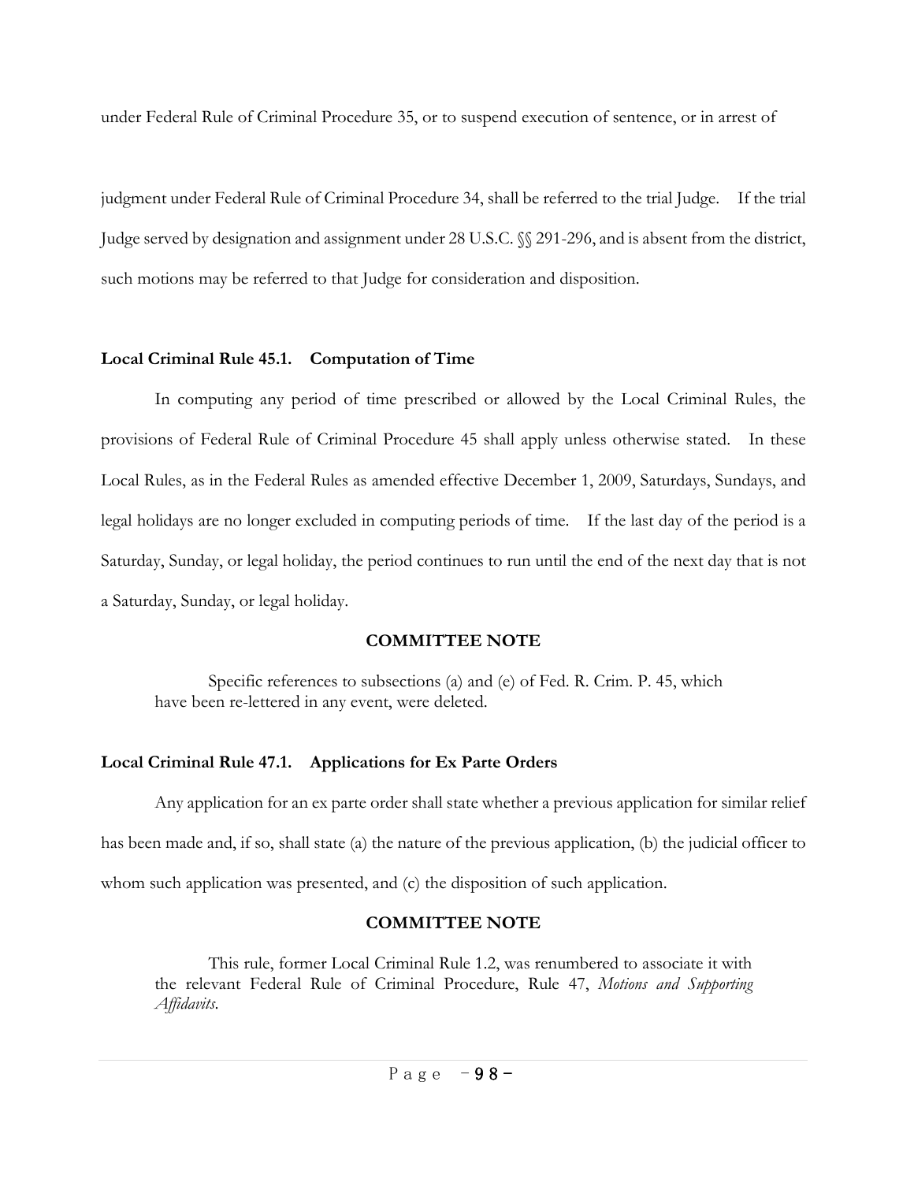under Federal Rule of Criminal Procedure 35, or to suspend execution of sentence, or in arrest of

judgment under Federal Rule of Criminal Procedure 34, shall be referred to the trial Judge. If the trial Judge served by designation and assignment under 28 U.S.C. §§ 291-296, and is absent from the district, such motions may be referred to that Judge for consideration and disposition.

**Local Criminal Rule 45.1. Computation of Time**

In computing any period of time prescribed or allowed by the Local Criminal Rules, the provisions of Federal Rule of Criminal Procedure 45 shall apply unless otherwise stated. In these Local Rules, as in the Federal Rules as amended effective December 1, 2009, Saturdays, Sundays, and legal holidays are no longer excluded in computing periods of time. If the last day of the period is a Saturday, Sunday, or legal holiday, the period continues to run until the end of the next day that is not a Saturday, Sunday, or legal holiday.

**COMMITTEE NOTE**

Specific references to subsections (a) and (e) of Fed. R. Crim. P. 45, which have been re-lettered in any event, were deleted.

**Local Criminal Rule 47.1. Applications for Ex Parte Orders**

Any application for an ex parte order shall state whether a previous application for similar relief has been made and, if so, shall state (a) the nature of the previous application, (b) the judicial officer to whom such application was presented, and (c) the disposition of such application.

**COMMITTEE NOTE**

This rule, former Local Criminal Rule 1.2, was renumbered to associate it with the relevant Federal Rule of Criminal Procedure, Rule 47, *Motions and Supporting Affidavits*.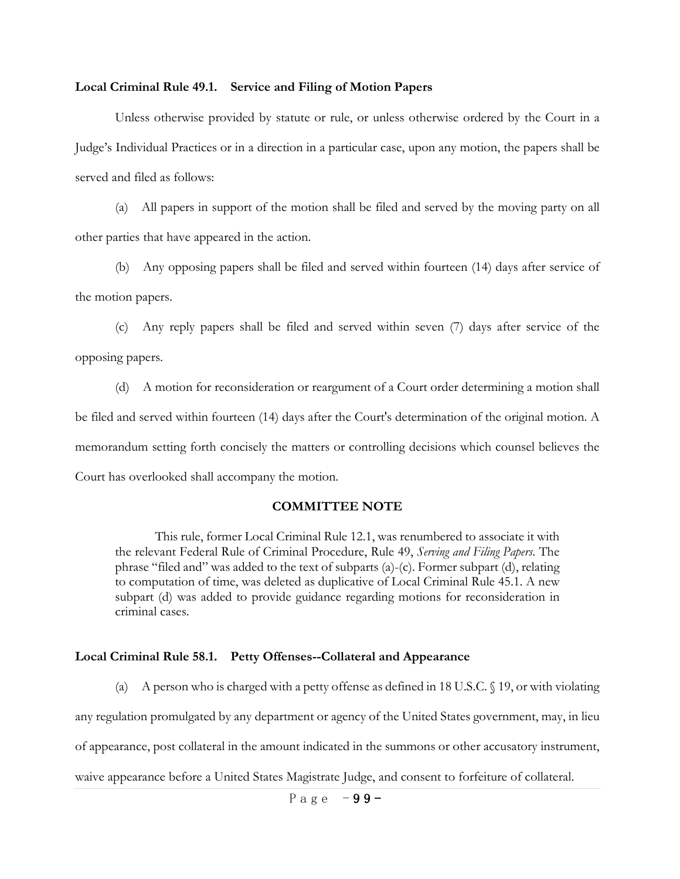**Local Criminal Rule 49.1. Service and Filing of Motion Papers**

Unless otherwise provided by statute or rule, or unless otherwise ordered by the Court in a Judge's Individual Practices or in a direction in a particular case, upon any motion, the papers shall be served and filed as follows:

(a) All papers in support of the motion shall be filed and served by the moving party on all other parties that have appeared in the action.

(b) Any opposing papers shall be filed and served within fourteen (14) days after service of the motion papers.

(c) Any reply papers shall be filed and served within seven (7) days after service of the opposing papers.

(d) A motion for reconsideration or reargument of a Court order determining a motion shall be filed and served within fourteen (14) days after the Court's determination of the original motion. A memorandum setting forth concisely the matters or controlling decisions which counsel believes the Court has overlooked shall accompany the motion.

**COMMITTEE NOTE**

> This rule, former Local Criminal Rule 12.1, was renumbered to associate it with the relevant Federal Rule of Criminal Procedure, Rule 49, *Serving and Filing Papers.* The phrase "filed and" was added to the text of subparts (a)-(c). Former subpart (d), relating to computation of time, was deleted as duplicative of Local Criminal Rule 45.1. A new subpart (d) was added to provide guidance regarding motions for reconsideration in criminal cases.

**Local Criminal Rule 58.1. Petty Offenses--Collateral and Appearance**

(a) A person who is charged with a petty offense as defined in 18 U.S.C. § 19, or with violating any regulation promulgated by any department or agency of the United States government, may, in lieu of appearance, post collateral in the amount indicated in the summons or other accusatory instrument, waive appearance before a United States Magistrate Judge, and consent to forfeiture of collateral.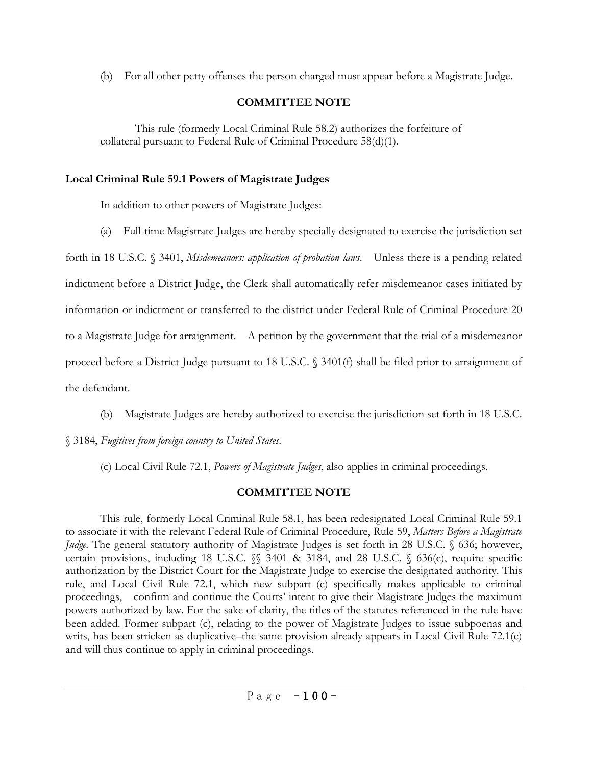(b) For all other petty offenses the person charged must appear before a Magistrate Judge.

**COMMITTEE NOTE**

This rule (formerly Local Criminal Rule 58.2) authorizes the forfeiture of collateral pursuant to Federal Rule of Criminal Procedure 58(d)(1).

**Local Criminal Rule 59.1 Powers of Magistrate Judges**

In addition to other powers of Magistrate Judges:

(a) Full-time Magistrate Judges are hereby specially designated to exercise the jurisdiction set forth in 18 U.S.C. § 3401, *Misdemeanors: application of probation laws*. Unless there is a pending related indictment before a District Judge, the Clerk shall automatically refer misdemeanor cases initiated by information or indictment or transferred to the district under Federal Rule of Criminal Procedure 20 to a Magistrate Judge for arraignment. A petition by the government that the trial of a misdemeanor proceed before a District Judge pursuant to 18 U.S.C. § 3401(f) shall be filed prior to arraignment of the defendant.

(b) Magistrate Judges are hereby authorized to exercise the jurisdiction set forth in 18 U.S.C. § 3184, *Fugitives from foreign country to United States*.

(c) Local Civil Rule 72.1, *Powers of Magistrate Judges*, also applies in criminal proceedings.

**COMMITTEE NOTE**

This rule, formerly Local Criminal Rule 58.1, has been redesignated Local Criminal Rule 59.1 to associate it with the relevant Federal Rule of Criminal Procedure, Rule 59, *Matters Before a Magistrate Judge*. The general statutory authority of Magistrate Judges is set forth in 28 U.S.C. § 636; however, certain provisions, including 18 U.S.C. §§ 3401 & 3184, and 28 U.S.C. § 636(c), require specific authorization by the District Court for the Magistrate Judge to exercise the designated authority. This rule, and Local Civil Rule 72.1, which new subpart (c) specifically makes applicable to criminal proceedings, confirm and continue the Courts' intent to give their Magistrate Judges the maximum powers authorized by law. For the sake of clarity, the titles of the statutes referenced in the rule have been added. Former subpart (c), relating to the power of Magistrate Judges to issue subpoenas and writs, has been stricken as duplicative–the same provision already appears in Local Civil Rule 72.1(c) and will thus continue to apply in criminal proceedings.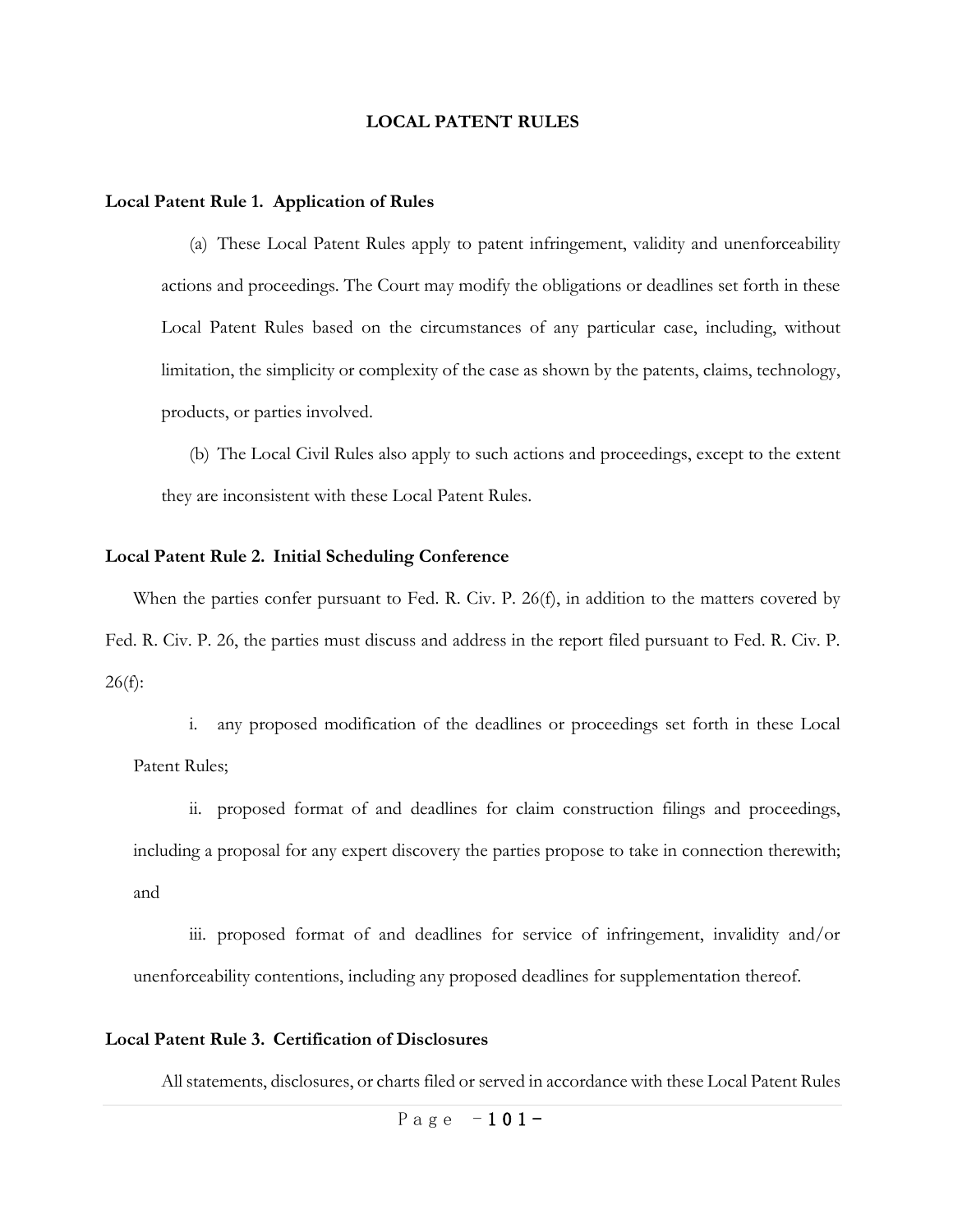# LOCAL PATENT RULES

**Local Patent Rule 1. Application of Rules**

(a) These Local Patent Rules apply to patent infringement, validity and unenforceability actions and proceedings. The Court may modify the obligations or deadlines set forth in these Local Patent Rules based on the circumstances of any particular case, including, without limitation, the simplicity or complexity of the case as shown by the patents, claims, technology, products, or parties involved.

(b) The Local Civil Rules also apply to such actions and proceedings, except to the extent they are inconsistent with these Local Patent Rules.

**Local Patent Rule 2. Initial Scheduling Conference**

When the parties confer pursuant to Fed. R. Civ. P. 26(f), in addition to the matters covered by Fed. R. Civ. P. 26, the parties must discuss and address in the report filed pursuant to Fed. R. Civ. P. 26(f):

i. any proposed modification of the deadlines or proceedings set forth in these Local Patent Rules;

ii. proposed format of and deadlines for claim construction filings and proceedings, including a proposal for any expert discovery the parties propose to take in connection therewith; and

iii. proposed format of and deadlines for service of infringement, invalidity and/or unenforceability contentions, including any proposed deadlines for supplementation thereof.

**Local Patent Rule 3. Certification of Disclosures**

All statements, disclosures, or charts filed or served in accordance with these Local Patent Rules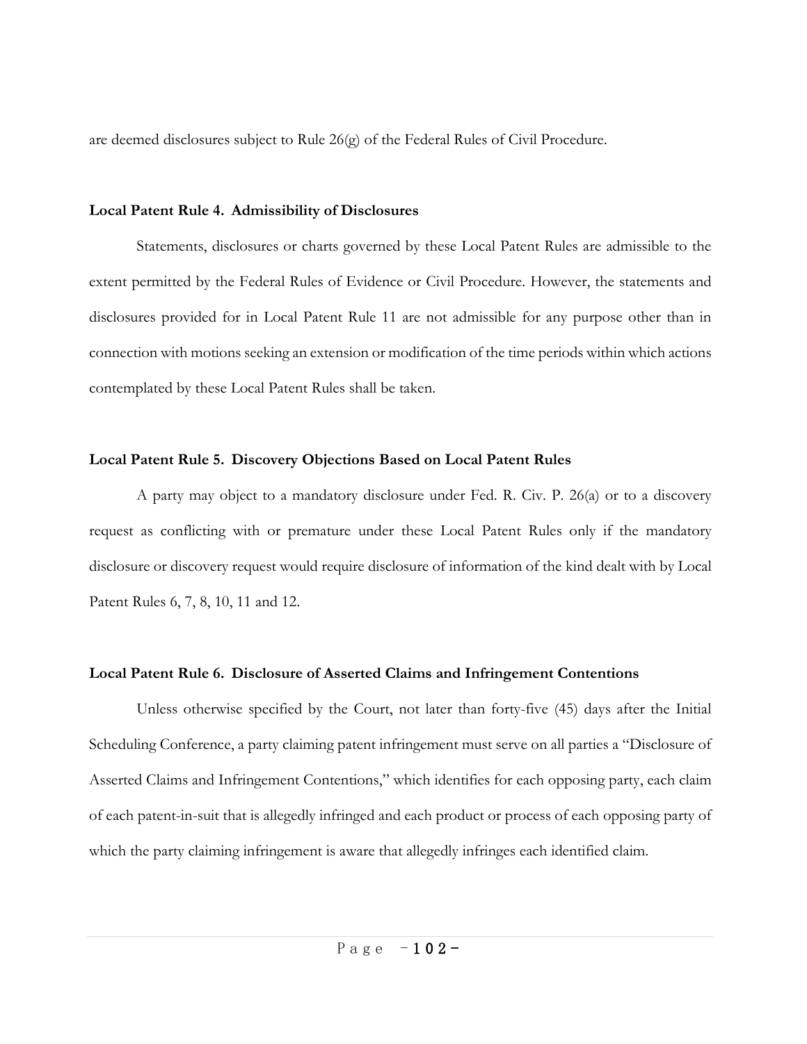are deemed disclosures subject to Rule 26(g) of the Federal Rules of Civil Procedure.

**Local Patent Rule 4. Admissibility of Disclosures**

Statements, disclosures or charts governed by these Local Patent Rules are admissible to the extent permitted by the Federal Rules of Evidence or Civil Procedure. However, the statements and disclosures provided for in Local Patent Rule 11 are not admissible for any purpose other than in connection with motions seeking an extension or modification of the time periods within which actions contemplated by these Local Patent Rules shall be taken.

**Local Patent Rule 5. Discovery Objections Based on Local Patent Rules**

A party may object to a mandatory disclosure under Fed. R. Civ. P. 26(a) or to a discovery request as conflicting with or premature under these Local Patent Rules only if the mandatory disclosure or discovery request would require disclosure of information of the kind dealt with by Local Patent Rules 6, 7, 8, 10, 11 and 12.

**Local Patent Rule 6. Disclosure of Asserted Claims and Infringement Contentions**

Unless otherwise specified by the Court, not later than forty-five (45) days after the Initial Scheduling Conference, a party claiming patent infringement must serve on all parties a "Disclosure of Asserted Claims and Infringement Contentions," which identifies for each opposing party, each claim of each patent-in-suit that is allegedly infringed and each product or process of each opposing party of which the party claiming infringement is aware that allegedly infringes each identified claim.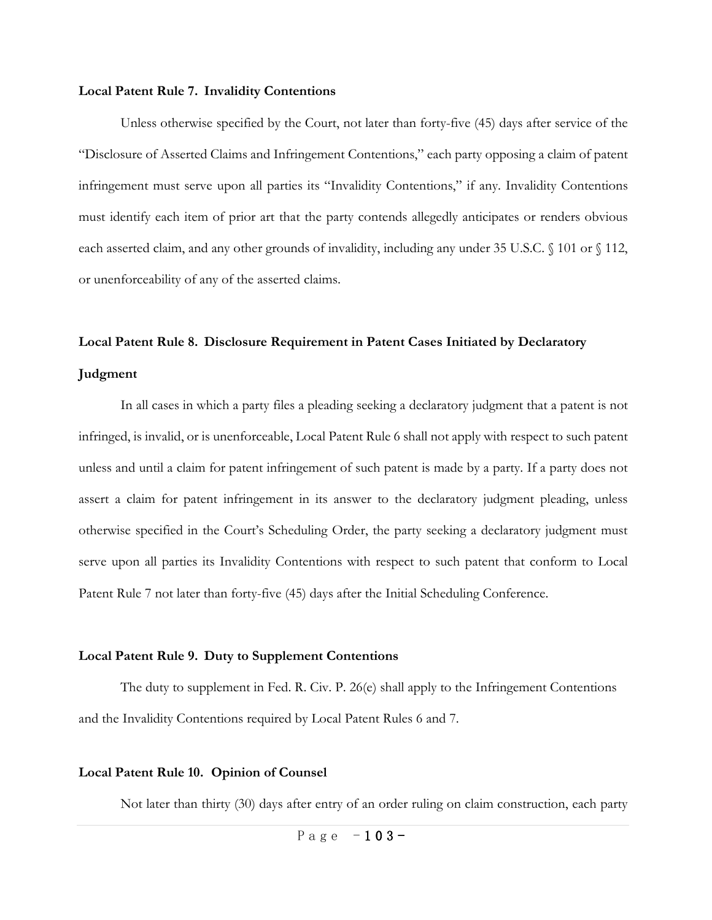**Local Patent Rule 7. Invalidity Contentions**

Unless otherwise specified by the Court, not later than forty-five (45) days after service of the "Disclosure of Asserted Claims and Infringement Contentions," each party opposing a claim of patent infringement must serve upon all parties its "Invalidity Contentions," if any. Invalidity Contentions must identify each item of prior art that the party contends allegedly anticipates or renders obvious each asserted claim, and any other grounds of invalidity, including any under 35 U.S.C. § 101 or § 112, or unenforceability of any of the asserted claims.

**Local Patent Rule 8. Disclosure Requirement in Patent Cases Initiated by Declaratory Judgment**

In all cases in which a party files a pleading seeking a declaratory judgment that a patent is not infringed, is invalid, or is unenforceable, Local Patent Rule 6 shall not apply with respect to such patent unless and until a claim for patent infringement of such patent is made by a party. If a party does not assert a claim for patent infringement in its answer to the declaratory judgment pleading, unless otherwise specified in the Court's Scheduling Order, the party seeking a declaratory judgment must serve upon all parties its Invalidity Contentions with respect to such patent that conform to Local Patent Rule 7 not later than forty-five (45) days after the Initial Scheduling Conference.

**Local Patent Rule 9. Duty to Supplement Contentions**

The duty to supplement in Fed. R. Civ. P. 26(e) shall apply to the Infringement Contentions and the Invalidity Contentions required by Local Patent Rules 6 and 7.

**Local Patent Rule 10. Opinion of Counsel**

Not later than thirty (30) days after entry of an order ruling on claim construction, each party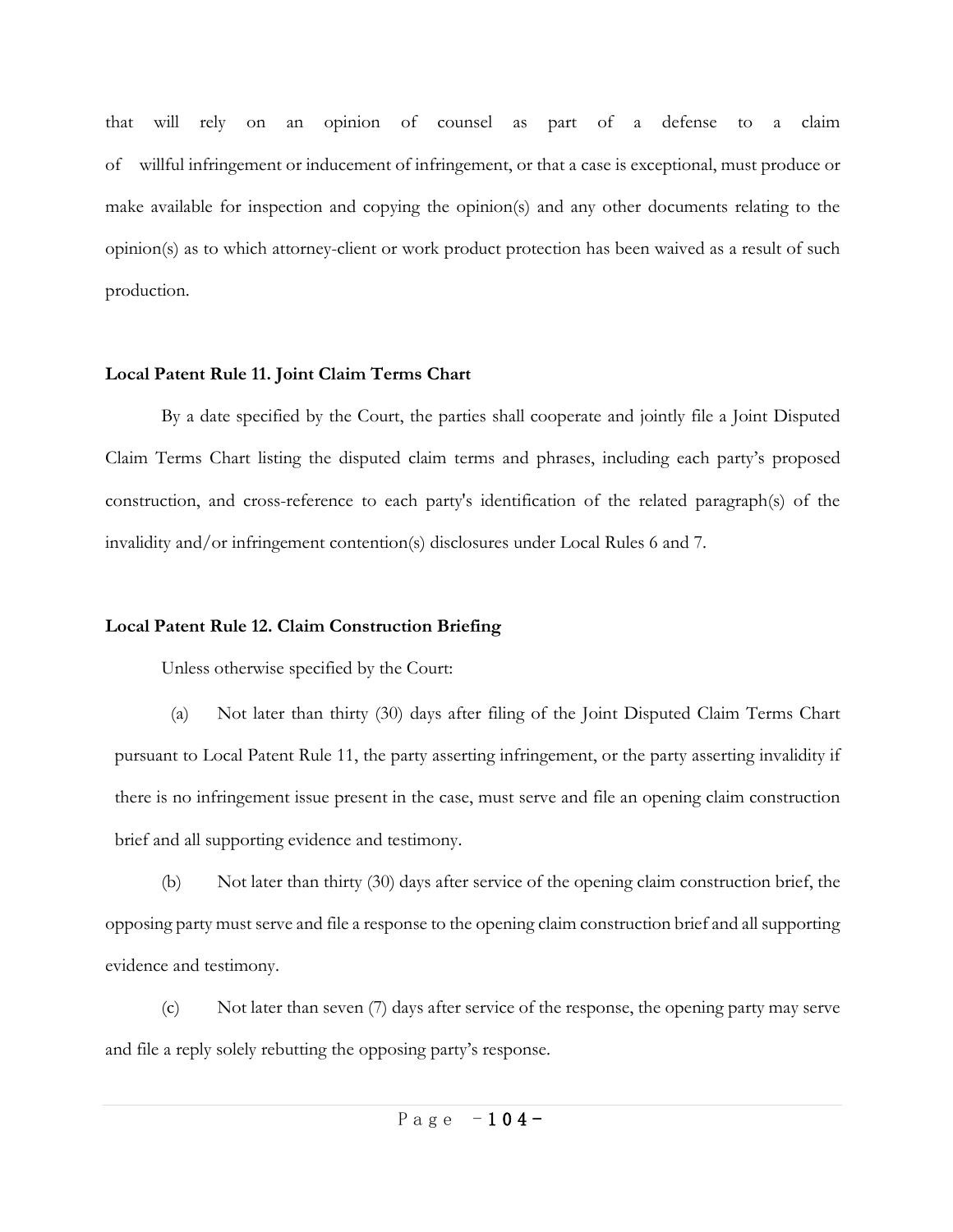that will rely on an opinion of counsel as part of a defense to a claim of willful infringement or inducement of infringement, or that a case is exceptional, must produce or make available for inspection and copying the opinion(s) and any other documents relating to the opinion(s) as to which attorney-client or work product protection has been waived as a result of such production.

**Local Patent Rule 11. Joint Claim Terms Chart**

By a date specified by the Court, the parties shall cooperate and jointly file a Joint Disputed Claim Terms Chart listing the disputed claim terms and phrases, including each party's proposed construction, and cross-reference to each party's identification of the related paragraph(s) of the invalidity and/or infringement contention(s) disclosures under Local Rules 6 and 7.

**Local Patent Rule 12. Claim Construction Briefing**

Unless otherwise specified by the Court:

(a) Not later than thirty (30) days after filing of the Joint Disputed Claim Terms Chart pursuant to Local Patent Rule 11, the party asserting infringement, or the party asserting invalidity if there is no infringement issue present in the case, must serve and file an opening claim construction brief and all supporting evidence and testimony.

(b) Not later than thirty (30) days after service of the opening claim construction brief, the opposing party must serve and file a response to the opening claim construction brief and all supporting evidence and testimony.

(c) Not later than seven (7) days after service of the response, the opening party may serve and file a reply solely rebutting the opposing party's response.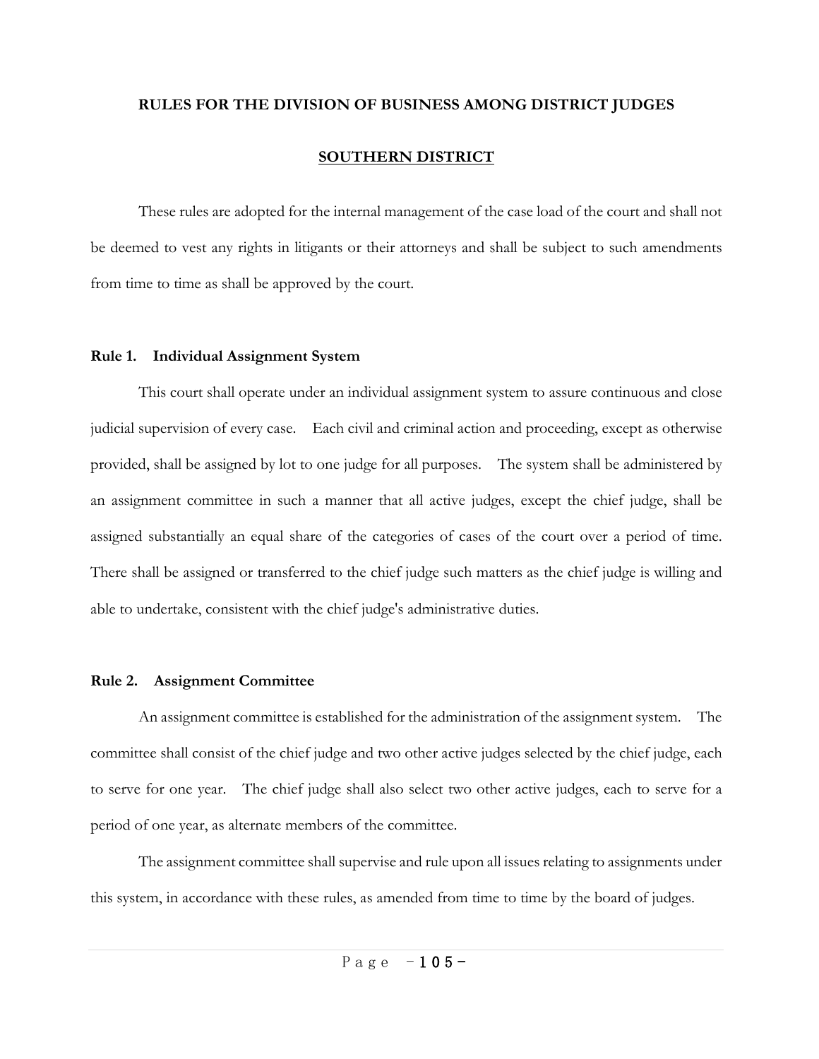# RULES FOR THE DIVISION OF BUSINESS AMONG DISTRICT JUDGES

## SOUTHERN DISTRICT

These rules are adopted for the internal management of the case load of the court and shall not be deemed to vest any rights in litigants or their attorneys and shall be subject to such amendments from time to time as shall be approved by the court.

### Rule 1. Individual Assignment System

This court shall operate under an individual assignment system to assure continuous and close judicial supervision of every case. Each civil and criminal action and proceeding, except as otherwise provided, shall be assigned by lot to one judge for all purposes. The system shall be administered by an assignment committee in such a manner that all active judges, except the chief judge, shall be assigned substantially an equal share of the categories of cases of the court over a period of time. There shall be assigned or transferred to the chief judge such matters as the chief judge is willing and able to undertake, consistent with the chief judge's administrative duties.

### Rule 2. Assignment Committee

An assignment committee is established for the administration of the assignment system. The committee shall consist of the chief judge and two other active judges selected by the chief judge, each to serve for one year. The chief judge shall also select two other active judges, each to serve for a period of one year, as alternate members of the committee.

The assignment committee shall supervise and rule upon all issues relating to assignments under this system, in accordance with these rules, as amended from time to time by the board of judges.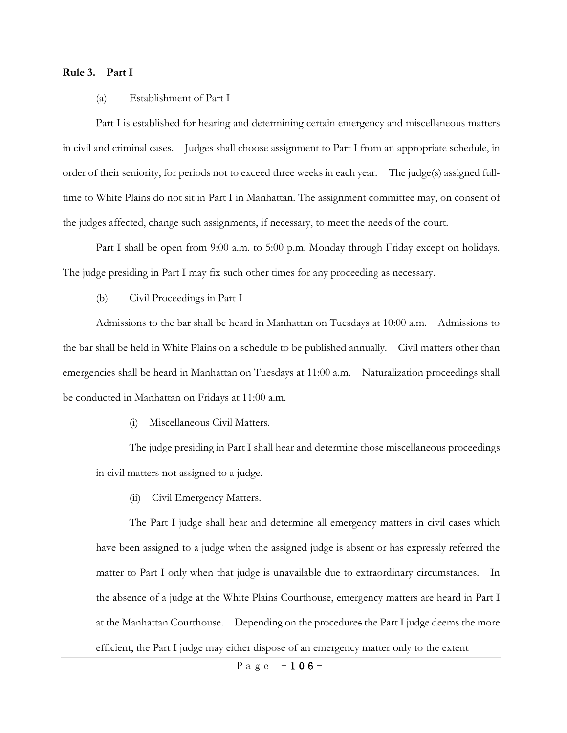**Rule 3. Part I**

(a) Establishment of Part I

Part I is established for hearing and determining certain emergency and miscellaneous matters in civil and criminal cases. Judges shall choose assignment to Part I from an appropriate schedule, in order of their seniority, for periods not to exceed three weeks in each year. The judge(s) assigned full-time to White Plains do not sit in Part I in Manhattan. The assignment committee may, on consent of the judges affected, change such assignments, if necessary, to meet the needs of the court.

Part I shall be open from 9:00 a.m. to 5:00 p.m. Monday through Friday except on holidays. The judge presiding in Part I may fix such other times for any proceeding as necessary.

(b) Civil Proceedings in Part I

Admissions to the bar shall be heard in Manhattan on Tuesdays at 10:00 a.m. Admissions to the bar shall be held in White Plains on a schedule to be published annually. Civil matters other than emergencies shall be heard in Manhattan on Tuesdays at 11:00 a.m. Naturalization proceedings shall be conducted in Manhattan on Fridays at 11:00 a.m.

(i) Miscellaneous Civil Matters.

The judge presiding in Part I shall hear and determine those miscellaneous proceedings in civil matters not assigned to a judge.

(ii) Civil Emergency Matters.

The Part I judge shall hear and determine all emergency matters in civil cases which have been assigned to a judge when the assigned judge is absent or has expressly referred the matter to Part I only when that judge is unavailable due to extraordinary circumstances. In the absence of a judge at the White Plains Courthouse, emergency matters are heard in Part I at the Manhattan Courthouse. Depending on the procedures the Part I judge deems the more efficient, the Part I judge may either dispose of an emergency matter only to the extent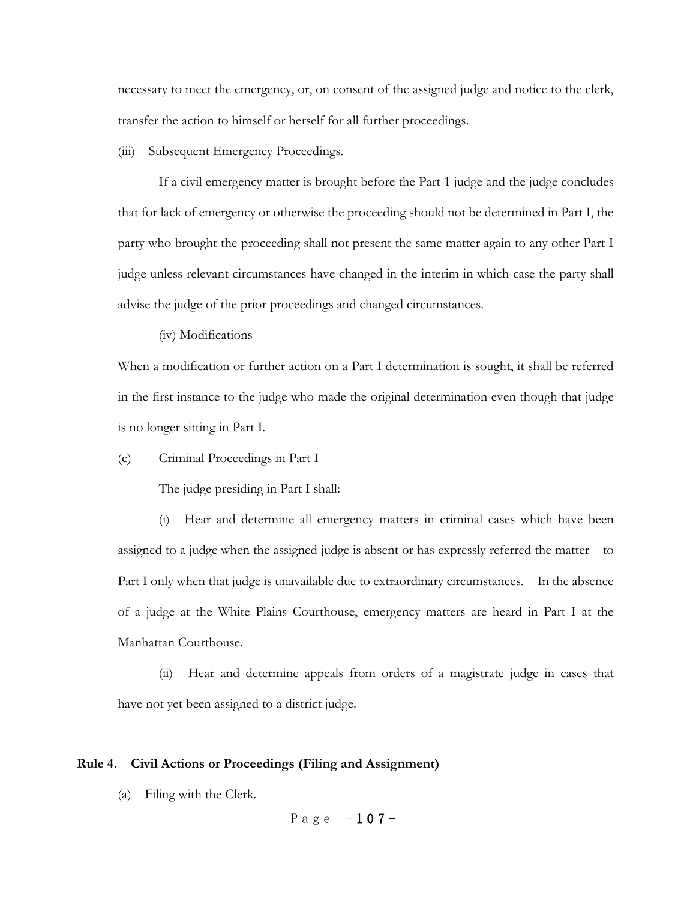necessary to meet the emergency, or, on consent of the assigned judge and notice to the clerk, transfer the action to himself or herself for all further proceedings.

(iii) Subsequent Emergency Proceedings.

If a civil emergency matter is brought before the Part 1 judge and the judge concludes that for lack of emergency or otherwise the proceeding should not be determined in Part I, the party who brought the proceeding shall not present the same matter again to any other Part I judge unless relevant circumstances have changed in the interim in which case the party shall advise the judge of the prior proceedings and changed circumstances.

(iv) Modifications

When a modification or further action on a Part I determination is sought, it shall be referred in the first instance to the judge who made the original determination even though that judge is no longer sitting in Part I.

(c) Criminal Proceedings in Part I

The judge presiding in Part I shall:

(i) Hear and determine all emergency matters in criminal cases which have been assigned to a judge when the assigned judge is absent or has expressly referred the matter to Part I only when that judge is unavailable due to extraordinary circumstances. In the absence of a judge at the White Plains Courthouse, emergency matters are heard in Part I at the Manhattan Courthouse.

(ii) Hear and determine appeals from orders of a magistrate judge in cases that have not yet been assigned to a district judge.

## Rule 4. Civil Actions or Proceedings (Filing and Assignment)

(a) Filing with the Clerk.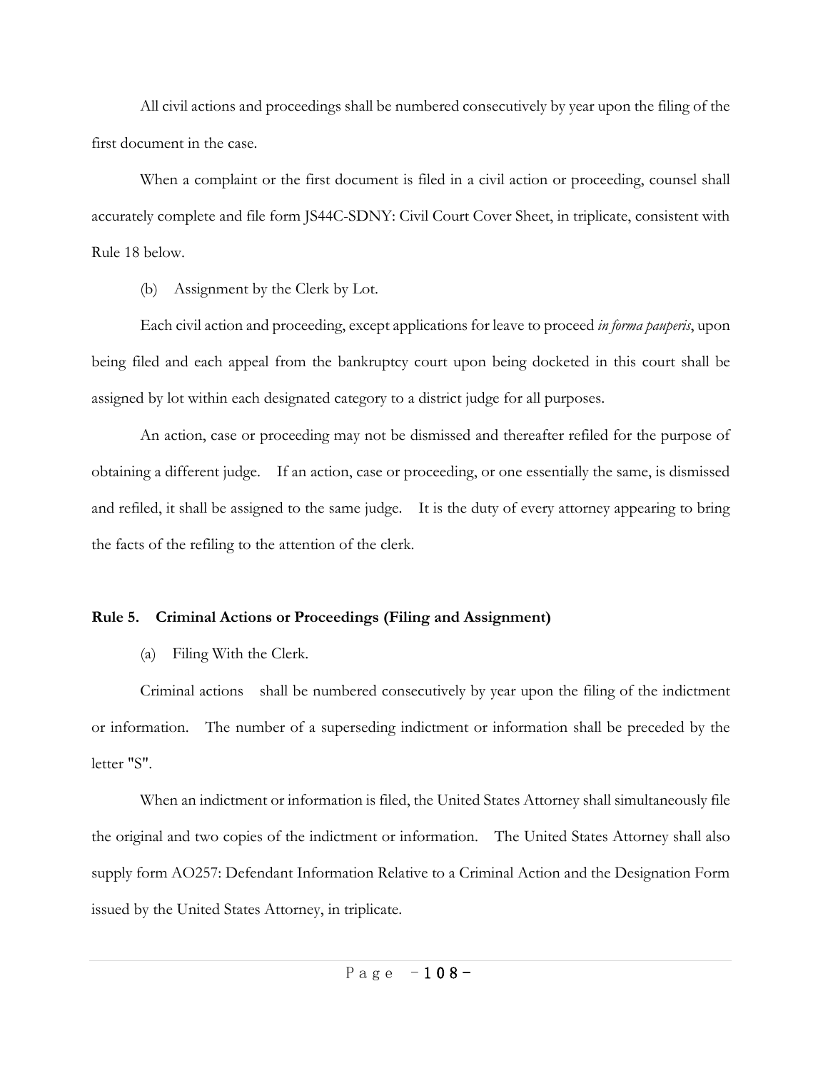All civil actions and proceedings shall be numbered consecutively by year upon the filing of the first document in the case.

When a complaint or the first document is filed in a civil action or proceeding, counsel shall accurately complete and file form JS44C-SDNY: Civil Court Cover Sheet, in triplicate, consistent with Rule 18 below.

(b) Assignment by the Clerk by Lot.

Each civil action and proceeding, except applications for leave to proceed *in forma pauperis*, upon being filed and each appeal from the bankruptcy court upon being docketed in this court shall be assigned by lot within each designated category to a district judge for all purposes.

An action, case or proceeding may not be dismissed and thereafter refiled for the purpose of obtaining a different judge. If an action, case or proceeding, or one essentially the same, is dismissed and refiled, it shall be assigned to the same judge. It is the duty of every attorney appearing to bring the facts of the refiling to the attention of the clerk.

**Rule 5. Criminal Actions or Proceedings (Filing and Assignment)**

(a) Filing With the Clerk.

Criminal actions shall be numbered consecutively by year upon the filing of the indictment or information. The number of a superseding indictment or information shall be preceded by the letter "S".

When an indictment or information is filed, the United States Attorney shall simultaneously file the original and two copies of the indictment or information. The United States Attorney shall also supply form AO257: Defendant Information Relative to a Criminal Action and the Designation Form issued by the United States Attorney, in triplicate.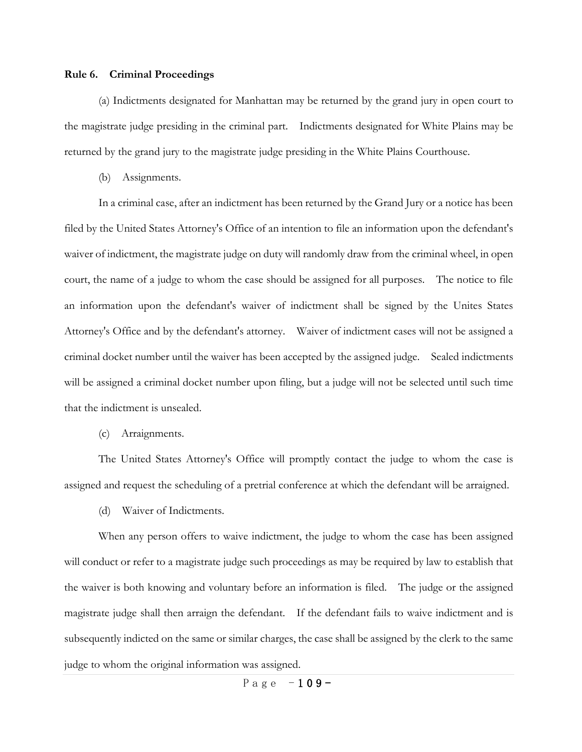**Rule 6. Criminal Proceedings**

(a) Indictments designated for Manhattan may be returned by the grand jury in open court to the magistrate judge presiding in the criminal part. Indictments designated for White Plains may be returned by the grand jury to the magistrate judge presiding in the White Plains Courthouse.

(b) Assignments.

In a criminal case, after an indictment has been returned by the Grand Jury or a notice has been filed by the United States Attorney's Office of an intention to file an information upon the defendant's waiver of indictment, the magistrate judge on duty will randomly draw from the criminal wheel, in open court, the name of a judge to whom the case should be assigned for all purposes. The notice to file an information upon the defendant's waiver of indictment shall be signed by the Unites States Attorney's Office and by the defendant's attorney. Waiver of indictment cases will not be assigned a criminal docket number until the waiver has been accepted by the assigned judge. Sealed indictments will be assigned a criminal docket number upon filing, but a judge will not be selected until such time that the indictment is unsealed.

(c) Arraignments.

The United States Attorney's Office will promptly contact the judge to whom the case is assigned and request the scheduling of a pretrial conference at which the defendant will be arraigned.

(d) Waiver of Indictments.

When any person offers to waive indictment, the judge to whom the case has been assigned will conduct or refer to a magistrate judge such proceedings as may be required by law to establish that the waiver is both knowing and voluntary before an information is filed. The judge or the assigned magistrate judge shall then arraign the defendant. If the defendant fails to waive indictment and is subsequently indicted on the same or similar charges, the case shall be assigned by the clerk to the same judge to whom the original information was assigned.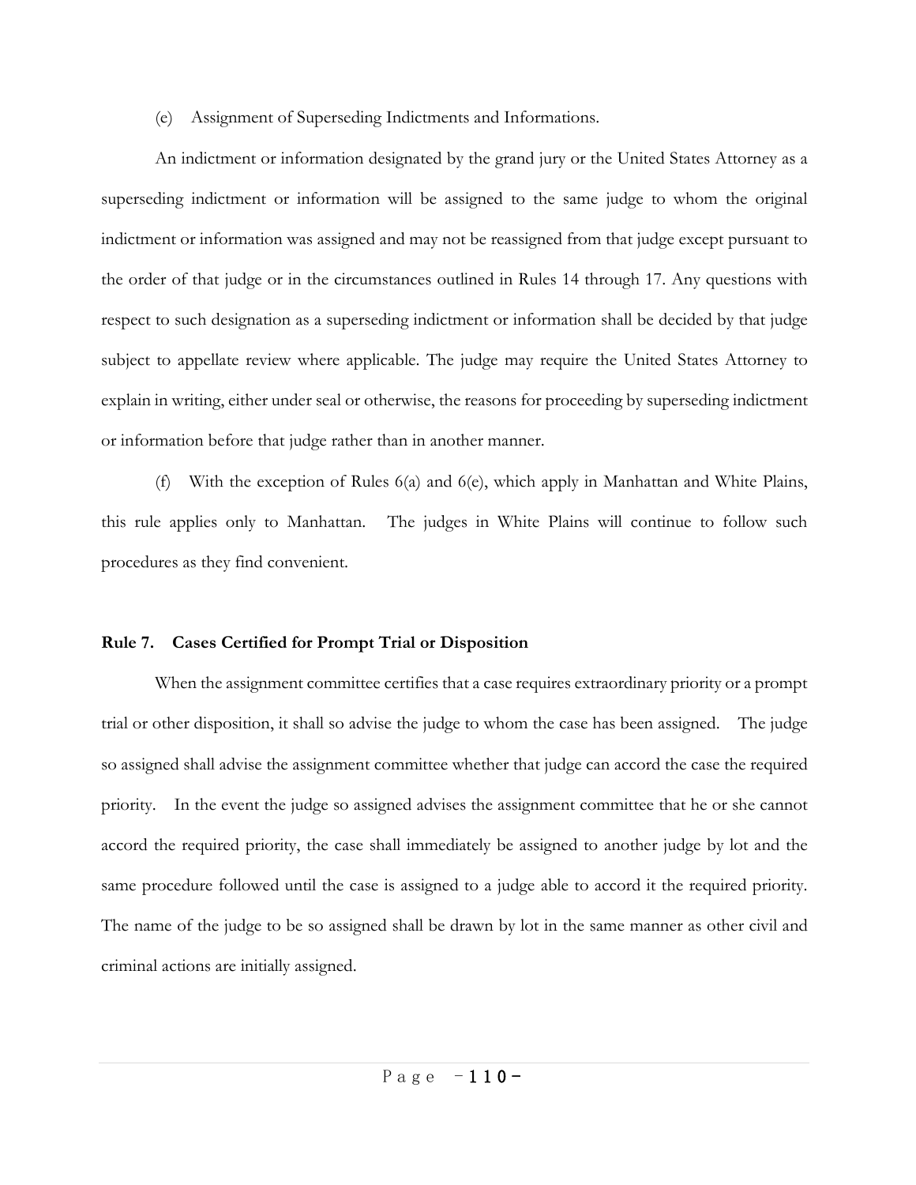(e) Assignment of Superseding Indictments and Informations.

An indictment or information designated by the grand jury or the United States Attorney as a superseding indictment or information will be assigned to the same judge to whom the original indictment or information was assigned and may not be reassigned from that judge except pursuant to the order of that judge or in the circumstances outlined in Rules 14 through 17. Any questions with respect to such designation as a superseding indictment or information shall be decided by that judge subject to appellate review where applicable. The judge may require the United States Attorney to explain in writing, either under seal or otherwise, the reasons for proceeding by superseding indictment or information before that judge rather than in another manner.

(f) With the exception of Rules 6(a) and 6(e), which apply in Manhattan and White Plains, this rule applies only to Manhattan. The judges in White Plains will continue to follow such procedures as they find convenient.

**Rule 7. Cases Certified for Prompt Trial or Disposition**

When the assignment committee certifies that a case requires extraordinary priority or a prompt trial or other disposition, it shall so advise the judge to whom the case has been assigned. The judge so assigned shall advise the assignment committee whether that judge can accord the case the required priority. In the event the judge so assigned advises the assignment committee that he or she cannot accord the required priority, the case shall immediately be assigned to another judge by lot and the same procedure followed until the case is assigned to a judge able to accord it the required priority. The name of the judge to be so assigned shall be drawn by lot in the same manner as other civil and criminal actions are initially assigned.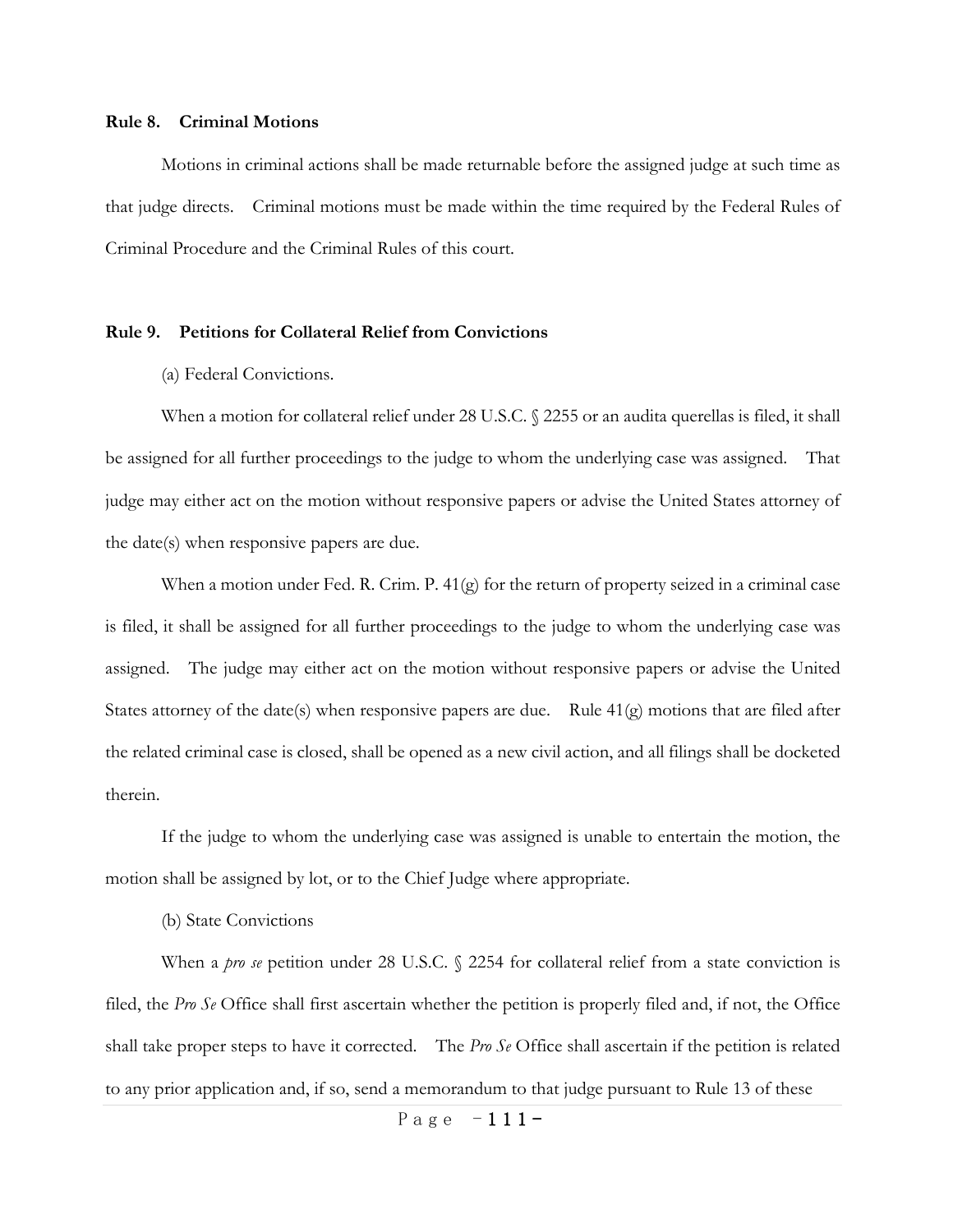**Rule 8. Criminal Motions**

Motions in criminal actions shall be made returnable before the assigned judge at such time as that judge directs. Criminal motions must be made within the time required by the Federal Rules of Criminal Procedure and the Criminal Rules of this court.

**Rule 9. Petitions for Collateral Relief from Convictions**

(a) Federal Convictions.

When a motion for collateral relief under 28 U.S.C. § 2255 or an audita querellas is filed, it shall be assigned for all further proceedings to the judge to whom the underlying case was assigned. That judge may either act on the motion without responsive papers or advise the United States attorney of the date(s) when responsive papers are due.

When a motion under Fed. R. Crim. P. 41(g) for the return of property seized in a criminal case is filed, it shall be assigned for all further proceedings to the judge to whom the underlying case was assigned. The judge may either act on the motion without responsive papers or advise the United States attorney of the date(s) when responsive papers are due. Rule 41(g) motions that are filed after the related criminal case is closed, shall be opened as a new civil action, and all filings shall be docketed therein.

If the judge to whom the underlying case was assigned is unable to entertain the motion, the motion shall be assigned by lot, or to the Chief Judge where appropriate.

(b) State Convictions

When a *pro se* petition under 28 U.S.C. § 2254 for collateral relief from a state conviction is filed, the *Pro Se* Office shall first ascertain whether the petition is properly filed and, if not, the Office shall take proper steps to have it corrected. The *Pro Se* Office shall ascertain if the petition is related to any prior application and, if so, send a memorandum to that judge pursuant to Rule 13 of these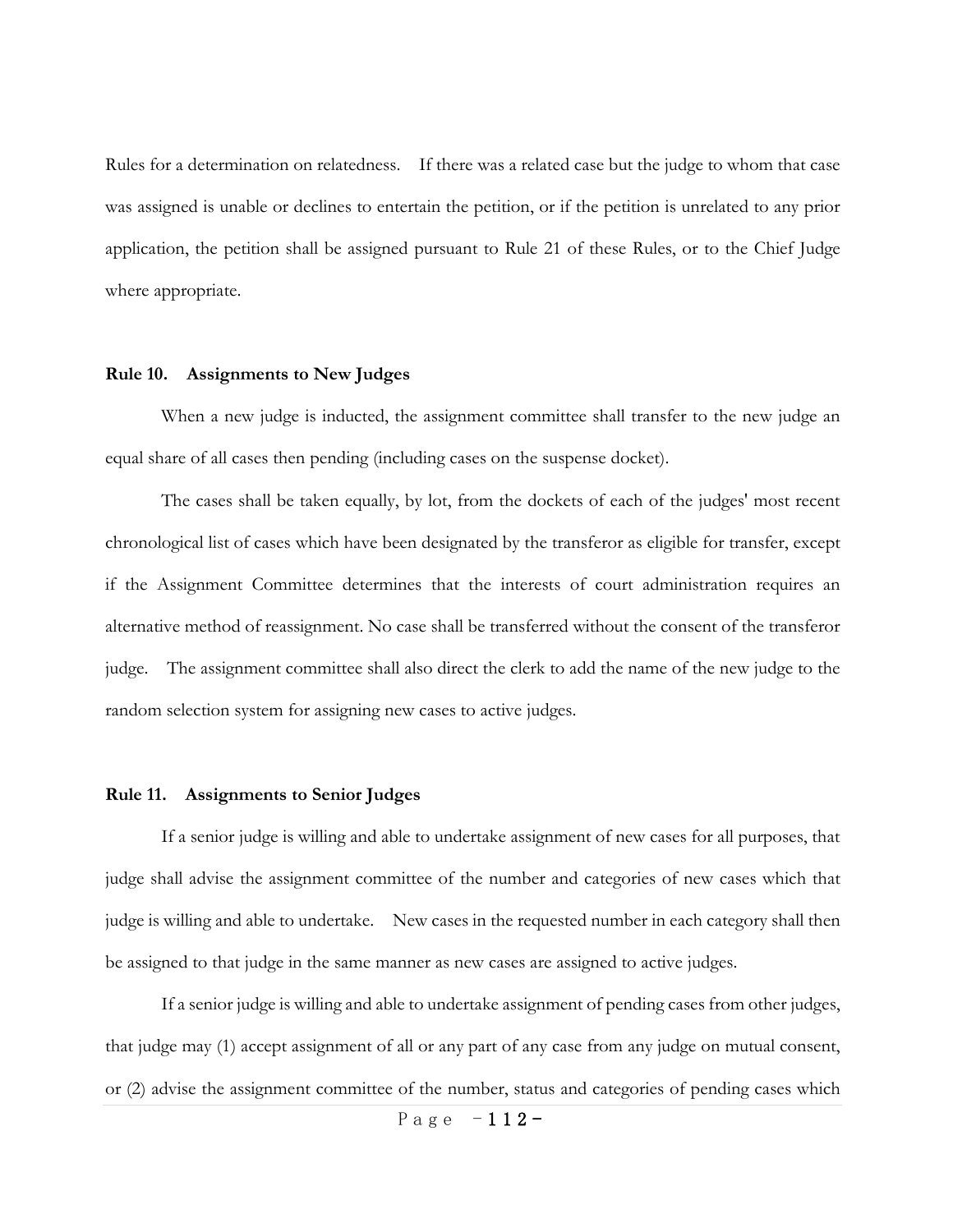Rules for a determination on relatedness. If there was a related case but the judge to whom that case was assigned is unable or declines to entertain the petition, or if the petition is unrelated to any prior application, the petition shall be assigned pursuant to Rule 21 of these Rules, or to the Chief Judge where appropriate.

**Rule 10. Assignments to New Judges**

When a new judge is inducted, the assignment committee shall transfer to the new judge an equal share of all cases then pending (including cases on the suspense docket).

The cases shall be taken equally, by lot, from the dockets of each of the judges' most recent chronological list of cases which have been designated by the transferor as eligible for transfer, except if the Assignment Committee determines that the interests of court administration requires an alternative method of reassignment. No case shall be transferred without the consent of the transferor judge. The assignment committee shall also direct the clerk to add the name of the new judge to the random selection system for assigning new cases to active judges.

**Rule 11. Assignments to Senior Judges**

If a senior judge is willing and able to undertake assignment of new cases for all purposes, that judge shall advise the assignment committee of the number and categories of new cases which that judge is willing and able to undertake. New cases in the requested number in each category shall then be assigned to that judge in the same manner as new cases are assigned to active judges.

If a senior judge is willing and able to undertake assignment of pending cases from other judges, that judge may (1) accept assignment of all or any part of any case from any judge on mutual consent, or (2) advise the assignment committee of the number, status and categories of pending cases which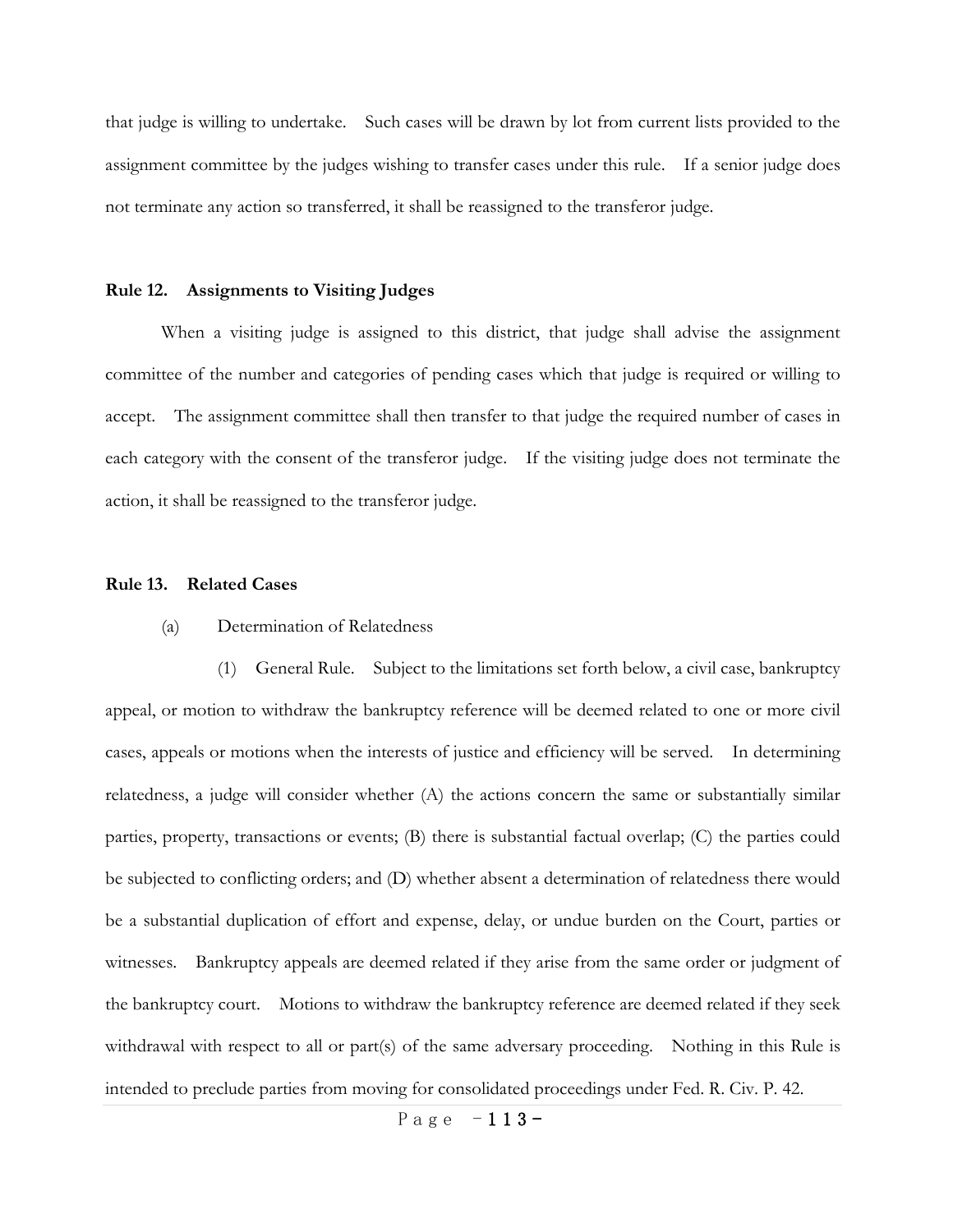that judge is willing to undertake. Such cases will be drawn by lot from current lists provided to the assignment committee by the judges wishing to transfer cases under this rule. If a senior judge does not terminate any action so transferred, it shall be reassigned to the transferor judge.

**Rule 12. Assignments to Visiting Judges**

When a visiting judge is assigned to this district, that judge shall advise the assignment committee of the number and categories of pending cases which that judge is required or willing to accept. The assignment committee shall then transfer to that judge the required number of cases in each category with the consent of the transferor judge. If the visiting judge does not terminate the action, it shall be reassigned to the transferor judge.

**Rule 13. Related Cases**

(a) Determination of Relatedness

(1) General Rule. Subject to the limitations set forth below, a civil case, bankruptcy appeal, or motion to withdraw the bankruptcy reference will be deemed related to one or more civil cases, appeals or motions when the interests of justice and efficiency will be served. In determining relatedness, a judge will consider whether (A) the actions concern the same or substantially similar parties, property, transactions or events; (B) there is substantial factual overlap; (C) the parties could be subjected to conflicting orders; and (D) whether absent a determination of relatedness there would be a substantial duplication of effort and expense, delay, or undue burden on the Court, parties or witnesses. Bankruptcy appeals are deemed related if they arise from the same order or judgment of the bankruptcy court. Motions to withdraw the bankruptcy reference are deemed related if they seek withdrawal with respect to all or part(s) of the same adversary proceeding. Nothing in this Rule is intended to preclude parties from moving for consolidated proceedings under Fed. R. Civ. P. 42.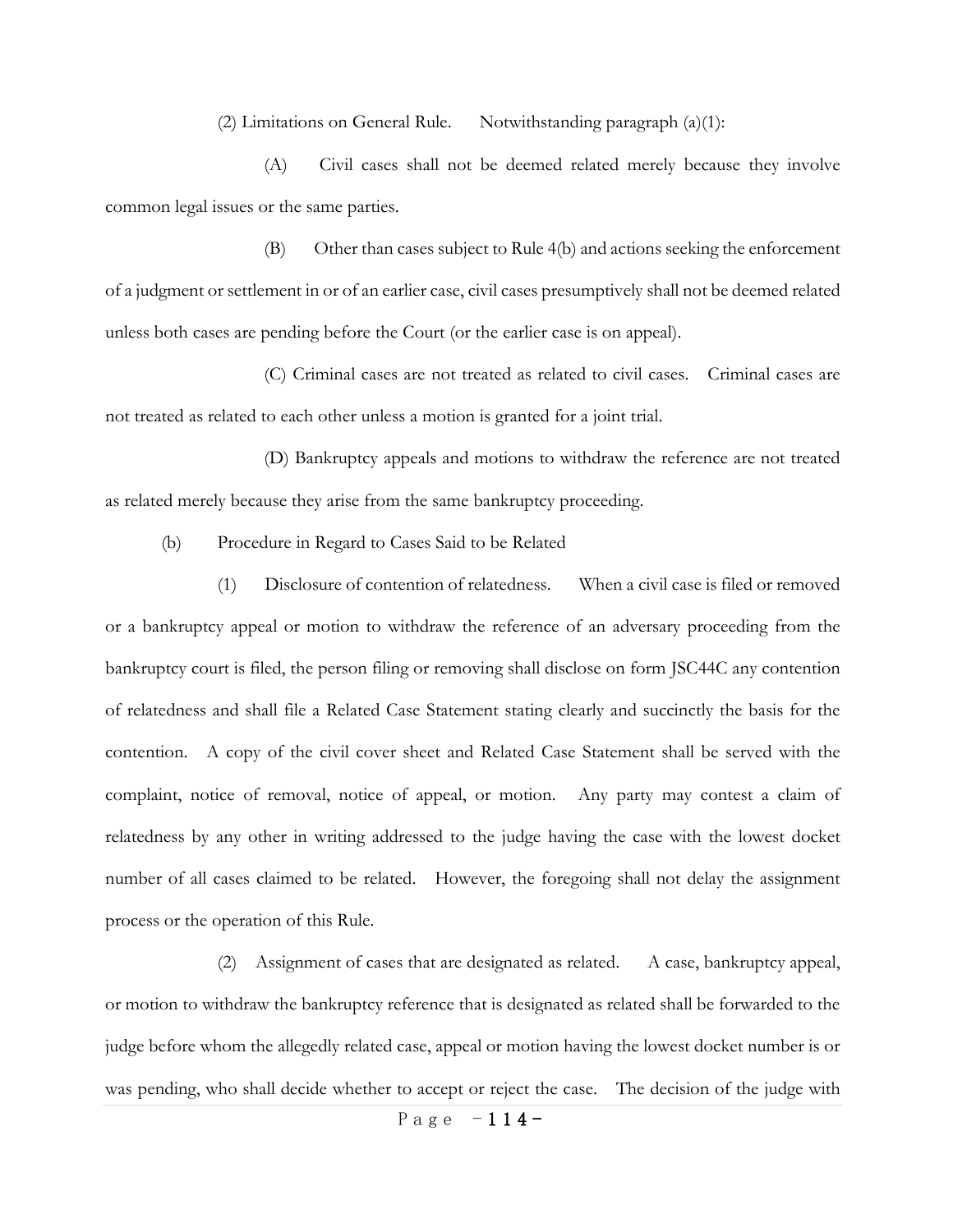(2) Limitations on General Rule. Notwithstanding paragraph (a)(1):

(A) Civil cases shall not be deemed related merely because they involve common legal issues or the same parties.

(B) Other than cases subject to Rule 4(b) and actions seeking the enforcement of a judgment or settlement in or of an earlier case, civil cases presumptively shall not be deemed related unless both cases are pending before the Court (or the earlier case is on appeal).

(C) Criminal cases are not treated as related to civil cases. Criminal cases are not treated as related to each other unless a motion is granted for a joint trial.

(D) Bankruptcy appeals and motions to withdraw the reference are not treated as related merely because they arise from the same bankruptcy proceeding.

(b) Procedure in Regard to Cases Said to be Related

(1) Disclosure of contention of relatedness. When a civil case is filed or removed or a bankruptcy appeal or motion to withdraw the reference of an adversary proceeding from the bankruptcy court is filed, the person filing or removing shall disclose on form JSC44C any contention of relatedness and shall file a Related Case Statement stating clearly and succinctly the basis for the contention. A copy of the civil cover sheet and Related Case Statement shall be served with the complaint, notice of removal, notice of appeal, or motion. Any party may contest a claim of relatedness by any other in writing addressed to the judge having the case with the lowest docket number of all cases claimed to be related. However, the foregoing shall not delay the assignment process or the operation of this Rule.

(2) Assignment of cases that are designated as related. A case, bankruptcy appeal, or motion to withdraw the bankruptcy reference that is designated as related shall be forwarded to the judge before whom the allegedly related case, appeal or motion having the lowest docket number is or was pending, who shall decide whether to accept or reject the case. The decision of the judge with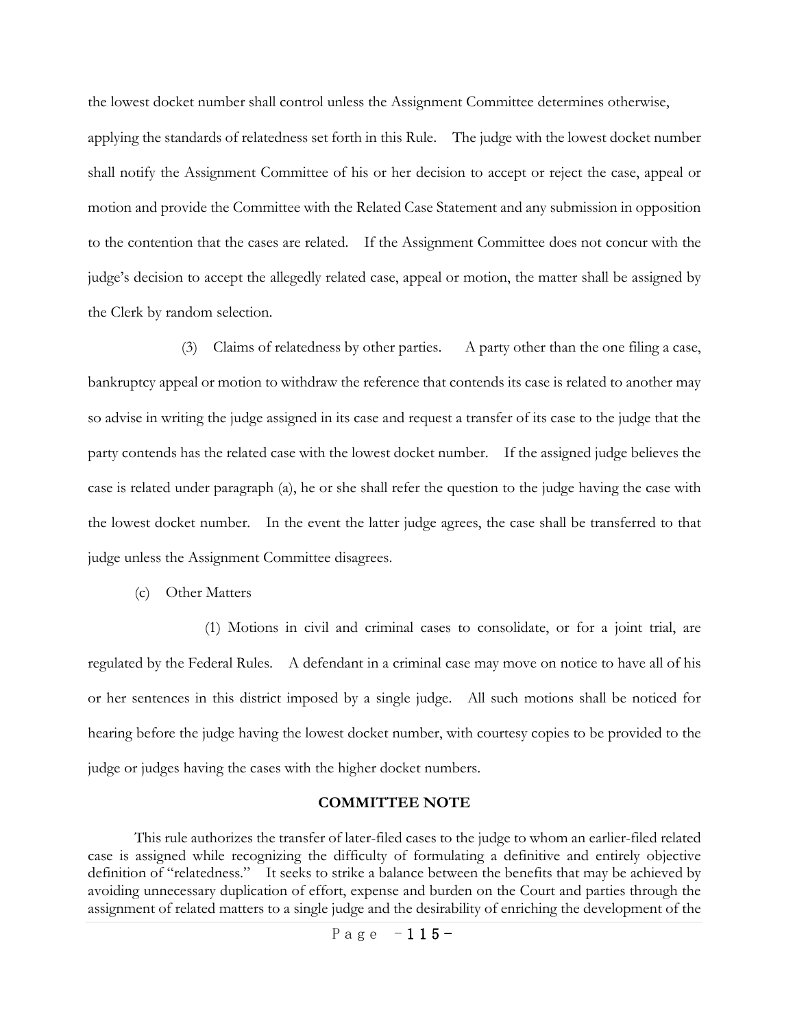the lowest docket number shall control unless the Assignment Committee determines otherwise, applying the standards of relatedness set forth in this Rule. The judge with the lowest docket number shall notify the Assignment Committee of his or her decision to accept or reject the case, appeal or motion and provide the Committee with the Related Case Statement and any submission in opposition to the contention that the cases are related. If the Assignment Committee does not concur with the judge's decision to accept the allegedly related case, appeal or motion, the matter shall be assigned by the Clerk by random selection.

(3) Claims of relatedness by other parties. A party other than the one filing a case, bankruptcy appeal or motion to withdraw the reference that contends its case is related to another may so advise in writing the judge assigned in its case and request a transfer of its case to the judge that the party contends has the related case with the lowest docket number. If the assigned judge believes the case is related under paragraph (a), he or she shall refer the question to the judge having the case with the lowest docket number. In the event the latter judge agrees, the case shall be transferred to that judge unless the Assignment Committee disagrees.

(c) Other Matters

(1) Motions in civil and criminal cases to consolidate, or for a joint trial, are regulated by the Federal Rules. A defendant in a criminal case may move on notice to have all of his or her sentences in this district imposed by a single judge. All such motions shall be noticed for hearing before the judge having the lowest docket number, with courtesy copies to be provided to the judge or judges having the cases with the higher docket numbers.

**COMMITTEE NOTE**

This rule authorizes the transfer of later-filed cases to the judge to whom an earlier-filed related case is assigned while recognizing the difficulty of formulating a definitive and entirely objective definition of "relatedness." It seeks to strike a balance between the benefits that may be achieved by avoiding unnecessary duplication of effort, expense and burden on the Court and parties through the assignment of related matters to a single judge and the desirability of enriching the development of the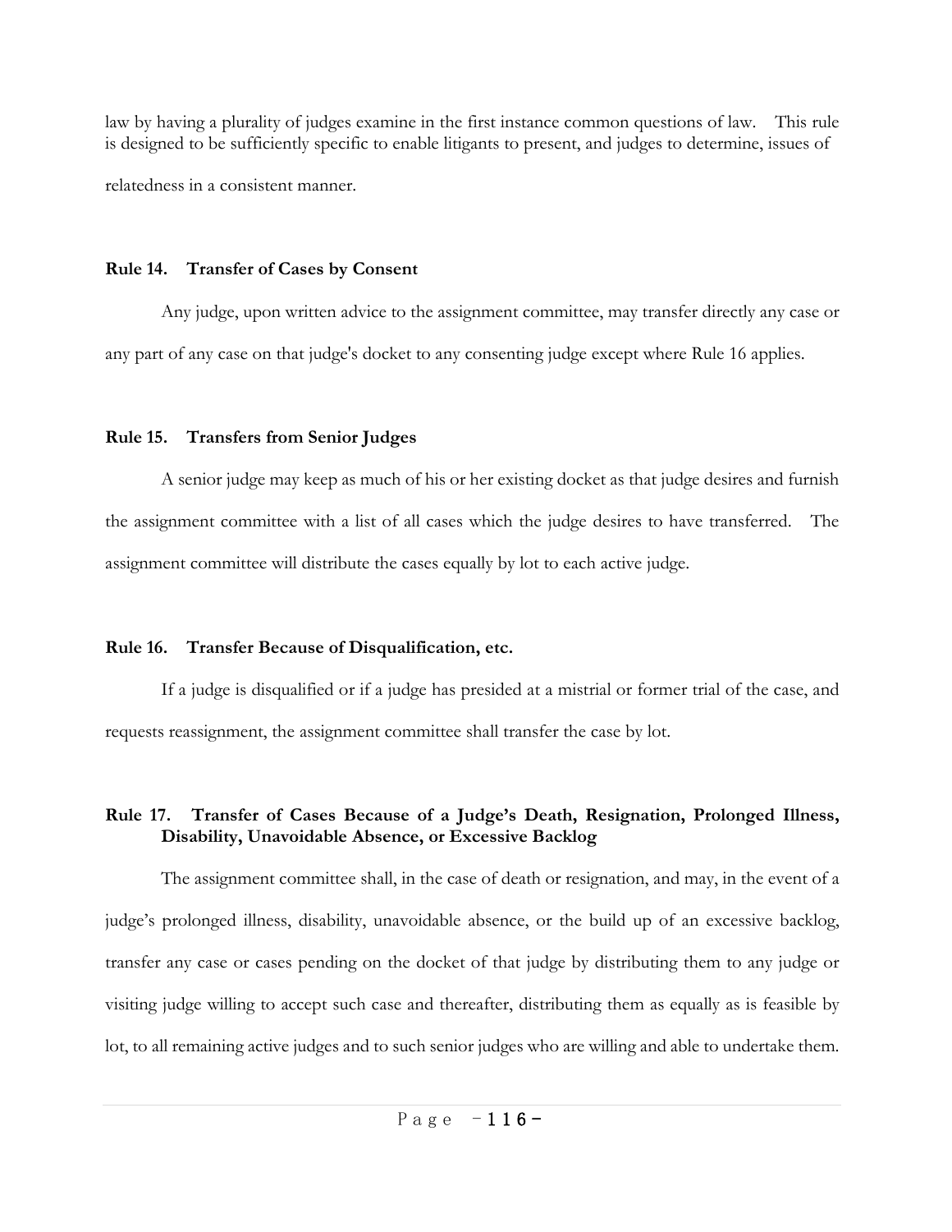law by having a plurality of judges examine in the first instance common questions of law. This rule is designed to be sufficiently specific to enable litigants to present, and judges to determine, issues of relatedness in a consistent manner.

**Rule 14. Transfer of Cases by Consent**

Any judge, upon written advice to the assignment committee, may transfer directly any case or any part of any case on that judge's docket to any consenting judge except where Rule 16 applies.

**Rule 15. Transfers from Senior Judges**

A senior judge may keep as much of his or her existing docket as that judge desires and furnish the assignment committee with a list of all cases which the judge desires to have transferred. The assignment committee will distribute the cases equally by lot to each active judge.

**Rule 16. Transfer Because of Disqualification, etc.**

If a judge is disqualified or if a judge has presided at a mistrial or former trial of the case, and requests reassignment, the assignment committee shall transfer the case by lot.

**Rule 17. Transfer of Cases Because of a Judge's Death, Resignation, Prolonged Illness, Disability, Unavoidable Absence, or Excessive Backlog**

The assignment committee shall, in the case of death or resignation, and may, in the event of a judge's prolonged illness, disability, unavoidable absence, or the build up of an excessive backlog, transfer any case or cases pending on the docket of that judge by distributing them to any judge or visiting judge willing to accept such case and thereafter, distributing them as equally as is feasible by lot, to all remaining active judges and to such senior judges who are willing and able to undertake them.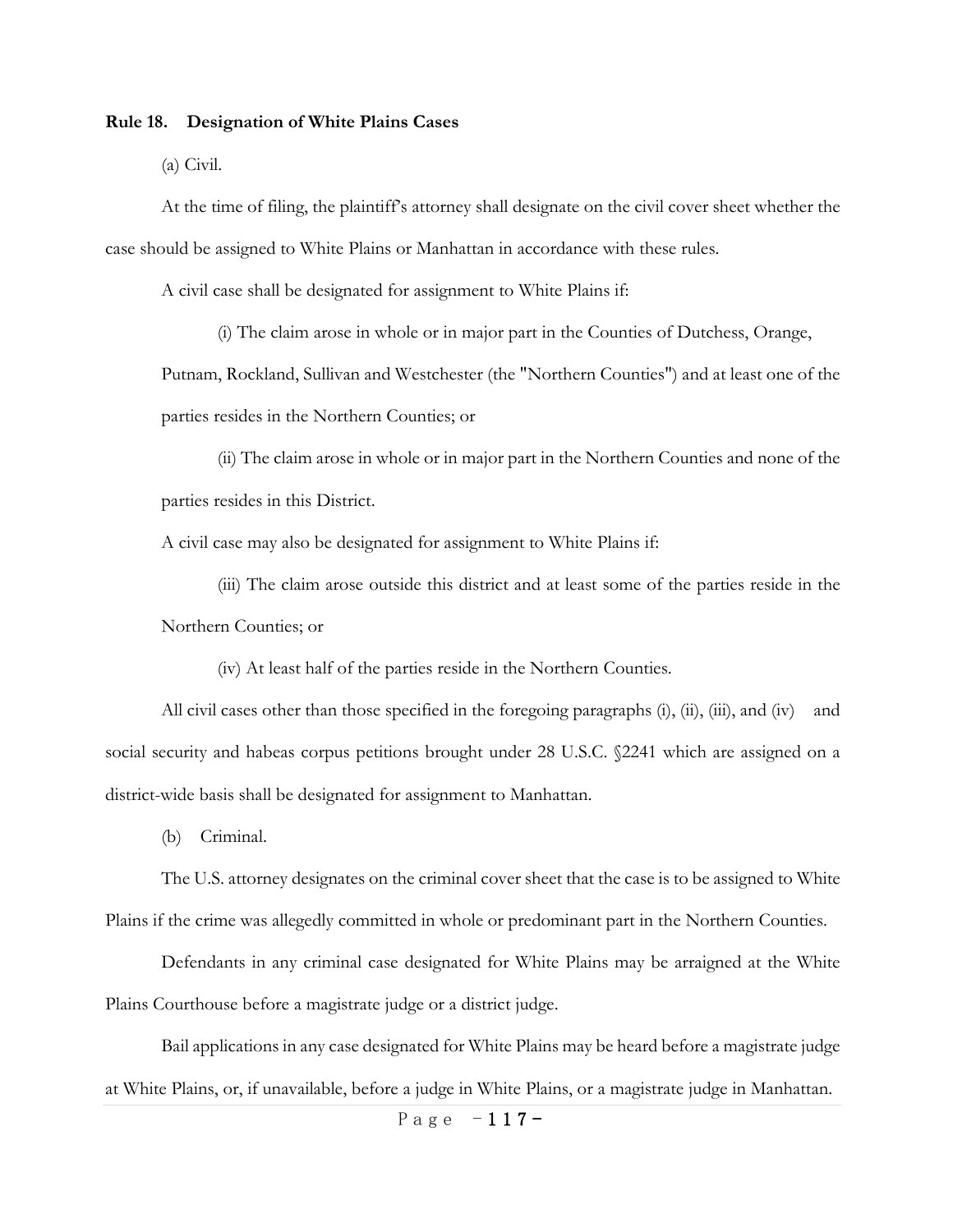**Rule 18. Designation of White Plains Cases**

(a) Civil.

At the time of filing, the plaintiff's attorney shall designate on the civil cover sheet whether the case should be assigned to White Plains or Manhattan in accordance with these rules.

A civil case shall be designated for assignment to White Plains if:

(i) The claim arose in whole or in major part in the Counties of Dutchess, Orange, Putnam, Rockland, Sullivan and Westchester (the "Northern Counties") and at least one of the parties resides in the Northern Counties; or

(ii) The claim arose in whole or in major part in the Northern Counties and none of the parties resides in this District.

A civil case may also be designated for assignment to White Plains if:

(iii) The claim arose outside this district and at least some of the parties reside in the Northern Counties; or

(iv) At least half of the parties reside in the Northern Counties.

All civil cases other than those specified in the foregoing paragraphs (i), (ii), (iii), and (iv) and social security and habeas corpus petitions brought under 28 U.S.C. §2241 which are assigned on a district-wide basis shall be designated for assignment to Manhattan.

(b) Criminal.

The U.S. attorney designates on the criminal cover sheet that the case is to be assigned to White Plains if the crime was allegedly committed in whole or predominant part in the Northern Counties.

Defendants in any criminal case designated for White Plains may be arraigned at the White Plains Courthouse before a magistrate judge or a district judge.

Bail applications in any case designated for White Plains may be heard before a magistrate judge at White Plains, or, if unavailable, before a judge in White Plains, or a magistrate judge in Manhattan.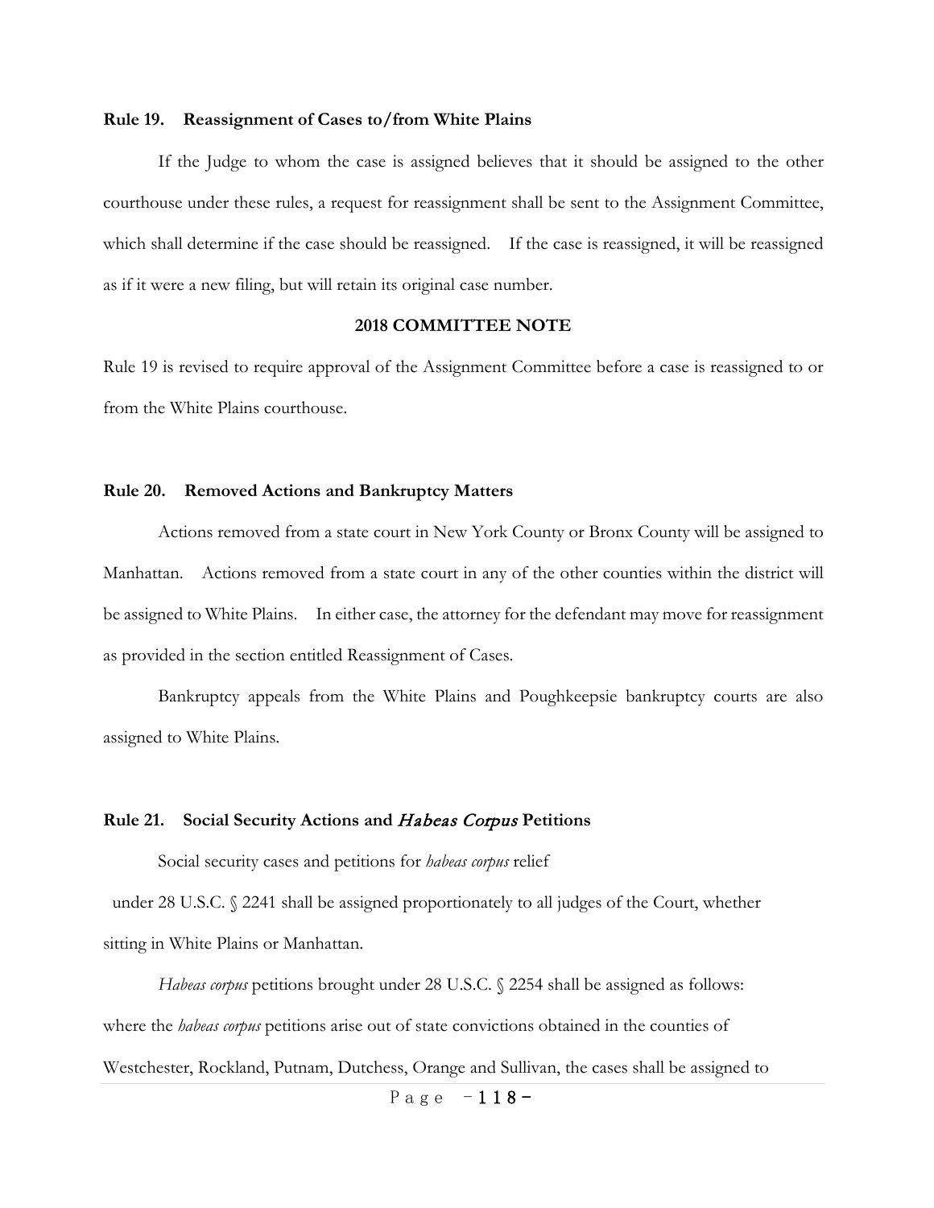**Rule 19. Reassignment of Cases to/from White Plains**

If the Judge to whom the case is assigned believes that it should be assigned to the other courthouse under these rules, a request for reassignment shall be sent to the Assignment Committee, which shall determine if the case should be reassigned. If the case is reassigned, it will be reassigned as if it were a new filing, but will retain its original case number.

**2018 COMMITTEE NOTE**

Rule 19 is revised to require approval of the Assignment Committee before a case is reassigned to or from the White Plains courthouse.

**Rule 20. Removed Actions and Bankruptcy Matters**

Actions removed from a state court in New York County or Bronx County will be assigned to Manhattan. Actions removed from a state court in any of the other counties within the district will be assigned to White Plains. In either case, the attorney for the defendant may move for reassignment as provided in the section entitled Reassignment of Cases.

Bankruptcy appeals from the White Plains and Poughkeepsie bankruptcy courts are also assigned to White Plains.

**Rule 21. Social Security Actions and *Habeas Corpus* Petitions**

Social security cases and petitions for *habeas corpus* relief under 28 U.S.C. § 2241 shall be assigned proportionately to all judges of the Court, whether sitting in White Plains or Manhattan.

*Habeas corpus* petitions brought under 28 U.S.C. § 2254 shall be assigned as follows: where the *habeas corpus* petitions arise out of state convictions obtained in the counties of Westchester, Rockland, Putnam, Dutchess, Orange and Sullivan, the cases shall be assigned to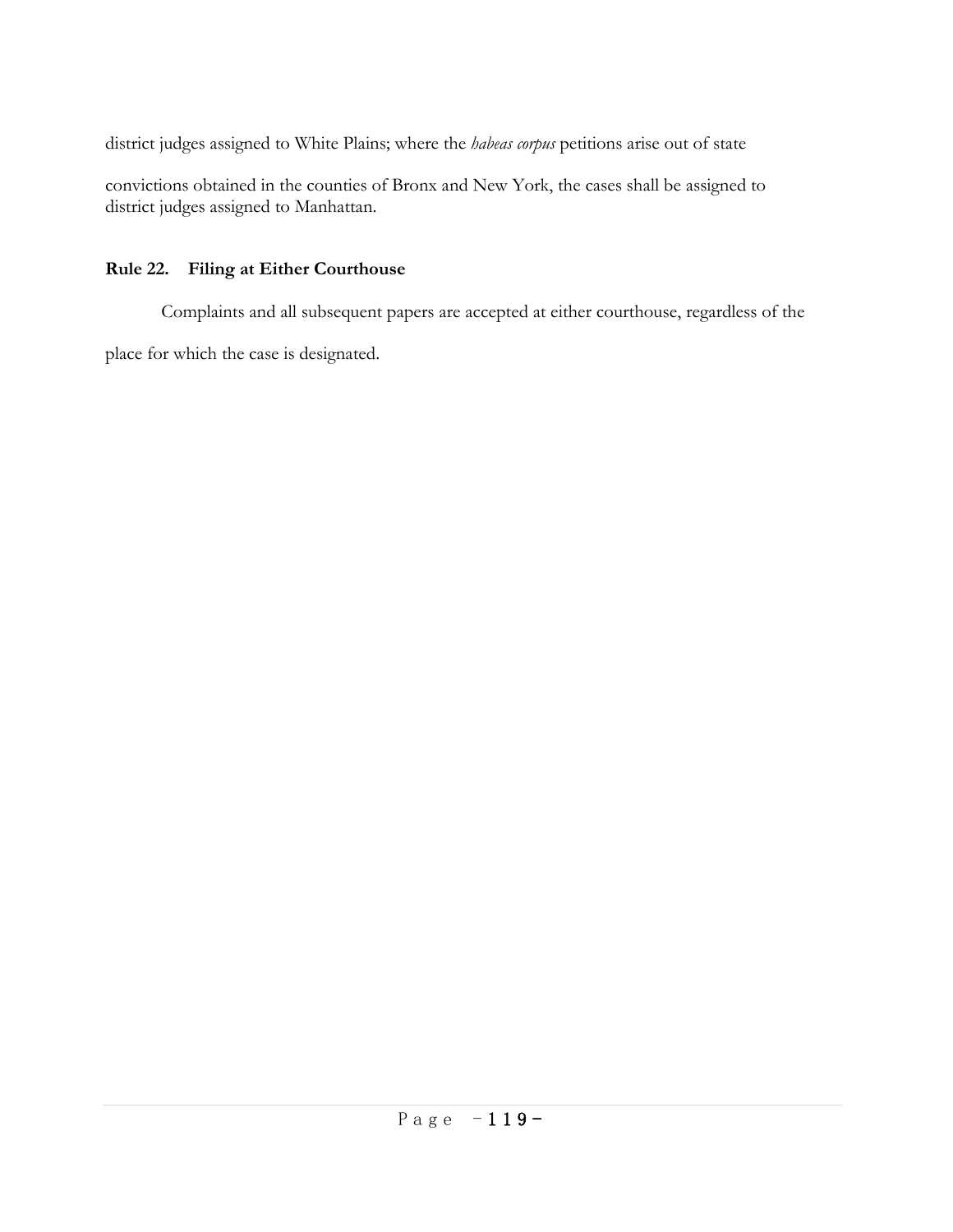district judges assigned to White Plains; where the *habeas corpus* petitions arise out of state convictions obtained in the counties of Bronx and New York, the cases shall be assigned to district judges assigned to Manhattan.

### Rule 22. Filing at Either Courthouse

Complaints and all subsequent papers are accepted at either courthouse, regardless of the place for which the case is designated.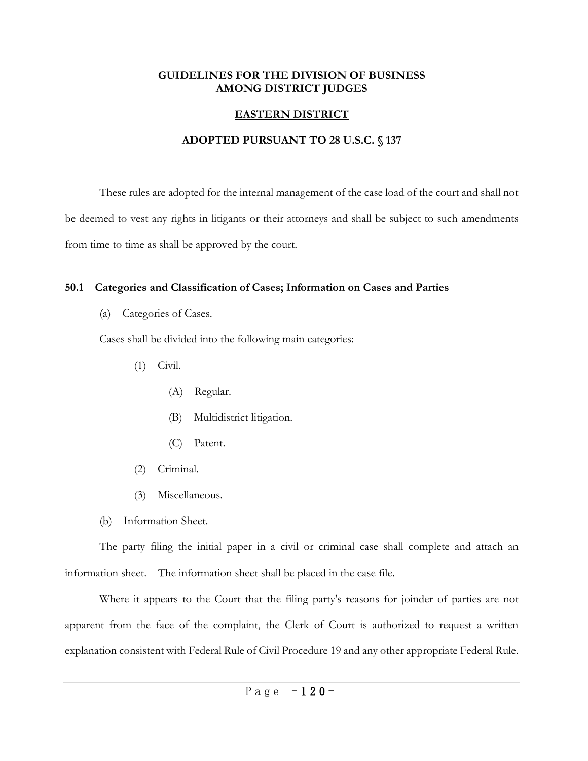## GUIDELINES FOR THE DIVISION OF BUSINESS AMONG DISTRICT JUDGES

### EASTERN DISTRICT

### ADOPTED PURSUANT TO 28 U.S.C. § 137

These rules are adopted for the internal management of the case load of the court and shall not be deemed to vest any rights in litigants or their attorneys and shall be subject to such amendments from time to time as shall be approved by the court.

**50.1 Categories and Classification of Cases; Information on Cases and Parties**

(a) Categories of Cases.

Cases shall be divided into the following main categories:

(1) Civil.

(A) Regular.

(B) Multidistrict litigation.

(C) Patent.

(2) Criminal.

(3) Miscellaneous.

(b) Information Sheet.

The party filing the initial paper in a civil or criminal case shall complete and attach an information sheet. The information sheet shall be placed in the case file.

Where it appears to the Court that the filing party's reasons for joinder of parties are not apparent from the face of the complaint, the Clerk of Court is authorized to request a written explanation consistent with Federal Rule of Civil Procedure 19 and any other appropriate Federal Rule.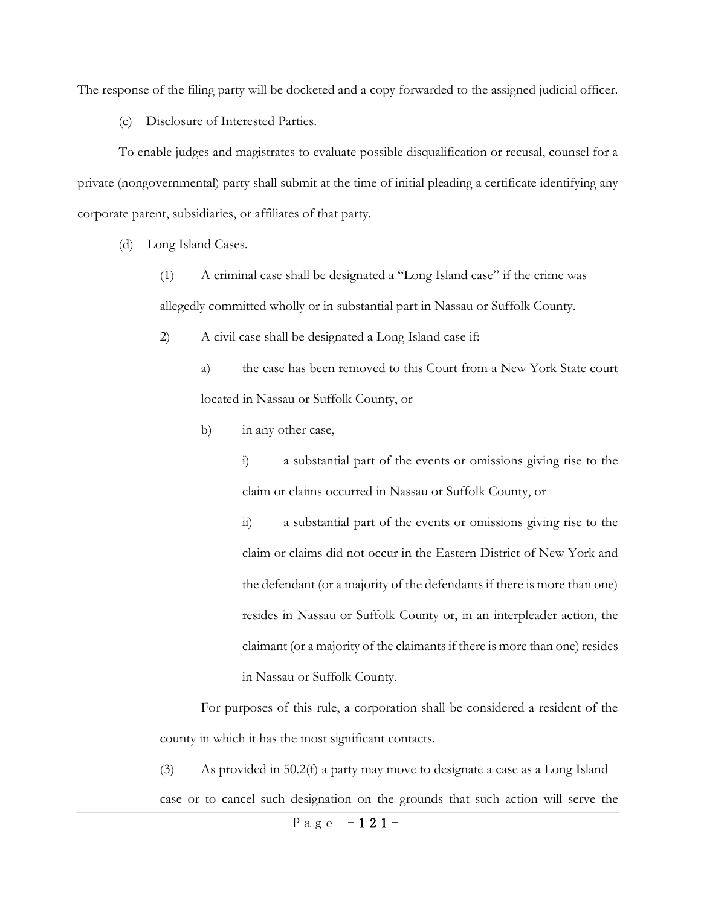The response of the filing party will be docketed and a copy forwarded to the assigned judicial officer.

(c) Disclosure of Interested Parties.

To enable judges and magistrates to evaluate possible disqualification or recusal, counsel for a private (nongovernmental) party shall submit at the time of initial pleading a certificate identifying any corporate parent, subsidiaries, or affiliates of that party.

(d) Long Island Cases.

> (1) A criminal case shall be designated a "Long Island case" if the crime was allegedly committed wholly or in substantial part in Nassau or Suffolk County.
>
> 2) A civil case shall be designated a Long Island case if:
>
> > a) the case has been removed to this Court from a New York State court located in Nassau or Suffolk County, or
> >
> > b) in any other case,
> >
> > > i) a substantial part of the events or omissions giving rise to the claim or claims occurred in Nassau or Suffolk County, or
> > >
> > > ii) a substantial part of the events or omissions giving rise to the claim or claims did not occur in the Eastern District of New York and the defendant (or a majority of the defendants if there is more than one) resides in Nassau or Suffolk County or, in an interpleader action, the claimant (or a majority of the claimants if there is more than one) resides in Nassau or Suffolk County.
>
> For purposes of this rule, a corporation shall be considered a resident of the county in which it has the most significant contacts.
>
> (3) As provided in 50.2(f) a party may move to designate a case as a Long Island case or to cancel such designation on the grounds that such action will serve the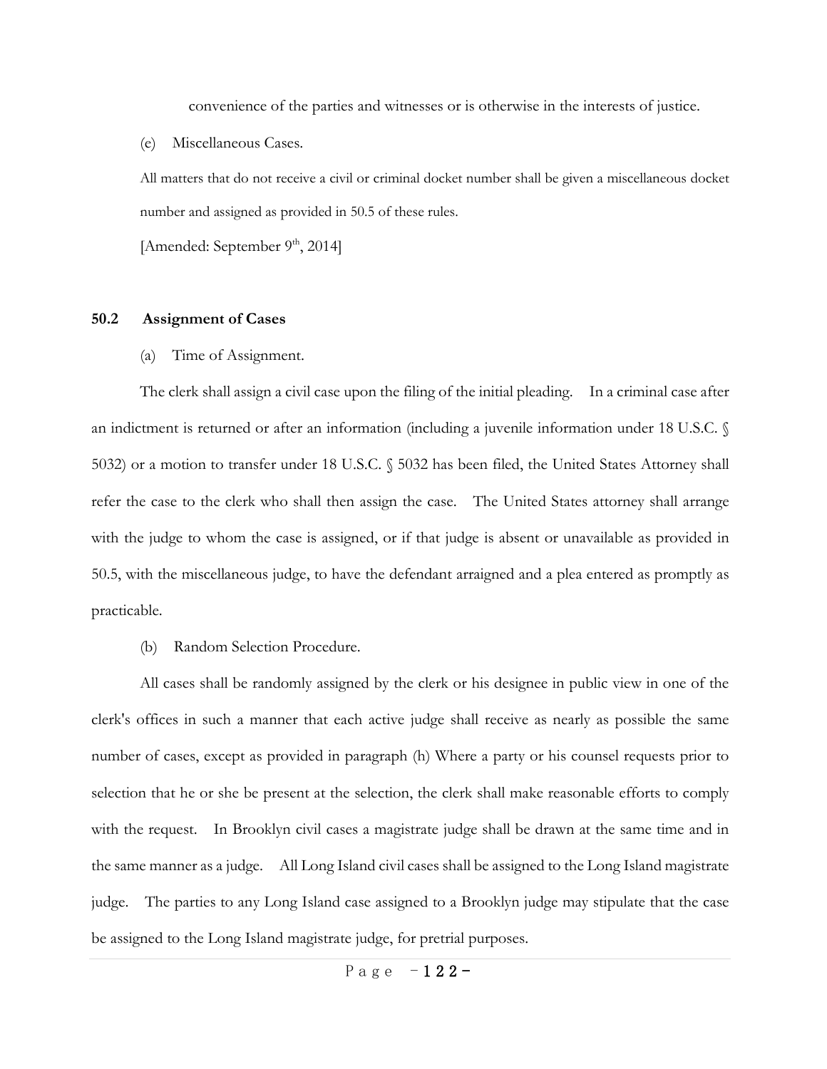convenience of the parties and witnesses or is otherwise in the interests of justice.

(e) Miscellaneous Cases.

All matters that do not receive a civil or criminal docket number shall be given a miscellaneous docket number and assigned as provided in 50.5 of these rules.

[Amended: September 9th, 2014]

## 50.2 Assignment of Cases

(a) Time of Assignment.

The clerk shall assign a civil case upon the filing of the initial pleading. In a criminal case after an indictment is returned or after an information (including a juvenile information under 18 U.S.C. § 5032) or a motion to transfer under 18 U.S.C. § 5032 has been filed, the United States Attorney shall refer the case to the clerk who shall then assign the case. The United States attorney shall arrange with the judge to whom the case is assigned, or if that judge is absent or unavailable as provided in 50.5, with the miscellaneous judge, to have the defendant arraigned and a plea entered as promptly as practicable.

(b) Random Selection Procedure.

All cases shall be randomly assigned by the clerk or his designee in public view in one of the clerk's offices in such a manner that each active judge shall receive as nearly as possible the same number of cases, except as provided in paragraph (h) Where a party or his counsel requests prior to selection that he or she be present at the selection, the clerk shall make reasonable efforts to comply with the request. In Brooklyn civil cases a magistrate judge shall be drawn at the same time and in the same manner as a judge. All Long Island civil cases shall be assigned to the Long Island magistrate judge. The parties to any Long Island case assigned to a Brooklyn judge may stipulate that the case be assigned to the Long Island magistrate judge, for pretrial purposes.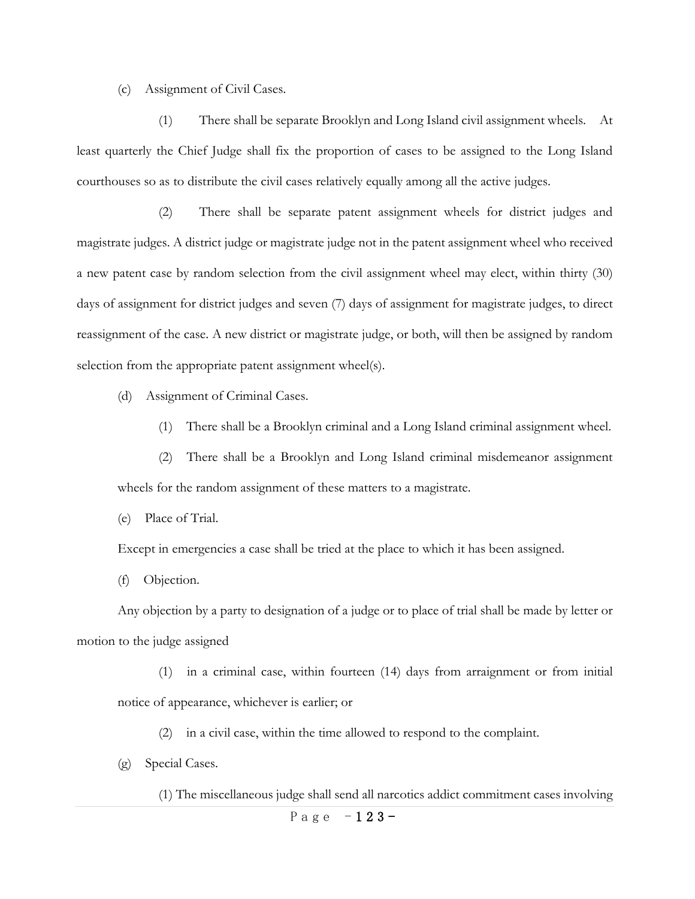(c) Assignment of Civil Cases.

(1) There shall be separate Brooklyn and Long Island civil assignment wheels. At least quarterly the Chief Judge shall fix the proportion of cases to be assigned to the Long Island courthouses so as to distribute the civil cases relatively equally among all the active judges.

(2) There shall be separate patent assignment wheels for district judges and magistrate judges. A district judge or magistrate judge not in the patent assignment wheel who received a new patent case by random selection from the civil assignment wheel may elect, within thirty (30) days of assignment for district judges and seven (7) days of assignment for magistrate judges, to direct reassignment of the case. A new district or magistrate judge, or both, will then be assigned by random selection from the appropriate patent assignment wheel(s).

(d) Assignment of Criminal Cases.

(1) There shall be a Brooklyn criminal and a Long Island criminal assignment wheel.

(2) There shall be a Brooklyn and Long Island criminal misdemeanor assignment wheels for the random assignment of these matters to a magistrate.

(e) Place of Trial.

Except in emergencies a case shall be tried at the place to which it has been assigned.

(f) Objection.

Any objection by a party to designation of a judge or to place of trial shall be made by letter or motion to the judge assigned

(1) in a criminal case, within fourteen (14) days from arraignment or from initial notice of appearance, whichever is earlier; or

(2) in a civil case, within the time allowed to respond to the complaint.

(g) Special Cases.

(1) The miscellaneous judge shall send all narcotics addict commitment cases involving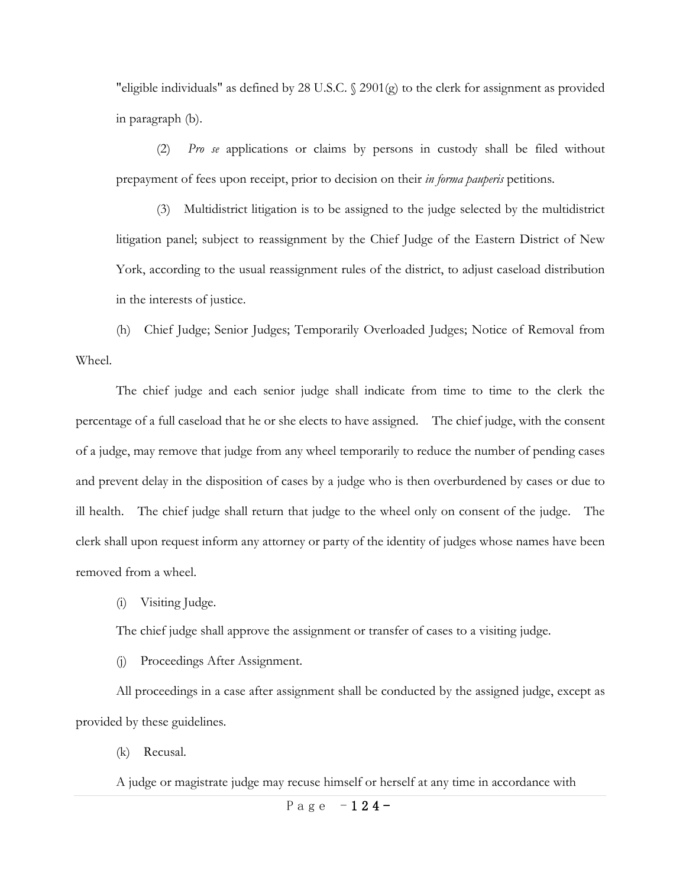"eligible individuals" as defined by 28 U.S.C. § 2901(g) to the clerk for assignment as provided in paragraph (b).

(2) *Pro se* applications or claims by persons in custody shall be filed without prepayment of fees upon receipt, prior to decision on their *in forma pauperis* petitions.

(3) Multidistrict litigation is to be assigned to the judge selected by the multidistrict litigation panel; subject to reassignment by the Chief Judge of the Eastern District of New York, according to the usual reassignment rules of the district, to adjust caseload distribution in the interests of justice.

(h) Chief Judge; Senior Judges; Temporarily Overloaded Judges; Notice of Removal from Wheel.

The chief judge and each senior judge shall indicate from time to time to the clerk the percentage of a full caseload that he or she elects to have assigned. The chief judge, with the consent of a judge, may remove that judge from any wheel temporarily to reduce the number of pending cases and prevent delay in the disposition of cases by a judge who is then overburdened by cases or due to ill health. The chief judge shall return that judge to the wheel only on consent of the judge. The clerk shall upon request inform any attorney or party of the identity of judges whose names have been removed from a wheel.

(i) Visiting Judge.

The chief judge shall approve the assignment or transfer of cases to a visiting judge.

(j) Proceedings After Assignment.

All proceedings in a case after assignment shall be conducted by the assigned judge, except as provided by these guidelines.

(k) Recusal.

A judge or magistrate judge may recuse himself or herself at any time in accordance with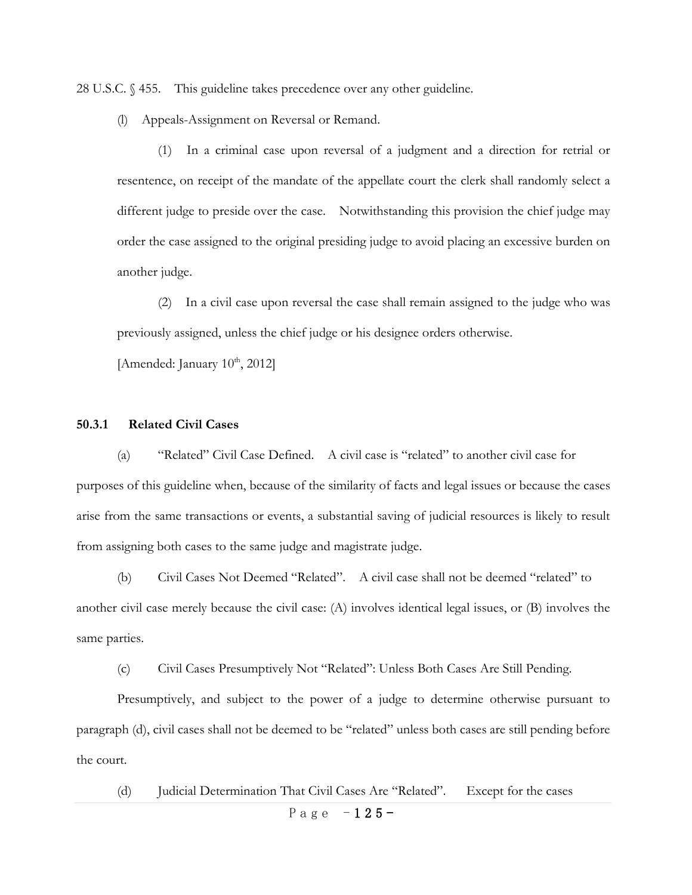28 U.S.C. § 455. This guideline takes precedence over any other guideline.

(l) Appeals-Assignment on Reversal or Remand.

(1) In a criminal case upon reversal of a judgment and a direction for retrial or resentence, on receipt of the mandate of the appellate court the clerk shall randomly select a different judge to preside over the case. Notwithstanding this provision the chief judge may order the case assigned to the original presiding judge to avoid placing an excessive burden on another judge.

(2) In a civil case upon reversal the case shall remain assigned to the judge who was previously assigned, unless the chief judge or his designee orders otherwise.

[Amended: January 10th, 2012]

### 50.3.1 Related Civil Cases

(a) "Related" Civil Case Defined. A civil case is "related" to another civil case for purposes of this guideline when, because of the similarity of facts and legal issues or because the cases arise from the same transactions or events, a substantial saving of judicial resources is likely to result from assigning both cases to the same judge and magistrate judge.

(b) Civil Cases Not Deemed "Related". A civil case shall not be deemed "related" to another civil case merely because the civil case: (A) involves identical legal issues, or (B) involves the same parties.

(c) Civil Cases Presumptively Not "Related": Unless Both Cases Are Still Pending.

Presumptively, and subject to the power of a judge to determine otherwise pursuant to paragraph (d), civil cases shall not be deemed to be "related" unless both cases are still pending before the court.

(d) Judicial Determination That Civil Cases Are "Related". Except for the cases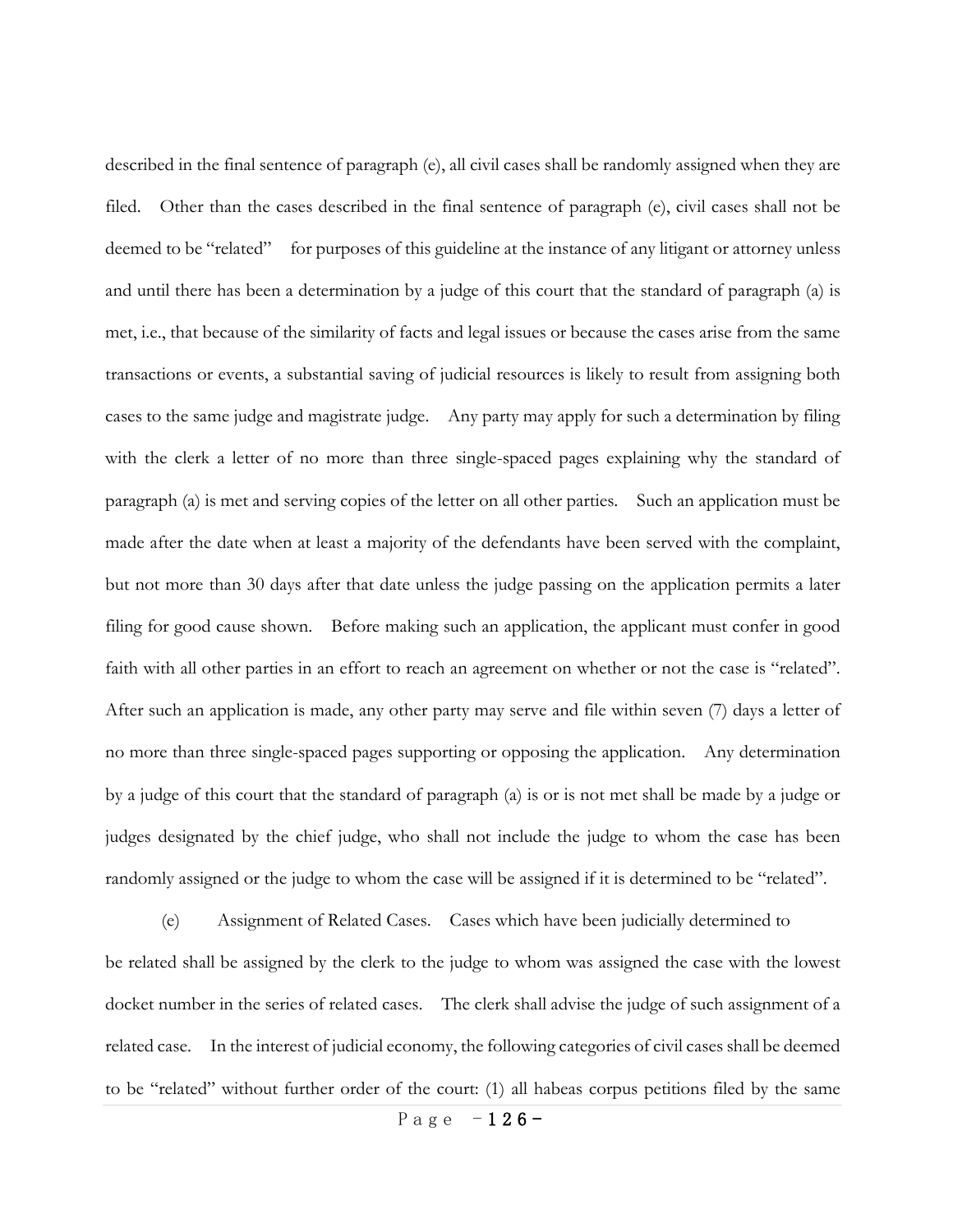described in the final sentence of paragraph (e), all civil cases shall be randomly assigned when they are filed. Other than the cases described in the final sentence of paragraph (e), civil cases shall not be deemed to be "related" for purposes of this guideline at the instance of any litigant or attorney unless and until there has been a determination by a judge of this court that the standard of paragraph (a) is met, i.e., that because of the similarity of facts and legal issues or because the cases arise from the same transactions or events, a substantial saving of judicial resources is likely to result from assigning both cases to the same judge and magistrate judge. Any party may apply for such a determination by filing with the clerk a letter of no more than three single-spaced pages explaining why the standard of paragraph (a) is met and serving copies of the letter on all other parties. Such an application must be made after the date when at least a majority of the defendants have been served with the complaint, but not more than 30 days after that date unless the judge passing on the application permits a later filing for good cause shown. Before making such an application, the applicant must confer in good faith with all other parties in an effort to reach an agreement on whether or not the case is "related". After such an application is made, any other party may serve and file within seven (7) days a letter of no more than three single-spaced pages supporting or opposing the application. Any determination by a judge of this court that the standard of paragraph (a) is or is not met shall be made by a judge or judges designated by the chief judge, who shall not include the judge to whom the case has been randomly assigned or the judge to whom the case will be assigned if it is determined to be "related".

(e) Assignment of Related Cases. Cases which have been judicially determined to be related shall be assigned by the clerk to the judge to whom was assigned the case with the lowest docket number in the series of related cases. The clerk shall advise the judge of such assignment of a related case. In the interest of judicial economy, the following categories of civil cases shall be deemed to be "related" without further order of the court: (1) all habeas corpus petitions filed by the same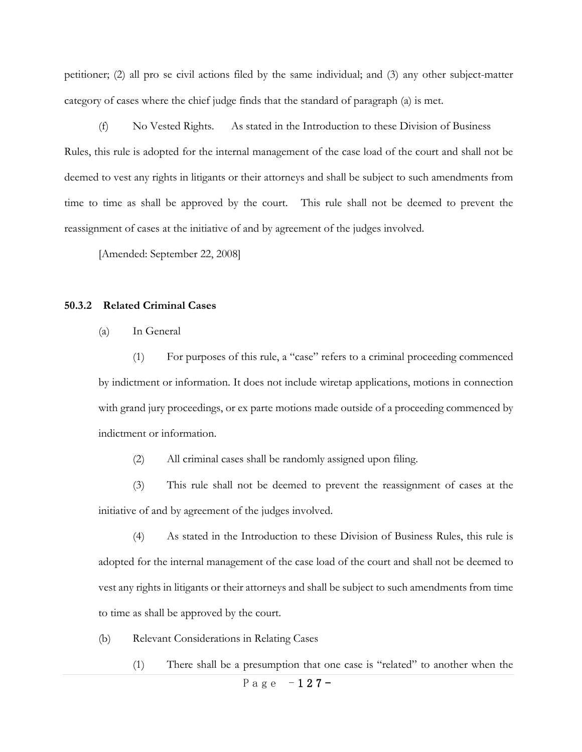petitioner; (2) all pro se civil actions filed by the same individual; and (3) any other subject-matter category of cases where the chief judge finds that the standard of paragraph (a) is met.

(f) No Vested Rights. As stated in the Introduction to these Division of Business Rules, this rule is adopted for the internal management of the case load of the court and shall not be deemed to vest any rights in litigants or their attorneys and shall be subject to such amendments from time to time as shall be approved by the court. This rule shall not be deemed to prevent the reassignment of cases at the initiative of and by agreement of the judges involved.

[Amended: September 22, 2008]

### 50.3.2 Related Criminal Cases

(a) In General

(1) For purposes of this rule, a "case" refers to a criminal proceeding commenced by indictment or information. It does not include wiretap applications, motions in connection with grand jury proceedings, or ex parte motions made outside of a proceeding commenced by indictment or information.

(2) All criminal cases shall be randomly assigned upon filing.

(3) This rule shall not be deemed to prevent the reassignment of cases at the initiative of and by agreement of the judges involved.

(4) As stated in the Introduction to these Division of Business Rules, this rule is adopted for the internal management of the case load of the court and shall not be deemed to vest any rights in litigants or their attorneys and shall be subject to such amendments from time to time as shall be approved by the court.

(b) Relevant Considerations in Relating Cases

(1) There shall be a presumption that one case is "related" to another when the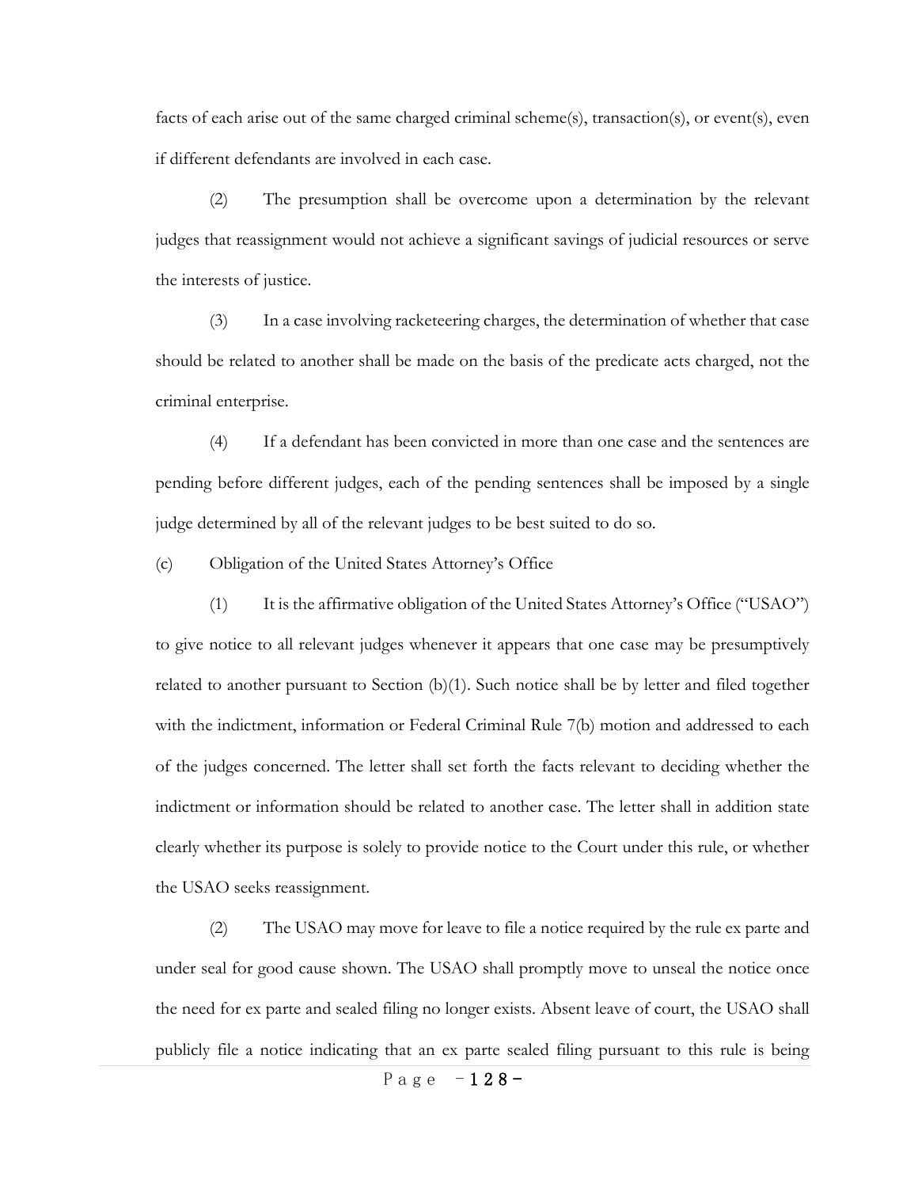facts of each arise out of the same charged criminal scheme(s), transaction(s), or event(s), even if different defendants are involved in each case.

(2) The presumption shall be overcome upon a determination by the relevant judges that reassignment would not achieve a significant savings of judicial resources or serve the interests of justice.

(3) In a case involving racketeering charges, the determination of whether that case should be related to another shall be made on the basis of the predicate acts charged, not the criminal enterprise.

(4) If a defendant has been convicted in more than one case and the sentences are pending before different judges, each of the pending sentences shall be imposed by a single judge determined by all of the relevant judges to be best suited to do so.

(c) Obligation of the United States Attorney's Office

(1) It is the affirmative obligation of the United States Attorney's Office ("USAO") to give notice to all relevant judges whenever it appears that one case may be presumptively related to another pursuant to Section (b)(1). Such notice shall be by letter and filed together with the indictment, information or Federal Criminal Rule 7(b) motion and addressed to each of the judges concerned. The letter shall set forth the facts relevant to deciding whether the indictment or information should be related to another case. The letter shall in addition state clearly whether its purpose is solely to provide notice to the Court under this rule, or whether the USAO seeks reassignment.

(2) The USAO may move for leave to file a notice required by the rule ex parte and under seal for good cause shown. The USAO shall promptly move to unseal the notice once the need for ex parte and sealed filing no longer exists. Absent leave of court, the USAO shall publicly file a notice indicating that an ex parte sealed filing pursuant to this rule is being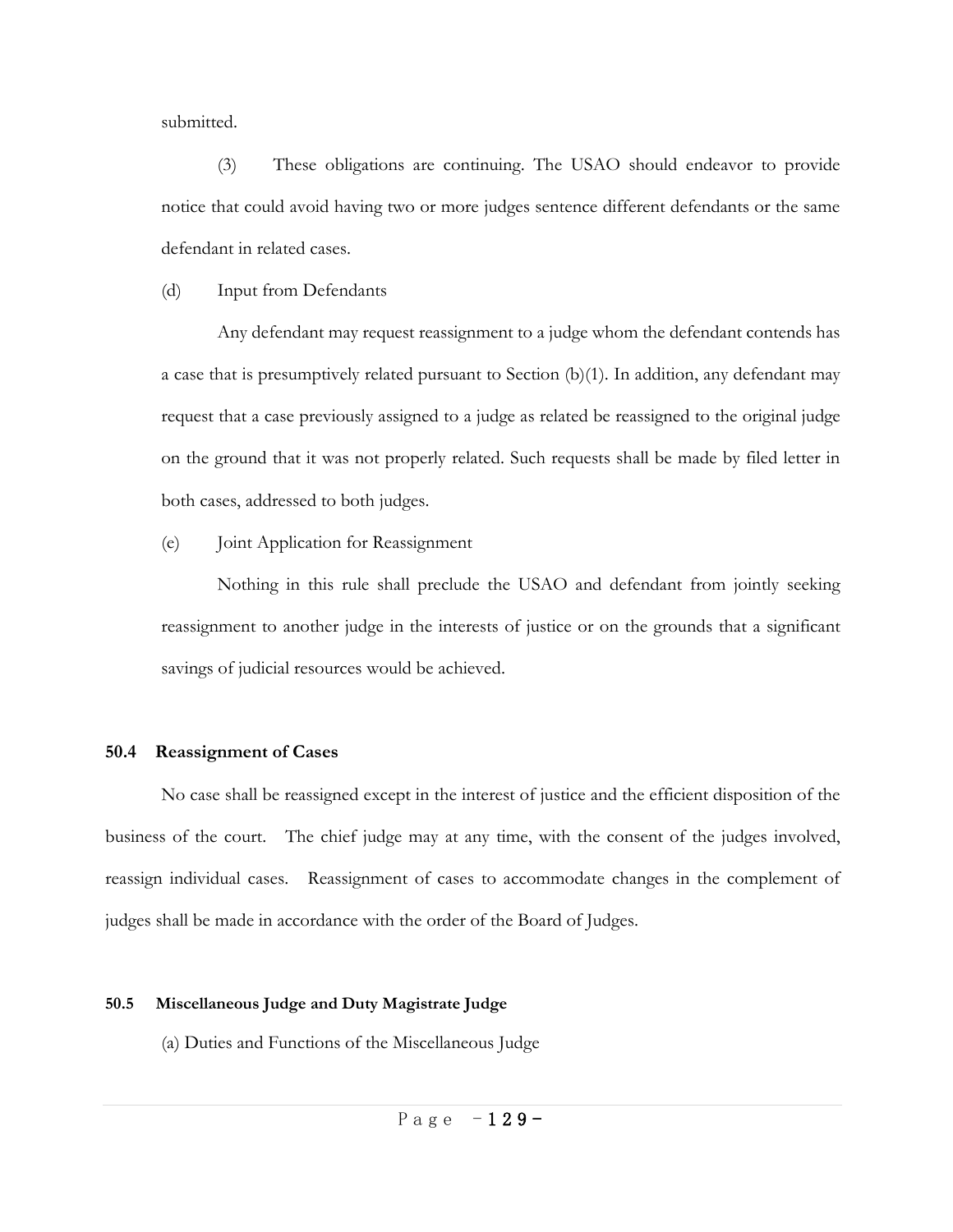submitted.

(3) These obligations are continuing. The USAO should endeavor to provide notice that could avoid having two or more judges sentence different defendants or the same defendant in related cases.

(d) Input from Defendants

Any defendant may request reassignment to a judge whom the defendant contends has a case that is presumptively related pursuant to Section (b)(1). In addition, any defendant may request that a case previously assigned to a judge as related be reassigned to the original judge on the ground that it was not properly related. Such requests shall be made by filed letter in both cases, addressed to both judges.

(e) Joint Application for Reassignment

Nothing in this rule shall preclude the USAO and defendant from jointly seeking reassignment to another judge in the interests of justice or on the grounds that a significant savings of judicial resources would be achieved.

### 50.4 Reassignment of Cases

No case shall be reassigned except in the interest of justice and the efficient disposition of the business of the court. The chief judge may at any time, with the consent of the judges involved, reassign individual cases. Reassignment of cases to accommodate changes in the complement of judges shall be made in accordance with the order of the Board of Judges.

### 50.5 Miscellaneous Judge and Duty Magistrate Judge

(a) Duties and Functions of the Miscellaneous Judge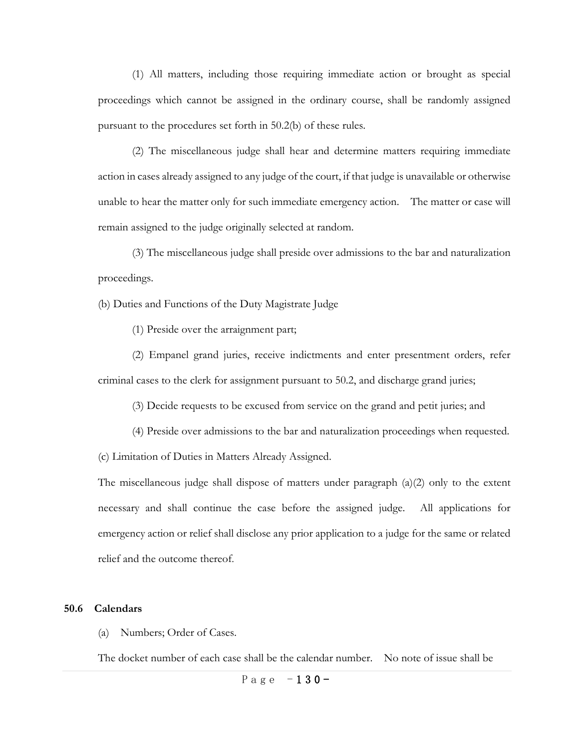(1) All matters, including those requiring immediate action or brought as special proceedings which cannot be assigned in the ordinary course, shall be randomly assigned pursuant to the procedures set forth in 50.2(b) of these rules.

(2) The miscellaneous judge shall hear and determine matters requiring immediate action in cases already assigned to any judge of the court, if that judge is unavailable or otherwise unable to hear the matter only for such immediate emergency action. The matter or case will remain assigned to the judge originally selected at random.

(3) The miscellaneous judge shall preside over admissions to the bar and naturalization proceedings.

(b) Duties and Functions of the Duty Magistrate Judge

(1) Preside over the arraignment part;

(2) Empanel grand juries, receive indictments and enter presentment orders, refer criminal cases to the clerk for assignment pursuant to 50.2, and discharge grand juries;

(3) Decide requests to be excused from service on the grand and petit juries; and

(4) Preside over admissions to the bar and naturalization proceedings when requested.

(c) Limitation of Duties in Matters Already Assigned.

The miscellaneous judge shall dispose of matters under paragraph (a)(2) only to the extent necessary and shall continue the case before the assigned judge. All applications for emergency action or relief shall disclose any prior application to a judge for the same or related relief and the outcome thereof.

**50.6 Calendars**

(a) Numbers; Order of Cases.

The docket number of each case shall be the calendar number. No note of issue shall be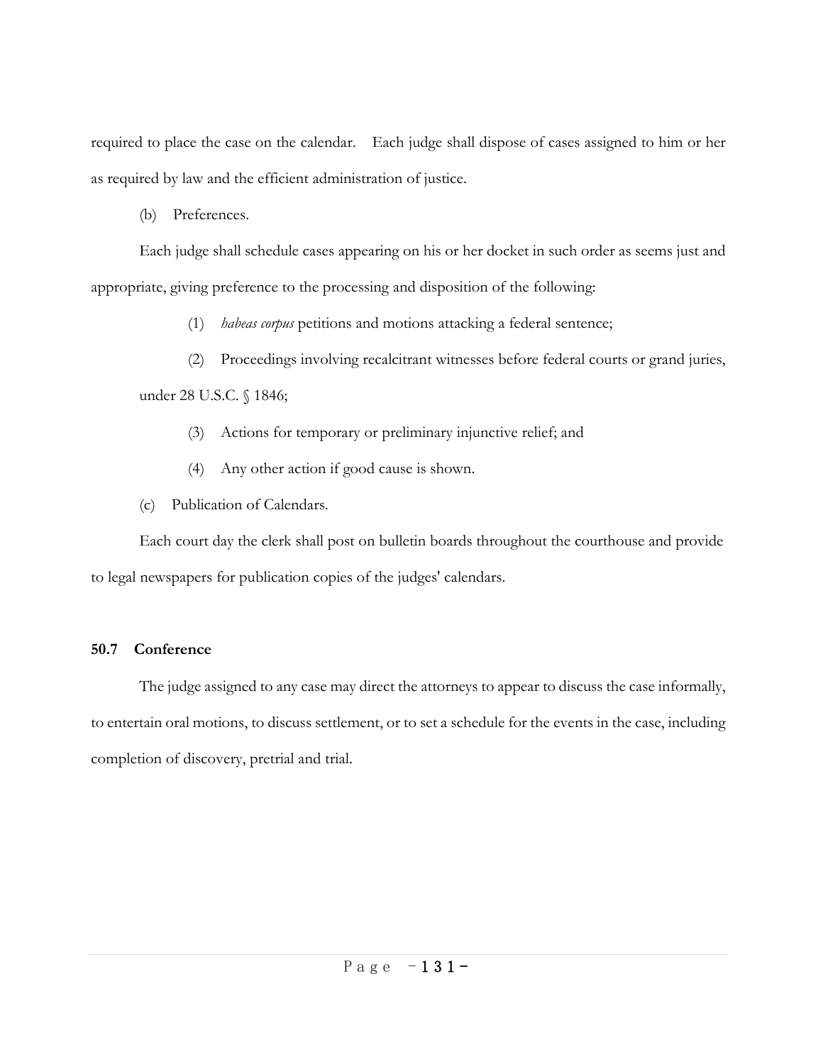required to place the case on the calendar. Each judge shall dispose of cases assigned to him or her as required by law and the efficient administration of justice.

(b) Preferences.

Each judge shall schedule cases appearing on his or her docket in such order as seems just and appropriate, giving preference to the processing and disposition of the following:

(1) *habeas corpus* petitions and motions attacking a federal sentence;

(2) Proceedings involving recalcitrant witnesses before federal courts or grand juries, under 28 U.S.C. § 1846;

(3) Actions for temporary or preliminary injunctive relief; and

(4) Any other action if good cause is shown.

(c) Publication of Calendars.

Each court day the clerk shall post on bulletin boards throughout the courthouse and provide to legal newspapers for publication copies of the judges' calendars.

### 50.7 Conference

The judge assigned to any case may direct the attorneys to appear to discuss the case informally, to entertain oral motions, to discuss settlement, or to set a schedule for the events in the case, including completion of discovery, pretrial and trial.